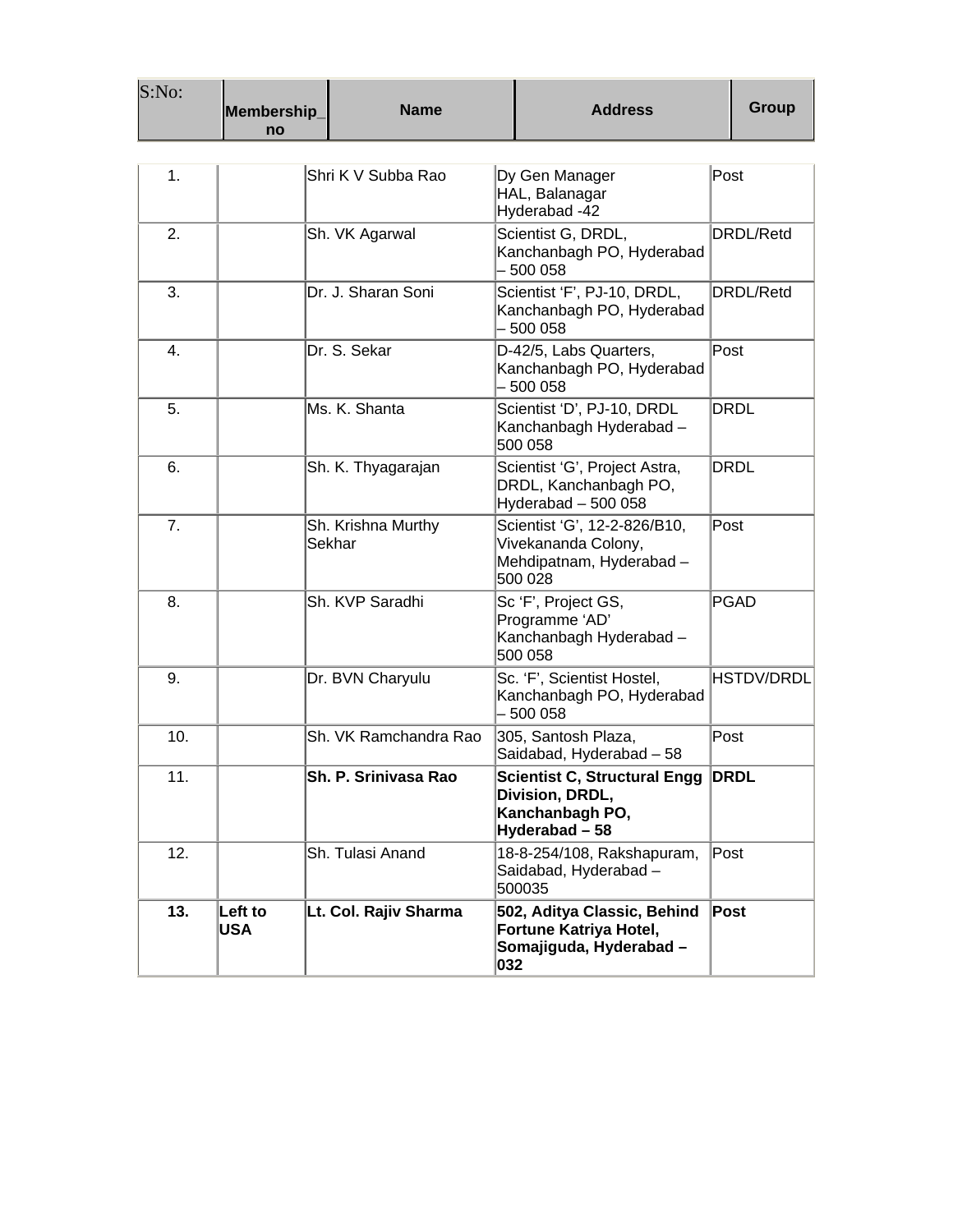| S:No: | Membership_no | Name | Address | Group |
|---|---|---|---|---|
| 1. | | Shri K V Subba Rao | Dy Gen Manager HAL, Balanagar Hyderabad -42 | Post |
| 2. | | Sh. VK Agarwal | Scientist G, DRDL, Kanchanbagh PO, Hyderabad – 500 058 | DRDL/Retd |
| 3. | | Dr. J. Sharan Soni | Scientist 'F', PJ-10, DRDL, Kanchanbagh PO, Hyderabad – 500 058 | DRDL/Retd |
| 4. | | Dr. S. Sekar | D-42/5, Labs Quarters, Kanchanbagh PO, Hyderabad – 500 058 | Post |
| 5. | | Ms. K. Shanta | Scientist 'D', PJ-10, DRDL Kanchanbagh Hyderabad – 500 058 | DRDL |
| 6. | | Sh. K. Thyagarajan | Scientist 'G', Project Astra, DRDL, Kanchanbagh PO, Hyderabad – 500 058 | DRDL |
| 7. | | Sh. Krishna Murthy Sekhar | Scientist 'G', 12-2-826/B10, Vivekananda Colony, Mehdipatnam, Hyderabad – 500 028 | Post |
| 8. | | Sh. KVP Saradhi | Sc 'F', Project GS, Programme 'AD' Kanchanbagh Hyderabad – 500 058 | PGAD |
| 9. | | Dr. BVN Charyulu | Sc. 'F', Scientist Hostel, Kanchanbagh PO, Hyderabad – 500 058 | HSTDV/DRDL |
| 10. | | Sh. VK Ramchandra Rao | 305, Santosh Plaza, Saidabad, Hyderabad – 58 | Post |
| **11.** | | **Sh. P. Srinivasa Rao** | **Scientist C, Structural Engg Division, DRDL, Kanchanbagh PO, Hyderabad – 58** | **DRDL** |
| 12. | | Sh. Tulasi Anand | 18-8-254/108, Rakshapuram, Saidabad, Hyderabad – 500035 | Post |
| **13.** | **Left to USA** | **Lt. Col. Rajiv Sharma** | **502, Aditya Classic, Behind Fortune Katriya Hotel, Somajiguda, Hyderabad – 032** | **Post** |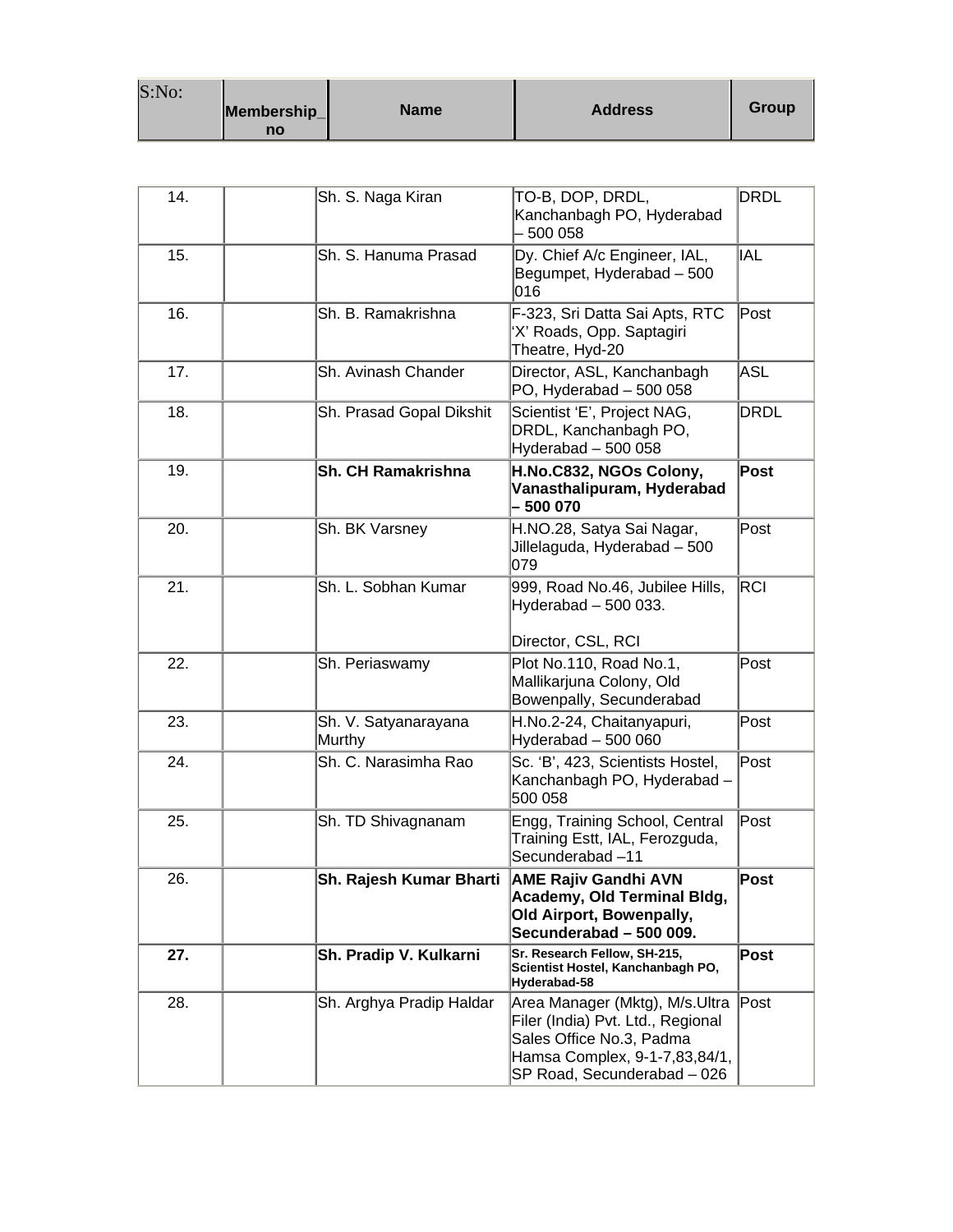| S:No: | Membership_no | Name | Address | Group |
|---|---|---|---|---|
| 14. | | Sh. S. Naga Kiran | TO-B, DOP, DRDL, Kanchanbagh PO, Hyderabad – 500 058 | DRDL |
| 15. | | Sh. S. Hanuma Prasad | Dy. Chief A/c Engineer, IAL, Begumpet, Hyderabad – 500 016 | IAL |
| 16. | | Sh. B. Ramakrishna | F-323, Sri Datta Sai Apts, RTC 'X' Roads, Opp. Saptagiri Theatre, Hyd-20 | Post |
| 17. | | Sh. Avinash Chander | Director, ASL, Kanchanbagh PO, Hyderabad – 500 058 | ASL |
| 18. | | Sh. Prasad Gopal Dikshit | Scientist 'E', Project NAG, DRDL, Kanchanbagh PO, Hyderabad – 500 058 | DRDL |
| 19. | | **Sh. CH Ramakrishna** | **H.No.C832, NGOs Colony, Vanasthalipuram, Hyderabad – 500 070** | **Post** |
| 20. | | Sh. BK Varsney | H.NO.28, Satya Sai Nagar, Jillelaguda, Hyderabad – 500 079 | Post |
| 21. | | Sh. L. Sobhan Kumar | 999, Road No.46, Jubilee Hills, Hyderabad – 500 033. Director, CSL, RCI | RCI |
| 22. | | Sh. Periaswamy | Plot No.110, Road No.1, Mallikarjuna Colony, Old Bowenpally, Secunderabad | Post |
| 23. | | Sh. V. Satyanarayana Murthy | H.No.2-24, Chaitanyapuri, Hyderabad – 500 060 | Post |
| 24. | | Sh. C. Narasimha Rao | Sc. 'B', 423, Scientists Hostel, Kanchanbagh PO, Hyderabad – 500 058 | Post |
| 25. | | Sh. TD Shivagnanam | Engg, Training School, Central Training Estt, IAL, Ferozguda, Secunderabad –11 | Post |
| 26. | | **Sh. Rajesh Kumar Bharti** | **AME Rajiv Gandhi AVN Academy, Old Terminal Bldg, Old Airport, Bowenpally, Secunderabad – 500 009.** | **Post** |
| **27.** | | **Sh. Pradip V. Kulkarni** | **Sr. Research Fellow, SH-215, Scientist Hostel, Kanchanbagh PO, Hyderabad-58** | **Post** |
| 28. | | Sh. Arghya Pradip Haldar | Area Manager (Mktg), M/s.Ultra Filer (India) Pvt. Ltd., Regional Sales Office No.3, Padma Hamsa Complex, 9-1-7,83,84/1, SP Road, Secunderabad – 026 | Post |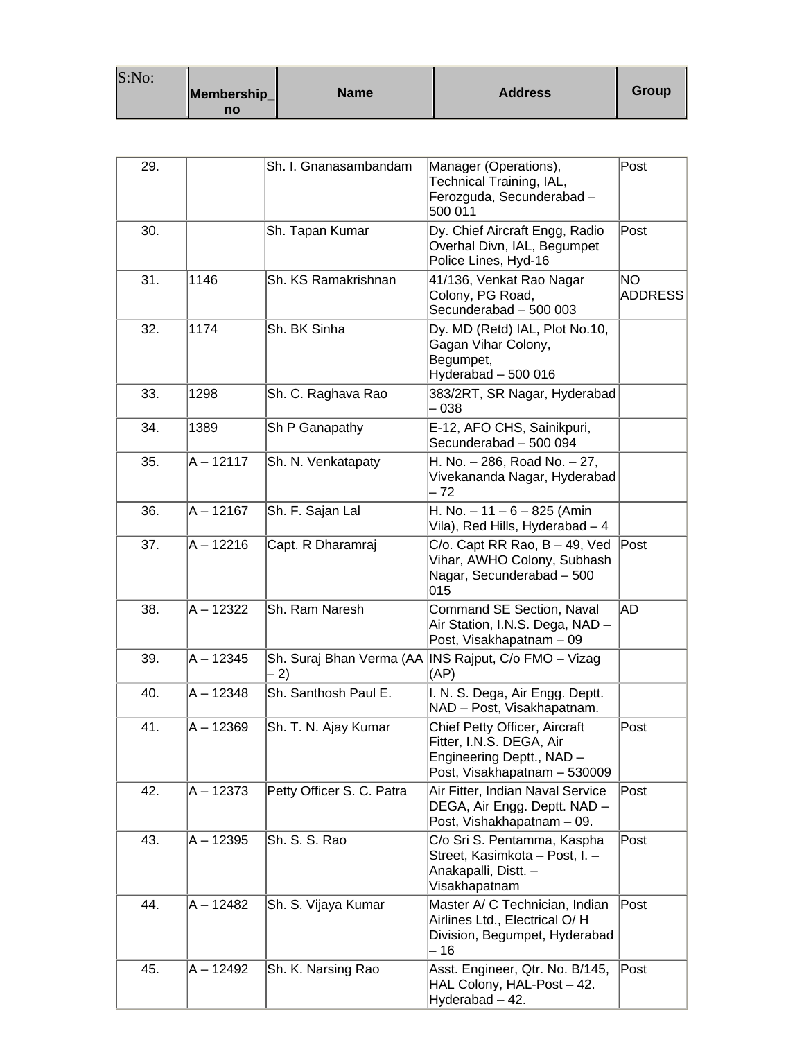| S:No: | Membership_no | Name | Address | Group |
|---|---|---|---|---|
| 29. | | Sh. I. Gnanasambandam | Manager (Operations), Technical Training, IAL, Ferozguda, Secunderabad – 500 011 | Post |
| 30. | | Sh. Tapan Kumar | Dy. Chief Aircraft Engg, Radio Overhal Divn, IAL, Begumpet Police Lines, Hyd-16 | Post |
| 31. | 1146 | Sh. KS Ramakrishnan | 41/136, Venkat Rao Nagar Colony, PG Road, Secunderabad – 500 003 | NO ADDRESS |
| 32. | 1174 | Sh. BK Sinha | Dy. MD (Retd) IAL, Plot No.10, Gagan Vihar Colony, Begumpet, Hyderabad – 500 016 | |
| 33. | 1298 | Sh. C. Raghava Rao | 383/2RT, SR Nagar, Hyderabad – 038 | |
| 34. | 1389 | Sh P Ganapathy | E-12, AFO CHS, Sainikpuri, Secunderabad – 500 094 | |
| 35. | A – 12117 | Sh. N. Venkatapaty | H. No. – 286, Road No. – 27, Vivekananda Nagar, Hyderabad – 72 | |
| 36. | A – 12167 | Sh. F. Sajan Lal | H. No. – 11 – 6 – 825 (Amin Vila), Red Hills, Hyderabad – 4 | |
| 37. | A – 12216 | Capt. R Dharamraj | C/o. Capt RR Rao, B – 49, Ved Vihar, AWHO Colony, Subhash Nagar, Secunderabad – 500 015 | Post |
| 38. | A – 12322 | Sh. Ram Naresh | Command SE Section, Naval Air Station, I.N.S. Dega, NAD – Post, Visakhapatnam – 09 | AD |
| 39. | A – 12345 | Sh. Suraj Bhan Verma (AA – 2) | INS Rajput, C/o FMO – Vizag (AP) | |
| 40. | A – 12348 | Sh. Santhosh Paul E. | I. N. S. Dega, Air Engg. Deptt. NAD – Post, Visakhapatnam. | |
| 41. | A – 12369 | Sh. T. N. Ajay Kumar | Chief Petty Officer, Aircraft Fitter, I.N.S. DEGA, Air Engineering Deptt., NAD – Post, Visakhapatnam – 530009 | Post |
| 42. | A – 12373 | Petty Officer S. C. Patra | Air Fitter, Indian Naval Service DEGA, Air Engg. Deptt. NAD – Post, Vishakhapatnam – 09. | Post |
| 43. | A – 12395 | Sh. S. S. Rao | C/o Sri S. Pentamma, Kaspha Street, Kasimkota – Post, I. – Anakapalli, Distt. – Visakhapatnam | Post |
| 44. | A – 12482 | Sh. S. Vijaya Kumar | Master A/ C Technician, Indian Airlines Ltd., Electrical O/ H Division, Begumpet, Hyderabad – 16 | Post |
| 45. | A – 12492 | Sh. K. Narsing Rao | Asst. Engineer, Qtr. No. B/145, HAL Colony, HAL-Post – 42. Hyderabad – 42. | Post |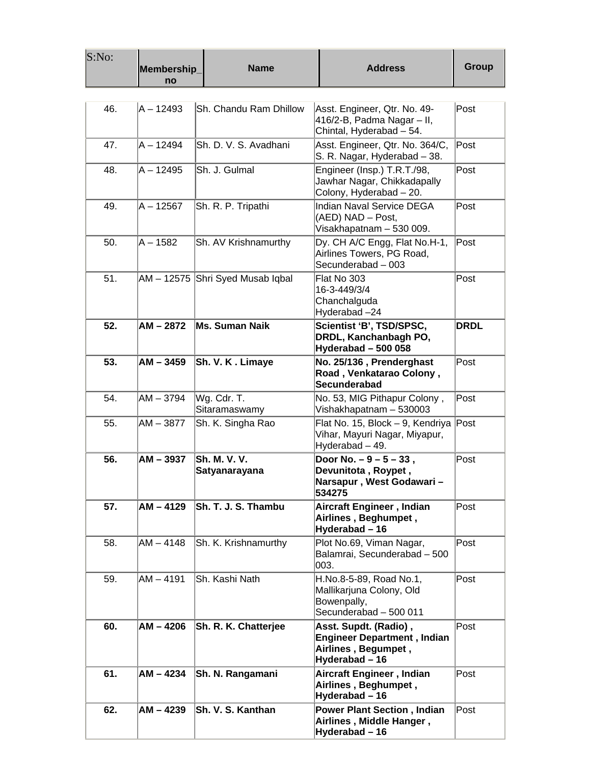| S:No: | Membership_no | Name | Address | Group |
|---|---|---|---|---|
| 46. | A – 12493 | Sh. Chandu Ram Dhillow | Asst. Engineer, Qtr. No. 49-416/2-B, Padma Nagar – II, Chintal, Hyderabad – 54. | Post |
| 47. | A – 12494 | Sh. D. V. S. Avadhani | Asst. Engineer, Qtr. No. 364/C, S. R. Nagar, Hyderabad – 38. | Post |
| 48. | A – 12495 | Sh. J. Gulmal | Engineer (Insp.) T.R.T./98, Jawhar Nagar, Chikkadapally Colony, Hyderabad – 20. | Post |
| 49. | A – 12567 | Sh. R. P. Tripathi | Indian Naval Service DEGA (AED) NAD – Post, Visakhapatnam – 530 009. | Post |
| 50. | A – 1582 | Sh. AV Krishnamurthy | Dy. CH A/C Engg, Flat No.H-1, Airlines Towers, PG Road, Secunderabad – 003 | Post |
| 51. | AM – 12575 | Shri Syed Musab Iqbal | Flat No 303 16-3-449/3/4 Chanchalguda Hyderabad –24 | Post |
| **52.** | **AM – 2872** | **Ms. Suman Naik** | **Scientist 'B', TSD/SPSC, DRDL, Kanchanbagh PO, Hyderabad – 500 058** | **DRDL** |
| **53.** | **AM – 3459** | **Sh. V. K . Limaye** | **No. 25/136 , Prenderghast Road , Venkatarao Colony , Secunderabad** | Post |
| 54. | AM – 3794 | Wg. Cdr. T. Sitaramaswamy | No. 53, MIG Pithapur Colony , Vishakhapatnam – 530003 | Post |
| 55. | AM – 3877 | Sh. K. Singha Rao | Flat No. 15, Block – 9, Kendriya Vihar, Mayuri Nagar, Miyapur, Hyderabad – 49. | Post |
| **56.** | **AM – 3937** | **Sh. M. V. V. Satyanarayana** | **Door No. – 9 – 5 – 33 , Devunitota , Roypet , Narsapur , West Godawari – 534275** | Post |
| **57.** | **AM – 4129** | **Sh. T. J. S. Thambu** | **Aircraft Engineer , Indian Airlines , Beghumpet , Hyderabad – 16** | Post |
| 58. | AM – 4148 | Sh. K. Krishnamurthy | Plot No.69, Viman Nagar, Balamrai, Secunderabad – 500 003. | Post |
| 59. | AM – 4191 | Sh. Kashi Nath | H.No.8-5-89, Road No.1, Mallikarjuna Colony, Old Bowenpally, Secunderabad – 500 011 | Post |
| **60.** | **AM – 4206** | **Sh. R. K. Chatterjee** | **Asst. Supdt. (Radio) , Engineer Department , Indian Airlines , Begumpet , Hyderabad – 16** | Post |
| **61.** | **AM – 4234** | **Sh. N. Rangamani** | **Aircraft Engineer , Indian Airlines , Beghumpet , Hyderabad – 16** | Post |
| **62.** | **AM – 4239** | **Sh. V. S. Kanthan** | **Power Plant Section , Indian Airlines , Middle Hanger , Hyderabad – 16** | Post |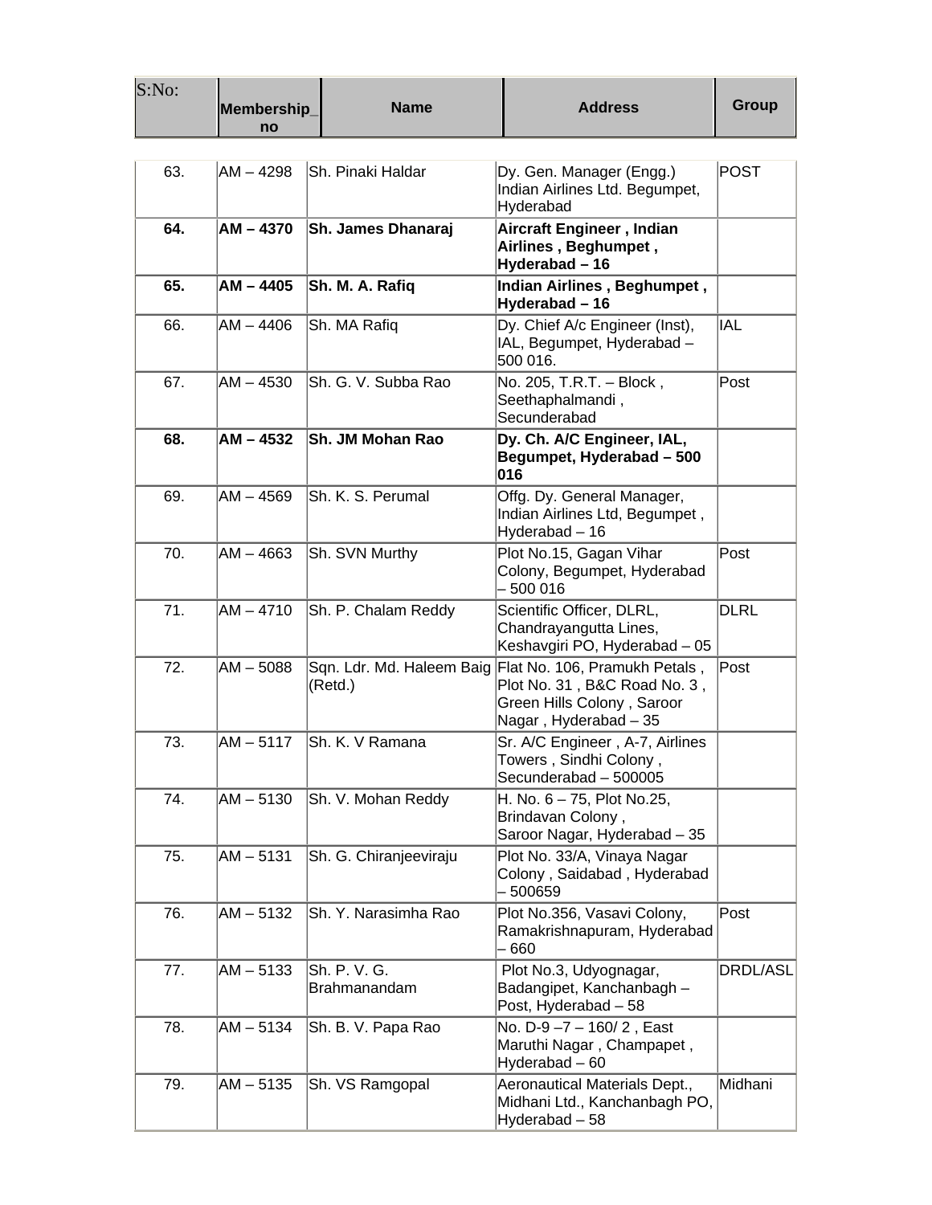| S:No: | Membership_no | Name | Address | Group |
|---|---|---|---|---|
| 63. | AM – 4298 | Sh. Pinaki Haldar | Dy. Gen. Manager (Engg.) Indian Airlines Ltd. Begumpet, Hyderabad | POST |
| **64.** | **AM – 4370** | **Sh. James Dhanaraj** | **Aircraft Engineer , Indian Airlines , Beghumpet , Hyderabad – 16** | |
| **65.** | **AM – 4405** | **Sh. M. A. Rafiq** | **Indian Airlines , Beghumpet , Hyderabad – 16** | |
| 66. | AM – 4406 | Sh. MA Rafiq | Dy. Chief A/c Engineer (Inst), IAL, Begumpet, Hyderabad – 500 016. | IAL |
| 67. | AM – 4530 | Sh. G. V. Subba Rao | No. 205, T.R.T. – Block , Seethaphalmandi , Secunderabad | Post |
| **68.** | **AM – 4532** | **Sh. JM Mohan Rao** | **Dy. Ch. A/C Engineer, IAL, Begumpet, Hyderabad – 500 016** | |
| 69. | AM – 4569 | Sh. K. S. Perumal | Offg. Dy. General Manager, Indian Airlines Ltd, Begumpet , Hyderabad – 16 | |
| 70. | AM – 4663 | Sh. SVN Murthy | Plot No.15, Gagan Vihar Colony, Begumpet, Hyderabad – 500 016 | Post |
| 71. | AM – 4710 | Sh. P. Chalam Reddy | Scientific Officer, DLRL, Chandrayangutta Lines, Keshavgiri PO, Hyderabad – 05 | DLRL |
| 72. | AM – 5088 | Sqn. Ldr. Md. Haleem Baig (Retd.) | Flat No. 106, Pramukh Petals , Plot No. 31 , B&C Road No. 3 , Green Hills Colony , Saroor Nagar , Hyderabad – 35 | Post |
| 73. | AM – 5117 | Sh. K. V Ramana | Sr. A/C Engineer , A-7, Airlines Towers , Sindhi Colony , Secunderabad – 500005 | |
| 74. | AM – 5130 | Sh. V. Mohan Reddy | H. No. 6 – 75, Plot No.25, Brindavan Colony , Saroor Nagar, Hyderabad – 35 | |
| 75. | AM – 5131 | Sh. G. Chiranjeeviraju | Plot No. 33/A, Vinaya Nagar Colony , Saidabad , Hyderabad – 500659 | |
| 76. | AM – 5132 | Sh. Y. Narasimha Rao | Plot No.356, Vasavi Colony, Ramakrishnapuram, Hyderabad – 660 | Post |
| 77. | AM – 5133 | Sh. P. V. G. Brahmanandam | Plot No.3, Udyognagar, Badangipet, Kanchanbagh – Post, Hyderabad – 58 | DRDL/ASL |
| 78. | AM – 5134 | Sh. B. V. Papa Rao | No. D-9 –7 – 160/ 2 , East Maruthi Nagar , Champapet , Hyderabad – 60 | |
| 79. | AM – 5135 | Sh. VS Ramgopal | Aeronautical Materials Dept., Midhani Ltd., Kanchanbagh PO, Hyderabad – 58 | Midhani |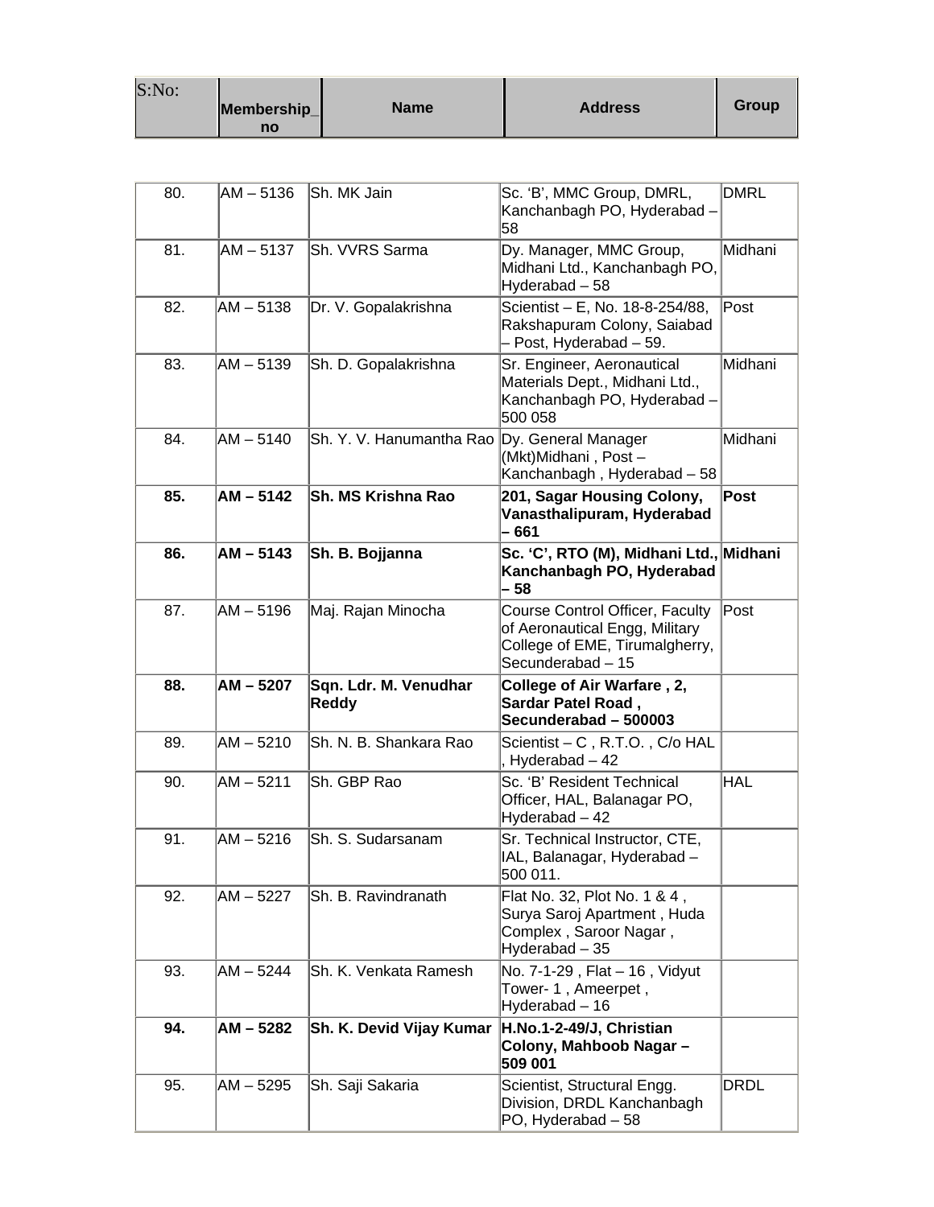| S:No: | Membership_no | Name | Address | Group |
|---|---|---|---|---|
| 80. | AM – 5136 | Sh. MK Jain | Sc. 'B', MMC Group, DMRL, Kanchanbagh PO, Hyderabad – 58 | DMRL |
| 81. | AM – 5137 | Sh. VVRS Sarma | Dy. Manager, MMC Group, Midhani Ltd., Kanchanbagh PO, Hyderabad – 58 | Midhani |
| 82. | AM – 5138 | Dr. V. Gopalakrishna | Scientist – E, No. 18-8-254/88, Rakshapuram Colony, Saiabad – Post, Hyderabad – 59. | Post |
| 83. | AM – 5139 | Sh. D. Gopalakrishna | Sr. Engineer, Aeronautical Materials Dept., Midhani Ltd., Kanchanbagh PO, Hyderabad – 500 058 | Midhani |
| 84. | AM – 5140 | Sh. Y. V. Hanumantha Rao | Dy. General Manager (Mkt)Midhani , Post – Kanchanbagh , Hyderabad – 58 | Midhani |
| **85.** | **AM – 5142** | **Sh. MS Krishna Rao** | **201, Sagar Housing Colony, Vanasthalipuram, Hyderabad – 661** | **Post** |
| **86.** | **AM – 5143** | **Sh. B. Bojjanna** | **Sc. 'C', RTO (M), Midhani Ltd., Kanchanbagh PO, Hyderabad – 58** | **Midhani** |
| 87. | AM – 5196 | Maj. Rajan Minocha | Course Control Officer, Faculty of Aeronautical Engg, Military College of EME, Tirumalgherry, Secunderabad – 15 | Post |
| **88.** | **AM – 5207** | **Sqn. Ldr. M. Venudhar Reddy** | **College of Air Warfare , 2, Sardar Patel Road , Secunderabad – 500003** | |
| 89. | AM – 5210 | Sh. N. B. Shankara Rao | Scientist – C , R.T.O. , C/o HAL , Hyderabad – 42 | |
| 90. | AM – 5211 | Sh. GBP Rao | Sc. 'B' Resident Technical Officer, HAL, Balanagar PO, Hyderabad – 42 | HAL |
| 91. | AM – 5216 | Sh. S. Sudarsanam | Sr. Technical Instructor, CTE, IAL, Balanagar, Hyderabad – 500 011. | |
| 92. | AM – 5227 | Sh. B. Ravindranath | Flat No. 32, Plot No. 1 & 4 , Surya Saroj Apartment , Huda Complex , Saroor Nagar , Hyderabad – 35 | |
| 93. | AM – 5244 | Sh. K. Venkata Ramesh | No. 7-1-29 , Flat – 16 , Vidyut Tower- 1 , Ameerpet , Hyderabad – 16 | |
| **94.** | **AM – 5282** | **Sh. K. Devid Vijay Kumar** | **H.No.1-2-49/J, Christian Colony, Mahboob Nagar – 509 001** | |
| 95. | AM – 5295 | Sh. Saji Sakaria | Scientist, Structural Engg. Division, DRDL Kanchanbagh PO, Hyderabad – 58 | DRDL |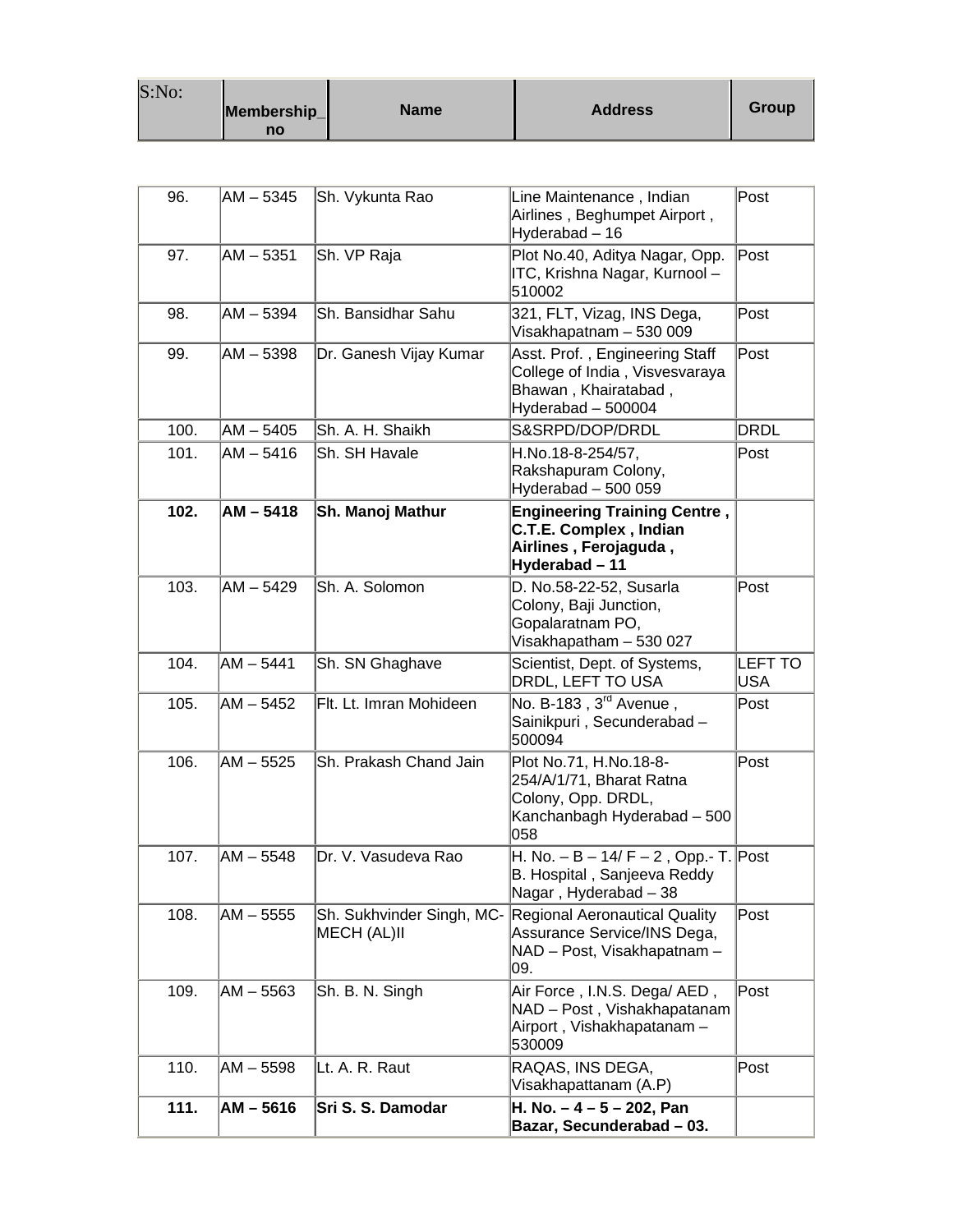| S:No: | Membership_no | Name | Address | Group |
|---|---|---|---|---|
| 96. | AM – 5345 | Sh. Vykunta Rao | Line Maintenance , Indian Airlines , Beghumpet Airport , Hyderabad – 16 | Post |
| 97. | AM – 5351 | Sh. VP Raja | Plot No.40, Aditya Nagar, Opp. ITC, Krishna Nagar, Kurnool – 510002 | Post |
| 98. | AM – 5394 | Sh. Bansidhar Sahu | 321, FLT, Vizag, INS Dega, Visakhapatnam – 530 009 | Post |
| 99. | AM – 5398 | Dr. Ganesh Vijay Kumar | Asst. Prof. , Engineering Staff College of India , Visvesvaraya Bhawan , Khairatabad , Hyderabad – 500004 | Post |
| 100. | AM – 5405 | Sh. A. H. Shaikh | S&SRPD/DOP/DRDL | DRDL |
| 101. | AM – 5416 | Sh. SH Havale | H.No.18-8-254/57, Rakshapuram Colony, Hyderabad – 500 059 | Post |
| **102.** | **AM – 5418** | **Sh. Manoj Mathur** | **Engineering Training Centre , C.T.E. Complex , Indian Airlines , Ferojaguda , Hyderabad – 11** | |
| 103. | AM – 5429 | Sh. A. Solomon | D. No.58-22-52, Susarla Colony, Baji Junction, Gopalaratnam PO, Visakhapatham – 530 027 | Post |
| 104. | AM – 5441 | Sh. SN Ghaghave | Scientist, Dept. of Systems, DRDL, LEFT TO USA | LEFT TO USA |
| 105. | AM – 5452 | Flt. Lt. Imran Mohideen | No. B-183 , 3rd Avenue , Sainikpuri , Secunderabad – 500094 | Post |
| 106. | AM – 5525 | Sh. Prakash Chand Jain | Plot No.71, H.No.18-8-254/A/1/71, Bharat Ratna Colony, Opp. DRDL, Kanchanbagh Hyderabad – 500 058 | Post |
| 107. | AM – 5548 | Dr. V. Vasudeva Rao | H. No. – B – 14/ F – 2 , Opp.- T. B. Hospital , Sanjeeva Reddy Nagar , Hyderabad – 38 | Post |
| 108. | AM – 5555 | Sh. Sukhvinder Singh, MC-MECH (AL)II | Regional Aeronautical Quality Assurance Service/INS Dega, NAD – Post, Visakhapatnam – 09. | Post |
| 109. | AM – 5563 | Sh. B. N. Singh | Air Force , I.N.S. Dega/ AED , NAD – Post , Vishakhapatanam Airport , Vishakhapatanam – 530009 | Post |
| 110. | AM – 5598 | Lt. A. R. Raut | RAQAS, INS DEGA, Visakhapattanam (A.P) | Post |
| **111.** | **AM – 5616** | **Sri S. S. Damodar** | **H. No. – 4 – 5 – 202, Pan Bazar, Secunderabad – 03.** | |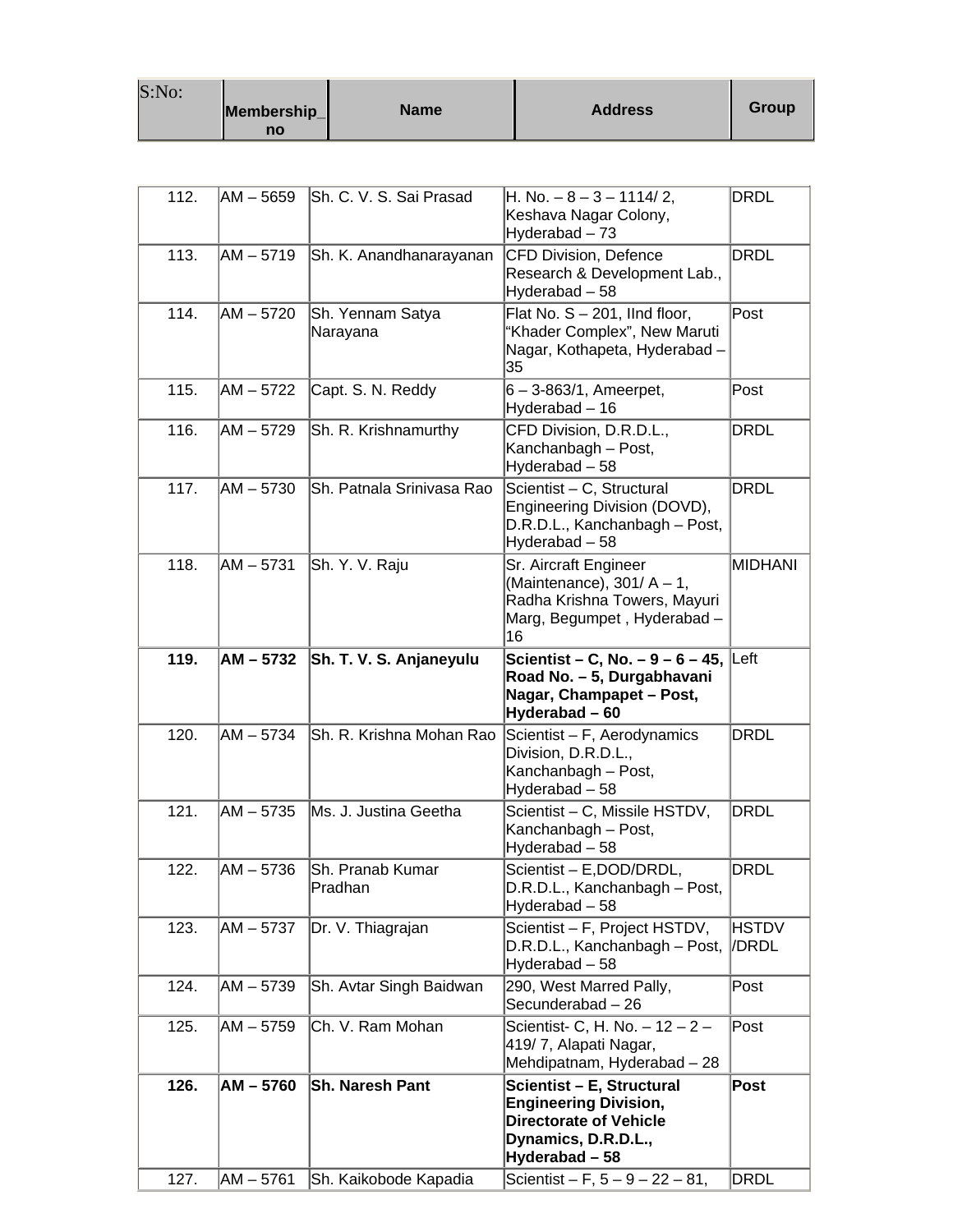| S:No: | Membership_no | Name | Address | Group |
|---|---|---|---|---|
| 112. | AM – 5659 | Sh. C. V. S. Sai Prasad | H. No. – 8 – 3 – 1114/ 2, Keshava Nagar Colony, Hyderabad – 73 | DRDL |
| 113. | AM – 5719 | Sh. K. Anandhanarayanan | CFD Division, Defence Research & Development Lab., Hyderabad – 58 | DRDL |
| 114. | AM – 5720 | Sh. Yennam Satya Narayana | Flat No. S – 201, IInd floor, "Khader Complex", New Maruti Nagar, Kothapeta, Hyderabad – 35 | Post |
| 115. | AM – 5722 | Capt. S. N. Reddy | 6 – 3-863/1, Ameerpet, Hyderabad – 16 | Post |
| 116. | AM – 5729 | Sh. R. Krishnamurthy | CFD Division, D.R.D.L., Kanchanbagh – Post, Hyderabad – 58 | DRDL |
| 117. | AM – 5730 | Sh. Patnala Srinivasa Rao | Scientist – C, Structural Engineering Division (DOVD), D.R.D.L., Kanchanbagh – Post, Hyderabad – 58 | DRDL |
| 118. | AM – 5731 | Sh. Y. V. Raju | Sr. Aircraft Engineer (Maintenance), 301/ A – 1, Radha Krishna Towers, Mayuri Marg, Begumpet , Hyderabad – 16 | MIDHANI |
| **119.** | **AM – 5732** | **Sh. T. V. S. Anjaneyulu** | **Scientist – C, No. – 9 – 6 – 45, Road No. – 5, Durgabhavani Nagar, Champapet – Post, Hyderabad – 60** | Left |
| 120. | AM – 5734 | Sh. R. Krishna Mohan Rao | Scientist – F, Aerodynamics Division, D.R.D.L., Kanchanbagh – Post, Hyderabad – 58 | DRDL |
| 121. | AM – 5735 | Ms. J. Justina Geetha | Scientist – C, Missile HSTDV, Kanchanbagh – Post, Hyderabad – 58 | DRDL |
| 122. | AM – 5736 | Sh. Pranab Kumar Pradhan | Scientist – E,DOD/DRDL, D.R.D.L., Kanchanbagh – Post, Hyderabad – 58 | DRDL |
| 123. | AM – 5737 | Dr. V. Thiagrajan | Scientist – F, Project HSTDV, D.R.D.L., Kanchanbagh – Post, Hyderabad – 58 | HSTDV /DRDL |
| 124. | AM – 5739 | Sh. Avtar Singh Baidwan | 290, West Marred Pally, Secunderabad – 26 | Post |
| 125. | AM – 5759 | Ch. V. Ram Mohan | Scientist- C, H. No. – 12 – 2 – 419/ 7, Alapati Nagar, Mehdipatnam, Hyderabad – 28 | Post |
| **126.** | **AM – 5760** | **Sh. Naresh Pant** | **Scientist – E, Structural Engineering Division, Directorate of Vehicle Dynamics, D.R.D.L., Hyderabad – 58** | **Post** |
| 127. | AM – 5761 | Sh. Kaikobode Kapadia | Scientist – F, 5 – 9 – 22 – 81, | DRDL |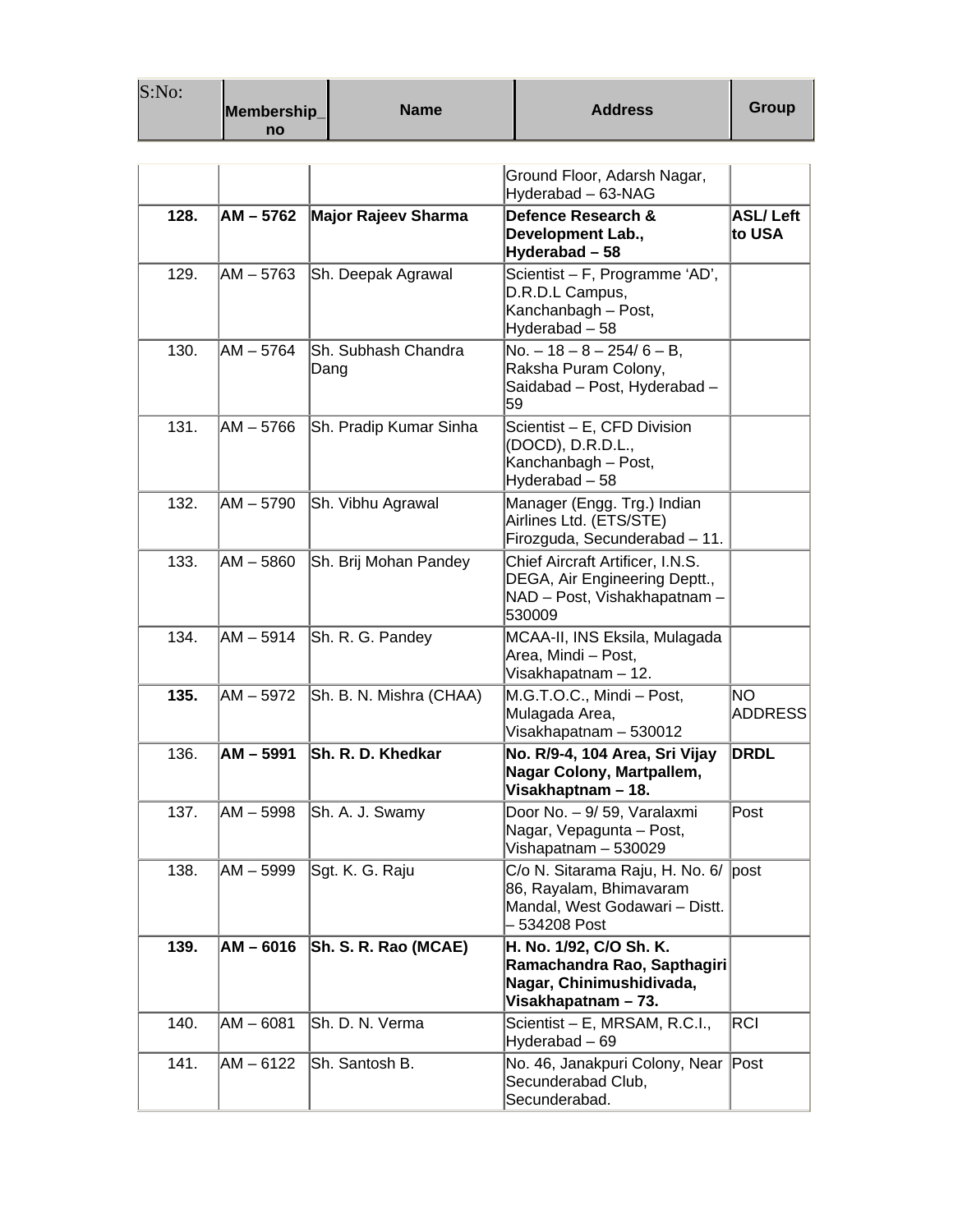| S:No: | Membership_no | Name | Address | Group |
|---|---|---|---|---|
| | | | Ground Floor, Adarsh Nagar, Hyderabad – 63-NAG | |
| **128.** | **AM – 5762** | **Major Rajeev Sharma** | **Defence Research & Development Lab., Hyderabad – 58** | **ASL/ Left to USA** |
| 129. | AM – 5763 | Sh. Deepak Agrawal | Scientist – F, Programme 'AD', D.R.D.L Campus, Kanchanbagh – Post, Hyderabad – 58 | |
| 130. | AM – 5764 | Sh. Subhash Chandra Dang | No. – 18 – 8 – 254/ 6 – B, Raksha Puram Colony, Saidabad – Post, Hyderabad – 59 | |
| 131. | AM – 5766 | Sh. Pradip Kumar Sinha | Scientist – E, CFD Division (DOCD), D.R.D.L., Kanchanbagh – Post, Hyderabad – 58 | |
| 132. | AM – 5790 | Sh. Vibhu Agrawal | Manager (Engg. Trg.) Indian Airlines Ltd. (ETS/STE) Firozguda, Secunderabad – 11. | |
| 133. | AM – 5860 | Sh. Brij Mohan Pandey | Chief Aircraft Artificer, I.N.S. DEGA, Air Engineering Deptt., NAD – Post, Vishakhapatnam – 530009 | |
| 134. | AM – 5914 | Sh. R. G. Pandey | MCAA-II, INS Eksila, Mulagada Area, Mindi – Post, Visakhapatnam – 12. | |
| **135.** | AM – 5972 | Sh. B. N. Mishra (CHAA) | M.G.T.O.C., Mindi – Post, Mulagada Area, Visakhapatnam – 530012 | NO ADDRESS |
| 136. | **AM – 5991** | **Sh. R. D. Khedkar** | **No. R/9-4, 104 Area, Sri Vijay Nagar Colony, Martpallem, Visakhaptnam – 18.** | **DRDL** |
| 137. | AM – 5998 | Sh. A. J. Swamy | Door No. – 9/ 59, Varalaxmi Nagar, Vepagunta – Post, Vishapatnam – 530029 | Post |
| 138. | AM – 5999 | Sgt. K. G. Raju | C/o N. Sitarama Raju, H. No. 6/ 86, Rayalam, Bhimavaram Mandal, West Godawari – Distt. – 534208 Post | post |
| **139.** | **AM – 6016** | **Sh. S. R. Rao (MCAE)** | **H. No. 1/92, C/O Sh. K. Ramachandra Rao, Sapthagiri Nagar, Chinimushidivada, Visakhapatnam – 73.** | |
| 140. | AM – 6081 | Sh. D. N. Verma | Scientist – E, MRSAM, R.C.I., Hyderabad – 69 | RCI |
| 141. | AM – 6122 | Sh. Santosh B. | No. 46, Janakpuri Colony, Near Secunderabad Club, Secunderabad. | Post |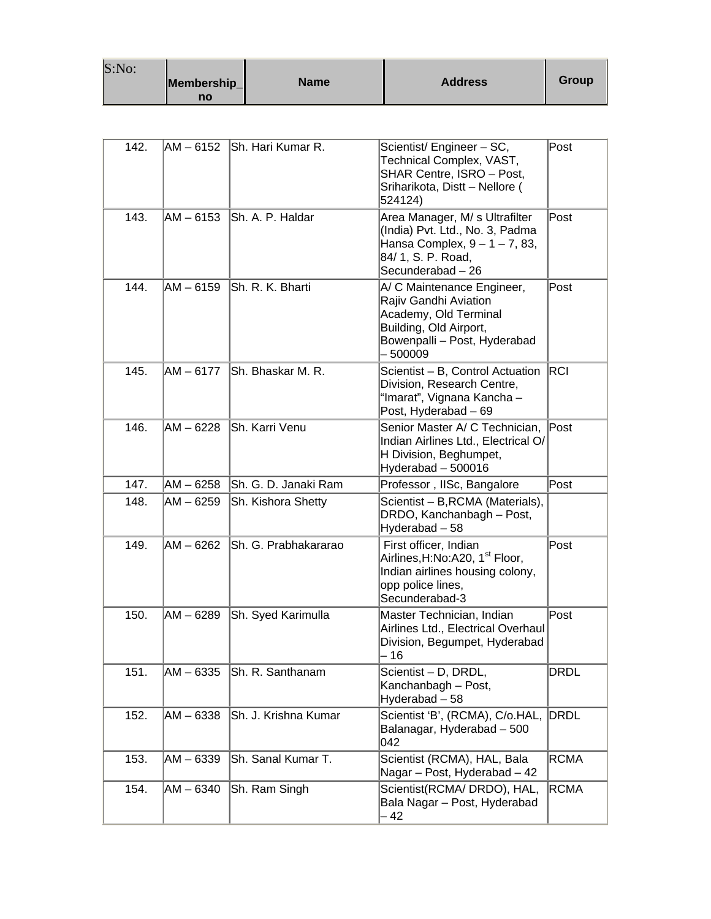| S:No: | Membership_no | Name | Address | Group |
|---|---|---|---|---|
| 142. | AM – 6152 | Sh. Hari Kumar R. | Scientist/ Engineer – SC, Technical Complex, VAST, SHAR Centre, ISRO – Post, Sriharikota, Distt – Nellore ( 524124) | Post |
| 143. | AM – 6153 | Sh. A. P. Haldar | Area Manager, M/ s Ultrafilter (India) Pvt. Ltd., No. 3, Padma Hansa Complex, 9 – 1 – 7, 83, 84/ 1, S. P. Road, Secunderabad – 26 | Post |
| 144. | AM – 6159 | Sh. R. K. Bharti | A/ C Maintenance Engineer, Rajiv Gandhi Aviation Academy, Old Terminal Building, Old Airport, Bowenpalli – Post, Hyderabad – 500009 | Post |
| 145. | AM – 6177 | Sh. Bhaskar M. R. | Scientist – B, Control Actuation Division, Research Centre, "Imarat", Vignana Kancha – Post, Hyderabad – 69 | RCI |
| 146. | AM – 6228 | Sh. Karri Venu | Senior Master A/ C Technician, Indian Airlines Ltd., Electrical O/ H Division, Beghumpet, Hyderabad – 500016 | Post |
| 147. | AM – 6258 | Sh. G. D. Janaki Ram | Professor , IISc, Bangalore | Post |
| 148. | AM – 6259 | Sh. Kishora Shetty | Scientist – B,RCMA (Materials), DRDO, Kanchanbagh – Post, Hyderabad – 58 | |
| 149. | AM – 6262 | Sh. G. Prabhakararao | First officer, Indian Airlines,H:No:A20, 1st Floor, Indian airlines housing colony, opp police lines, Secunderabad-3 | Post |
| 150. | AM – 6289 | Sh. Syed Karimulla | Master Technician, Indian Airlines Ltd., Electrical Overhaul Division, Begumpet, Hyderabad – 16 | Post |
| 151. | AM – 6335 | Sh. R. Santhanam | Scientist – D, DRDL, Kanchanbagh – Post, Hyderabad – 58 | DRDL |
| 152. | AM – 6338 | Sh. J. Krishna Kumar | Scientist 'B', (RCMA), C/o.HAL, Balanagar, Hyderabad – 500 042 | DRDL |
| 153. | AM – 6339 | Sh. Sanal Kumar T. | Scientist (RCMA), HAL, Bala Nagar – Post, Hyderabad – 42 | RCMA |
| 154. | AM – 6340 | Sh. Ram Singh | Scientist(RCMA/ DRDO), HAL, Bala Nagar – Post, Hyderabad – 42 | RCMA |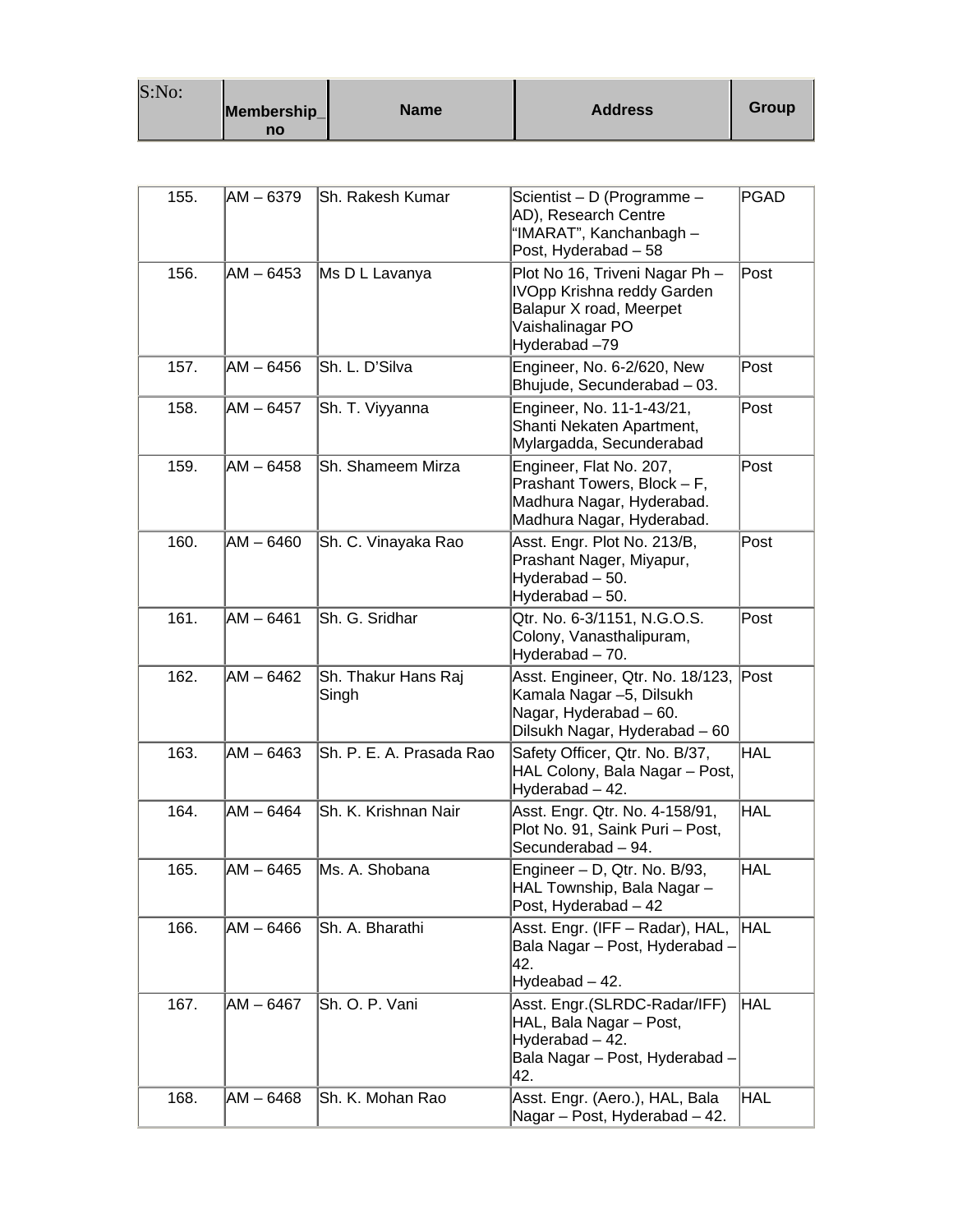| S:No: | Membership_no | Name | Address | Group |
|---|---|---|---|---|
| 155. | AM – 6379 | Sh. Rakesh Kumar | Scientist – D (Programme – AD), Research Centre "IMARAT", Kanchanbagh – Post, Hyderabad – 58 | PGAD |
| 156. | AM – 6453 | Ms D L Lavanya | Plot No 16, Triveni Nagar Ph – IVOpp Krishna reddy Garden Balapur X road, Meerpet Vaishalinagar PO Hyderabad –79 | Post |
| 157. | AM – 6456 | Sh. L. D'Silva | Engineer, No. 6-2/620, New Bhujude, Secunderabad – 03. | Post |
| 158. | AM – 6457 | Sh. T. Viyyanna | Engineer, No. 11-1-43/21, Shanti Nekaten Apartment, Mylargadda, Secunderabad | Post |
| 159. | AM – 6458 | Sh. Shameem Mirza | Engineer, Flat No. 207, Prashant Towers, Block – F, Madhura Nagar, Hyderabad. Madhura Nagar, Hyderabad. | Post |
| 160. | AM – 6460 | Sh. C. Vinayaka Rao | Asst. Engr. Plot No. 213/B, Prashant Nager, Miyapur, Hyderabad – 50. Hyderabad – 50. | Post |
| 161. | AM – 6461 | Sh. G. Sridhar | Qtr. No. 6-3/1151, N.G.O.S. Colony, Vanasthalipuram, Hyderabad – 70. | Post |
| 162. | AM – 6462 | Sh. Thakur Hans Raj Singh | Asst. Engineer, Qtr. No. 18/123, Kamala Nagar –5, Dilsukh Nagar, Hyderabad – 60. Dilsukh Nagar, Hyderabad – 60 | Post |
| 163. | AM – 6463 | Sh. P. E. A. Prasada Rao | Safety Officer, Qtr. No. B/37, HAL Colony, Bala Nagar – Post, Hyderabad – 42. | HAL |
| 164. | AM – 6464 | Sh. K. Krishnan Nair | Asst. Engr. Qtr. No. 4-158/91, Plot No. 91, Saink Puri – Post, Secunderabad – 94. | HAL |
| 165. | AM – 6465 | Ms. A. Shobana | Engineer – D, Qtr. No. B/93, HAL Township, Bala Nagar – Post, Hyderabad – 42 | HAL |
| 166. | AM – 6466 | Sh. A. Bharathi | Asst. Engr. (IFF – Radar), HAL, Bala Nagar – Post, Hyderabad – 42. Hydeabad – 42. | HAL |
| 167. | AM – 6467 | Sh. O. P. Vani | Asst. Engr.(SLRDC-Radar/IFF) HAL, Bala Nagar – Post, Hyderabad – 42. Bala Nagar – Post, Hyderabad – 42. | HAL |
| 168. | AM – 6468 | Sh. K. Mohan Rao | Asst. Engr. (Aero.), HAL, Bala Nagar – Post, Hyderabad – 42. | HAL |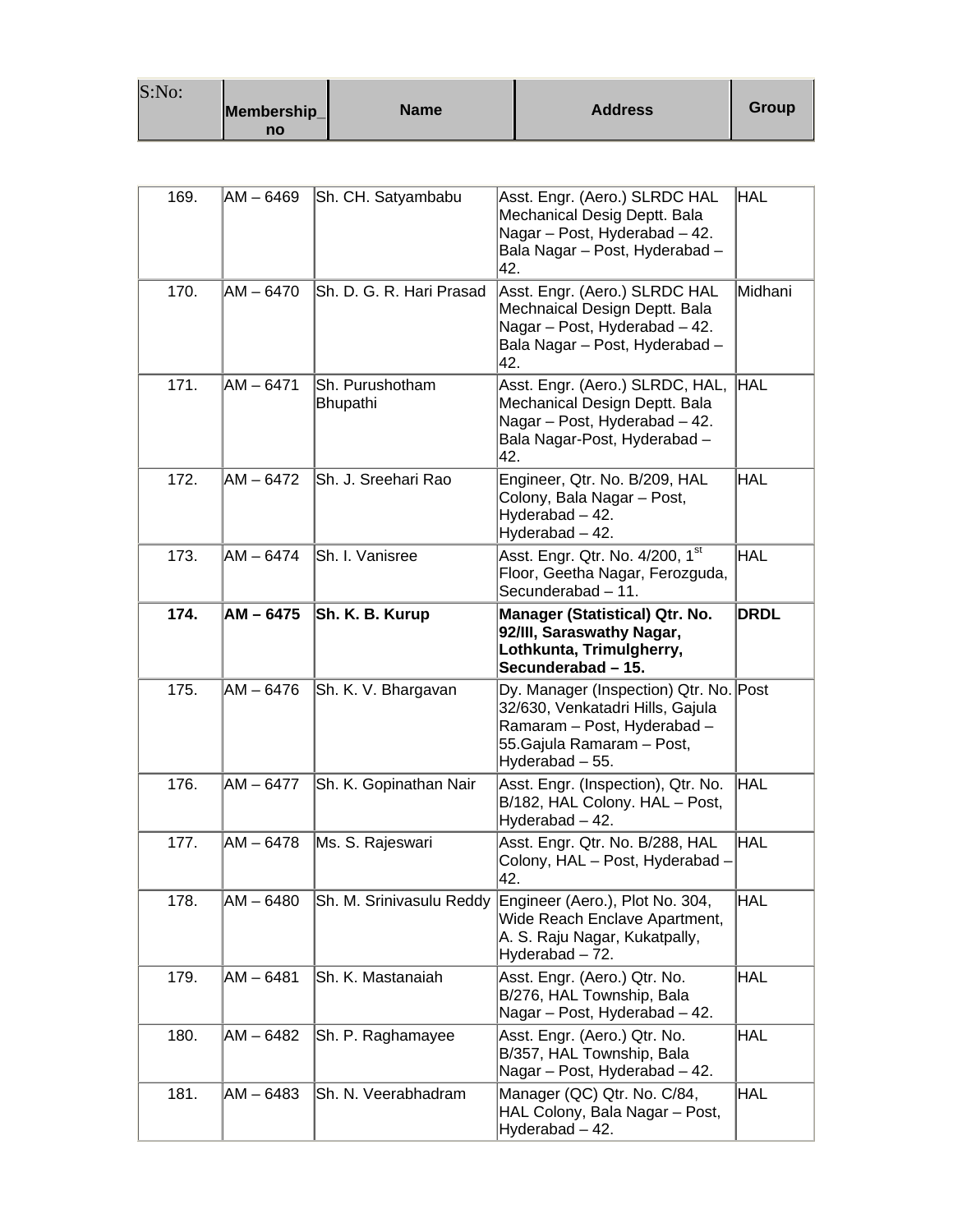| S:No: | Membership_no | Name | Address | Group |
|---|---|---|---|---|
| 169. | AM – 6469 | Sh. CH. Satyambabu | Asst. Engr. (Aero.) SLRDC HAL Mechanical Desig Deptt. Bala Nagar – Post, Hyderabad – 42. Bala Nagar – Post, Hyderabad – 42. | HAL |
| 170. | AM – 6470 | Sh. D. G. R. Hari Prasad | Asst. Engr. (Aero.) SLRDC HAL Mechnaical Design Deptt. Bala Nagar – Post, Hyderabad – 42. Bala Nagar – Post, Hyderabad – 42. | Midhani |
| 171. | AM – 6471 | Sh. Purushotham Bhupathi | Asst. Engr. (Aero.) SLRDC, HAL, Mechanical Design Deptt. Bala Nagar – Post, Hyderabad – 42. Bala Nagar-Post, Hyderabad – 42. | HAL |
| 172. | AM – 6472 | Sh. J. Sreehari Rao | Engineer, Qtr. No. B/209, HAL Colony, Bala Nagar – Post, Hyderabad – 42. Hyderabad – 42. | HAL |
| 173. | AM – 6474 | Sh. I. Vanisree | Asst. Engr. Qtr. No. 4/200, 1st Floor, Geetha Nagar, Ferozguda, Secunderabad – 11. | HAL |
| **174.** | **AM – 6475** | **Sh. K. B. Kurup** | **Manager (Statistical) Qtr. No. 92/III, Saraswathy Nagar, Lothkunta, Trimulgherry, Secunderabad – 15.** | **DRDL** |
| 175. | AM – 6476 | Sh. K. V. Bhargavan | Dy. Manager (Inspection) Qtr. No. 32/630, Venkatadri Hills, Gajula Ramaram – Post, Hyderabad – 55.Gajula Ramaram – Post, Hyderabad – 55. | Post |
| 176. | AM – 6477 | Sh. K. Gopinathan Nair | Asst. Engr. (Inspection), Qtr. No. B/182, HAL Colony. HAL – Post, Hyderabad – 42. | HAL |
| 177. | AM – 6478 | Ms. S. Rajeswari | Asst. Engr. Qtr. No. B/288, HAL Colony, HAL – Post, Hyderabad – 42. | HAL |
| 178. | AM – 6480 | Sh. M. Srinivasulu Reddy | Engineer (Aero.), Plot No. 304, Wide Reach Enclave Apartment, A. S. Raju Nagar, Kukatpally, Hyderabad – 72. | HAL |
| 179. | AM – 6481 | Sh. K. Mastanaiah | Asst. Engr. (Aero.) Qtr. No. B/276, HAL Township, Bala Nagar – Post, Hyderabad – 42. | HAL |
| 180. | AM – 6482 | Sh. P. Raghamayee | Asst. Engr. (Aero.) Qtr. No. B/357, HAL Township, Bala Nagar – Post, Hyderabad – 42. | HAL |
| 181. | AM – 6483 | Sh. N. Veerabhadram | Manager (QC) Qtr. No. C/84, HAL Colony, Bala Nagar – Post, Hyderabad – 42. | HAL |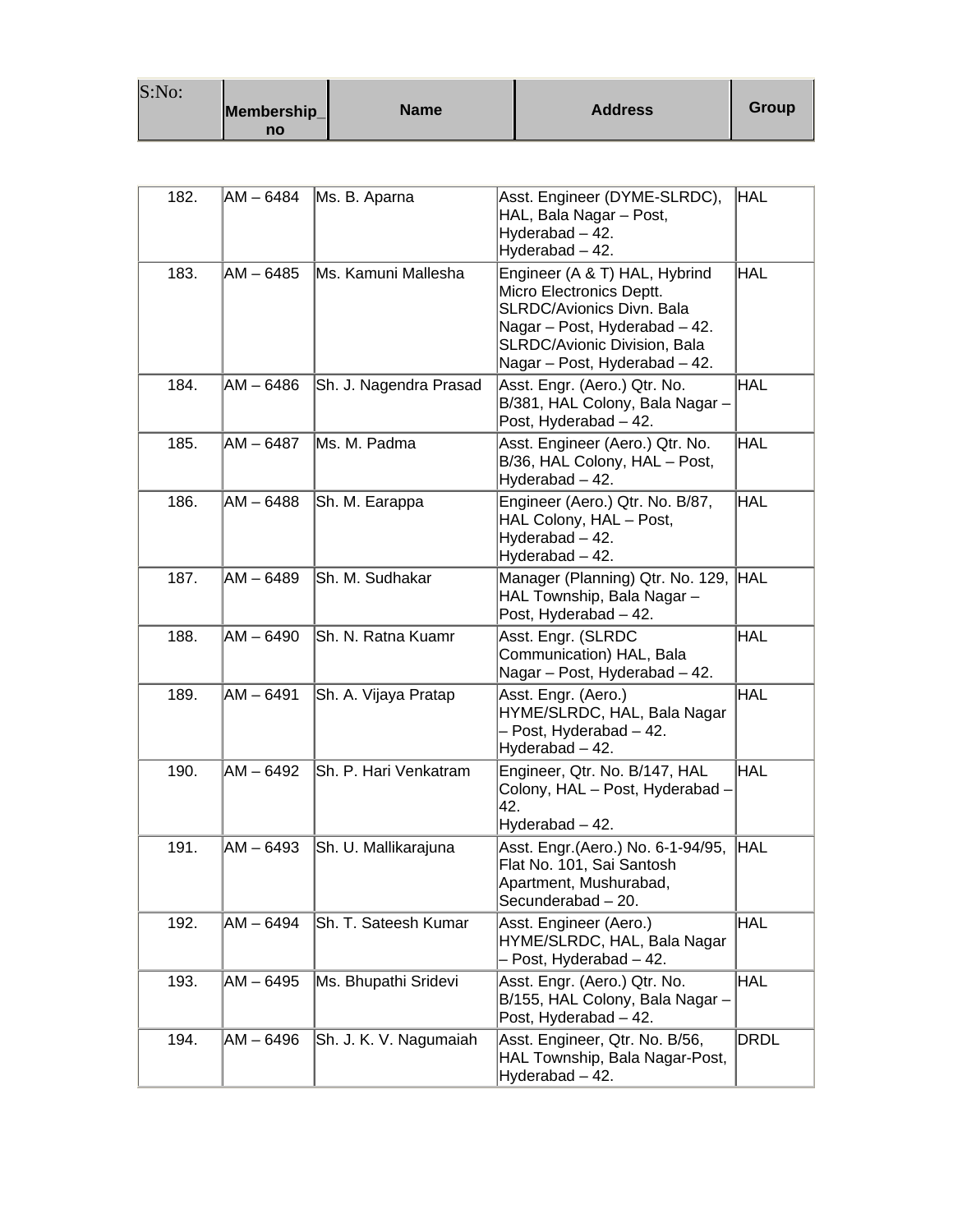| S:No: | Membership_no | Name | Address | Group |
|---|---|---|---|---|
| 182. | AM – 6484 | Ms. B. Aparna | Asst. Engineer (DYME-SLRDC), HAL, Bala Nagar – Post, Hyderabad – 42. Hyderabad – 42. | HAL |
| 183. | AM – 6485 | Ms. Kamuni Mallesha | Engineer (A & T) HAL, Hybrind Micro Electronics Deptt. SLRDC/Avionics Divn. Bala Nagar – Post, Hyderabad – 42. SLRDC/Avionic Division, Bala Nagar – Post, Hyderabad – 42. | HAL |
| 184. | AM – 6486 | Sh. J. Nagendra Prasad | Asst. Engr. (Aero.) Qtr. No. B/381, HAL Colony, Bala Nagar – Post, Hyderabad – 42. | HAL |
| 185. | AM – 6487 | Ms. M. Padma | Asst. Engineer (Aero.) Qtr. No. B/36, HAL Colony, HAL – Post, Hyderabad – 42. | HAL |
| 186. | AM – 6488 | Sh. M. Earappa | Engineer (Aero.) Qtr. No. B/87, HAL Colony, HAL – Post, Hyderabad – 42. Hyderabad – 42. | HAL |
| 187. | AM – 6489 | Sh. M. Sudhakar | Manager (Planning) Qtr. No. 129, HAL Township, Bala Nagar – Post, Hyderabad – 42. | HAL |
| 188. | AM – 6490 | Sh. N. Ratna Kuamr | Asst. Engr. (SLRDC Communication) HAL, Bala Nagar – Post, Hyderabad – 42. | HAL |
| 189. | AM – 6491 | Sh. A. Vijaya Pratap | Asst. Engr. (Aero.) HYME/SLRDC, HAL, Bala Nagar – Post, Hyderabad – 42. Hyderabad – 42. | HAL |
| 190. | AM – 6492 | Sh. P. Hari Venkatram | Engineer, Qtr. No. B/147, HAL Colony, HAL – Post, Hyderabad – 42. Hyderabad – 42. | HAL |
| 191. | AM – 6493 | Sh. U. Mallikarajuna | Asst. Engr.(Aero.) No. 6-1-94/95, Flat No. 101, Sai Santosh Apartment, Mushurabad, Secunderabad – 20. | HAL |
| 192. | AM – 6494 | Sh. T. Sateesh Kumar | Asst. Engineer (Aero.) HYME/SLRDC, HAL, Bala Nagar – Post, Hyderabad – 42. | HAL |
| 193. | AM – 6495 | Ms. Bhupathi Sridevi | Asst. Engr. (Aero.) Qtr. No. B/155, HAL Colony, Bala Nagar – Post, Hyderabad – 42. | HAL |
| 194. | AM – 6496 | Sh. J. K. V. Nagumaiah | Asst. Engineer, Qtr. No. B/56, HAL Township, Bala Nagar-Post, Hyderabad – 42. | DRDL |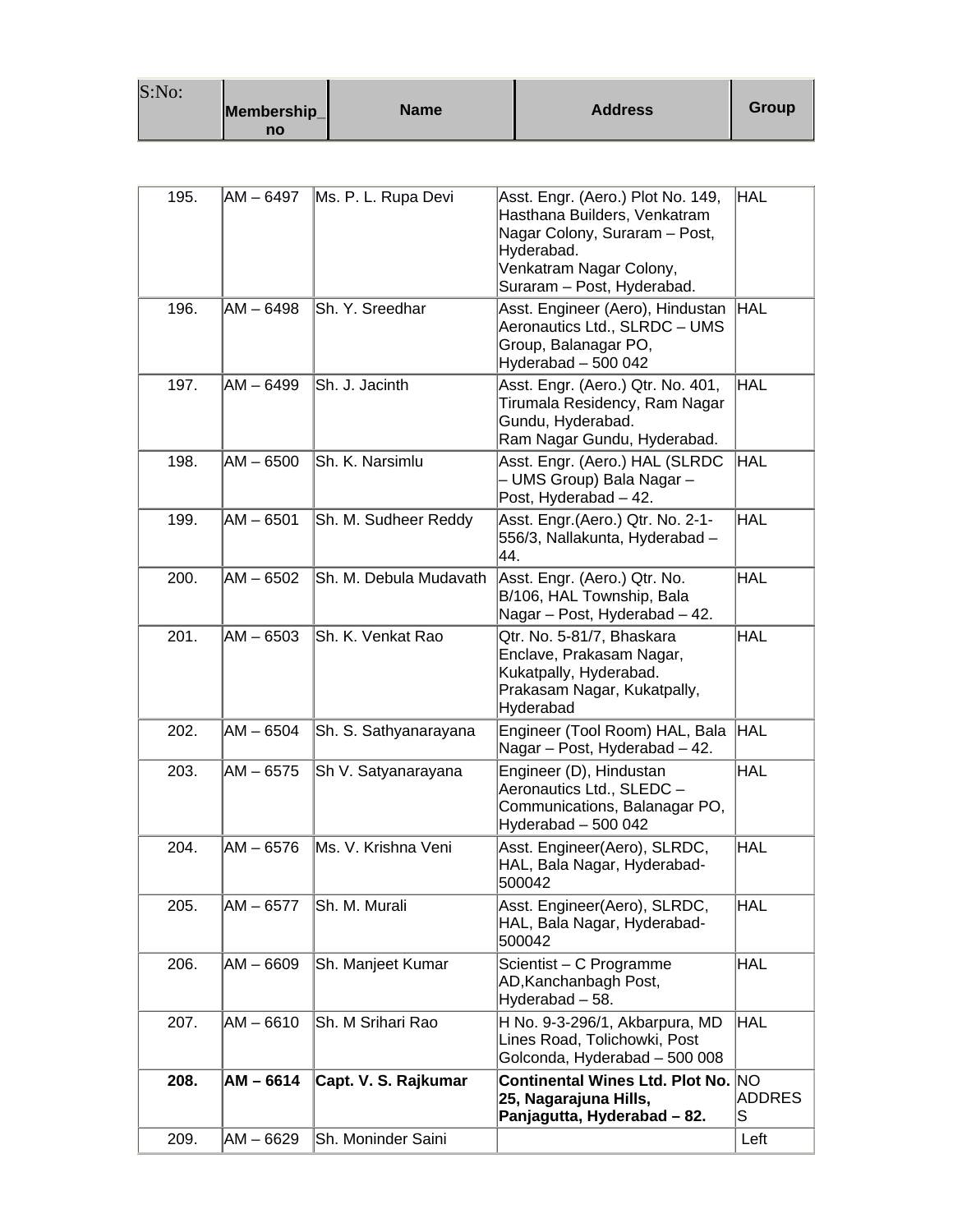| S:No: | Membership_no | Name | Address | Group |
|---|---|---|---|---|
| 195. | AM – 6497 | Ms. P. L. Rupa Devi | Asst. Engr. (Aero.) Plot No. 149, Hasthana Builders, Venkatram Nagar Colony, Suraram – Post, Hyderabad. Venkatram Nagar Colony, Suraram – Post, Hyderabad. | HAL |
| 196. | AM – 6498 | Sh. Y. Sreedhar | Asst. Engineer (Aero), Hindustan Aeronautics Ltd., SLRDC – UMS Group, Balanagar PO, Hyderabad – 500 042 | HAL |
| 197. | AM – 6499 | Sh. J. Jacinth | Asst. Engr. (Aero.) Qtr. No. 401, Tirumala Residency, Ram Nagar Gundu, Hyderabad. Ram Nagar Gundu, Hyderabad. | HAL |
| 198. | AM – 6500 | Sh. K. Narsimlu | Asst. Engr. (Aero.) HAL (SLRDC – UMS Group) Bala Nagar – Post, Hyderabad – 42. | HAL |
| 199. | AM – 6501 | Sh. M. Sudheer Reddy | Asst. Engr.(Aero.) Qtr. No. 2-1-556/3, Nallakunta, Hyderabad – 44. | HAL |
| 200. | AM – 6502 | Sh. M. Debula Mudavath | Asst. Engr. (Aero.) Qtr. No. B/106, HAL Township, Bala Nagar – Post, Hyderabad – 42. | HAL |
| 201. | AM – 6503 | Sh. K. Venkat Rao | Qtr. No. 5-81/7, Bhaskara Enclave, Prakasam Nagar, Kukatpally, Hyderabad. Prakasam Nagar, Kukatpally, Hyderabad | HAL |
| 202. | AM – 6504 | Sh. S. Sathyanarayana | Engineer (Tool Room) HAL, Bala Nagar – Post, Hyderabad – 42. | HAL |
| 203. | AM – 6575 | Sh V. Satyanarayana | Engineer (D), Hindustan Aeronautics Ltd., SLEDC – Communications, Balanagar PO, Hyderabad – 500 042 | HAL |
| 204. | AM – 6576 | Ms. V. Krishna Veni | Asst. Engineer(Aero), SLRDC, HAL, Bala Nagar, Hyderabad-500042 | HAL |
| 205. | AM – 6577 | Sh. M. Murali | Asst. Engineer(Aero), SLRDC, HAL, Bala Nagar, Hyderabad-500042 | HAL |
| 206. | AM – 6609 | Sh. Manjeet Kumar | Scientist – C Programme AD,Kanchanbagh Post, Hyderabad – 58. | HAL |
| 207. | AM – 6610 | Sh. M Srihari Rao | H No. 9-3-296/1, Akbarpura, MD Lines Road, Tolichowki, Post Golconda, Hyderabad – 500 008 | HAL |
| **208.** | **AM – 6614** | **Capt. V. S. Rajkumar** | **Continental Wines Ltd. Plot No. 25, Nagarajuna Hills, Panjagutta, Hyderabad – 82.** | NO ADDRESS |
| 209. | AM – 6629 | Sh. Moninder Saini | | Left |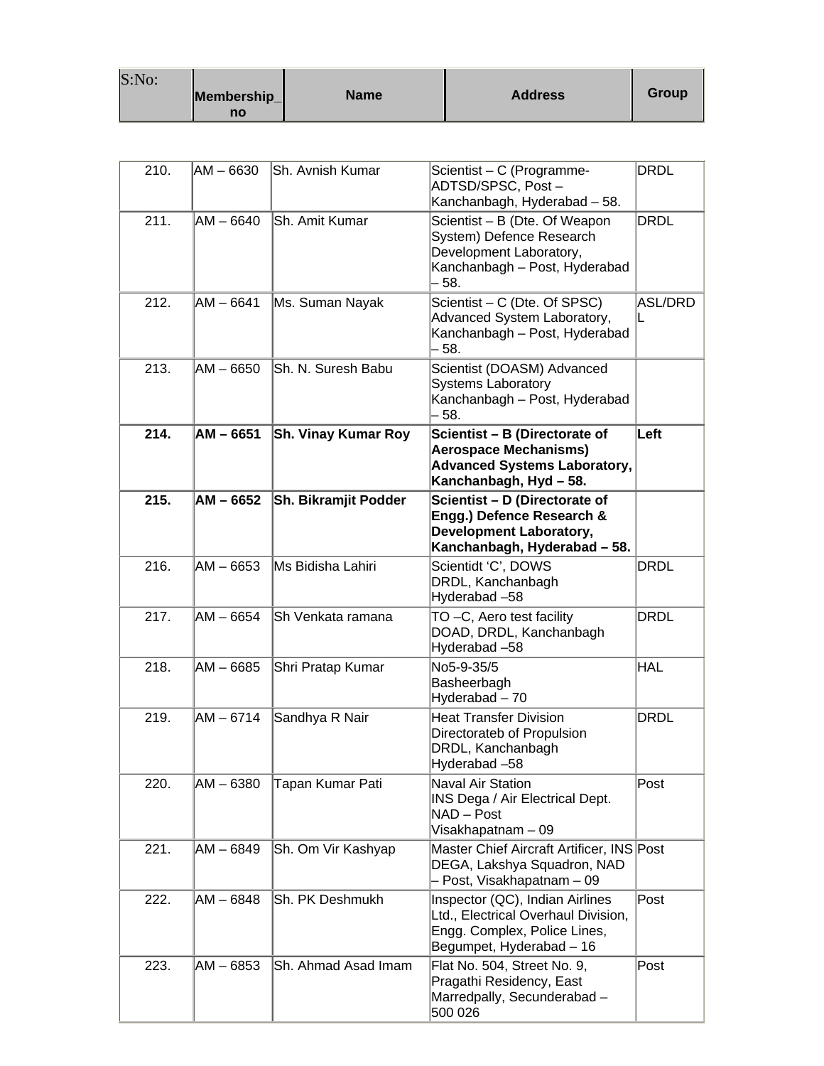| S:No: | Membership_no | Name | Address | Group |
|---|---|---|---|---|
| 210. | AM – 6630 | Sh. Avnish Kumar | Scientist – C (Programme-ADTSD/SPSC, Post – Kanchanbagh, Hyderabad – 58. | DRDL |
| 211. | AM – 6640 | Sh. Amit Kumar | Scientist – B (Dte. Of Weapon System) Defence Research Development Laboratory, Kanchanbagh – Post, Hyderabad – 58. | DRDL |
| 212. | AM – 6641 | Ms. Suman Nayak | Scientist – C (Dte. Of SPSC) Advanced System Laboratory, Kanchanbagh – Post, Hyderabad – 58. | ASL/DRDL |
| 213. | AM – 6650 | Sh. N. Suresh Babu | Scientist (DOASM) Advanced Systems Laboratory Kanchanbagh – Post, Hyderabad – 58. | |
| **214.** | **AM – 6651** | **Sh. Vinay Kumar Roy** | **Scientist – B (Directorate of Aerospace Mechanisms) Advanced Systems Laboratory, Kanchanbagh, Hyd – 58.** | **Left** |
| **215.** | **AM – 6652** | **Sh. Bikramjit Podder** | **Scientist – D (Directorate of Engg.) Defence Research & Development Laboratory, Kanchanbagh, Hyderabad – 58.** | |
| 216. | AM – 6653 | Ms Bidisha Lahiri | Scientidt 'C', DOWS DRDL, Kanchanbagh Hyderabad –58 | DRDL |
| 217. | AM – 6654 | Sh Venkata ramana | TO –C, Aero test facility DOAD, DRDL, Kanchanbagh Hyderabad –58 | DRDL |
| 218. | AM – 6685 | Shri Pratap Kumar | No5-9-35/5 Basheerbagh Hyderabad – 70 | HAL |
| 219. | AM – 6714 | Sandhya R Nair | Heat Transfer Division Directorateb of Propulsion DRDL, Kanchanbagh Hyderabad –58 | DRDL |
| 220. | AM – 6380 | Tapan Kumar Pati | Naval Air Station INS Dega / Air Electrical Dept. NAD – Post Visakhapatnam – 09 | Post |
| 221. | AM – 6849 | Sh. Om Vir Kashyap | Master Chief Aircraft Artificer, INS DEGA, Lakshya Squadron, NAD – Post, Visakhapatnam – 09 | Post |
| 222. | AM – 6848 | Sh. PK Deshmukh | Inspector (QC), Indian Airlines Ltd., Electrical Overhaul Division, Engg. Complex, Police Lines, Begumpet, Hyderabad – 16 | Post |
| 223. | AM – 6853 | Sh. Ahmad Asad Imam | Flat No. 504, Street No. 9, Pragathi Residency, East Marredpally, Secunderabad – 500 026 | Post |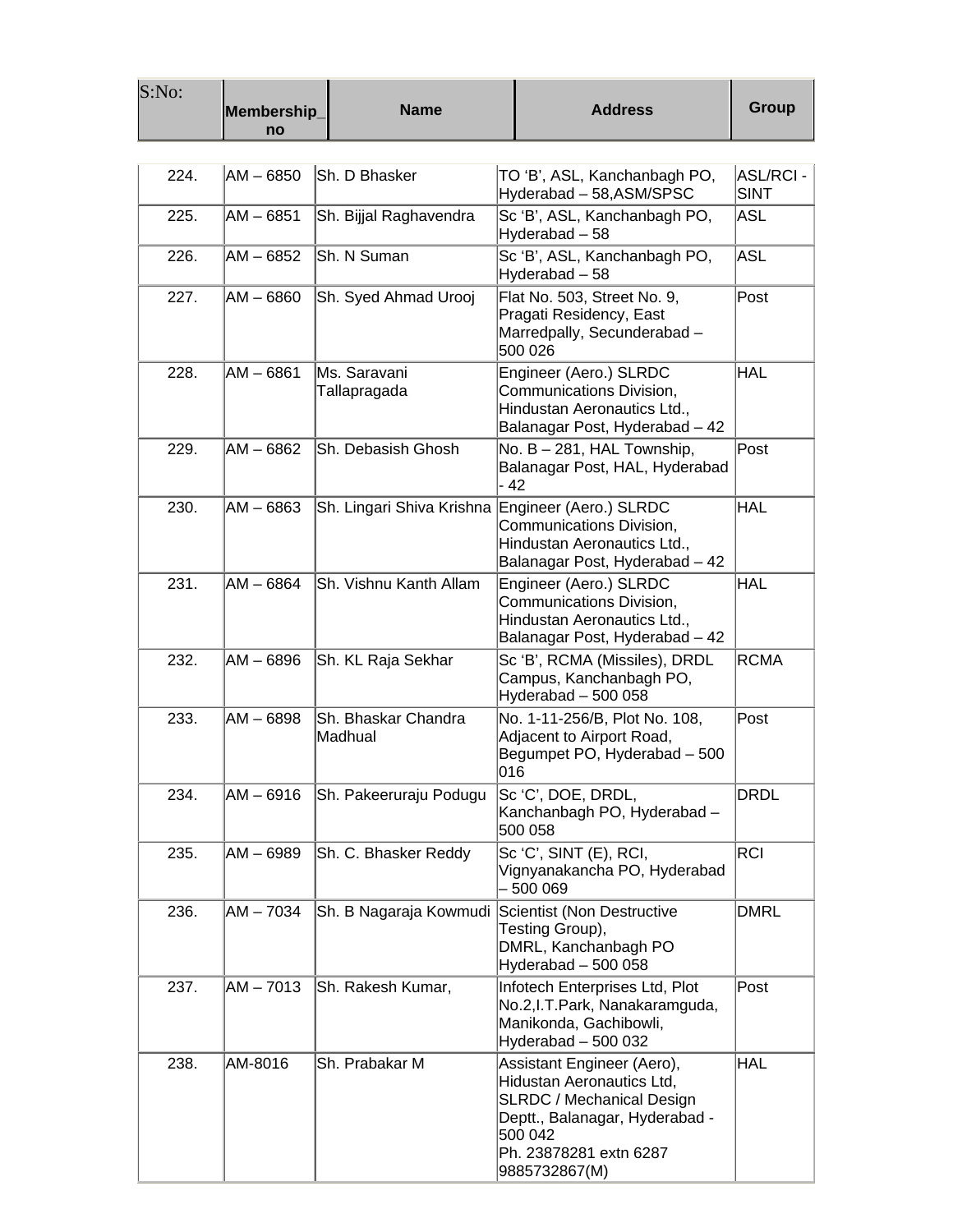| S:No: | Membership_no | Name | Address | Group |
|---|---|---|---|---|
| 224. | AM – 6850 | Sh. D Bhasker | TO 'B', ASL, Kanchanbagh PO, Hyderabad – 58,ASM/SPSC | ASL/RCI - SINT |
| 225. | AM – 6851 | Sh. Bijjal Raghavendra | Sc 'B', ASL, Kanchanbagh PO, Hyderabad – 58 | ASL |
| 226. | AM – 6852 | Sh. N Suman | Sc 'B', ASL, Kanchanbagh PO, Hyderabad – 58 | ASL |
| 227. | AM – 6860 | Sh. Syed Ahmad Urooj | Flat No. 503, Street No. 9, Pragati Residency, East Marredpally, Secunderabad – 500 026 | Post |
| 228. | AM – 6861 | Ms. Saravani Tallapragada | Engineer (Aero.) SLRDC Communications Division, Hindustan Aeronautics Ltd., Balanagar Post, Hyderabad – 42 | HAL |
| 229. | AM – 6862 | Sh. Debasish Ghosh | No. B – 281, HAL Township, Balanagar Post, HAL, Hyderabad - 42 | Post |
| 230. | AM – 6863 | Sh. Lingari Shiva Krishna | Engineer (Aero.) SLRDC Communications Division, Hindustan Aeronautics Ltd., Balanagar Post, Hyderabad – 42 | HAL |
| 231. | AM – 6864 | Sh. Vishnu Kanth Allam | Engineer (Aero.) SLRDC Communications Division, Hindustan Aeronautics Ltd., Balanagar Post, Hyderabad – 42 | HAL |
| 232. | AM – 6896 | Sh. KL Raja Sekhar | Sc 'B', RCMA (Missiles), DRDL Campus, Kanchanbagh PO, Hyderabad – 500 058 | RCMA |
| 233. | AM – 6898 | Sh. Bhaskar Chandra Madhual | No. 1-11-256/B, Plot No. 108, Adjacent to Airport Road, Begumpet PO, Hyderabad – 500 016 | Post |
| 234. | AM – 6916 | Sh. Pakeeruraju Podugu | Sc 'C', DOE, DRDL, Kanchanbagh PO, Hyderabad – 500 058 | DRDL |
| 235. | AM – 6989 | Sh. C. Bhasker Reddy | Sc 'C', SINT (E), RCI, Vignyanakancha PO, Hyderabad – 500 069 | RCI |
| 236. | AM – 7034 | Sh. B Nagaraja Kowmudi | Scientist (Non Destructive Testing Group), DMRL, Kanchanbagh PO Hyderabad – 500 058 | DMRL |
| 237. | AM – 7013 | Sh. Rakesh Kumar, | Infotech Enterprises Ltd, Plot No.2,I.T.Park, Nanakaramguda, Manikonda, Gachibowli, Hyderabad – 500 032 | Post |
| 238. | AM-8016 | Sh. Prabakar M | Assistant Engineer (Aero), Hidustan Aeronautics Ltd, SLRDC / Mechanical Design Deptt., Balanagar, Hyderabad - 500 042 Ph. 23878281 extn 6287 9885732867(M) | HAL |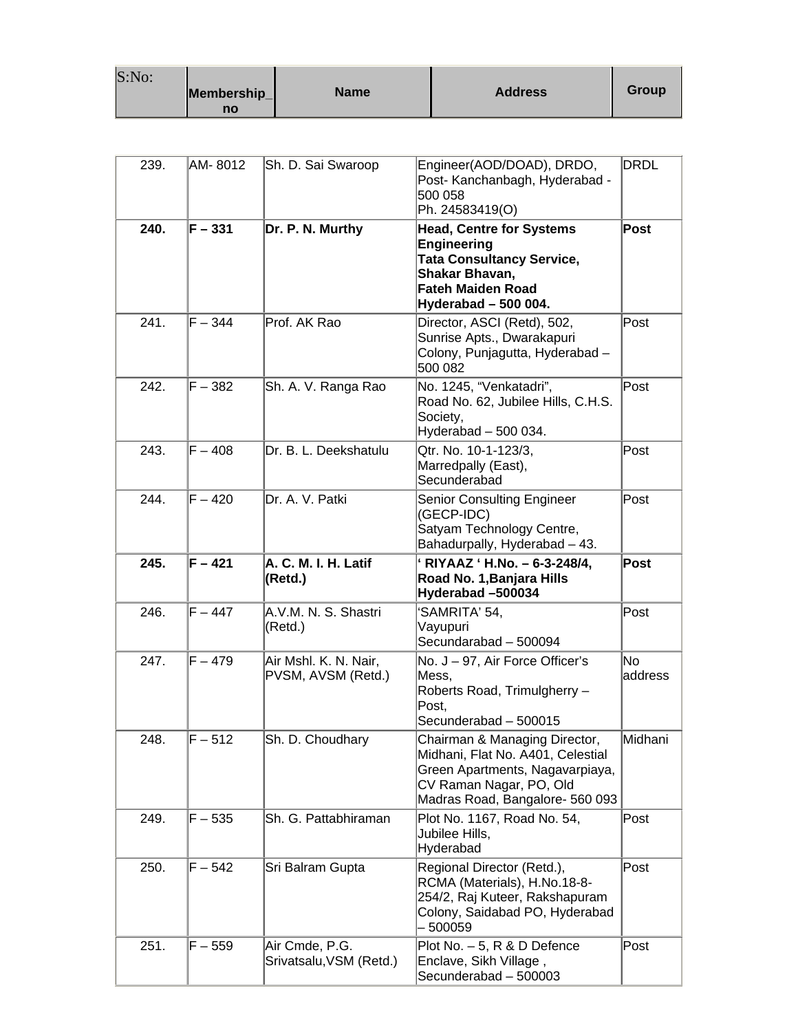| S:No: | Membership_no | Name | Address | Group |
|---|---|---|---|---|
| 239. | AM- 8012 | Sh. D. Sai Swaroop | Engineer(AOD/DOAD), DRDO, Post- Kanchanbagh, Hyderabad - 500 058<br>Ph. 24583419(O) | DRDL |
| **240.** | **F – 331** | **Dr. P. N. Murthy** | **Head, Centre for Systems Engineering<br>Tata Consultancy Service, Shakar Bhavan,<br>Fateh Maiden Road<br>Hyderabad – 500 004.** | **Post** |
| 241. | F – 344 | Prof. AK Rao | Director, ASCI (Retd), 502, Sunrise Apts., Dwarakapuri Colony, Punjagutta, Hyderabad – 500 082 | Post |
| 242. | F – 382 | Sh. A. V. Ranga Rao | No. 1245, “Venkatadri”,<br>Road No. 62, Jubilee Hills, C.H.S. Society,<br>Hyderabad – 500 034. | Post |
| 243. | F – 408 | Dr. B. L. Deekshatulu | Qtr. No. 10-1-123/3,<br>Marredpally (East),<br>Secunderabad | Post |
| 244. | F – 420 | Dr. A. V. Patki | Senior Consulting Engineer (GECP-IDC)<br>Satyam Technology Centre, Bahadurpally, Hyderabad – 43. | Post |
| **245.** | **F – 421** | **A. C. M. I. H. Latif (Retd.)** | **‘ RIYAAZ ‘ H.No. – 6-3-248/4, Road No. 1,Banjara Hills<br>Hyderabad –500034** | **Post** |
| 246. | F – 447 | A.V.M. N. S. Shastri (Retd.) | ‘SAMRITA’ 54,<br>Vayupuri<br>Secundarabad – 500094 | Post |
| 247. | F – 479 | Air Mshl. K. N. Nair, PVSM, AVSM (Retd.) | No. J – 97, Air Force Officer’s Mess,<br>Roberts Road, Trimulgherry – Post,<br>Secunderabad – 500015 | No address |
| 248. | F – 512 | Sh. D. Choudhary | Chairman & Managing Director, Midhani, Flat No. A401, Celestial Green Apartments, Nagavarpiaya, CV Raman Nagar, PO, Old Madras Road, Bangalore- 560 093 | Midhani |
| 249. | F – 535 | Sh. G. Pattabhiraman | Plot No. 1167, Road No. 54,<br>Jubilee Hills,<br>Hyderabad | Post |
| 250. | F – 542 | Sri Balram Gupta | Regional Director (Retd.), RCMA (Materials), H.No.18-8-254/2, Raj Kuteer, Rakshapuram Colony, Saidabad PO, Hyderabad – 500059 | Post |
| 251. | F – 559 | Air Cmde, P.G. Srivatsalu,VSM (Retd.) | Plot No. – 5, R & D Defence Enclave, Sikh Village ,<br>Secunderabad – 500003 | Post |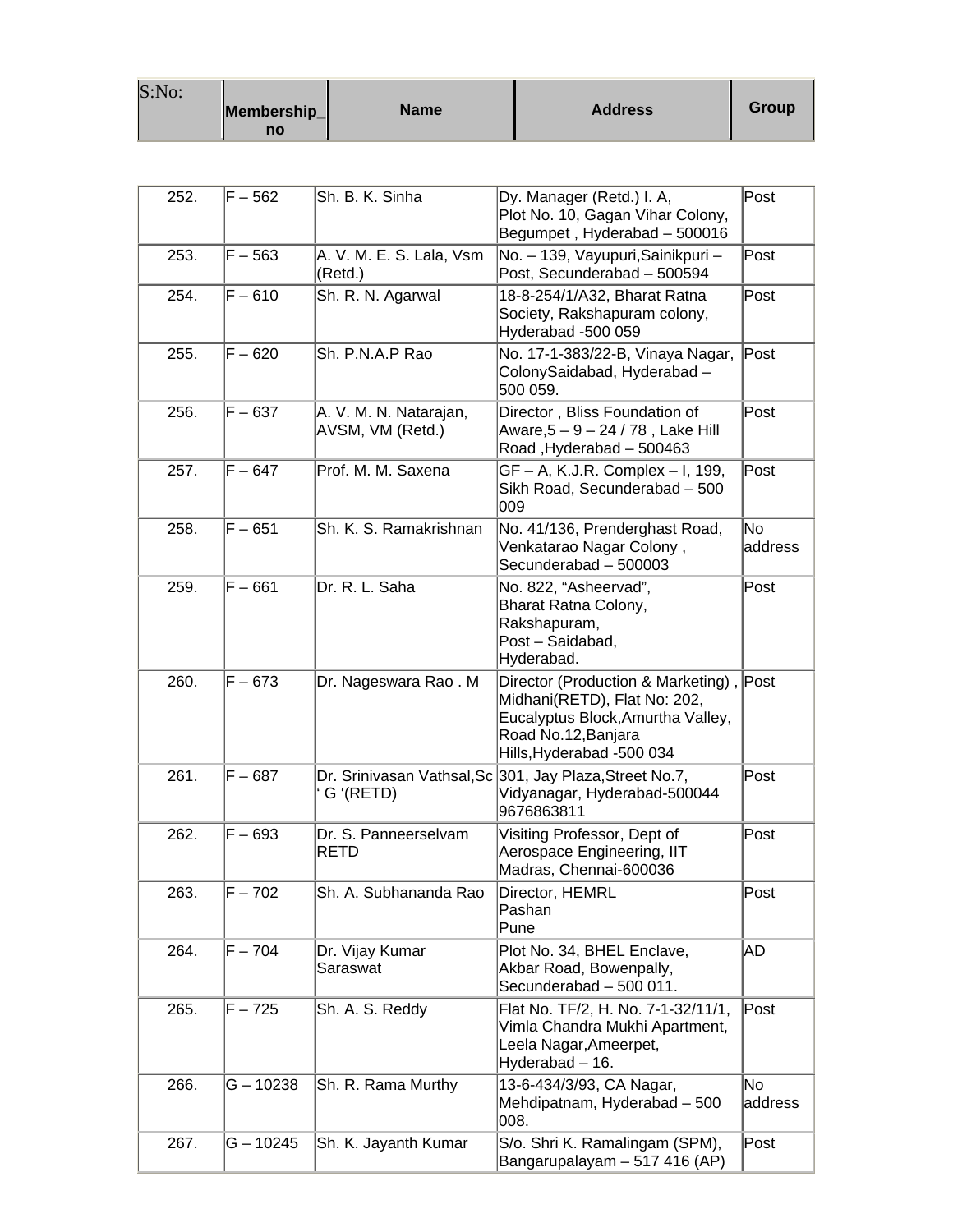| S:No: | Membership_no | Name | Address | Group |
|---|---|---|---|---|
| 252. | F – 562 | Sh. B. K. Sinha | Dy. Manager (Retd.) I. A, Plot No. 10, Gagan Vihar Colony, Begumpet , Hyderabad – 500016 | Post |
| 253. | F – 563 | A. V. M. E. S. Lala, Vsm (Retd.) | No. – 139, Vayupuri,Sainikpuri – Post, Secunderabad – 500594 | Post |
| 254. | F – 610 | Sh. R. N. Agarwal | 18-8-254/1/A32, Bharat Ratna Society, Rakshapuram colony, Hyderabad -500 059 | Post |
| 255. | F – 620 | Sh. P.N.A.P Rao | No. 17-1-383/22-B, Vinaya Nagar, ColonySaidabad, Hyderabad – 500 059. | Post |
| 256. | F – 637 | A. V. M. N. Natarajan, AVSM, VM (Retd.) | Director , Bliss Foundation of Aware,5 – 9 – 24 / 78 , Lake Hill Road ,Hyderabad – 500463 | Post |
| 257. | F – 647 | Prof. M. M. Saxena | GF – A, K.J.R. Complex – I, 199, Sikh Road, Secunderabad – 500 009 | Post |
| 258. | F – 651 | Sh. K. S. Ramakrishnan | No. 41/136, Prenderghast Road, Venkatarao Nagar Colony , Secunderabad – 500003 | No address |
| 259. | F – 661 | Dr. R. L. Saha | No. 822, "Asheervad", Bharat Ratna Colony, Rakshapuram, Post – Saidabad, Hyderabad. | Post |
| 260. | F – 673 | Dr. Nageswara Rao . M | Director (Production & Marketing) , Midhani(RETD), Flat No: 202, Eucalyptus Block,Amurtha Valley, Road No.12,Banjara Hills,Hyderabad -500 034 | Post |
| 261. | F – 687 | Dr. Srinivasan Vathsal,Sc ' G '(RETD) | 301, Jay Plaza,Street No.7, Vidyanagar, Hyderabad-500044 9676863811 | Post |
| 262. | F – 693 | Dr. S. Panneerselvam RETD | Visiting Professor, Dept of Aerospace Engineering, IIT Madras, Chennai-600036 | Post |
| 263. | F – 702 | Sh. A. Subhananda Rao | Director, HEMRL Pashan Pune | Post |
| 264. | F – 704 | Dr. Vijay Kumar Saraswat | Plot No. 34, BHEL Enclave, Akbar Road, Bowenpally, Secunderabad – 500 011. | AD |
| 265. | F – 725 | Sh. A. S. Reddy | Flat No. TF/2, H. No. 7-1-32/11/1, Vimla Chandra Mukhi Apartment, Leela Nagar,Ameerpet, Hyderabad – 16. | Post |
| 266. | G – 10238 | Sh. R. Rama Murthy | 13-6-434/3/93, CA Nagar, Mehdipatnam, Hyderabad – 500 008. | No address |
| 267. | G – 10245 | Sh. K. Jayanth Kumar | S/o. Shri K. Ramalingam (SPM), Bangarupalayam – 517 416 (AP) | Post |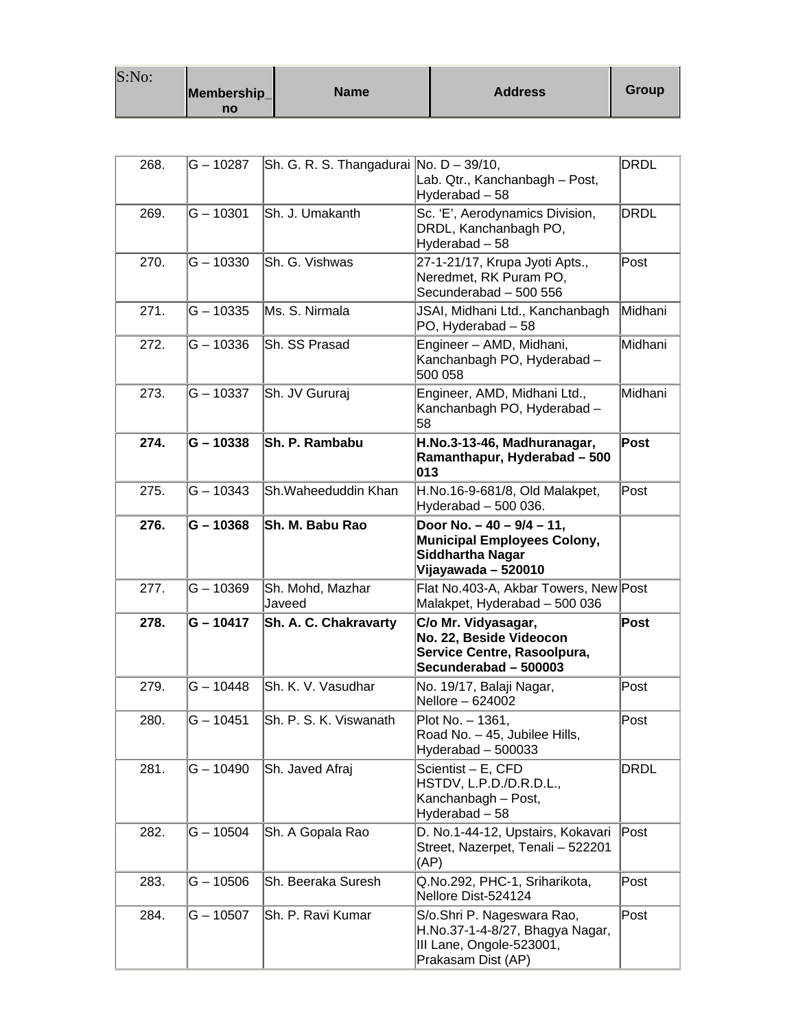| S:No: | Membership_no | Name | Address | Group |
|---|---|---|---|---|
| 268. | G – 10287 | Sh. G. R. S. Thangadurai | No. D – 39/10, Lab. Qtr., Kanchanbagh – Post, Hyderabad – 58 | DRDL |
| 269. | G – 10301 | Sh. J. Umakanth | Sc. 'E', Aerodynamics Division, DRDL, Kanchanbagh PO, Hyderabad – 58 | DRDL |
| 270. | G – 10330 | Sh. G. Vishwas | 27-1-21/17, Krupa Jyoti Apts., Neredmet, RK Puram PO, Secunderabad – 500 556 | Post |
| 271. | G – 10335 | Ms. S. Nirmala | JSAI, Midhani Ltd., Kanchanbagh PO, Hyderabad – 58 | Midhani |
| 272. | G – 10336 | Sh. SS Prasad | Engineer – AMD, Midhani, Kanchanbagh PO, Hyderabad – 500 058 | Midhani |
| 273. | G – 10337 | Sh. JV Gururaj | Engineer, AMD, Midhani Ltd., Kanchanbagh PO, Hyderabad – 58 | Midhani |
| **274.** | **G – 10338** | **Sh. P. Rambabu** | **H.No.3-13-46, Madhuranagar, Ramanthapur, Hyderabad – 500 013** | **Post** |
| 275. | G – 10343 | Sh.Waheeduddin Khan | H.No.16-9-681/8, Old Malakpet, Hyderabad – 500 036. | Post |
| **276.** | **G – 10368** | **Sh. M. Babu Rao** | **Door No. – 40 – 9/4 – 11, Municipal Employees Colony, Siddhartha Nagar Vijayawada – 520010** | |
| 277. | G – 10369 | Sh. Mohd, Mazhar Javeed | Flat No.403-A, Akbar Towers, New Malakpet, Hyderabad – 500 036 | Post |
| **278.** | **G – 10417** | **Sh. A. C. Chakravarty** | **C/o Mr. Vidyasagar, No. 22, Beside Videocon Service Centre, Rasoolpura, Secunderabad – 500003** | **Post** |
| 279. | G – 10448 | Sh. K. V. Vasudhar | No. 19/17, Balaji Nagar, Nellore – 624002 | Post |
| 280. | G – 10451 | Sh. P. S. K. Viswanath | Plot No. – 1361, Road No. – 45, Jubilee Hills, Hyderabad – 500033 | Post |
| 281. | G – 10490 | Sh. Javed Afraj | Scientist – E, CFD HSTDV, L.P.D./D.R.D.L., Kanchanbagh – Post, Hyderabad – 58 | DRDL |
| 282. | G – 10504 | Sh. A Gopala Rao | D. No.1-44-12, Upstairs, Kokavari Street, Nazerpet, Tenali – 522201 (AP) | Post |
| 283. | G – 10506 | Sh. Beeraka Suresh | Q.No.292, PHC-1, Sriharikota, Nellore Dist-524124 | Post |
| 284. | G – 10507 | Sh. P. Ravi Kumar | S/o.Shri P. Nageswara Rao, H.No.37-1-4-8/27, Bhagya Nagar, III Lane, Ongole-523001, Prakasam Dist (AP) | Post |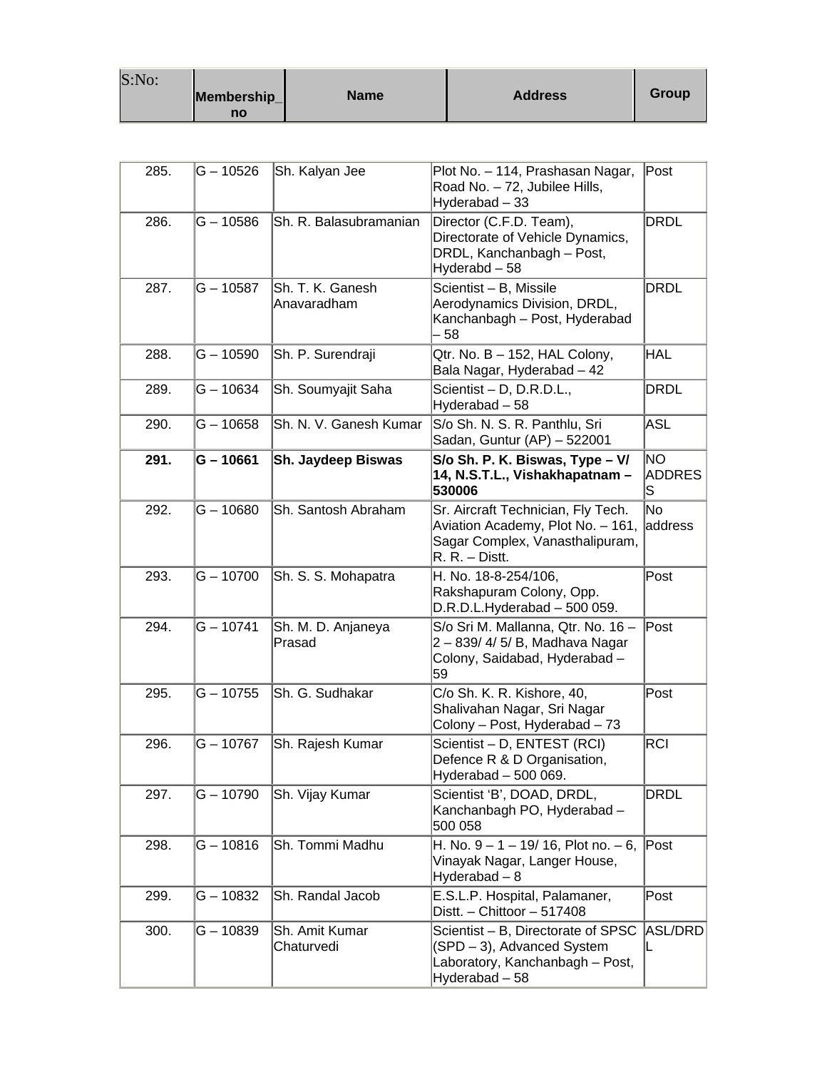| S:No: | Membership_no | Name | Address | Group |
|---|---|---|---|---|
| 285. | G – 10526 | Sh. Kalyan Jee | Plot No. – 114, Prashasan Nagar, Road No. – 72, Jubilee Hills, Hyderabad – 33 | Post |
| 286. | G – 10586 | Sh. R. Balasubramanian | Director (C.F.D. Team), Directorate of Vehicle Dynamics, DRDL, Kanchanbagh – Post, Hyderabd – 58 | DRDL |
| 287. | G – 10587 | Sh. T. K. Ganesh Anavaradham | Scientist – B, Missile Aerodynamics Division, DRDL, Kanchanbagh – Post, Hyderabad – 58 | DRDL |
| 288. | G – 10590 | Sh. P. Surendraji | Qtr. No. B – 152, HAL Colony, Bala Nagar, Hyderabad – 42 | HAL |
| 289. | G – 10634 | Sh. Soumyajit Saha | Scientist – D, D.R.D.L., Hyderabad – 58 | DRDL |
| 290. | G – 10658 | Sh. N. V. Ganesh Kumar | S/o Sh. N. S. R. Panthlu, Sri Sadan, Guntur (AP) – 522001 | ASL |
| **291.** | **G – 10661** | **Sh. Jaydeep Biswas** | **S/o Sh. P. K. Biswas, Type – V/ 14, N.S.T.L., Vishakhapatnam – 530006** | NO ADDRESS |
| 292. | G – 10680 | Sh. Santosh Abraham | Sr. Aircraft Technician, Fly Tech. Aviation Academy, Plot No. – 161, Sagar Complex, Vanasthalipuram, R. R. – Distt. | No address |
| 293. | G – 10700 | Sh. S. S. Mohapatra | H. No. 18-8-254/106, Rakshapuram Colony, Opp. D.R.D.L.Hyderabad – 500 059. | Post |
| 294. | G – 10741 | Sh. M. D. Anjaneya Prasad | S/o Sri M. Mallanna, Qtr. No. 16 – 2 – 839/ 4/ 5/ B, Madhava Nagar Colony, Saidabad, Hyderabad – 59 | Post |
| 295. | G – 10755 | Sh. G. Sudhakar | C/o Sh. K. R. Kishore, 40, Shalivahan Nagar, Sri Nagar Colony – Post, Hyderabad – 73 | Post |
| 296. | G – 10767 | Sh. Rajesh Kumar | Scientist – D, ENTEST (RCI) Defence R & D Organisation, Hyderabad – 500 069. | RCI |
| 297. | G – 10790 | Sh. Vijay Kumar | Scientist 'B', DOAD, DRDL, Kanchanbagh PO, Hyderabad – 500 058 | DRDL |
| 298. | G – 10816 | Sh. Tommi Madhu | H. No. 9 – 1 – 19/ 16, Plot no. – 6, Vinayak Nagar, Langer House, Hyderabad – 8 | Post |
| 299. | G – 10832 | Sh. Randal Jacob | E.S.L.P. Hospital, Palamaner, Distt. – Chittoor – 517408 | Post |
| 300. | G – 10839 | Sh. Amit Kumar Chaturvedi | Scientist – B, Directorate of SPSC (SPD – 3), Advanced System Laboratory, Kanchanbagh – Post, Hyderabad – 58 | ASL/DRDL |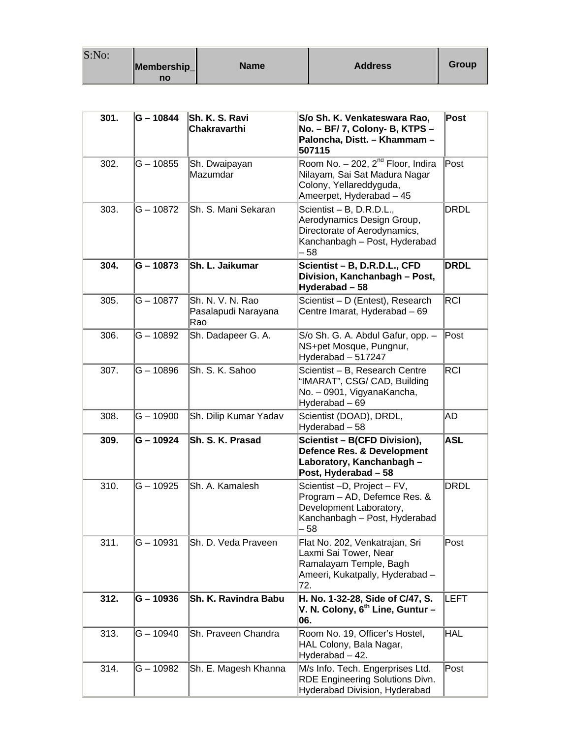| S:No: | Membership_no | Name | Address | Group |
|---|---|---|---|---|
| **301.** | **G – 10844** | **Sh. K. S. Ravi Chakravarthi** | **S/o Sh. K. Venkateswara Rao, No. – BF/ 7, Colony- B, KTPS – Paloncha, Distt. – Khammam – 507115** | **Post** |
| 302. | G – 10855 | Sh. Dwaipayan Mazumdar | Room No. – 202, 2nd Floor, Indira Nilayam, Sai Sat Madura Nagar Colony, Yellareddyguda, Ameerpet, Hyderabad – 45 | Post |
| 303. | G – 10872 | Sh. S. Mani Sekaran | Scientist – B, D.R.D.L., Aerodynamics Design Group, Directorate of Aerodynamics, Kanchanbagh – Post, Hyderabad – 58 | DRDL |
| **304.** | **G – 10873** | **Sh. L. Jaikumar** | **Scientist – B, D.R.D.L., CFD Division, Kanchanbagh – Post, Hyderabad – 58** | **DRDL** |
| 305. | G – 10877 | Sh. N. V. N. Rao Pasalapudi Narayana Rao | Scientist – D (Entest), Research Centre Imarat, Hyderabad – 69 | RCI |
| 306. | G – 10892 | Sh. Dadapeer G. A. | S/o Sh. G. A. Abdul Gafur, opp. – NS+pet Mosque, Pungnur, Hyderabad – 517247 | Post |
| 307. | G – 10896 | Sh. S. K. Sahoo | Scientist – B, Research Centre "IMARAT", CSG/ CAD, Building No. – 0901, VigyanaKancha, Hyderabad – 69 | RCI |
| 308. | G – 10900 | Sh. Dilip Kumar Yadav | Scientist (DOAD), DRDL, Hyderabad – 58 | AD |
| **309.** | **G – 10924** | **Sh. S. K. Prasad** | **Scientist – B(CFD Division), Defence Res. & Development Laboratory, Kanchanbagh – Post, Hyderabad – 58** | **ASL** |
| 310. | G – 10925 | Sh. A. Kamalesh | Scientist –D, Project – FV, Program – AD, Defemce Res. & Development Laboratory, Kanchanbagh – Post, Hyderabad – 58 | DRDL |
| 311. | G – 10931 | Sh. D. Veda Praveen | Flat No. 202, Venkatrajan, Sri Laxmi Sai Tower, Near Ramalayam Temple, Bagh Ameeri, Kukatpally, Hyderabad – 72. | Post |
| **312.** | **G – 10936** | **Sh. K. Ravindra Babu** | **H. No. 1-32-28, Side of C/47, S. V. N. Colony, 6th Line, Guntur – 06.** | LEFT |
| 313. | G – 10940 | Sh. Praveen Chandra | Room No. 19, Officer's Hostel, HAL Colony, Bala Nagar, Hyderabad – 42. | HAL |
| 314. | G – 10982 | Sh. E. Magesh Khanna | M/s Info. Tech. Engerprises Ltd. RDE Engineering Solutions Divn. Hyderabad Division, Hyderabad | Post |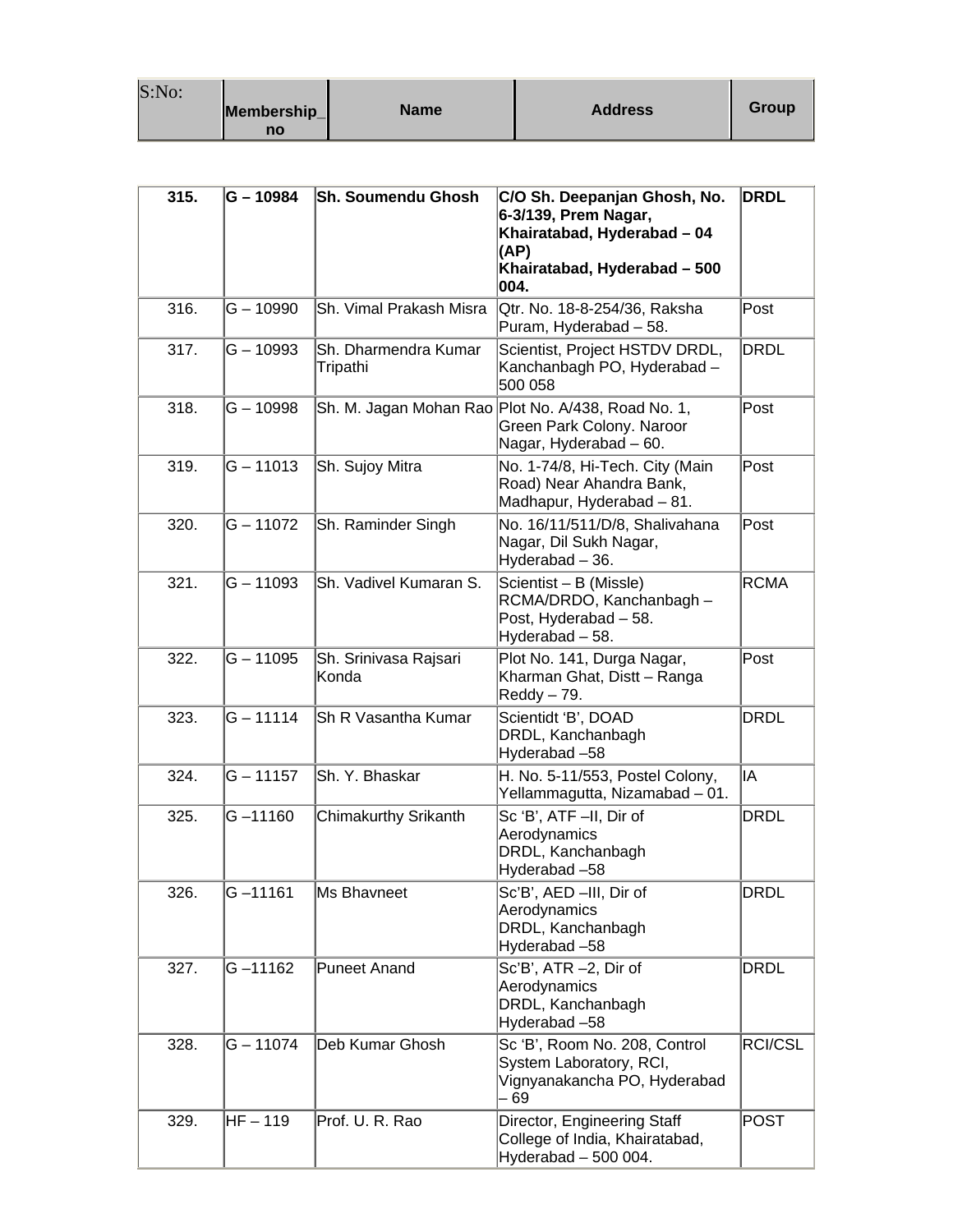| S:No: | Membership_no | Name | Address | Group |
|---|---|---|---|---|
| **315.** | **G – 10984** | **Sh. Soumendu Ghosh** | **C/O Sh. Deepanjan Ghosh, No. 6-3/139, Prem Nagar, Khairatabad, Hyderabad – 04 (AP) Khairatabad, Hyderabad – 500 004.** | **DRDL** |
| 316. | G – 10990 | Sh. Vimal Prakash Misra | Qtr. No. 18-8-254/36, Raksha Puram, Hyderabad – 58. | Post |
| 317. | G – 10993 | Sh. Dharmendra Kumar Tripathi | Scientist, Project HSTDV DRDL, Kanchanbagh PO, Hyderabad – 500 058 | DRDL |
| 318. | G – 10998 | Sh. M. Jagan Mohan Rao | Plot No. A/438, Road No. 1, Green Park Colony. Naroor Nagar, Hyderabad – 60. | Post |
| 319. | G – 11013 | Sh. Sujoy Mitra | No. 1-74/8, Hi-Tech. City (Main Road) Near Ahandra Bank, Madhapur, Hyderabad – 81. | Post |
| 320. | G – 11072 | Sh. Raminder Singh | No. 16/11/511/D/8, Shalivahana Nagar, Dil Sukh Nagar, Hyderabad – 36. | Post |
| 321. | G – 11093 | Sh. Vadivel Kumaran S. | Scientist – B (Missle) RCMA/DRDO, Kanchanbagh – Post, Hyderabad – 58. Hyderabad – 58. | RCMA |
| 322. | G – 11095 | Sh. Srinivasa Rajsari Konda | Plot No. 141, Durga Nagar, Kharman Ghat, Distt – Ranga Reddy – 79. | Post |
| 323. | G – 11114 | Sh R Vasantha Kumar | Scientidt 'B', DOAD DRDL, Kanchanbagh Hyderabad –58 | DRDL |
| 324. | G – 11157 | Sh. Y. Bhaskar | H. No. 5-11/553, Postel Colony, Yellammagutta, Nizamabad – 01. | IA |
| 325. | G –11160 | Chimakurthy Srikanth | Sc 'B', ATF –II, Dir of Aerodynamics DRDL, Kanchanbagh Hyderabad –58 | DRDL |
| 326. | G –11161 | Ms Bhavneet | Sc'B', AED –III, Dir of Aerodynamics DRDL, Kanchanbagh Hyderabad –58 | DRDL |
| 327. | G –11162 | Puneet Anand | Sc'B', ATR –2, Dir of Aerodynamics DRDL, Kanchanbagh Hyderabad –58 | DRDL |
| 328. | G – 11074 | Deb Kumar Ghosh | Sc 'B', Room No. 208, Control System Laboratory, RCI, Vignyanakancha PO, Hyderabad – 69 | RCI/CSL |
| 329. | HF – 119 | Prof. U. R. Rao | Director, Engineering Staff College of India, Khairatabad, Hyderabad – 500 004. | POST |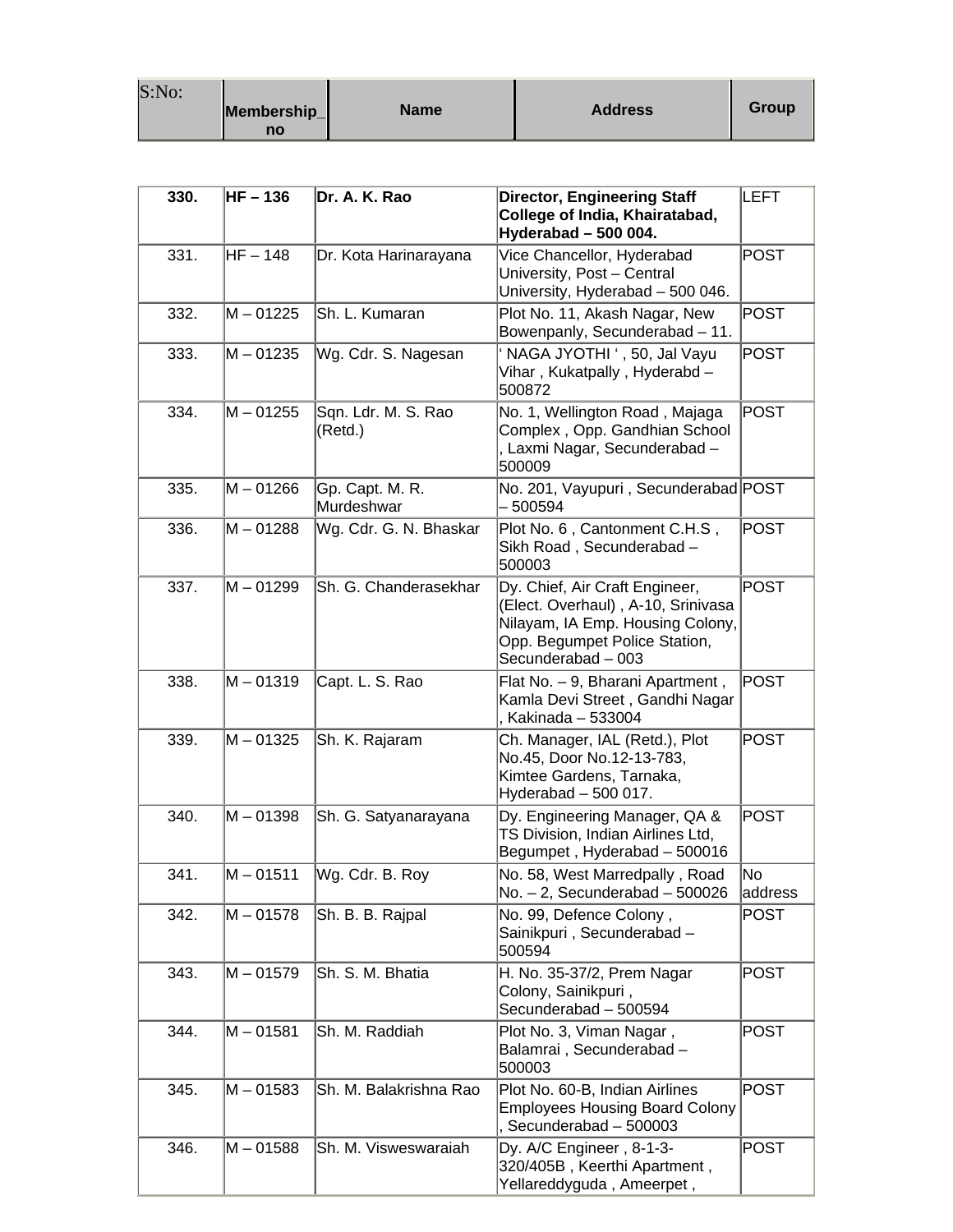| S:No: | Membership_no | Name | Address | Group |
|---|---|---|---|---|
| **330.** | **HF – 136** | **Dr. A. K. Rao** | **Director, Engineering Staff College of India, Khairatabad, Hyderabad – 500 004.** | LEFT |
| 331. | HF – 148 | Dr. Kota Harinarayana | Vice Chancellor, Hyderabad University, Post – Central University, Hyderabad – 500 046. | POST |
| 332. | M – 01225 | Sh. L. Kumaran | Plot No. 11, Akash Nagar, New Bowenpanly, Secunderabad – 11. | POST |
| 333. | M – 01235 | Wg. Cdr. S. Nagesan | ‘ NAGA JYOTHI ‘ , 50, Jal Vayu Vihar , Kukatpally , Hyderabd – 500872 | POST |
| 334. | M – 01255 | Sqn. Ldr. M. S. Rao (Retd.) | No. 1, Wellington Road , Majaga Complex , Opp. Gandhian School , Laxmi Nagar, Secunderabad – 500009 | POST |
| 335. | M – 01266 | Gp. Capt. M. R. Murdeshwar | No. 201, Vayupuri , Secunderabad – 500594 | POST |
| 336. | M – 01288 | Wg. Cdr. G. N. Bhaskar | Plot No. 6 , Cantonment C.H.S , Sikh Road , Secunderabad – 500003 | POST |
| 337. | M – 01299 | Sh. G. Chanderasekhar | Dy. Chief, Air Craft Engineer, (Elect. Overhaul) , A-10, Srinivasa Nilayam, IA Emp. Housing Colony, Opp. Begumpet Police Station, Secunderabad – 003 | POST |
| 338. | M – 01319 | Capt. L. S. Rao | Flat No. – 9, Bharani Apartment , Kamla Devi Street , Gandhi Nagar , Kakinada – 533004 | POST |
| 339. | M – 01325 | Sh. K. Rajaram | Ch. Manager, IAL (Retd.), Plot No.45, Door No.12-13-783, Kimtee Gardens, Tarnaka, Hyderabad – 500 017. | POST |
| 340. | M – 01398 | Sh. G. Satyanarayana | Dy. Engineering Manager, QA & TS Division, Indian Airlines Ltd, Begumpet , Hyderabad – 500016 | POST |
| 341. | M – 01511 | Wg. Cdr. B. Roy | No. 58, West Marredpally , Road No. – 2, Secunderabad – 500026 | No address |
| 342. | M – 01578 | Sh. B. B. Rajpal | No. 99, Defence Colony , Sainikpuri , Secunderabad – 500594 | POST |
| 343. | M – 01579 | Sh. S. M. Bhatia | H. No. 35-37/2, Prem Nagar Colony, Sainikpuri , Secunderabad – 500594 | POST |
| 344. | M – 01581 | Sh. M. Raddiah | Plot No. 3, Viman Nagar , Balamrai , Secunderabad – 500003 | POST |
| 345. | M – 01583 | Sh. M. Balakrishna Rao | Plot No. 60-B, Indian Airlines Employees Housing Board Colony , Secunderabad – 500003 | POST |
| 346. | M – 01588 | Sh. M. Visweswaraiah | Dy. A/C Engineer , 8-1-3-320/405B , Keerthi Apartment , Yellareddyguda , Ameerpet , | POST |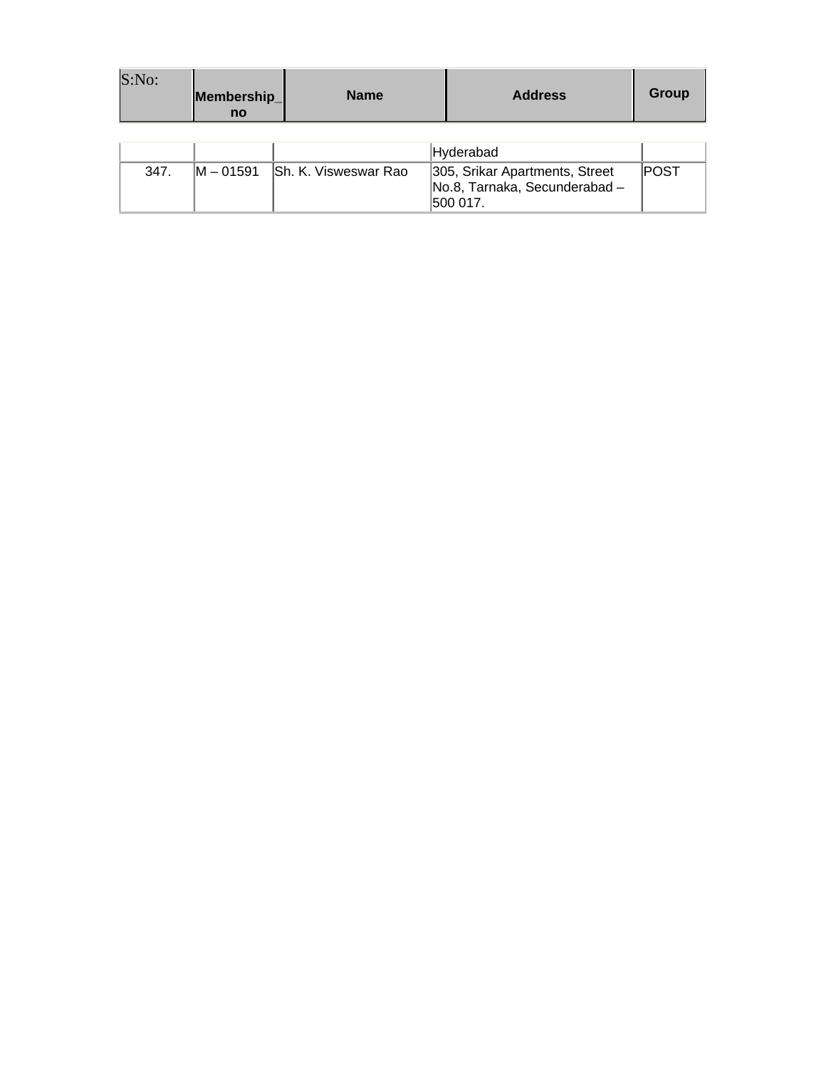| S:No: | Membership_no | Name | Address | Group |
|---|---|---|---|---|
| | | | Hyderabad | |
| 347. | M – 01591 | Sh. K. Visweswar Rao | 305, Srikar Apartments, Street No.8, Tarnaka, Secunderabad – 500 017. | POST |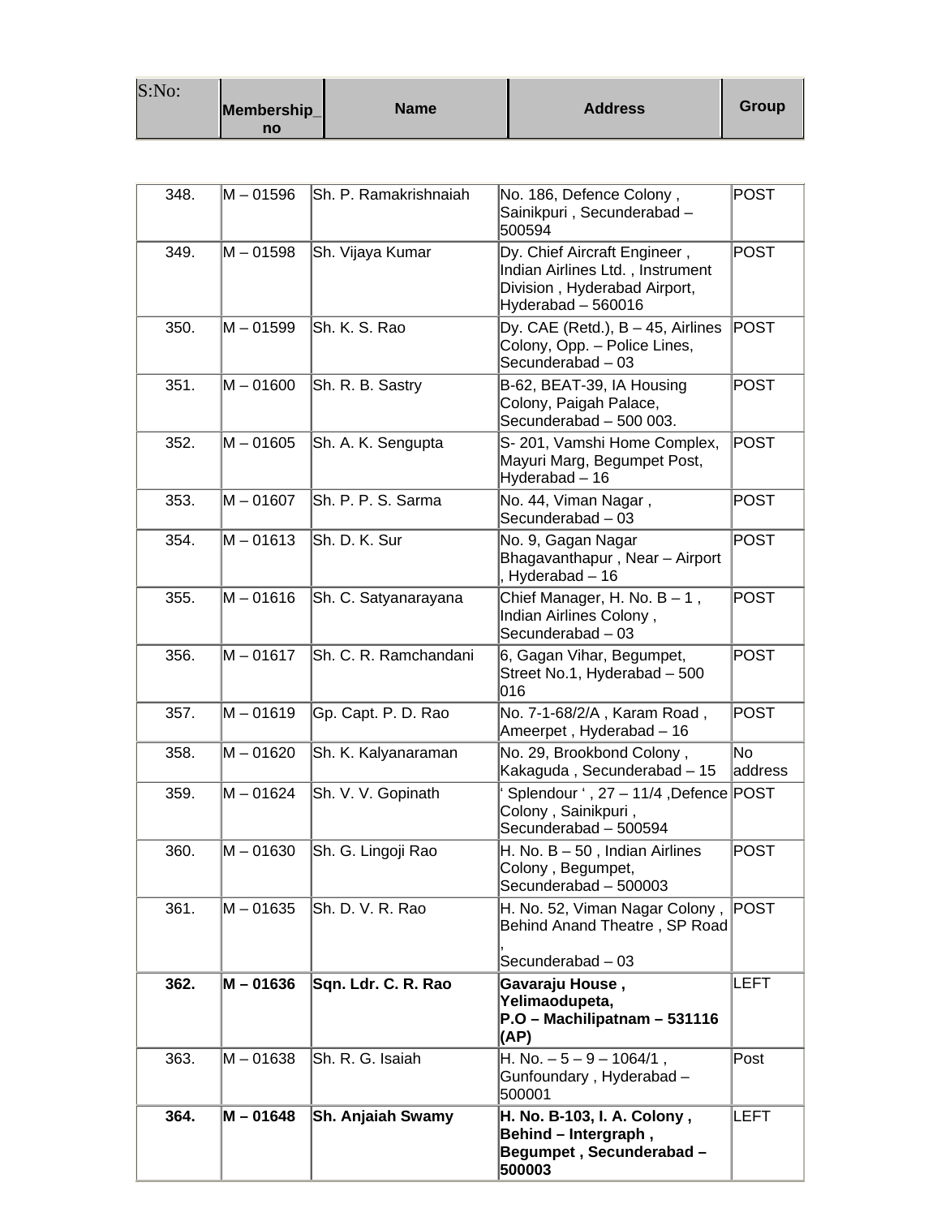| S:No: | Membership_no | Name | Address | Group |
|---|---|---|---|---|
| 348. | M – 01596 | Sh. P. Ramakrishnaiah | No. 186, Defence Colony , Sainikpuri , Secunderabad – 500594 | POST |
| 349. | M – 01598 | Sh. Vijaya Kumar | Dy. Chief Aircraft Engineer , Indian Airlines Ltd. , Instrument Division , Hyderabad Airport, Hyderabad – 560016 | POST |
| 350. | M – 01599 | Sh. K. S. Rao | Dy. CAE (Retd.), B – 45, Airlines Colony, Opp. – Police Lines, Secunderabad – 03 | POST |
| 351. | M – 01600 | Sh. R. B. Sastry | B-62, BEAT-39, IA Housing Colony, Paigah Palace, Secunderabad – 500 003. | POST |
| 352. | M – 01605 | Sh. A. K. Sengupta | S- 201, Vamshi Home Complex, Mayuri Marg, Begumpet Post, Hyderabad – 16 | POST |
| 353. | M – 01607 | Sh. P. P. S. Sarma | No. 44, Viman Nagar , Secunderabad – 03 | POST |
| 354. | M – 01613 | Sh. D. K. Sur | No. 9, Gagan Nagar Bhagavanthapur , Near – Airport , Hyderabad – 16 | POST |
| 355. | M – 01616 | Sh. C. Satyanarayana | Chief Manager, H. No. B – 1 , Indian Airlines Colony , Secunderabad – 03 | POST |
| 356. | M – 01617 | Sh. C. R. Ramchandani | 6, Gagan Vihar, Begumpet, Street No.1, Hyderabad – 500 016 | POST |
| 357. | M – 01619 | Gp. Capt. P. D. Rao | No. 7-1-68/2/A , Karam Road , Ameerpet , Hyderabad – 16 | POST |
| 358. | M – 01620 | Sh. K. Kalyanaraman | No. 29, Brookbond Colony , Kakaguda , Secunderabad – 15 | No address |
| 359. | M – 01624 | Sh. V. V. Gopinath | ‘ Splendour ‘ , 27 – 11/4 ,Defence Colony , Sainikpuri , Secunderabad – 500594 | POST |
| 360. | M – 01630 | Sh. G. Lingoji Rao | H. No. B – 50 , Indian Airlines Colony , Begumpet, Secunderabad – 500003 | POST |
| 361. | M – 01635 | Sh. D. V. R. Rao | H. No. 52, Viman Nagar Colony , Behind Anand Theatre , SP Road , Secunderabad – 03 | POST |
| **362.** | **M – 01636** | **Sqn. Ldr. C. R. Rao** | **Gavaraju House , Yelimaodupeta, P.O – Machilipatnam – 531116 (AP)** | LEFT |
| 363. | M – 01638 | Sh. R. G. Isaiah | H. No. – 5 – 9 – 1064/1 , Gunfoundary , Hyderabad – 500001 | Post |
| **364.** | **M – 01648** | **Sh. Anjaiah Swamy** | **H. No. B-103, I. A. Colony , Behind – Intergraph , Begumpet , Secunderabad – 500003** | LEFT |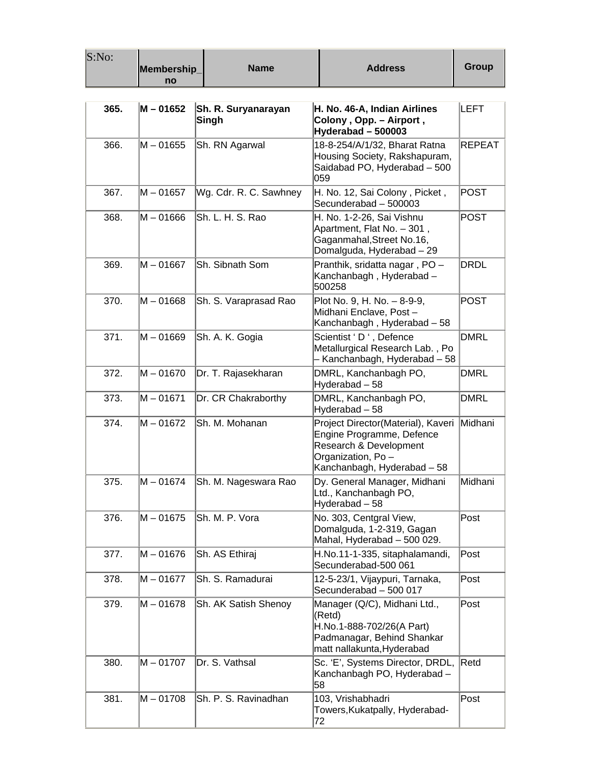| S:No: | Membership_no | Name | Address | Group |
|---|---|---|---|---|
| **365.** | **M – 01652** | **Sh. R. Suryanarayan Singh** | **H. No. 46-A, Indian Airlines Colony , Opp. – Airport , Hyderabad – 500003** | LEFT |
| 366. | M – 01655 | Sh. RN Agarwal | 18-8-254/A/1/32, Bharat Ratna Housing Society, Rakshapuram, Saidabad PO, Hyderabad – 500 059 | REPEAT |
| 367. | M – 01657 | Wg. Cdr. R. C. Sawhney | H. No. 12, Sai Colony , Picket , Secunderabad – 500003 | POST |
| 368. | M – 01666 | Sh. L. H. S. Rao | H. No. 1-2-26, Sai Vishnu Apartment, Flat No. – 301 , Gaganmahal,Street No.16, Domalguda, Hyderabad – 29 | POST |
| 369. | M – 01667 | Sh. Sibnath Som | Pranthik, sridatta nagar , PO – Kanchanbagh , Hyderabad – 500258 | DRDL |
| 370. | M – 01668 | Sh. S. Varaprasad Rao | Plot No. 9, H. No. – 8-9-9, Midhani Enclave, Post – Kanchanbagh , Hyderabad – 58 | POST |
| 371. | M – 01669 | Sh. A. K. Gogia | Scientist ' D ' , Defence Metallurgical Research Lab. , Po – Kanchanbagh, Hyderabad – 58 | DMRL |
| 372. | M – 01670 | Dr. T. Rajasekharan | DMRL, Kanchanbagh PO, Hyderabad – 58 | DMRL |
| 373. | M – 01671 | Dr. CR Chakraborthy | DMRL, Kanchanbagh PO, Hyderabad – 58 | DMRL |
| 374. | M – 01672 | Sh. M. Mohanan | Project Director(Material), Kaveri Engine Programme, Defence Research & Development Organization, Po – Kanchanbagh, Hyderabad – 58 | Midhani |
| 375. | M – 01674 | Sh. M. Nageswara Rao | Dy. General Manager, Midhani Ltd., Kanchanbagh PO, Hyderabad – 58 | Midhani |
| 376. | M – 01675 | Sh. M. P. Vora | No. 303, Centgral View, Domalguda, 1-2-319, Gagan Mahal, Hyderabad – 500 029. | Post |
| 377. | M – 01676 | Sh. AS Ethiraj | H.No.11-1-335, sitaphalamandi, Secunderabad-500 061 | Post |
| 378. | M – 01677 | Sh. S. Ramadurai | 12-5-23/1, Vijaypuri, Tarnaka, Secunderabad – 500 017 | Post |
| 379. | M – 01678 | Sh. AK Satish Shenoy | Manager (Q/C), Midhani Ltd., (Retd) H.No.1-888-702/26(A Part) Padmanagar, Behind Shankar matt nallakunta,Hyderabad | Post |
| 380. | M – 01707 | Dr. S. Vathsal | Sc. 'E', Systems Director, DRDL, Kanchanbagh PO, Hyderabad – 58 | Retd |
| 381. | M – 01708 | Sh. P. S. Ravinadhan | 103, Vrishabhadri Towers,Kukatpally, Hyderabad-72 | Post |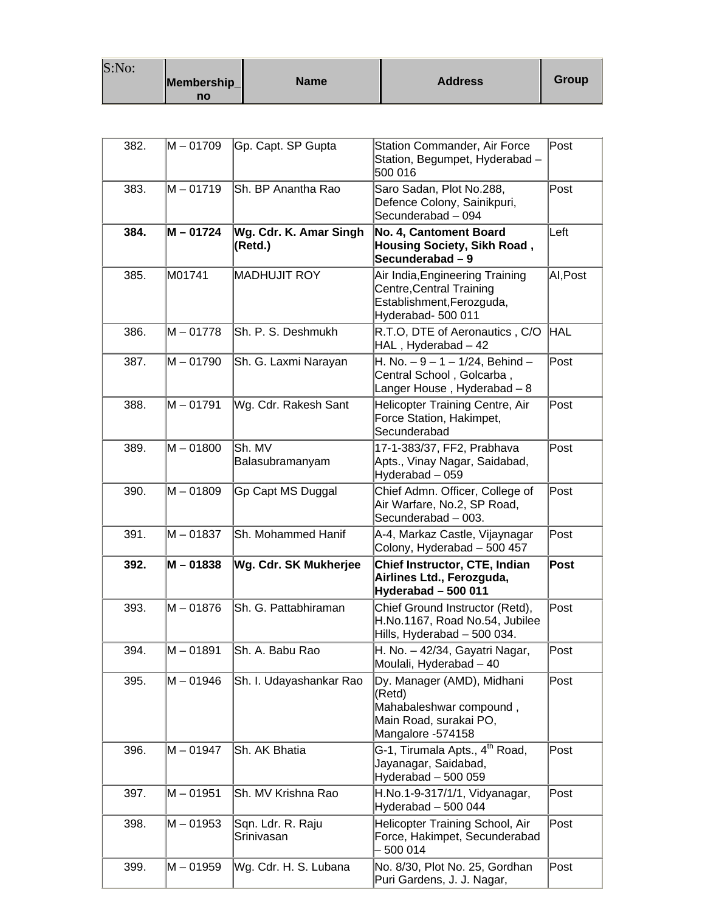| S:No: | Membership_no | Name | Address | Group |
|---|---|---|---|---|
| 382. | M – 01709 | Gp. Capt. SP Gupta | Station Commander, Air Force Station, Begumpet, Hyderabad – 500 016 | Post |
| 383. | M – 01719 | Sh. BP Anantha Rao | Saro Sadan, Plot No.288, Defence Colony, Sainikpuri, Secunderabad – 094 | Post |
| **384.** | **M – 01724** | **Wg. Cdr. K. Amar Singh (Retd.)** | **No. 4, Cantoment Board Housing Society, Sikh Road , Secunderabad – 9** | Left |
| 385. | M01741 | MADHUJIT ROY | Air India,Engineering Training Centre,Central Training Establishment,Ferozguda, Hyderabad- 500 011 | AI,Post |
| 386. | M – 01778 | Sh. P. S. Deshmukh | R.T.O, DTE of Aeronautics , C/O HAL , Hyderabad – 42 | HAL |
| 387. | M – 01790 | Sh. G. Laxmi Narayan | H. No. – 9 – 1 – 1/24, Behind – Central School , Golcarba , Langer House , Hyderabad – 8 | Post |
| 388. | M – 01791 | Wg. Cdr. Rakesh Sant | Helicopter Training Centre, Air Force Station, Hakimpet, Secunderabad | Post |
| 389. | M – 01800 | Sh. MV Balasubramanyam | 17-1-383/37, FF2, Prabhava Apts., Vinay Nagar, Saidabad, Hyderabad – 059 | Post |
| 390. | M – 01809 | Gp Capt MS Duggal | Chief Admn. Officer, College of Air Warfare, No.2, SP Road, Secunderabad – 003. | Post |
| 391. | M – 01837 | Sh. Mohammed Hanif | A-4, Markaz Castle, Vijaynagar Colony, Hyderabad – 500 457 | Post |
| **392.** | **M – 01838** | **Wg. Cdr. SK Mukherjee** | **Chief Instructor, CTE, Indian Airlines Ltd., Ferozguda, Hyderabad – 500 011** | **Post** |
| 393. | M – 01876 | Sh. G. Pattabhiraman | Chief Ground Instructor (Retd), H.No.1167, Road No.54, Jubilee Hills, Hyderabad – 500 034. | Post |
| 394. | M – 01891 | Sh. A. Babu Rao | H. No. – 42/34, Gayatri Nagar, Moulali, Hyderabad – 40 | Post |
| 395. | M – 01946 | Sh. I. Udayashankar Rao | Dy. Manager (AMD), Midhani (Retd) Mahabaleshwar compound , Main Road, surakai PO, Mangalore -574158 | Post |
| 396. | M – 01947 | Sh. AK Bhatia | G-1, Tirumala Apts., 4th Road, Jayanagar, Saidabad, Hyderabad – 500 059 | Post |
| 397. | M – 01951 | Sh. MV Krishna Rao | H.No.1-9-317/1/1, Vidyanagar, Hyderabad – 500 044 | Post |
| 398. | M – 01953 | Sqn. Ldr. R. Raju Srinivasan | Helicopter Training School, Air Force, Hakimpet, Secunderabad – 500 014 | Post |
| 399. | M – 01959 | Wg. Cdr. H. S. Lubana | No. 8/30, Plot No. 25, Gordhan Puri Gardens, J. J. Nagar, | Post |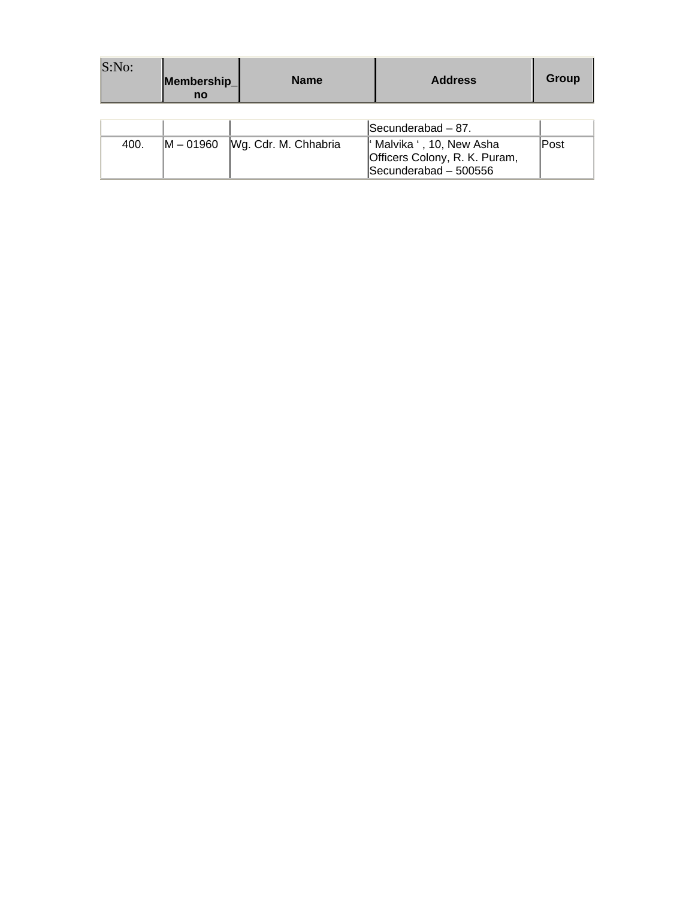| S:No: | Membership_no | Name | Address | Group |
|---|---|---|---|---|
| | | | Secunderabad – 87. | |
| 400. | M – 01960 | Wg. Cdr. M. Chhabria | ‘ Malvika ‘ , 10, New Asha Officers Colony, R. K. Puram, Secunderabad – 500556 | Post |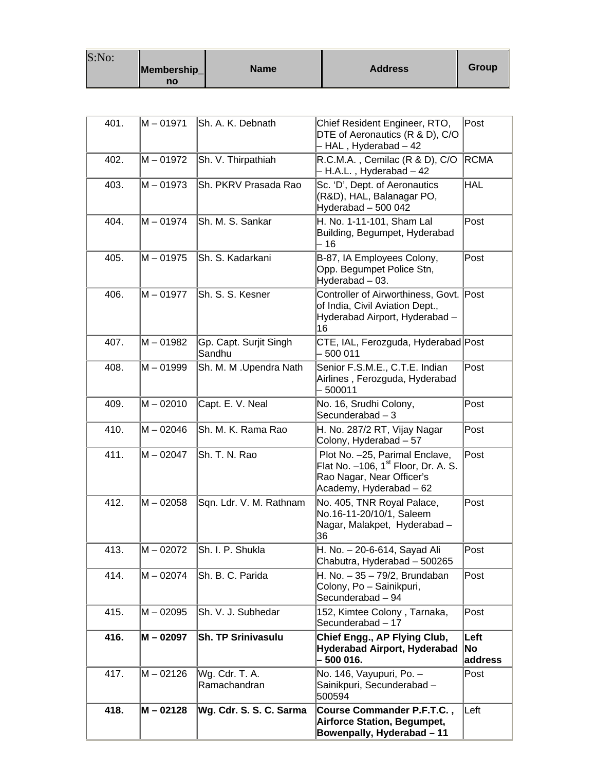| S:No: | Membership_no | Name | Address | Group |
|---|---|---|---|---|
| 401. | M – 01971 | Sh. A. K. Debnath | Chief Resident Engineer, RTO, DTE of Aeronautics (R & D), C/O – HAL , Hyderabad – 42 | Post |
| 402. | M – 01972 | Sh. V. Thirpathiah | R.C.M.A. , Cemilac (R & D), C/O – H.A.L. , Hyderabad – 42 | RCMA |
| 403. | M – 01973 | Sh. PKRV Prasada Rao | Sc. 'D', Dept. of Aeronautics (R&D), HAL, Balanagar PO, Hyderabad – 500 042 | HAL |
| 404. | M – 01974 | Sh. M. S. Sankar | H. No. 1-11-101, Sham Lal Building, Begumpet, Hyderabad – 16 | Post |
| 405. | M – 01975 | Sh. S. Kadarkani | B-87, IA Employees Colony, Opp. Begumpet Police Stn, Hyderabad – 03. | Post |
| 406. | M – 01977 | Sh. S. S. Kesner | Controller of Airworthiness, Govt. of India, Civil Aviation Dept., Hyderabad Airport, Hyderabad – 16 | Post |
| 407. | M – 01982 | Gp. Capt. Surjit Singh Sandhu | CTE, IAL, Ferozguda, Hyderabad – 500 011 | Post |
| 408. | M – 01999 | Sh. M. M .Upendra Nath | Senior F.S.M.E., C.T.E. Indian Airlines , Ferozguda, Hyderabad – 500011 | Post |
| 409. | M – 02010 | Capt. E. V. Neal | No. 16, Srudhi Colony, Secunderabad – 3 | Post |
| 410. | M – 02046 | Sh. M. K. Rama Rao | H. No. 287/2 RT, Vijay Nagar Colony, Hyderabad – 57 | Post |
| 411. | M – 02047 | Sh. T. N. Rao | Plot No. –25, Parimal Enclave, Flat No. –106, 1st Floor, Dr. A. S. Rao Nagar, Near Officer's Academy, Hyderabad – 62 | Post |
| 412. | M – 02058 | Sqn. Ldr. V. M. Rathnam | No. 405, TNR Royal Palace, No.16-11-20/10/1, Saleem Nagar, Malakpet, Hyderabad – 36 | Post |
| 413. | M – 02072 | Sh. I. P. Shukla | H. No. – 20-6-614, Sayad Ali Chabutra, Hyderabad – 500265 | Post |
| 414. | M – 02074 | Sh. B. C. Parida | H. No. – 35 – 79/2, Brundaban Colony, Po – Sainikpuri, Secunderabad – 94 | Post |
| 415. | M – 02095 | Sh. V. J. Subhedar | 152, Kimtee Colony , Tarnaka, Secunderabad – 17 | Post |
| **416.** | **M – 02097** | **Sh. TP Srinivasulu** | **Chief Engg., AP Flying Club, Hyderabad Airport, Hyderabad – 500 016.** | **Left No address** |
| 417. | M – 02126 | Wg. Cdr. T. A. Ramachandran | No. 146, Vayupuri, Po. – Sainikpuri, Secunderabad – 500594 | Post |
| **418.** | **M – 02128** | **Wg. Cdr. S. S. C. Sarma** | **Course Commander P.F.T.C. , Airforce Station, Begumpet, Bowenpally, Hyderabad – 11** | Left |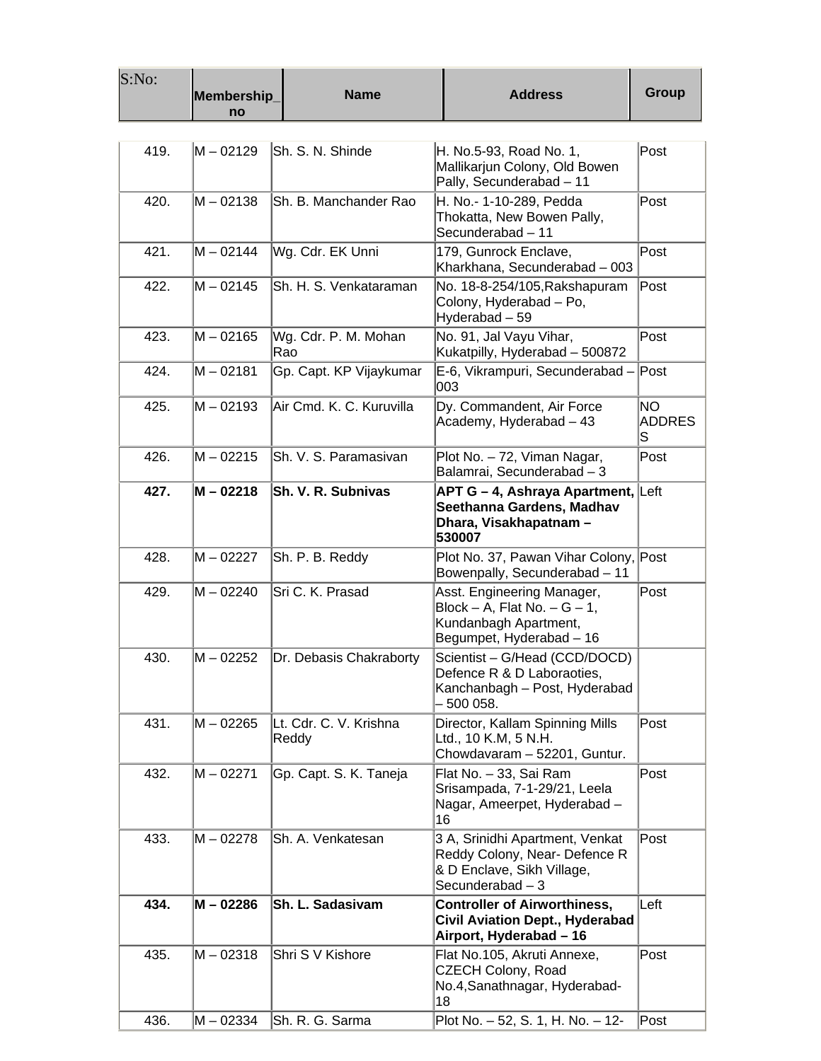| S:No: | Membership_no | Name | Address | Group |
|---|---|---|---|---|
| 419. | M – 02129 | Sh. S. N. Shinde | H. No.5-93, Road No. 1, Mallikarjun Colony, Old Bowen Pally, Secunderabad – 11 | Post |
| 420. | M – 02138 | Sh. B. Manchander Rao | H. No.- 1-10-289, Pedda Thokatta, New Bowen Pally, Secunderabad – 11 | Post |
| 421. | M – 02144 | Wg. Cdr. EK Unni | 179, Gunrock Enclave, Kharkhana, Secunderabad – 003 | Post |
| 422. | M – 02145 | Sh. H. S. Venkataraman | No. 18-8-254/105,Rakshapuram Colony, Hyderabad – Po, Hyderabad – 59 | Post |
| 423. | M – 02165 | Wg. Cdr. P. M. Mohan Rao | No. 91, Jal Vayu Vihar, Kukatpilly, Hyderabad – 500872 | Post |
| 424. | M – 02181 | Gp. Capt. KP Vijaykumar | E-6, Vikrampuri, Secunderabad – 003 | Post |
| 425. | M – 02193 | Air Cmd. K. C. Kuruvilla | Dy. Commandent, Air Force Academy, Hyderabad – 43 | NO ADDRESS |
| 426. | M – 02215 | Sh. V. S. Paramasivan | Plot No. – 72, Viman Nagar, Balamrai, Secunderabad – 3 | Post |
| **427.** | **M – 02218** | **Sh. V. R. Subnivas** | **APT G – 4, Ashraya Apartment, Seethanna Gardens, Madhav Dhara, Visakhapatnam – 530007** | Left |
| 428. | M – 02227 | Sh. P. B. Reddy | Plot No. 37, Pawan Vihar Colony, Bowenpally, Secunderabad – 11 | Post |
| 429. | M – 02240 | Sri C. K. Prasad | Asst. Engineering Manager, Block – A, Flat No. – G – 1, Kundanbagh Apartment, Begumpet, Hyderabad – 16 | Post |
| 430. | M – 02252 | Dr. Debasis Chakraborty | Scientist – G/Head (CCD/DOCD) Defence R & D Laboraoties, Kanchanbagh – Post, Hyderabad – 500 058. | |
| 431. | M – 02265 | Lt. Cdr. C. V. Krishna Reddy | Director, Kallam Spinning Mills Ltd., 10 K.M, 5 N.H. Chowdavaram – 52201, Guntur. | Post |
| 432. | M – 02271 | Gp. Capt. S. K. Taneja | Flat No. – 33, Sai Ram Srisampada, 7-1-29/21, Leela Nagar, Ameerpet, Hyderabad – 16 | Post |
| 433. | M – 02278 | Sh. A. Venkatesan | 3 A, Srinidhi Apartment, Venkat Reddy Colony, Near- Defence R & D Enclave, Sikh Village, Secunderabad – 3 | Post |
| **434.** | **M – 02286** | **Sh. L. Sadasivam** | **Controller of Airworthiness, Civil Aviation Dept., Hyderabad Airport, Hyderabad – 16** | Left |
| 435. | M – 02318 | Shri S V Kishore | Flat No.105, Akruti Annexe, CZECH Colony, Road No.4,Sanathnagar, Hyderabad-18 | Post |
| 436. | M – 02334 | Sh. R. G. Sarma | Plot No. – 52, S. 1, H. No. – 12- | Post |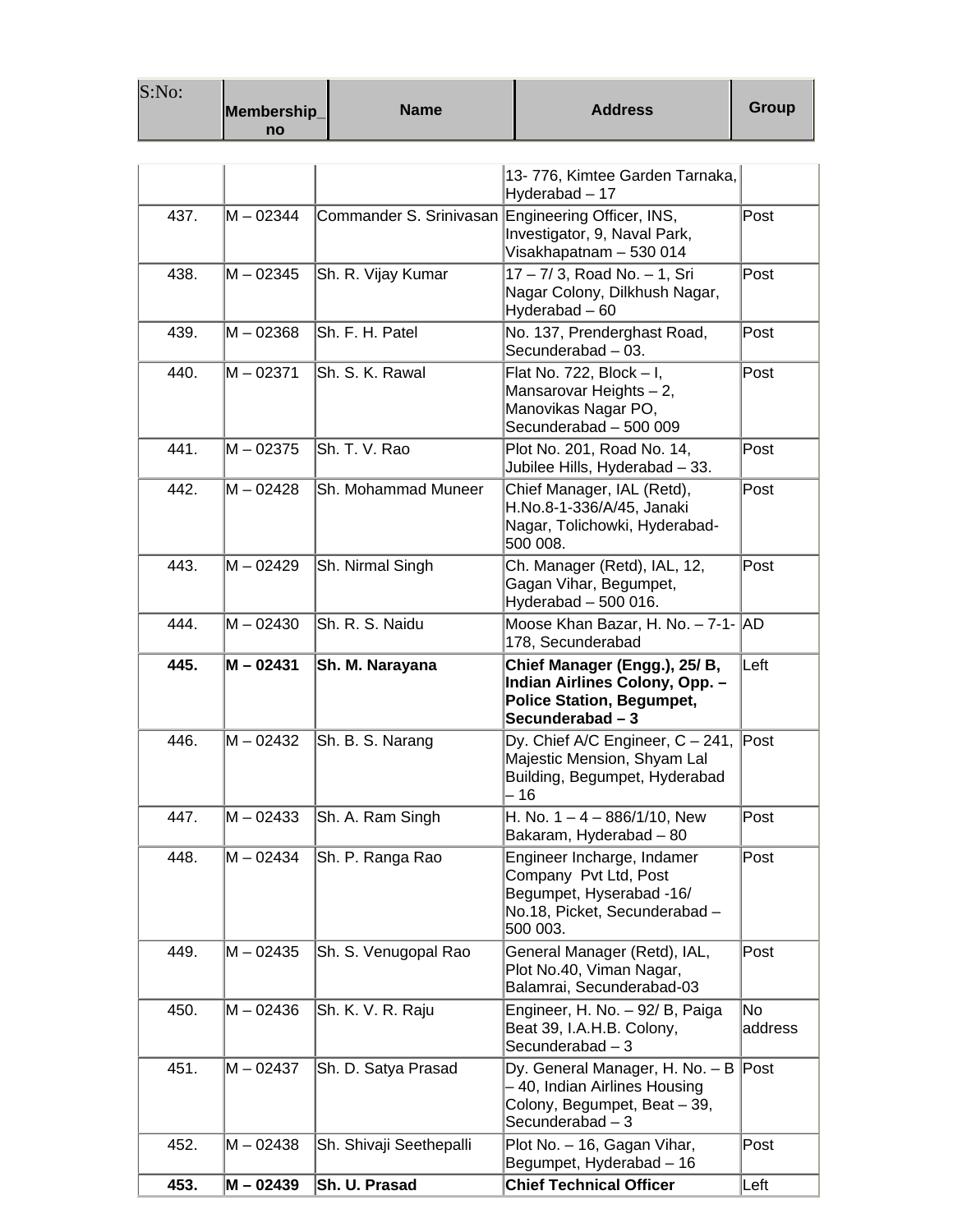| S:No: | Membership_no | Name | Address | Group |
|---|---|---|---|---|
| | | | 13- 776, Kimtee Garden Tarnaka, Hyderabad – 17 | |
| 437. | M – 02344 | Commander S. Srinivasan | Engineering Officer, INS, Investigator, 9, Naval Park, Visakhapatnam – 530 014 | Post |
| 438. | M – 02345 | Sh. R. Vijay Kumar | 17 – 7/ 3, Road No. – 1, Sri Nagar Colony, Dilkhush Nagar, Hyderabad – 60 | Post |
| 439. | M – 02368 | Sh. F. H. Patel | No. 137, Prenderghast Road, Secunderabad – 03. | Post |
| 440. | M – 02371 | Sh. S. K. Rawal | Flat No. 722, Block – I, Mansarovar Heights – 2, Manovikas Nagar PO, Secunderabad – 500 009 | Post |
| 441. | M – 02375 | Sh. T. V. Rao | Plot No. 201, Road No. 14, Jubilee Hills, Hyderabad – 33. | Post |
| 442. | M – 02428 | Sh. Mohammad Muneer | Chief Manager, IAL (Retd), H.No.8-1-336/A/45, Janaki Nagar, Tolichowki, Hyderabad-500 008. | Post |
| 443. | M – 02429 | Sh. Nirmal Singh | Ch. Manager (Retd), IAL, 12, Gagan Vihar, Begumpet, Hyderabad – 500 016. | Post |
| 444. | M – 02430 | Sh. R. S. Naidu | Moose Khan Bazar, H. No. – 7-1-178, Secunderabad | AD |
| **445.** | **M – 02431** | **Sh. M. Narayana** | **Chief Manager (Engg.), 25/ B, Indian Airlines Colony, Opp. – Police Station, Begumpet, Secunderabad – 3** | Left |
| 446. | M – 02432 | Sh. B. S. Narang | Dy. Chief A/C Engineer, C – 241, Majestic Mension, Shyam Lal Building, Begumpet, Hyderabad – 16 | Post |
| 447. | M – 02433 | Sh. A. Ram Singh | H. No. 1 – 4 – 886/1/10, New Bakaram, Hyderabad – 80 | Post |
| 448. | M – 02434 | Sh. P. Ranga Rao | Engineer Incharge, Indamer Company Pvt Ltd, Post Begumpet, Hyserabad -16/ No.18, Picket, Secunderabad – 500 003. | Post |
| 449. | M – 02435 | Sh. S. Venugopal Rao | General Manager (Retd), IAL, Plot No.40, Viman Nagar, Balamrai, Secunderabad-03 | Post |
| 450. | M – 02436 | Sh. K. V. R. Raju | Engineer, H. No. – 92/ B, Paiga Beat 39, I.A.H.B. Colony, Secunderabad – 3 | No address |
| 451. | M – 02437 | Sh. D. Satya Prasad | Dy. General Manager, H. No. – B – 40, Indian Airlines Housing Colony, Begumpet, Beat – 39, Secunderabad – 3 | Post |
| 452. | M – 02438 | Sh. Shivaji Seethepalli | Plot No. – 16, Gagan Vihar, Begumpet, Hyderabad – 16 | Post |
| **453.** | **M – 02439** | **Sh. U. Prasad** | **Chief Technical Officer** | Left |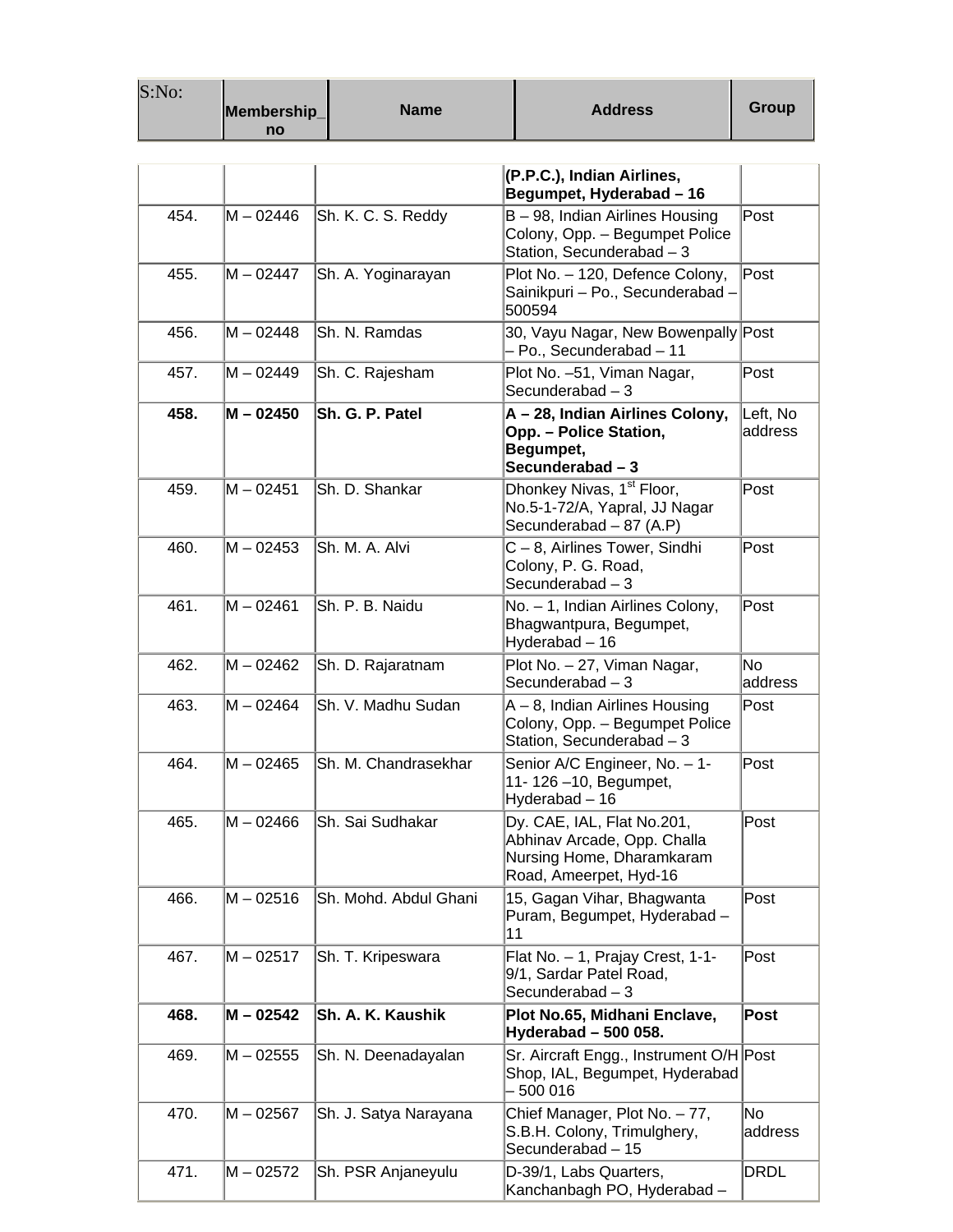| S:No: | Membership_no | Name | Address | Group |
|---|---|---|---|---|
| | | | **(P.P.C.), Indian Airlines, Begumpet, Hyderabad – 16** | |
| 454. | M – 02446 | Sh. K. C. S. Reddy | B – 98, Indian Airlines Housing Colony, Opp. – Begumpet Police Station, Secunderabad – 3 | Post |
| 455. | M – 02447 | Sh. A. Yoginarayan | Plot No. – 120, Defence Colony, Sainikpuri – Po., Secunderabad – 500594 | Post |
| 456. | M – 02448 | Sh. N. Ramdas | 30, Vayu Nagar, New Bowenpally – Po., Secunderabad – 11 | Post |
| 457. | M – 02449 | Sh. C. Rajesham | Plot No. –51, Viman Nagar, Secunderabad – 3 | Post |
| **458.** | **M – 02450** | **Sh. G. P. Patel** | **A – 28, Indian Airlines Colony, Opp. – Police Station, Begumpet, Secunderabad – 3** | Left, No address |
| 459. | M – 02451 | Sh. D. Shankar | Dhonkey Nivas, 1st Floor, No.5-1-72/A, Yapral, JJ Nagar Secunderabad – 87 (A.P) | Post |
| 460. | M – 02453 | Sh. M. A. Alvi | C – 8, Airlines Tower, Sindhi Colony, P. G. Road, Secunderabad – 3 | Post |
| 461. | M – 02461 | Sh. P. B. Naidu | No. – 1, Indian Airlines Colony, Bhagwantpura, Begumpet, Hyderabad – 16 | Post |
| 462. | M – 02462 | Sh. D. Rajaratnam | Plot No. – 27, Viman Nagar, Secunderabad – 3 | No address |
| 463. | M – 02464 | Sh. V. Madhu Sudan | A – 8, Indian Airlines Housing Colony, Opp. – Begumpet Police Station, Secunderabad – 3 | Post |
| 464. | M – 02465 | Sh. M. Chandrasekhar | Senior A/C Engineer, No. – 1-11- 126 –10, Begumpet, Hyderabad – 16 | Post |
| 465. | M – 02466 | Sh. Sai Sudhakar | Dy. CAE, IAL, Flat No.201, Abhinav Arcade, Opp. Challa Nursing Home, Dharamkaram Road, Ameerpet, Hyd-16 | Post |
| 466. | M – 02516 | Sh. Mohd. Abdul Ghani | 15, Gagan Vihar, Bhagwanta Puram, Begumpet, Hyderabad – 11 | Post |
| 467. | M – 02517 | Sh. T. Kripeswara | Flat No. – 1, Prajay Crest, 1-1-9/1, Sardar Patel Road, Secunderabad – 3 | Post |
| **468.** | **M – 02542** | **Sh. A. K. Kaushik** | **Plot No.65, Midhani Enclave, Hyderabad – 500 058.** | **Post** |
| 469. | M – 02555 | Sh. N. Deenadayalan | Sr. Aircraft Engg., Instrument O/H Shop, IAL, Begumpet, Hyderabad – 500 016 | Post |
| 470. | M – 02567 | Sh. J. Satya Narayana | Chief Manager, Plot No. – 77, S.B.H. Colony, Trimulghery, Secunderabad – 15 | No address |
| 471. | M – 02572 | Sh. PSR Anjaneyulu | D-39/1, Labs Quarters, Kanchanbagh PO, Hyderabad – | DRDL |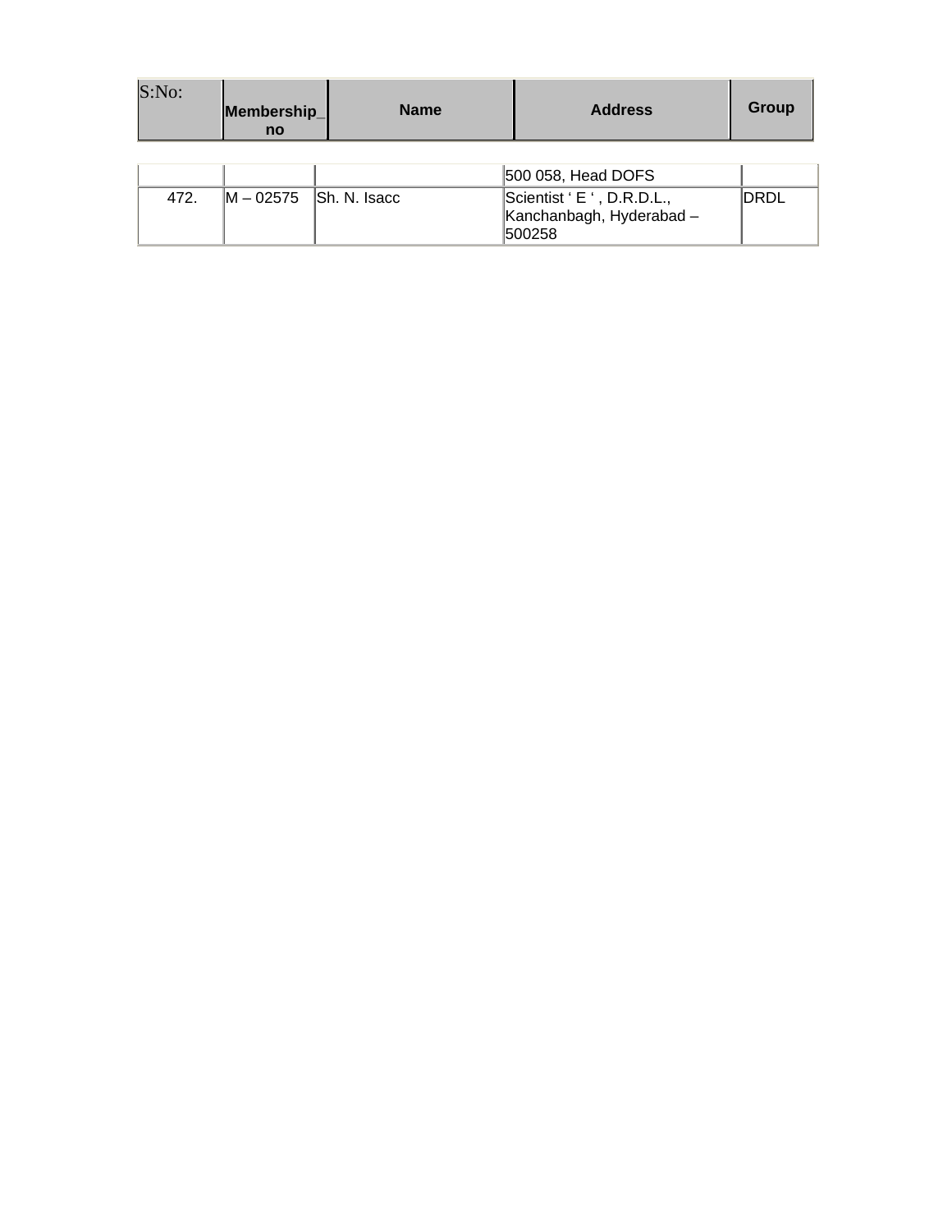| S:No: | Membership_no | Name | Address | Group |
|---|---|---|---|---|
| | | | 500 058, Head DOFS | |
| 472. | M – 02575 | Sh. N. Isacc | Scientist ‘ E ‘ , D.R.D.L., Kanchanbagh, Hyderabad – 500258 | DRDL |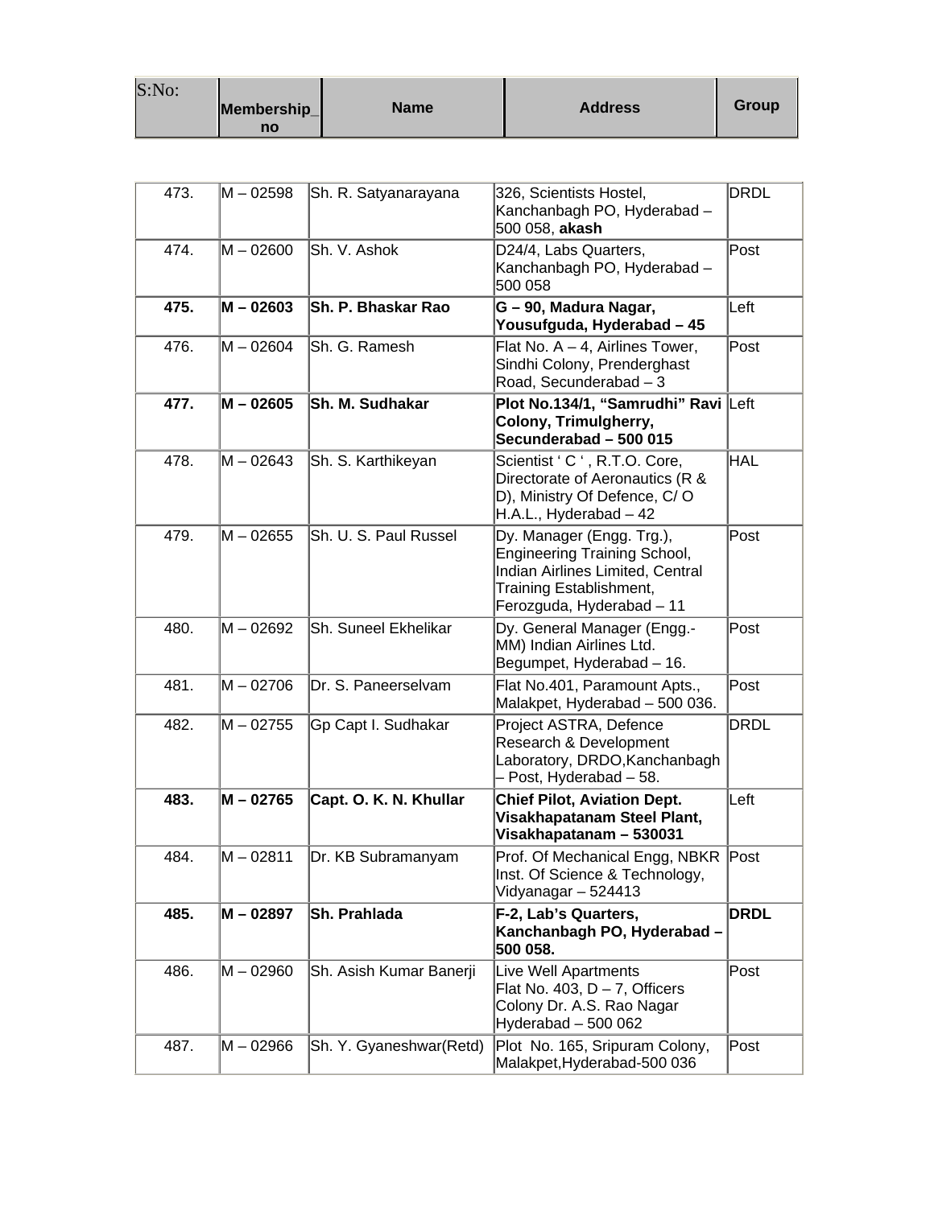| S:No: | Membership_no | Name | Address | Group |
|---|---|---|---|---|
| 473. | M – 02598 | Sh. R. Satyanarayana | 326, Scientists Hostel, Kanchanbagh PO, Hyderabad – 500 058, **akash** | DRDL |
| 474. | M – 02600 | Sh. V. Ashok | D24/4, Labs Quarters, Kanchanbagh PO, Hyderabad – 500 058 | Post |
| **475.** | **M – 02603** | **Sh. P. Bhaskar Rao** | **G – 90, Madura Nagar, Yousufguda, Hyderabad – 45** | Left |
| 476. | M – 02604 | Sh. G. Ramesh | Flat No. A – 4, Airlines Tower, Sindhi Colony, Prenderghast Road, Secunderabad – 3 | Post |
| **477.** | **M – 02605** | **Sh. M. Sudhakar** | **Plot No.134/1, "Samrudhi" Ravi Colony, Trimulgherry, Secunderabad – 500 015** | Left |
| 478. | M – 02643 | Sh. S. Karthikeyan | Scientist ' C ' , R.T.O. Core, Directorate of Aeronautics (R & D), Ministry Of Defence, C/ O H.A.L., Hyderabad – 42 | HAL |
| 479. | M – 02655 | Sh. U. S. Paul Russel | Dy. Manager (Engg. Trg.), Engineering Training School, Indian Airlines Limited, Central Training Establishment, Ferozguda, Hyderabad – 11 | Post |
| 480. | M – 02692 | Sh. Suneel Ekhelikar | Dy. General Manager (Engg.-MM) Indian Airlines Ltd. Begumpet, Hyderabad – 16. | Post |
| 481. | M – 02706 | Dr. S. Paneerselvam | Flat No.401, Paramount Apts., Malakpet, Hyderabad – 500 036. | Post |
| 482. | M – 02755 | Gp Capt I. Sudhakar | Project ASTRA, Defence Research & Development Laboratory, DRDO,Kanchanbagh – Post, Hyderabad – 58. | DRDL |
| **483.** | **M – 02765** | **Capt. O. K. N. Khullar** | **Chief Pilot, Aviation Dept. Visakhapatanam Steel Plant, Visakhapatanam – 530031** | Left |
| 484. | M – 02811 | Dr. KB Subramanyam | Prof. Of Mechanical Engg, NBKR Inst. Of Science & Technology, Vidyanagar – 524413 | Post |
| **485.** | **M – 02897** | **Sh. Prahlada** | **F-2, Lab's Quarters, Kanchanbagh PO, Hyderabad – 500 058.** | **DRDL** |
| 486. | M – 02960 | Sh. Asish Kumar Banerji | Live Well Apartments Flat No. 403, D – 7, Officers Colony Dr. A.S. Rao Nagar Hyderabad – 500 062 | Post |
| 487. | M – 02966 | Sh. Y. Gyaneshwar(Retd) | Plot No. 165, Sripuram Colony, Malakpet,Hyderabad-500 036 | Post |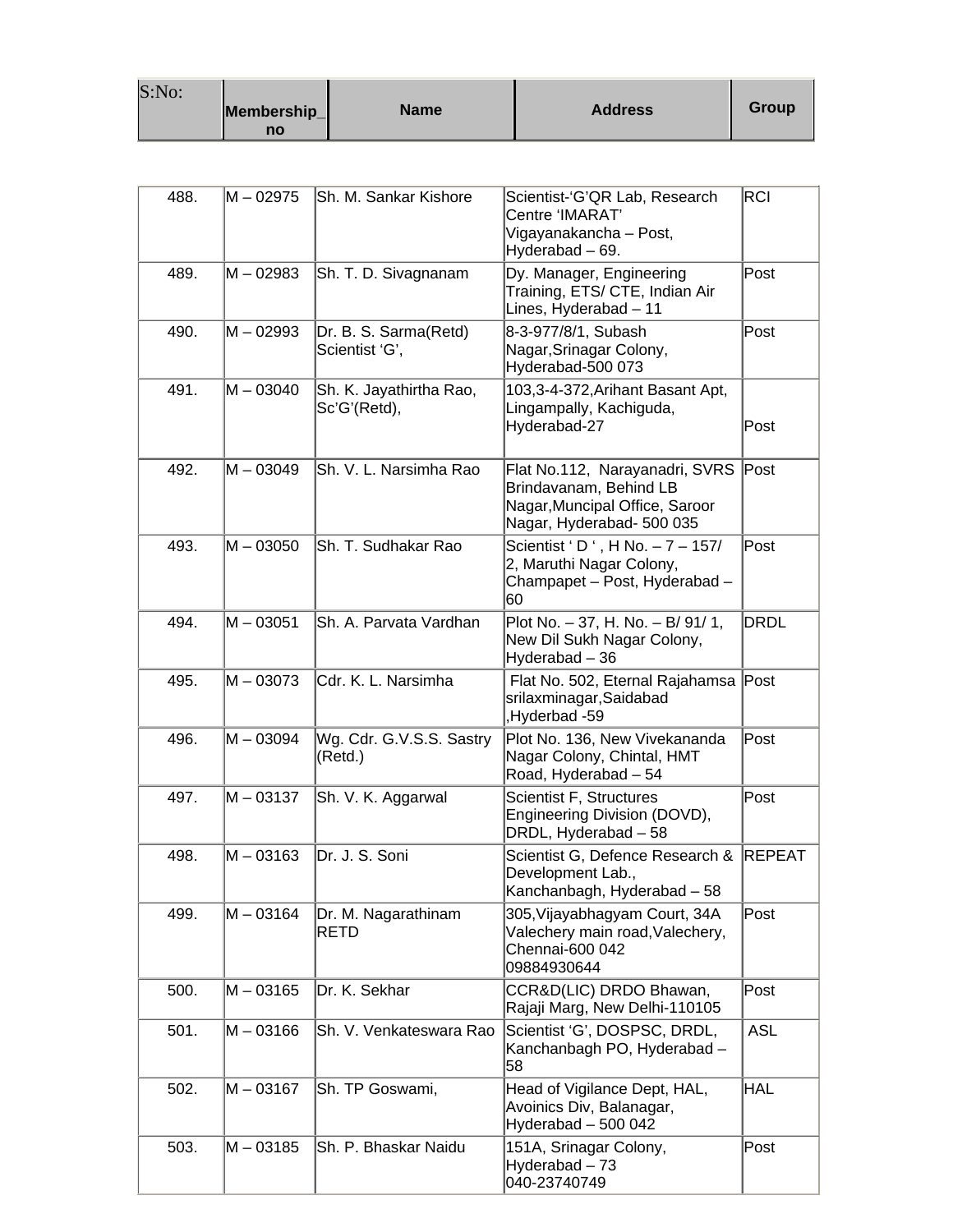| S:No: | Membership_no | Name | Address | Group |
|---|---|---|---|---|
| 488. | M – 02975 | Sh. M. Sankar Kishore | Scientist-'G'QR Lab, Research Centre 'IMARAT' Vigayanakancha – Post, Hyderabad – 69. | RCI |
| 489. | M – 02983 | Sh. T. D. Sivagnanam | Dy. Manager, Engineering Training, ETS/ CTE, Indian Air Lines, Hyderabad – 11 | Post |
| 490. | M – 02993 | Dr. B. S. Sarma(Retd) Scientist 'G', | 8-3-977/8/1, Subash Nagar,Srinagar Colony, Hyderabad-500 073 | Post |
| 491. | M – 03040 | Sh. K. Jayathirtha Rao, Sc'G'(Retd), | 103,3-4-372,Arihant Basant Apt, Lingampally, Kachiguda, Hyderabad-27 | Post |
| 492. | M – 03049 | Sh. V. L. Narsimha Rao | Flat No.112, Narayanadri, SVRS Brindavanam, Behind LB Nagar,Muncipal Office, Saroor Nagar, Hyderabad- 500 035 | Post |
| 493. | M – 03050 | Sh. T. Sudhakar Rao | Scientist ' D ' , H No. – 7 – 157/ 2, Maruthi Nagar Colony, Champapet – Post, Hyderabad – 60 | Post |
| 494. | M – 03051 | Sh. A. Parvata Vardhan | Plot No. – 37, H. No. – B/ 91/ 1, New Dil Sukh Nagar Colony, Hyderabad – 36 | DRDL |
| 495. | M – 03073 | Cdr. K. L. Narsimha | Flat No. 502, Eternal Rajahamsa srilaxminagar,Saidabad ,Hyderbad -59 | Post |
| 496. | M – 03094 | Wg. Cdr. G.V.S.S. Sastry (Retd.) | Plot No. 136, New Vivekananda Nagar Colony, Chintal, HMT Road, Hyderabad – 54 | Post |
| 497. | M – 03137 | Sh. V. K. Aggarwal | Scientist F, Structures Engineering Division (DOVD), DRDL, Hyderabad – 58 | Post |
| 498. | M – 03163 | Dr. J. S. Soni | Scientist G, Defence Research & Development Lab., Kanchanbagh, Hyderabad – 58 | REPEAT |
| 499. | M – 03164 | Dr. M. Nagarathinam RETD | 305,Vijayabhagyam Court, 34A Valechery main road,Valechery, Chennai-600 042 09884930644 | Post |
| 500. | M – 03165 | Dr. K. Sekhar | CCR&D(LIC) DRDO Bhawan, Rajaji Marg, New Delhi-110105 | Post |
| 501. | M – 03166 | Sh. V. Venkateswara Rao | Scientist 'G', DOSPSC, DRDL, Kanchanbagh PO, Hyderabad – 58 | ASL |
| 502. | M – 03167 | Sh. TP Goswami, | Head of Vigilance Dept, HAL, Avoinics Div, Balanagar, Hyderabad – 500 042 | HAL |
| 503. | M – 03185 | Sh. P. Bhaskar Naidu | 151A, Srinagar Colony, Hyderabad – 73 040-23740749 | Post |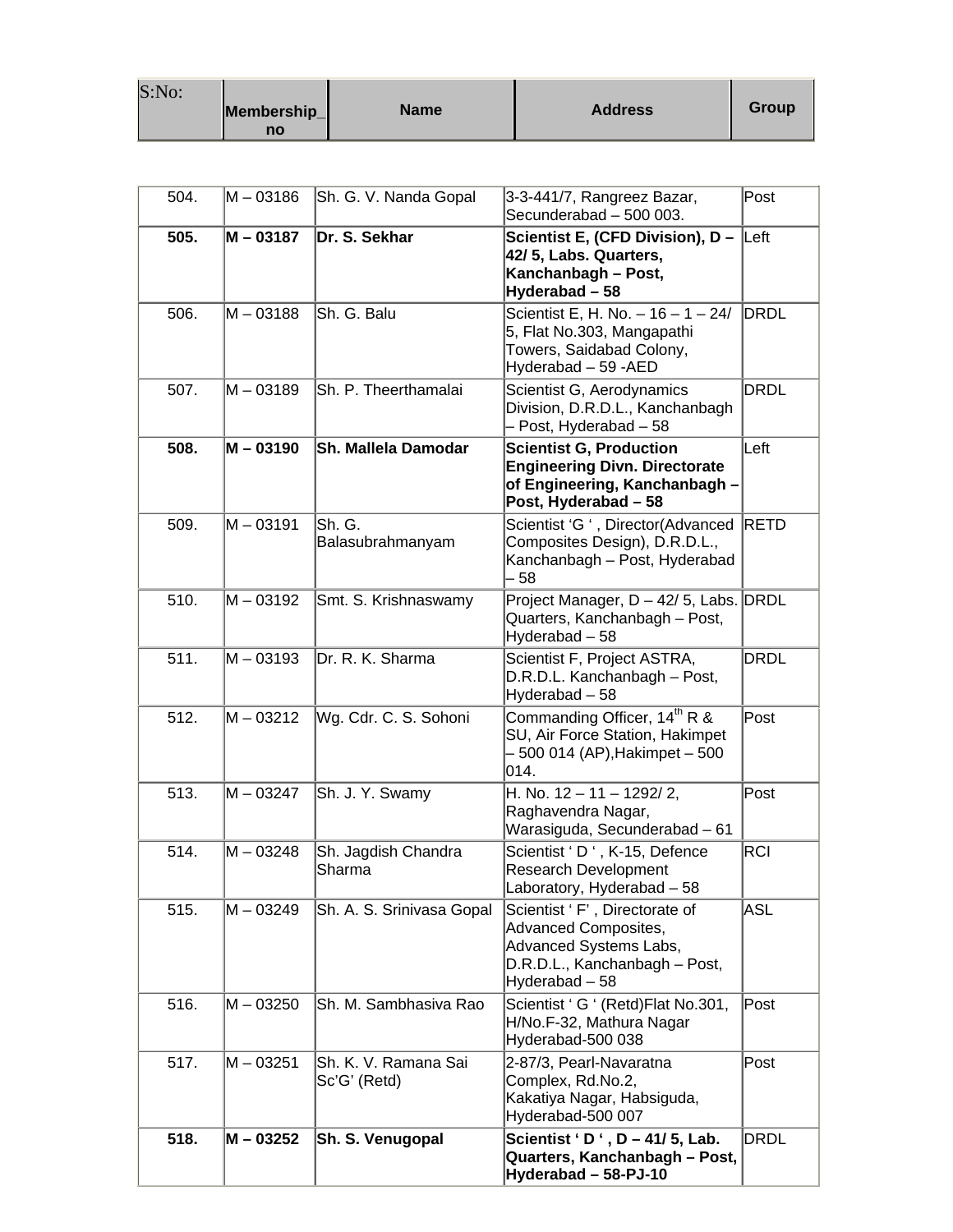| S:No: | Membership_no | Name | Address | Group |
| --- | --- | --- | --- | --- |
| 504. | M – 03186 | Sh. G. V. Nanda Gopal | 3-3-441/7, Rangreez Bazar, Secunderabad – 500 003. | Post |
| **505.** | **M – 03187** | **Dr. S. Sekhar** | **Scientist E, (CFD Division), D – 42/ 5, Labs. Quarters, Kanchanbagh – Post, Hyderabad – 58** | Left |
| 506. | M – 03188 | Sh. G. Balu | Scientist E, H. No. – 16 – 1 – 24/ 5, Flat No.303, Mangapathi Towers, Saidabad Colony, Hyderabad – 59 -AED | DRDL |
| 507. | M – 03189 | Sh. P. Theerthamalai | Scientist G, Aerodynamics Division, D.R.D.L., Kanchanbagh – Post, Hyderabad – 58 | DRDL |
| **508.** | **M – 03190** | **Sh. Mallela Damodar** | **Scientist G, Production Engineering Divn. Directorate of Engineering, Kanchanbagh – Post, Hyderabad – 58** | Left |
| 509. | M – 03191 | Sh. G. Balasubrahmanyam | Scientist 'G ' , Director(Advanced Composites Design), D.R.D.L., Kanchanbagh – Post, Hyderabad – 58 | RETD |
| 510. | M – 03192 | Smt. S. Krishnaswamy | Project Manager, D – 42/ 5, Labs. Quarters, Kanchanbagh – Post, Hyderabad – 58 | DRDL |
| 511. | M – 03193 | Dr. R. K. Sharma | Scientist F, Project ASTRA, D.R.D.L. Kanchanbagh – Post, Hyderabad – 58 | DRDL |
| 512. | M – 03212 | Wg. Cdr. C. S. Sohoni | Commanding Officer, 14th R & SU, Air Force Station, Hakimpet – 500 014 (AP),Hakimpet – 500 014. | Post |
| 513. | M – 03247 | Sh. J. Y. Swamy | H. No. 12 – 11 – 1292/ 2, Raghavendra Nagar, Warasiguda, Secunderabad – 61 | Post |
| 514. | M – 03248 | Sh. Jagdish Chandra Sharma | Scientist ' D ' , K-15, Defence Research Development Laboratory, Hyderabad – 58 | RCI |
| 515. | M – 03249 | Sh. A. S. Srinivasa Gopal | Scientist ' F' , Directorate of Advanced Composites, Advanced Systems Labs, D.R.D.L., Kanchanbagh – Post, Hyderabad – 58 | ASL |
| 516. | M – 03250 | Sh. M. Sambhasiva Rao | Scientist ' G ' (Retd)Flat No.301, H/No.F-32, Mathura Nagar Hyderabad-500 038 | Post |
| 517. | M – 03251 | Sh. K. V. Ramana Sai Sc'G' (Retd) | 2-87/3, Pearl-Navaratna Complex, Rd.No.2, Kakatiya Nagar, Habsiguda, Hyderabad-500 007 | Post |
| **518.** | **M – 03252** | **Sh. S. Venugopal** | **Scientist ' D ' , D – 41/ 5, Lab. Quarters, Kanchanbagh – Post, Hyderabad – 58-PJ-10** | DRDL |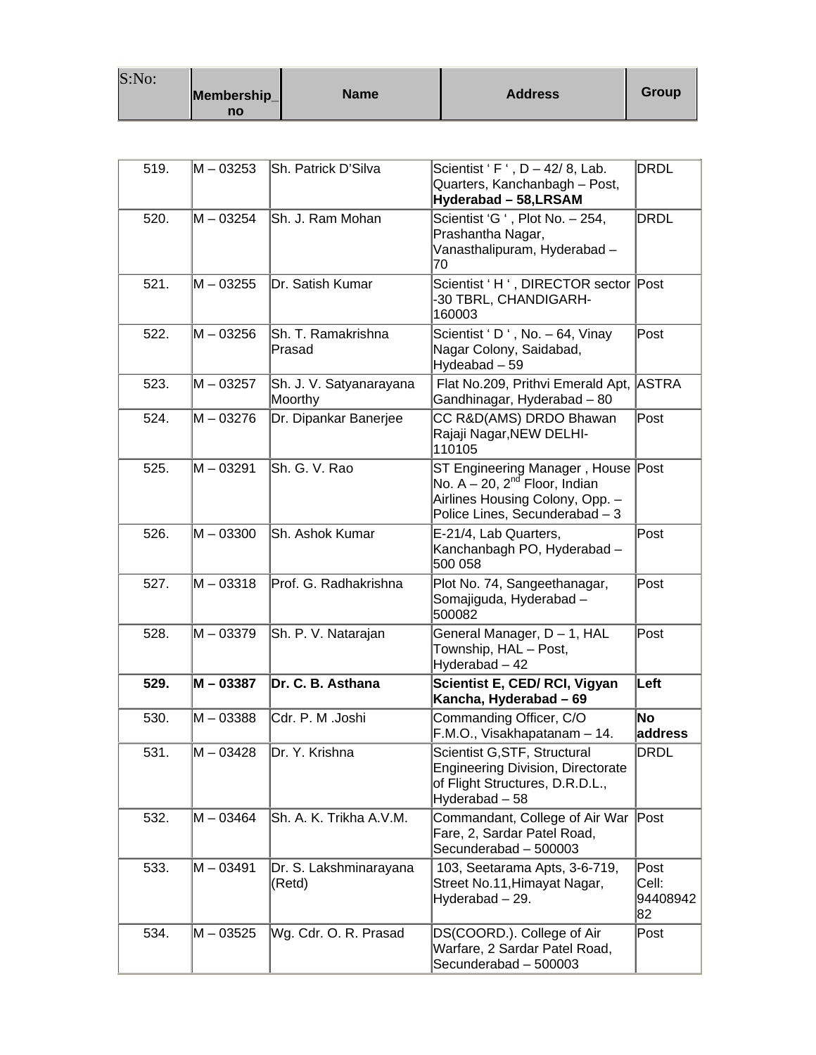| S:No: | Membership_no | Name | Address | Group |
|---|---|---|---|---|
| 519. | M – 03253 | Sh. Patrick D'Silva | Scientist ' F ' , D – 42/ 8, Lab. Quarters, Kanchanbagh – Post, **Hyderabad – 58,LRSAM** | DRDL |
| 520. | M – 03254 | Sh. J. Ram Mohan | Scientist 'G ' , Plot No. – 254, Prashantha Nagar, Vanasthalipuram, Hyderabad – 70 | DRDL |
| 521. | M – 03255 | Dr. Satish Kumar | Scientist ' H ' , DIRECTOR sector -30 TBRL, CHANDIGARH-160003 | Post |
| 522. | M – 03256 | Sh. T. Ramakrishna Prasad | Scientist ' D ' , No. – 64, Vinay Nagar Colony, Saidabad, Hydeabad – 59 | Post |
| 523. | M – 03257 | Sh. J. V. Satyanarayana Moorthy | Flat No.209, Prithvi Emerald Apt, Gandhinagar, Hyderabad – 80 | ASTRA |
| 524. | M – 03276 | Dr. Dipankar Banerjee | CC R&D(AMS) DRDO Bhawan Rajaji Nagar,NEW DELHI-110105 | Post |
| 525. | M – 03291 | Sh. G. V. Rao | ST Engineering Manager , House No. A – 20, 2nd Floor, Indian Airlines Housing Colony, Opp. – Police Lines, Secunderabad – 3 | Post |
| 526. | M – 03300 | Sh. Ashok Kumar | E-21/4, Lab Quarters, Kanchanbagh PO, Hyderabad – 500 058 | Post |
| 527. | M – 03318 | Prof. G. Radhakrishna | Plot No. 74, Sangeethanagar, Somajiguda, Hyderabad – 500082 | Post |
| 528. | M – 03379 | Sh. P. V. Natarajan | General Manager, D – 1, HAL Township, HAL – Post, Hyderabad – 42 | Post |
| **529.** | **M – 03387** | **Dr. C. B. Asthana** | **Scientist E, CED/ RCI, Vigyan Kancha, Hyderabad – 69** | **Left** |
| 530. | M – 03388 | Cdr. P. M .Joshi | Commanding Officer, C/O F.M.O., Visakhapatanam – 14. | **No address** |
| 531. | M – 03428 | Dr. Y. Krishna | Scientist G,STF, Structural Engineering Division, Directorate of Flight Structures, D.R.D.L., Hyderabad – 58 | DRDL |
| 532. | M – 03464 | Sh. A. K. Trikha A.V.M. | Commandant, College of Air War Fare, 2, Sardar Patel Road, Secunderabad – 500003 | Post |
| 533. | M – 03491 | Dr. S. Lakshminarayana (Retd) | 103, Seetarama Apts, 3-6-719, Street No.11,Himayat Nagar, Hyderabad – 29. | Post Cell: 9440894282 |
| 534. | M – 03525 | Wg. Cdr. O. R. Prasad | DS(COORD.). College of Air Warfare, 2 Sardar Patel Road, Secunderabad – 500003 | Post |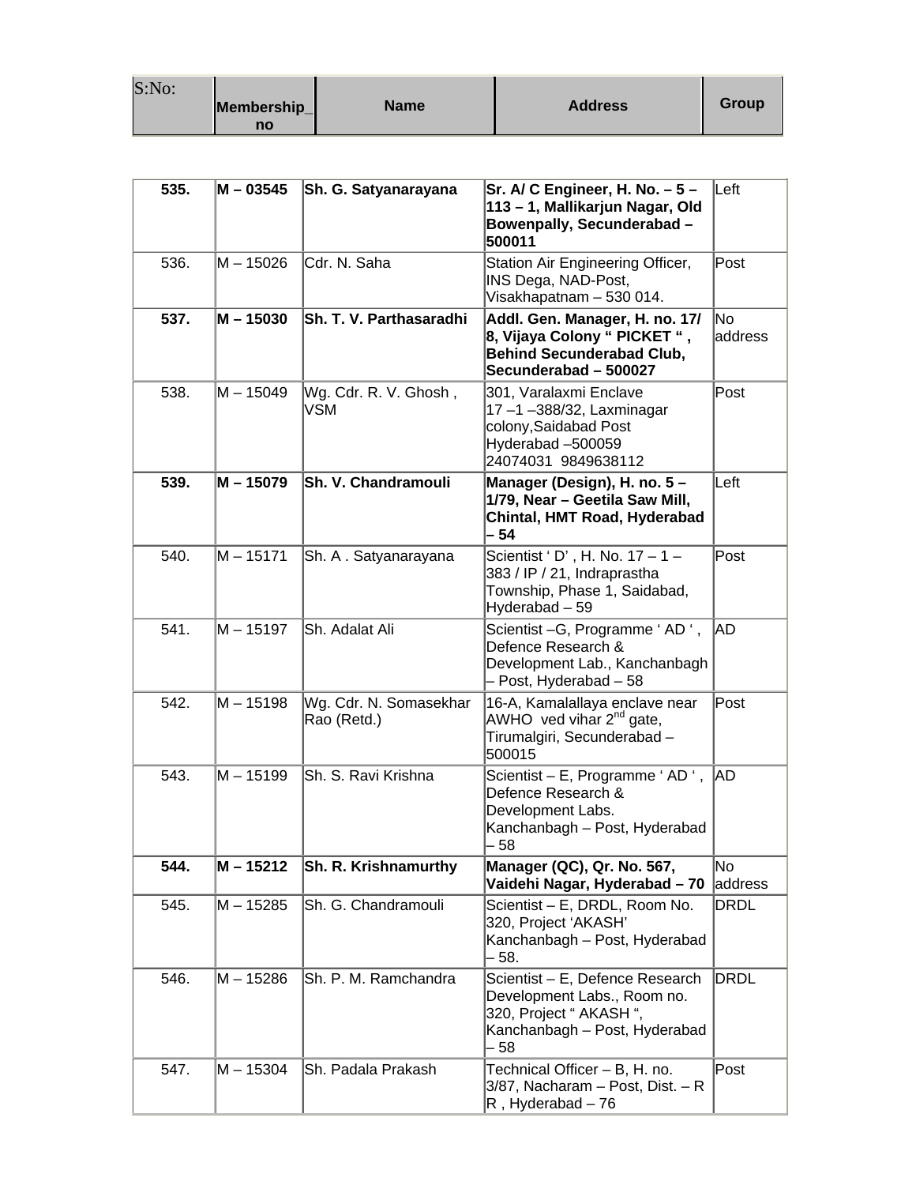| S:No: | Membership_no | Name | Address | Group |
|---|---|---|---|---|
| **535.** | **M – 03545** | **Sh. G. Satyanarayana** | **Sr. A/ C Engineer, H. No. – 5 – 113 – 1, Mallikarjun Nagar, Old Bowenpally, Secunderabad – 500011** | Left |
| 536. | M – 15026 | Cdr. N. Saha | Station Air Engineering Officer, INS Dega, NAD-Post, Visakhapatnam – 530 014. | Post |
| **537.** | **M – 15030** | **Sh. T. V. Parthasaradhi** | **Addl. Gen. Manager, H. no. 17/ 8, Vijaya Colony " PICKET " , Behind Secunderabad Club, Secunderabad – 500027** | No address |
| 538. | M – 15049 | Wg. Cdr. R. V. Ghosh , VSM | 301, Varalaxmi Enclave 17 –1 –388/32, Laxminagar colony,Saidabad Post Hyderabad –500059 24074031 9849638112 | Post |
| **539.** | **M – 15079** | **Sh. V. Chandramouli** | **Manager (Design), H. no. 5 – 1/79, Near – Geetila Saw Mill, Chintal, HMT Road, Hyderabad – 54** | Left |
| 540. | M – 15171 | Sh. A . Satyanarayana | Scientist ' D' , H. No. 17 – 1 – 383 / IP / 21, Indraprastha Township, Phase 1, Saidabad, Hyderabad – 59 | Post |
| 541. | M – 15197 | Sh. Adalat Ali | Scientist –G, Programme ' AD ' , Defence Research & Development Lab., Kanchanbagh – Post, Hyderabad – 58 | AD |
| 542. | M – 15198 | Wg. Cdr. N. Somasekhar Rao (Retd.) | 16-A, Kamalallaya enclave near AWHO ved vihar 2nd gate, Tirumalgiri, Secunderabad – 500015 | Post |
| 543. | M – 15199 | Sh. S. Ravi Krishna | Scientist – E, Programme ' AD ' , Defence Research & Development Labs. Kanchanbagh – Post, Hyderabad – 58 | AD |
| **544.** | **M – 15212** | **Sh. R. Krishnamurthy** | **Manager (QC), Qr. No. 567, Vaidehi Nagar, Hyderabad – 70** | No address |
| 545. | M – 15285 | Sh. G. Chandramouli | Scientist – E, DRDL, Room No. 320, Project 'AKASH' Kanchanbagh – Post, Hyderabad – 58. | DRDL |
| 546. | M – 15286 | Sh. P. M. Ramchandra | Scientist – E, Defence Research Development Labs., Room no. 320, Project " AKASH ", Kanchanbagh – Post, Hyderabad – 58 | DRDL |
| 547. | M – 15304 | Sh. Padala Prakash | Technical Officer – B, H. no. 3/87, Nacharam – Post, Dist. – R R , Hyderabad – 76 | Post |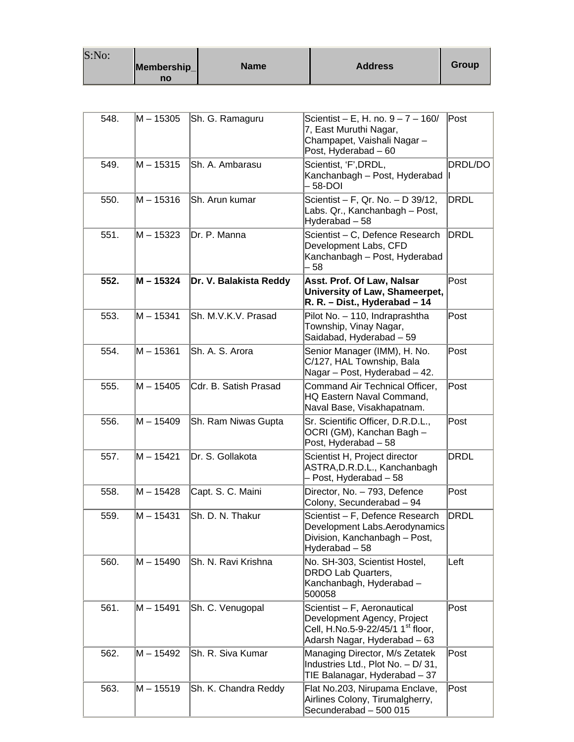| S:No: | Membership_no | Name | Address | Group |
|---|---|---|---|---|
| 548. | M – 15305 | Sh. G. Ramaguru | Scientist – E, H. no. 9 – 7 – 160/ 7, East Muruthi Nagar, Champapet, Vaishali Nagar – Post, Hyderabad – 60 | Post |
| 549. | M – 15315 | Sh. A. Ambarasu | Scientist, 'F',DRDL, Kanchanbagh – Post, Hyderabad – 58-DOI | DRDL/DOI |
| 550. | M – 15316 | Sh. Arun kumar | Scientist – F, Qr. No. – D 39/12, Labs. Qr., Kanchanbagh – Post, Hyderabad – 58 | DRDL |
| 551. | M – 15323 | Dr. P. Manna | Scientist – C, Defence Research Development Labs, CFD Kanchanbagh – Post, Hyderabad – 58 | DRDL |
| **552.** | **M – 15324** | **Dr. V. Balakista Reddy** | **Asst. Prof. Of Law, Nalsar University of Law, Shameerpet, R. R. – Dist., Hyderabad – 14** | Post |
| 553. | M – 15341 | Sh. M.V.K.V. Prasad | Pilot No. – 110, Indraprashtha Township, Vinay Nagar, Saidabad, Hyderabad – 59 | Post |
| 554. | M – 15361 | Sh. A. S. Arora | Senior Manager (IMM), H. No. C/127, HAL Township, Bala Nagar – Post, Hyderabad – 42. | Post |
| 555. | M – 15405 | Cdr. B. Satish Prasad | Command Air Technical Officer, HQ Eastern Naval Command, Naval Base, Visakhapatnam. | Post |
| 556. | M – 15409 | Sh. Ram Niwas Gupta | Sr. Scientific Officer, D.R.D.L., OCRI (GM), Kanchan Bagh – Post, Hyderabad – 58 | Post |
| 557. | M – 15421 | Dr. S. Gollakota | Scientist H, Project director ASTRA,D.R.D.L., Kanchanbagh – Post, Hyderabad – 58 | DRDL |
| 558. | M – 15428 | Capt. S. C. Maini | Director, No. – 793, Defence Colony, Secunderabad – 94 | Post |
| 559. | M – 15431 | Sh. D. N. Thakur | Scientist – F, Defence Research Development Labs.Aerodynamics Division, Kanchanbagh – Post, Hyderabad – 58 | DRDL |
| 560. | M – 15490 | Sh. N. Ravi Krishna | No. SH-303, Scientist Hostel, DRDO Lab Quarters, Kanchanbagh, Hyderabad – 500058 | Left |
| 561. | M – 15491 | Sh. C. Venugopal | Scientist – F, Aeronautical Development Agency, Project Cell, H.No.5-9-22/45/1 1st floor, Adarsh Nagar, Hyderabad – 63 | Post |
| 562. | M – 15492 | Sh. R. Siva Kumar | Managing Director, M/s Zetatek Industries Ltd., Plot No. – D/ 31, TIE Balanagar, Hyderabad – 37 | Post |
| 563. | M – 15519 | Sh. K. Chandra Reddy | Flat No.203, Nirupama Enclave, Airlines Colony, Tirumalgherry, Secunderabad – 500 015 | Post |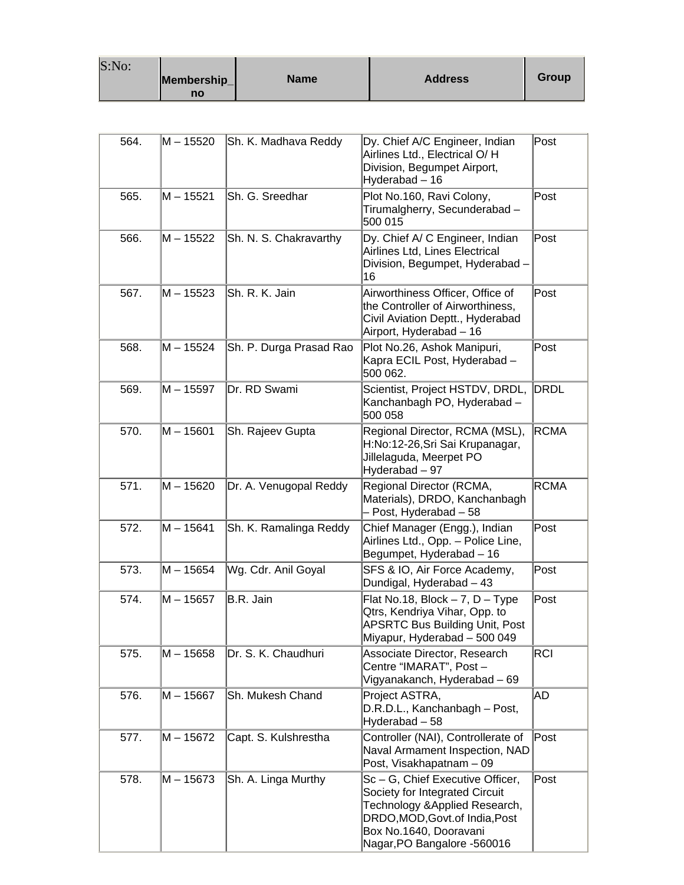| S:No: | Membership_no | Name | Address | Group |
|---|---|---|---|---|
| 564. | M – 15520 | Sh. K. Madhava Reddy | Dy. Chief A/C Engineer, Indian Airlines Ltd., Electrical O/ H Division, Begumpet Airport, Hyderabad – 16 | Post |
| 565. | M – 15521 | Sh. G. Sreedhar | Plot No.160, Ravi Colony, Tirumalgherry, Secunderabad – 500 015 | Post |
| 566. | M – 15522 | Sh. N. S. Chakravarthy | Dy. Chief A/ C Engineer, Indian Airlines Ltd, Lines Electrical Division, Begumpet, Hyderabad – 16 | Post |
| 567. | M – 15523 | Sh. R. K. Jain | Airworthiness Officer, Office of the Controller of Airworthiness, Civil Aviation Deptt., Hyderabad Airport, Hyderabad – 16 | Post |
| 568. | M – 15524 | Sh. P. Durga Prasad Rao | Plot No.26, Ashok Manipuri, Kapra ECIL Post, Hyderabad – 500 062. | Post |
| 569. | M – 15597 | Dr. RD Swami | Scientist, Project HSTDV, DRDL, Kanchanbagh PO, Hyderabad – 500 058 | DRDL |
| 570. | M – 15601 | Sh. Rajeev Gupta | Regional Director, RCMA (MSL), H:No:12-26,Sri Sai Krupanagar, Jillelaguda, Meerpet PO Hyderabad – 97 | RCMA |
| 571. | M – 15620 | Dr. A. Venugopal Reddy | Regional Director (RCMA, Materials), DRDO, Kanchanbagh – Post, Hyderabad – 58 | RCMA |
| 572. | M – 15641 | Sh. K. Ramalinga Reddy | Chief Manager (Engg.), Indian Airlines Ltd., Opp. – Police Line, Begumpet, Hyderabad – 16 | Post |
| 573. | M – 15654 | Wg. Cdr. Anil Goyal | SFS & IO, Air Force Academy, Dundigal, Hyderabad – 43 | Post |
| 574. | M – 15657 | B.R. Jain | Flat No.18, Block – 7, D – Type Qtrs, Kendriya Vihar, Opp. to APSRTC Bus Building Unit, Post Miyapur, Hyderabad – 500 049 | Post |
| 575. | M – 15658 | Dr. S. K. Chaudhuri | Associate Director, Research Centre “IMARAT”, Post – Vigyanakanch, Hyderabad – 69 | RCI |
| 576. | M – 15667 | Sh. Mukesh Chand | Project ASTRA, D.R.D.L., Kanchanbagh – Post, Hyderabad – 58 | AD |
| 577. | M – 15672 | Capt. S. Kulshrestha | Controller (NAI), Controllerate of Naval Armament Inspection, NAD Post, Visakhapatnam – 09 | Post |
| 578. | M – 15673 | Sh. A. Linga Murthy | Sc – G, Chief Executive Officer, Society for Integrated Circuit Technology &Applied Research, DRDO,MOD,Govt.of India,Post Box No.1640, Dooravani Nagar,PO Bangalore -560016 | Post |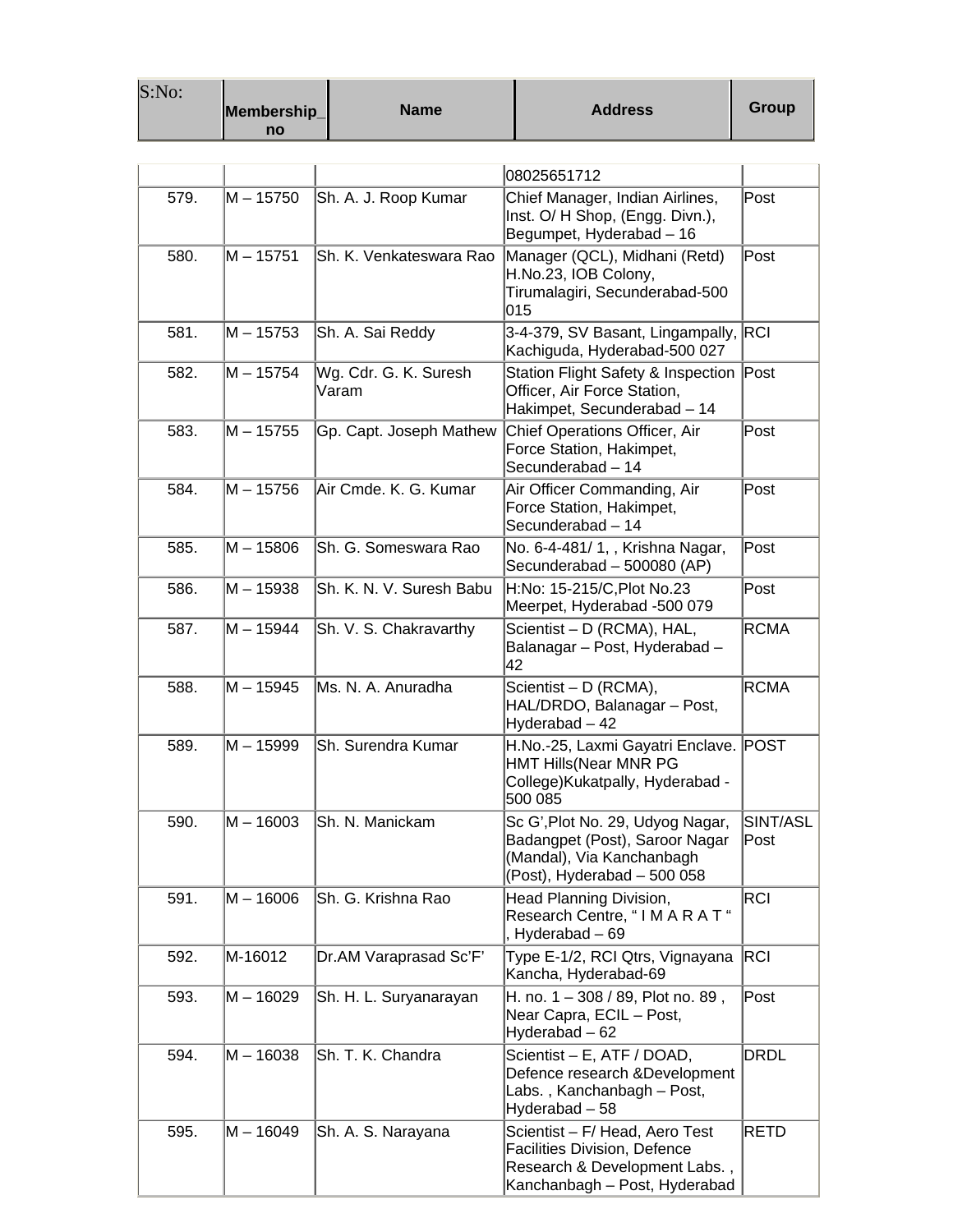| S:No: | Membership_no | Name | Address | Group |
|---|---|---|---|---|
| | | | 08025651712 | |
| 579. | M – 15750 | Sh. A. J. Roop Kumar | Chief Manager, Indian Airlines, Inst. O/ H Shop, (Engg. Divn.), Begumpet, Hyderabad – 16 | Post |
| 580. | M – 15751 | Sh. K. Venkateswara Rao | Manager (QCL), Midhani (Retd) H.No.23, IOB Colony, Tirumalagiri, Secunderabad-500 015 | Post |
| 581. | M – 15753 | Sh. A. Sai Reddy | 3-4-379, SV Basant, Lingampally, Kachiguda, Hyderabad-500 027 | RCI |
| 582. | M – 15754 | Wg. Cdr. G. K. Suresh Varam | Station Flight Safety & Inspection Officer, Air Force Station, Hakimpet, Secunderabad – 14 | Post |
| 583. | M – 15755 | Gp. Capt. Joseph Mathew | Chief Operations Officer, Air Force Station, Hakimpet, Secunderabad – 14 | Post |
| 584. | M – 15756 | Air Cmde. K. G. Kumar | Air Officer Commanding, Air Force Station, Hakimpet, Secunderabad – 14 | Post |
| 585. | M – 15806 | Sh. G. Someswara Rao | No. 6-4-481/ 1, , Krishna Nagar, Secunderabad – 500080 (AP) | Post |
| 586. | M – 15938 | Sh. K. N. V. Suresh Babu | H:No: 15-215/C,Plot No.23 Meerpet, Hyderabad -500 079 | Post |
| 587. | M – 15944 | Sh. V. S. Chakravarthy | Scientist – D (RCMA), HAL, Balanagar – Post, Hyderabad – 42 | RCMA |
| 588. | M – 15945 | Ms. N. A. Anuradha | Scientist – D (RCMA), HAL/DRDO, Balanagar – Post, Hyderabad – 42 | RCMA |
| 589. | M – 15999 | Sh. Surendra Kumar | H.No.-25, Laxmi Gayatri Enclave. HMT Hills(Near MNR PG College)Kukatpally, Hyderabad -500 085 | POST |
| 590. | M – 16003 | Sh. N. Manickam | Sc G',Plot No. 29, Udyog Nagar, Badangpet (Post), Saroor Nagar (Mandal), Via Kanchanbagh (Post), Hyderabad – 500 058 | SINT/ASL Post |
| 591. | M – 16006 | Sh. G. Krishna Rao | Head Planning Division, Research Centre, " I M A R A T " , Hyderabad – 69 | RCI |
| 592. | M-16012 | Dr.AM Varaprasad Sc'F' | Type E-1/2, RCI Qtrs, Vignayana Kancha, Hyderabad-69 | RCI |
| 593. | M – 16029 | Sh. H. L. Suryanarayan | H. no. 1 – 308 / 89, Plot no. 89 , Near Capra, ECIL – Post, Hyderabad – 62 | Post |
| 594. | M – 16038 | Sh. T. K. Chandra | Scientist – E, ATF / DOAD, Defence research &Development Labs. , Kanchanbagh – Post, Hyderabad – 58 | DRDL |
| 595. | M – 16049 | Sh. A. S. Narayana | Scientist – F/ Head, Aero Test Facilities Division, Defence Research & Development Labs. , Kanchanbagh – Post, Hyderabad | RETD |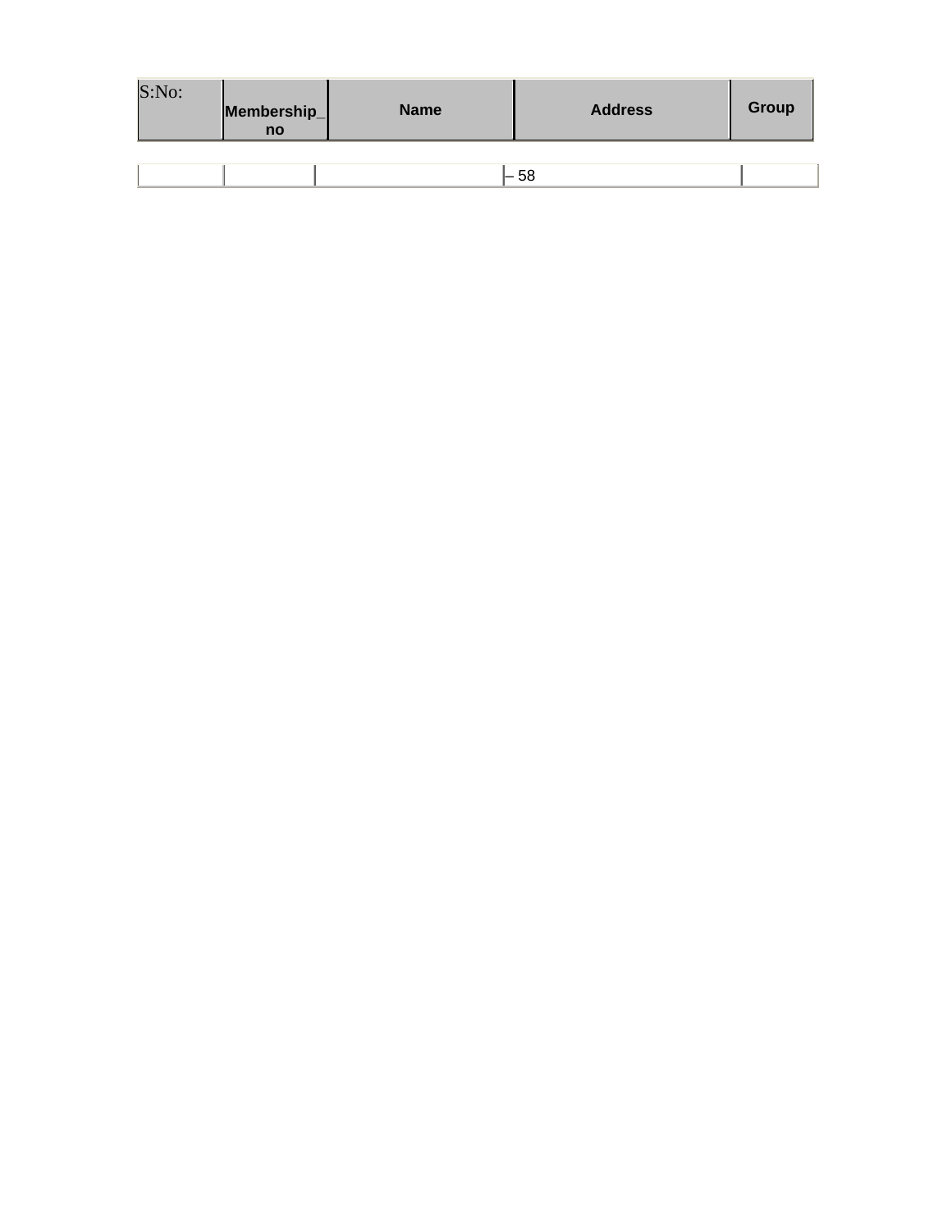| S:No: | Membership_no | Name | Address | Group |
|---|---|---|---|---|
| | | | – 58 | |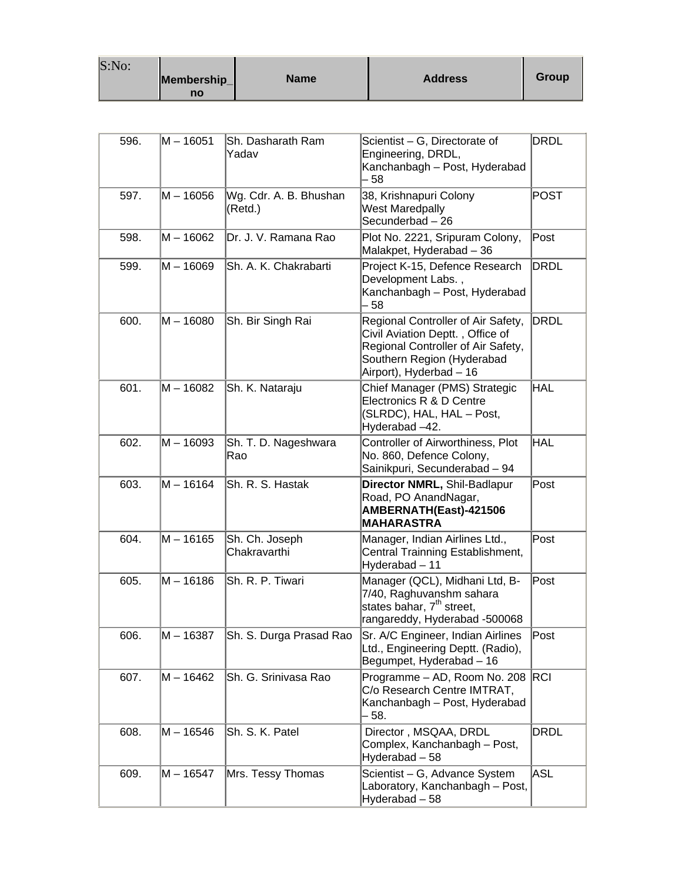| S:No: | Membership_no | Name | Address | Group |
|---|---|---|---|---|
| 596. | M – 16051 | Sh. Dasharath Ram Yadav | Scientist – G, Directorate of Engineering, DRDL, Kanchanbagh – Post, Hyderabad – 58 | DRDL |
| 597. | M – 16056 | Wg. Cdr. A. B. Bhushan (Retd.) | 38, Krishnapuri Colony West Maredpally Secunderbad – 26 | POST |
| 598. | M – 16062 | Dr. J. V. Ramana Rao | Plot No. 2221, Sripuram Colony, Malakpet, Hyderabad – 36 | Post |
| 599. | M – 16069 | Sh. A. K. Chakrabarti | Project K-15, Defence Research Development Labs. , Kanchanbagh – Post, Hyderabad – 58 | DRDL |
| 600. | M – 16080 | Sh. Bir Singh Rai | Regional Controller of Air Safety, Civil Aviation Deptt. , Office of Regional Controller of Air Safety, Southern Region (Hyderabad Airport), Hyderbad – 16 | DRDL |
| 601. | M – 16082 | Sh. K. Nataraju | Chief Manager (PMS) Strategic Electronics R & D Centre (SLRDC), HAL, HAL – Post, Hyderabad –42. | HAL |
| 602. | M – 16093 | Sh. T. D. Nageshwara Rao | Controller of Airworthiness, Plot No. 860, Defence Colony, Sainikpuri, Secunderabad – 94 | HAL |
| 603. | M – 16164 | Sh. R. S. Hastak | **Director NMRL,** Shil-Badlapur Road, PO AnandNagar, **AMBERNATH(East)-421506 MAHARASTRA** | Post |
| 604. | M – 16165 | Sh. Ch. Joseph Chakravarthi | Manager, Indian Airlines Ltd., Central Trainning Establishment, Hyderabad – 11 | Post |
| 605. | M – 16186 | Sh. R. P. Tiwari | Manager (QCL), Midhani Ltd, B-7/40, Raghuvanshm sahara states bahar, 7th street, rangareddy, Hyderabad -500068 | Post |
| 606. | M – 16387 | Sh. S. Durga Prasad Rao | Sr. A/C Engineer, Indian Airlines Ltd., Engineering Deptt. (Radio), Begumpet, Hyderabad – 16 | Post |
| 607. | M – 16462 | Sh. G. Srinivasa Rao | Programme – AD, Room No. 208 C/o Research Centre IMTRAT, Kanchanbagh – Post, Hyderabad – 58. | RCI |
| 608. | M – 16546 | Sh. S. K. Patel | Director , MSQAA, DRDL Complex, Kanchanbagh – Post, Hyderabad – 58 | DRDL |
| 609. | M – 16547 | Mrs. Tessy Thomas | Scientist – G, Advance System Laboratory, Kanchanbagh – Post, Hyderabad – 58 | ASL |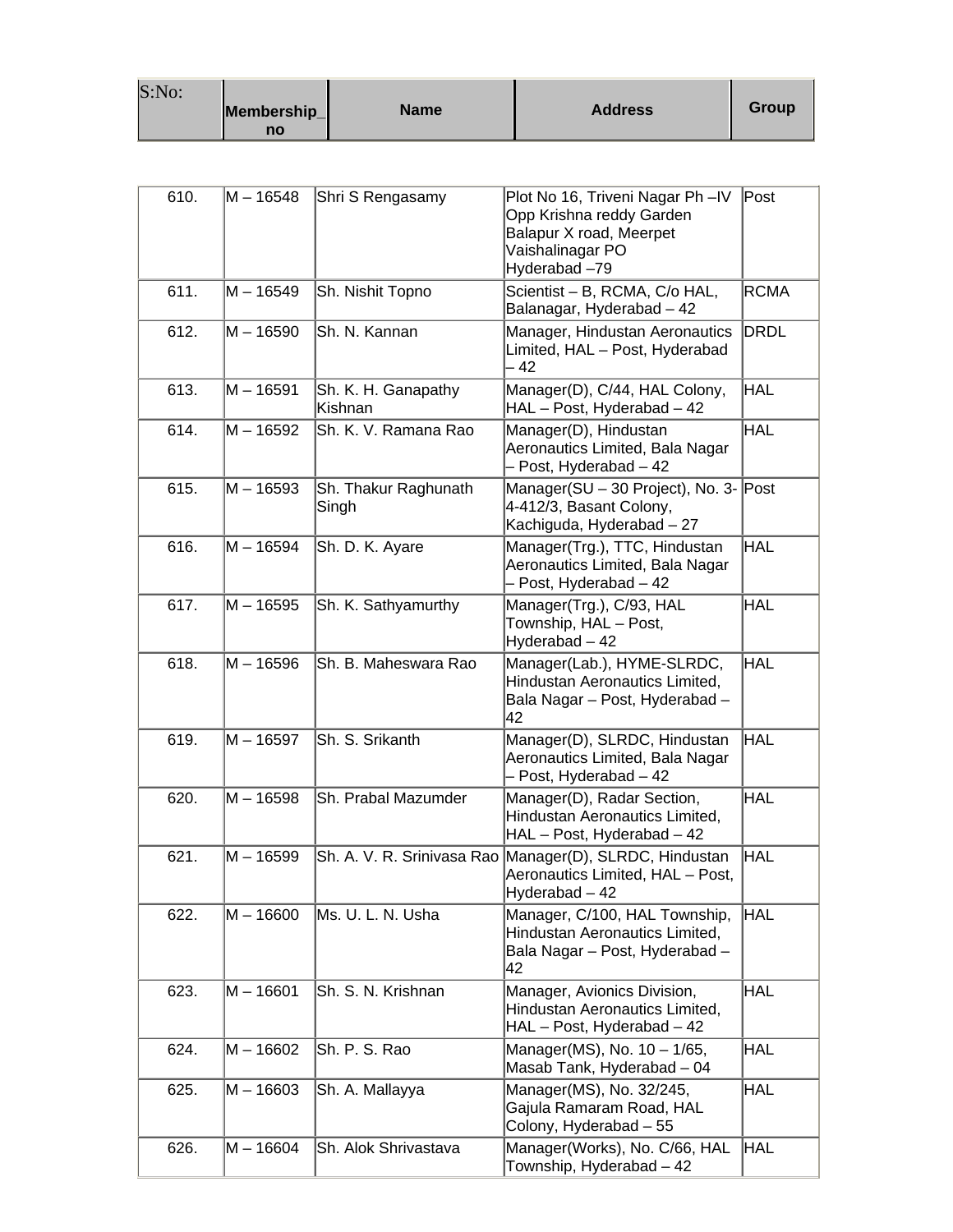| S:No: | Membership_no | Name | Address | Group |
|---|---|---|---|---|
| 610. | M – 16548 | Shri S Rengasamy | Plot No 16, Triveni Nagar Ph –IV Opp Krishna reddy Garden Balapur X road, Meerpet Vaishalinagar PO Hyderabad –79 | Post |
| 611. | M – 16549 | Sh. Nishit Topno | Scientist – B, RCMA, C/o HAL, Balanagar, Hyderabad – 42 | RCMA |
| 612. | M – 16590 | Sh. N. Kannan | Manager, Hindustan Aeronautics Limited, HAL – Post, Hyderabad – 42 | DRDL |
| 613. | M – 16591 | Sh. K. H. Ganapathy Kishnan | Manager(D), C/44, HAL Colony, HAL – Post, Hyderabad – 42 | HAL |
| 614. | M – 16592 | Sh. K. V. Ramana Rao | Manager(D), Hindustan Aeronautics Limited, Bala Nagar – Post, Hyderabad – 42 | HAL |
| 615. | M – 16593 | Sh. Thakur Raghunath Singh | Manager(SU – 30 Project), No. 3-4-412/3, Basant Colony, Kachiguda, Hyderabad – 27 | Post |
| 616. | M – 16594 | Sh. D. K. Ayare | Manager(Trg.), TTC, Hindustan Aeronautics Limited, Bala Nagar – Post, Hyderabad – 42 | HAL |
| 617. | M – 16595 | Sh. K. Sathyamurthy | Manager(Trg.), C/93, HAL Township, HAL – Post, Hyderabad – 42 | HAL |
| 618. | M – 16596 | Sh. B. Maheswara Rao | Manager(Lab.), HYME-SLRDC, Hindustan Aeronautics Limited, Bala Nagar – Post, Hyderabad – 42 | HAL |
| 619. | M – 16597 | Sh. S. Srikanth | Manager(D), SLRDC, Hindustan Aeronautics Limited, Bala Nagar – Post, Hyderabad – 42 | HAL |
| 620. | M – 16598 | Sh. Prabal Mazumder | Manager(D), Radar Section, Hindustan Aeronautics Limited, HAL – Post, Hyderabad – 42 | HAL |
| 621. | M – 16599 | Sh. A. V. R. Srinivasa Rao | Manager(D), SLRDC, Hindustan Aeronautics Limited, HAL – Post, Hyderabad – 42 | HAL |
| 622. | M – 16600 | Ms. U. L. N. Usha | Manager, C/100, HAL Township, Hindustan Aeronautics Limited, Bala Nagar – Post, Hyderabad – 42 | HAL |
| 623. | M – 16601 | Sh. S. N. Krishnan | Manager, Avionics Division, Hindustan Aeronautics Limited, HAL – Post, Hyderabad – 42 | HAL |
| 624. | M – 16602 | Sh. P. S. Rao | Manager(MS), No. 10 – 1/65, Masab Tank, Hyderabad – 04 | HAL |
| 625. | M – 16603 | Sh. A. Mallayya | Manager(MS), No. 32/245, Gajula Ramaram Road, HAL Colony, Hyderabad – 55 | HAL |
| 626. | M – 16604 | Sh. Alok Shrivastava | Manager(Works), No. C/66, HAL Township, Hyderabad – 42 | HAL |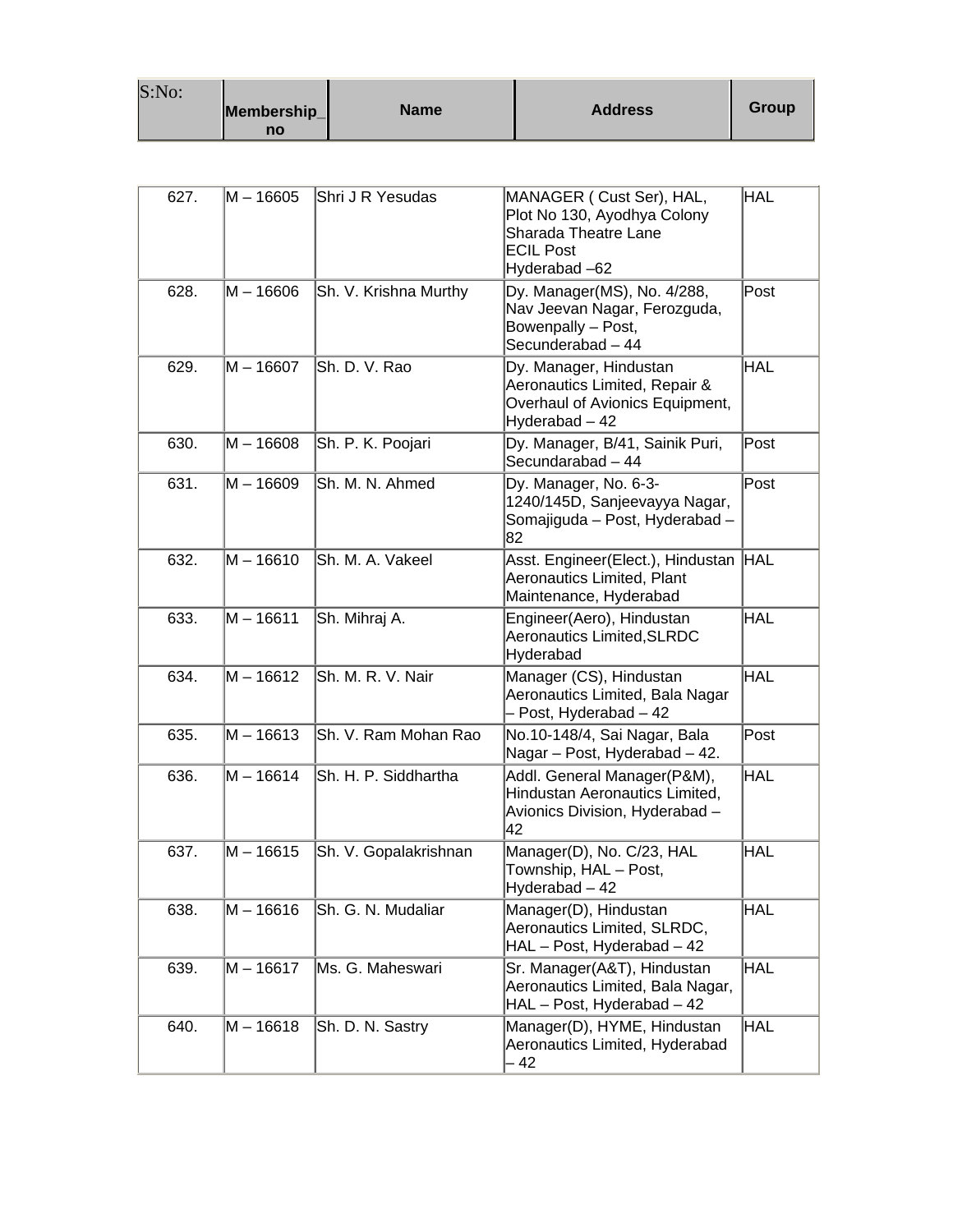| S:No: | Membership_no | Name | Address | Group |
|---|---|---|---|---|
| 627. | M – 16605 | Shri J R Yesudas | MANAGER ( Cust Ser), HAL, Plot No 130, Ayodhya Colony Sharada Theatre Lane ECIL Post Hyderabad –62 | HAL |
| 628. | M – 16606 | Sh. V. Krishna Murthy | Dy. Manager(MS), No. 4/288, Nav Jeevan Nagar, Ferozguda, Bowenpally – Post, Secunderabad – 44 | Post |
| 629. | M – 16607 | Sh. D. V. Rao | Dy. Manager, Hindustan Aeronautics Limited, Repair & Overhaul of Avionics Equipment, Hyderabad – 42 | HAL |
| 630. | M – 16608 | Sh. P. K. Poojari | Dy. Manager, B/41, Sainik Puri, Secundarabad – 44 | Post |
| 631. | M – 16609 | Sh. M. N. Ahmed | Dy. Manager, No. 6-3-1240/145D, Sanjeevayya Nagar, Somajiguda – Post, Hyderabad – 82 | Post |
| 632. | M – 16610 | Sh. M. A. Vakeel | Asst. Engineer(Elect.), Hindustan Aeronautics Limited, Plant Maintenance, Hyderabad | HAL |
| 633. | M – 16611 | Sh. Mihraj A. | Engineer(Aero), Hindustan Aeronautics Limited,SLRDC Hyderabad | HAL |
| 634. | M – 16612 | Sh. M. R. V. Nair | Manager (CS), Hindustan Aeronautics Limited, Bala Nagar – Post, Hyderabad – 42 | HAL |
| 635. | M – 16613 | Sh. V. Ram Mohan Rao | No.10-148/4, Sai Nagar, Bala Nagar – Post, Hyderabad – 42. | Post |
| 636. | M – 16614 | Sh. H. P. Siddhartha | Addl. General Manager(P&M), Hindustan Aeronautics Limited, Avionics Division, Hyderabad – 42 | HAL |
| 637. | M – 16615 | Sh. V. Gopalakrishnan | Manager(D), No. C/23, HAL Township, HAL – Post, Hyderabad – 42 | HAL |
| 638. | M – 16616 | Sh. G. N. Mudaliar | Manager(D), Hindustan Aeronautics Limited, SLRDC, HAL – Post, Hyderabad – 42 | HAL |
| 639. | M – 16617 | Ms. G. Maheswari | Sr. Manager(A&T), Hindustan Aeronautics Limited, Bala Nagar, HAL – Post, Hyderabad – 42 | HAL |
| 640. | M – 16618 | Sh. D. N. Sastry | Manager(D), HYME, Hindustan Aeronautics Limited, Hyderabad – 42 | HAL |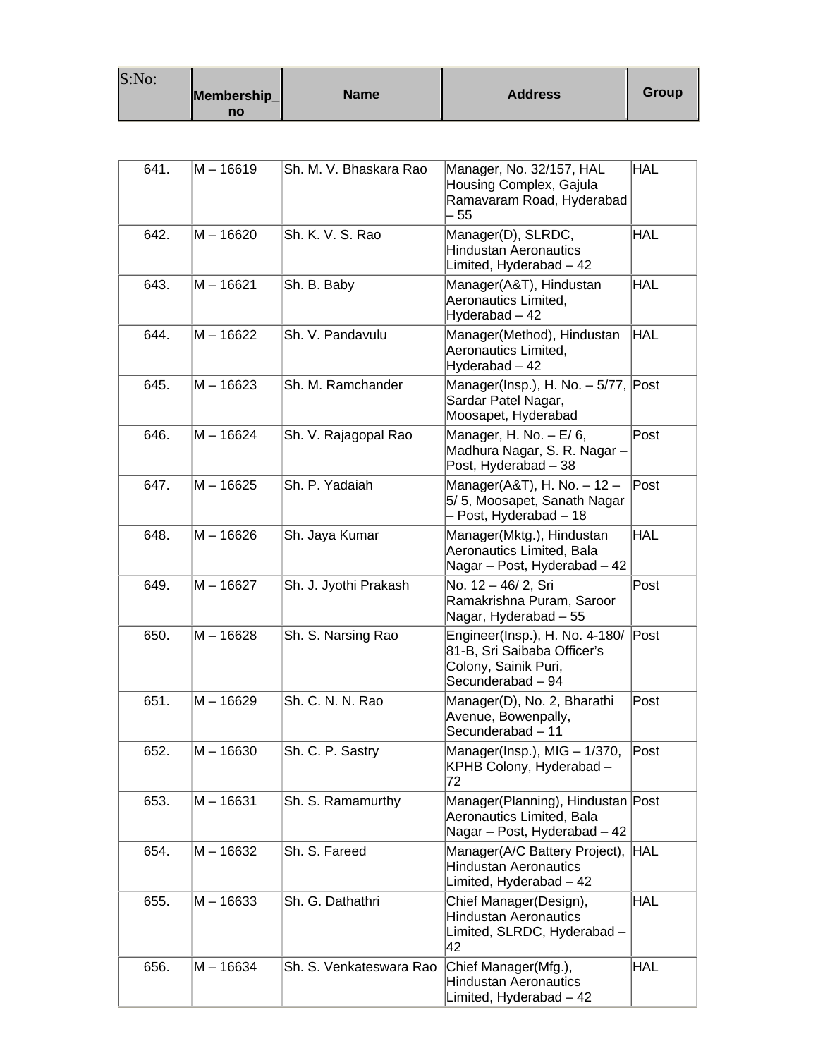| S:No: | Membership_no | Name | Address | Group |
|---|---|---|---|---|
| 641. | M – 16619 | Sh. M. V. Bhaskara Rao | Manager, No. 32/157, HAL Housing Complex, Gajula Ramavaram Road, Hyderabad – 55 | HAL |
| 642. | M – 16620 | Sh. K. V. S. Rao | Manager(D), SLRDC, Hindustan Aeronautics Limited, Hyderabad – 42 | HAL |
| 643. | M – 16621 | Sh. B. Baby | Manager(A&T), Hindustan Aeronautics Limited, Hyderabad – 42 | HAL |
| 644. | M – 16622 | Sh. V. Pandavulu | Manager(Method), Hindustan Aeronautics Limited, Hyderabad – 42 | HAL |
| 645. | M – 16623 | Sh. M. Ramchander | Manager(Insp.), H. No. – 5/77, Sardar Patel Nagar, Moosapet, Hyderabad | Post |
| 646. | M – 16624 | Sh. V. Rajagopal Rao | Manager, H. No. – E/ 6, Madhura Nagar, S. R. Nagar – Post, Hyderabad – 38 | Post |
| 647. | M – 16625 | Sh. P. Yadaiah | Manager(A&T), H. No. – 12 – 5/ 5, Moosapet, Sanath Nagar – Post, Hyderabad – 18 | Post |
| 648. | M – 16626 | Sh. Jaya Kumar | Manager(Mktg.), Hindustan Aeronautics Limited, Bala Nagar – Post, Hyderabad – 42 | HAL |
| 649. | M – 16627 | Sh. J. Jyothi Prakash | No. 12 – 46/ 2, Sri Ramakrishna Puram, Saroor Nagar, Hyderabad – 55 | Post |
| 650. | M – 16628 | Sh. S. Narsing Rao | Engineer(Insp.), H. No. 4-180/ 81-B, Sri Saibaba Officer's Colony, Sainik Puri, Secunderabad – 94 | Post |
| 651. | M – 16629 | Sh. C. N. N. Rao | Manager(D), No. 2, Bharathi Avenue, Bowenpally, Secunderabad – 11 | Post |
| 652. | M – 16630 | Sh. C. P. Sastry | Manager(Insp.), MIG – 1/370, KPHB Colony, Hyderabad – 72 | Post |
| 653. | M – 16631 | Sh. S. Ramamurthy | Manager(Planning), Hindustan Aeronautics Limited, Bala Nagar – Post, Hyderabad – 42 | Post |
| 654. | M – 16632 | Sh. S. Fareed | Manager(A/C Battery Project), Hindustan Aeronautics Limited, Hyderabad – 42 | HAL |
| 655. | M – 16633 | Sh. G. Dathathri | Chief Manager(Design), Hindustan Aeronautics Limited, SLRDC, Hyderabad – 42 | HAL |
| 656. | M – 16634 | Sh. S. Venkateswara Rao | Chief Manager(Mfg.), Hindustan Aeronautics Limited, Hyderabad – 42 | HAL |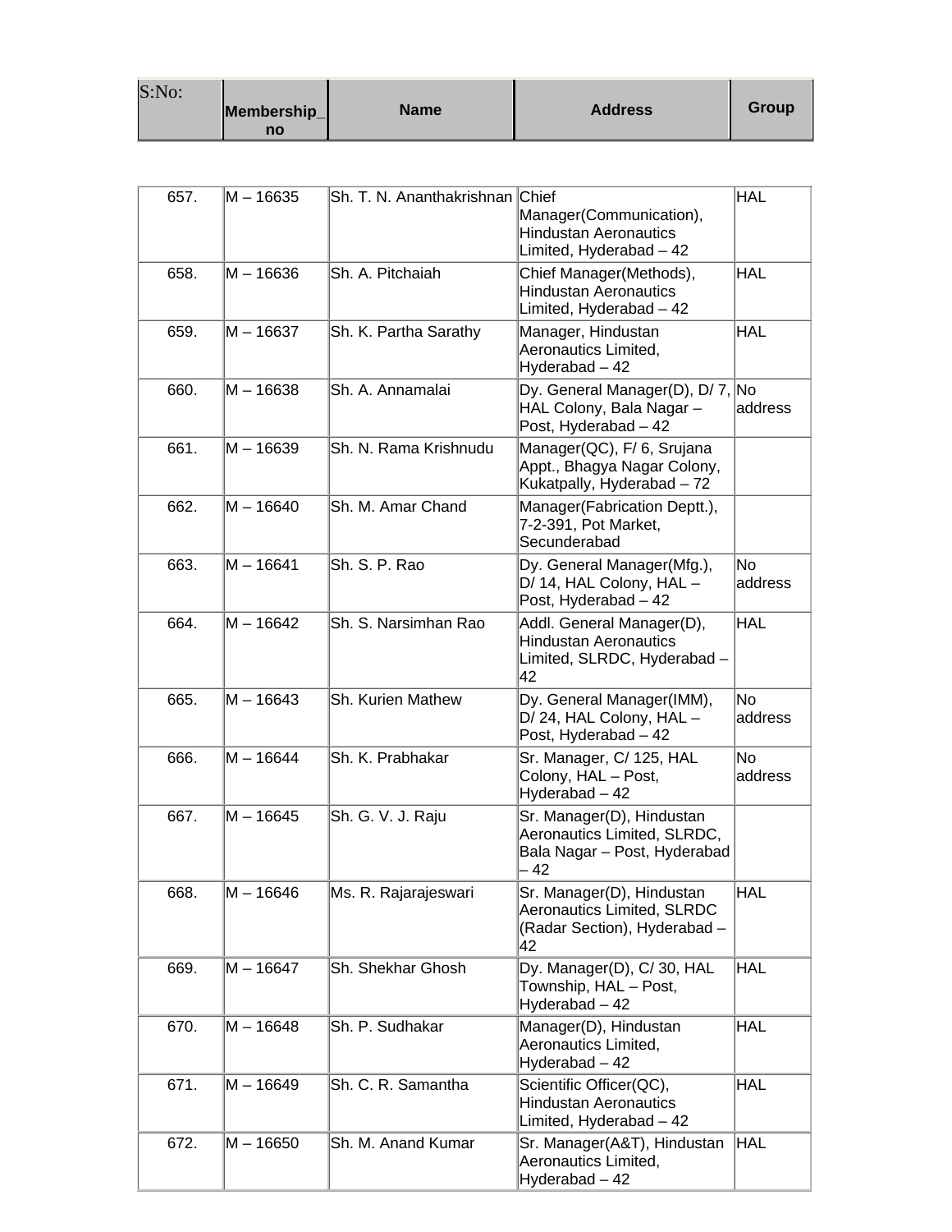| S:No: | Membership_no | Name | Address | Group |
|---|---|---|---|---|
| 657. | M – 16635 | Sh. T. N. Ananthakrishnan | Chief Manager(Communication), Hindustan Aeronautics Limited, Hyderabad – 42 | HAL |
| 658. | M – 16636 | Sh. A. Pitchaiah | Chief Manager(Methods), Hindustan Aeronautics Limited, Hyderabad – 42 | HAL |
| 659. | M – 16637 | Sh. K. Partha Sarathy | Manager, Hindustan Aeronautics Limited, Hyderabad – 42 | HAL |
| 660. | M – 16638 | Sh. A. Annamalai | Dy. General Manager(D), D/ 7, HAL Colony, Bala Nagar – Post, Hyderabad – 42 | No address |
| 661. | M – 16639 | Sh. N. Rama Krishnudu | Manager(QC), F/ 6, Srujana Appt., Bhagya Nagar Colony, Kukatpally, Hyderabad – 72 | |
| 662. | M – 16640 | Sh. M. Amar Chand | Manager(Fabrication Deptt.), 7-2-391, Pot Market, Secunderabad | |
| 663. | M – 16641 | Sh. S. P. Rao | Dy. General Manager(Mfg.), D/ 14, HAL Colony, HAL – Post, Hyderabad – 42 | No address |
| 664. | M – 16642 | Sh. S. Narsimhan Rao | Addl. General Manager(D), Hindustan Aeronautics Limited, SLRDC, Hyderabad – 42 | HAL |
| 665. | M – 16643 | Sh. Kurien Mathew | Dy. General Manager(IMM), D/ 24, HAL Colony, HAL – Post, Hyderabad – 42 | No address |
| 666. | M – 16644 | Sh. K. Prabhakar | Sr. Manager, C/ 125, HAL Colony, HAL – Post, Hyderabad – 42 | No address |
| 667. | M – 16645 | Sh. G. V. J. Raju | Sr. Manager(D), Hindustan Aeronautics Limited, SLRDC, Bala Nagar – Post, Hyderabad – 42 | |
| 668. | M – 16646 | Ms. R. Rajarajeswari | Sr. Manager(D), Hindustan Aeronautics Limited, SLRDC (Radar Section), Hyderabad – 42 | HAL |
| 669. | M – 16647 | Sh. Shekhar Ghosh | Dy. Manager(D), C/ 30, HAL Township, HAL – Post, Hyderabad – 42 | HAL |
| 670. | M – 16648 | Sh. P. Sudhakar | Manager(D), Hindustan Aeronautics Limited, Hyderabad – 42 | HAL |
| 671. | M – 16649 | Sh. C. R. Samantha | Scientific Officer(QC), Hindustan Aeronautics Limited, Hyderabad – 42 | HAL |
| 672. | M – 16650 | Sh. M. Anand Kumar | Sr. Manager(A&T), Hindustan Aeronautics Limited, Hyderabad – 42 | HAL |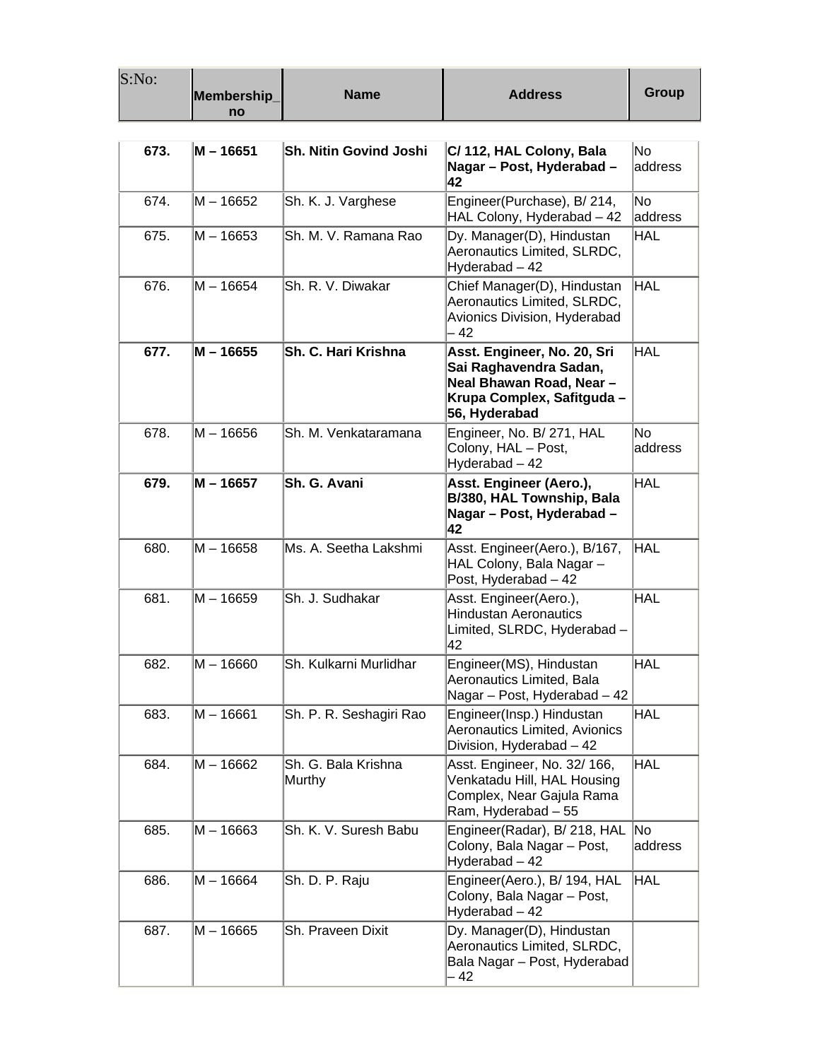| S:No: | Membership_no | Name | Address | Group |
|---|---|---|---|---|
| **673.** | **M – 16651** | **Sh. Nitin Govind Joshi** | **C/ 112, HAL Colony, Bala Nagar – Post, Hyderabad – 42** | No address |
| 674. | M – 16652 | Sh. K. J. Varghese | Engineer(Purchase), B/ 214, HAL Colony, Hyderabad – 42 | No address |
| 675. | M – 16653 | Sh. M. V. Ramana Rao | Dy. Manager(D), Hindustan Aeronautics Limited, SLRDC, Hyderabad – 42 | HAL |
| 676. | M – 16654 | Sh. R. V. Diwakar | Chief Manager(D), Hindustan Aeronautics Limited, SLRDC, Avionics Division, Hyderabad – 42 | HAL |
| **677.** | **M – 16655** | **Sh. C. Hari Krishna** | **Asst. Engineer, No. 20, Sri Sai Raghavendra Sadan, Neal Bhawan Road, Near – Krupa Complex, Safitguda – 56, Hyderabad** | HAL |
| 678. | M – 16656 | Sh. M. Venkataramana | Engineer, No. B/ 271, HAL Colony, HAL – Post, Hyderabad – 42 | No address |
| **679.** | **M – 16657** | **Sh. G. Avani** | **Asst. Engineer (Aero.), B/380, HAL Township, Bala Nagar – Post, Hyderabad – 42** | HAL |
| 680. | M – 16658 | Ms. A. Seetha Lakshmi | Asst. Engineer(Aero.), B/167, HAL Colony, Bala Nagar – Post, Hyderabad – 42 | HAL |
| 681. | M – 16659 | Sh. J. Sudhakar | Asst. Engineer(Aero.), Hindustan Aeronautics Limited, SLRDC, Hyderabad – 42 | HAL |
| 682. | M – 16660 | Sh. Kulkarni Murlidhar | Engineer(MS), Hindustan Aeronautics Limited, Bala Nagar – Post, Hyderabad – 42 | HAL |
| 683. | M – 16661 | Sh. P. R. Seshagiri Rao | Engineer(Insp.) Hindustan Aeronautics Limited, Avionics Division, Hyderabad – 42 | HAL |
| 684. | M – 16662 | Sh. G. Bala Krishna Murthy | Asst. Engineer, No. 32/ 166, Venkatadu Hill, HAL Housing Complex, Near Gajula Rama Ram, Hyderabad – 55 | HAL |
| 685. | M – 16663 | Sh. K. V. Suresh Babu | Engineer(Radar), B/ 218, HAL Colony, Bala Nagar – Post, Hyderabad – 42 | No address |
| 686. | M – 16664 | Sh. D. P. Raju | Engineer(Aero.), B/ 194, HAL Colony, Bala Nagar – Post, Hyderabad – 42 | HAL |
| 687. | M – 16665 | Sh. Praveen Dixit | Dy. Manager(D), Hindustan Aeronautics Limited, SLRDC, Bala Nagar – Post, Hyderabad – 42 | |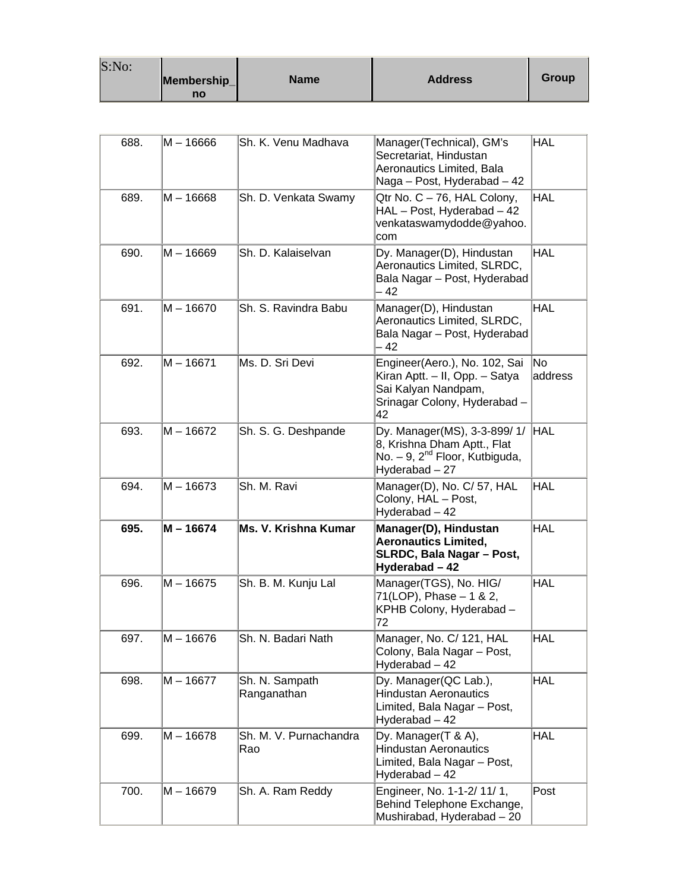| S:No: | Membership_no | Name | Address | Group |
|---|---|---|---|---|
| 688. | M – 16666 | Sh. K. Venu Madhava | Manager(Technical), GM's Secretariat, Hindustan Aeronautics Limited, Bala Naga – Post, Hyderabad – 42 | HAL |
| 689. | M – 16668 | Sh. D. Venkata Swamy | Qtr No. C – 76, HAL Colony, HAL – Post, Hyderabad – 42 venkataswamydodde@yahoo.com | HAL |
| 690. | M – 16669 | Sh. D. Kalaiselvan | Dy. Manager(D), Hindustan Aeronautics Limited, SLRDC, Bala Nagar – Post, Hyderabad – 42 | HAL |
| 691. | M – 16670 | Sh. S. Ravindra Babu | Manager(D), Hindustan Aeronautics Limited, SLRDC, Bala Nagar – Post, Hyderabad – 42 | HAL |
| 692. | M – 16671 | Ms. D. Sri Devi | Engineer(Aero.), No. 102, Sai Kiran Aptt. – II, Opp. – Satya Sai Kalyan Nandpam, Srinagar Colony, Hyderabad – 42 | No address |
| 693. | M – 16672 | Sh. S. G. Deshpande | Dy. Manager(MS), 3-3-899/ 1/ 8, Krishna Dham Aptt., Flat No. – 9, 2nd Floor, Kutbiguda, Hyderabad – 27 | HAL |
| 694. | M – 16673 | Sh. M. Ravi | Manager(D), No. C/ 57, HAL Colony, HAL – Post, Hyderabad – 42 | HAL |
| **695.** | **M – 16674** | **Ms. V. Krishna Kumar** | **Manager(D), Hindustan Aeronautics Limited, SLRDC, Bala Nagar – Post, Hyderabad – 42** | HAL |
| 696. | M – 16675 | Sh. B. M. Kunju Lal | Manager(TGS), No. HIG/ 71(LOP), Phase – 1 & 2, KPHB Colony, Hyderabad – 72 | HAL |
| 697. | M – 16676 | Sh. N. Badari Nath | Manager, No. C/ 121, HAL Colony, Bala Nagar – Post, Hyderabad – 42 | HAL |
| 698. | M – 16677 | Sh. N. Sampath Ranganathan | Dy. Manager(QC Lab.), Hindustan Aeronautics Limited, Bala Nagar – Post, Hyderabad – 42 | HAL |
| 699. | M – 16678 | Sh. M. V. Purnachandra Rao | Dy. Manager(T & A), Hindustan Aeronautics Limited, Bala Nagar – Post, Hyderabad – 42 | HAL |
| 700. | M – 16679 | Sh. A. Ram Reddy | Engineer, No. 1-1-2/ 11/ 1, Behind Telephone Exchange, Mushirabad, Hyderabad – 20 | Post |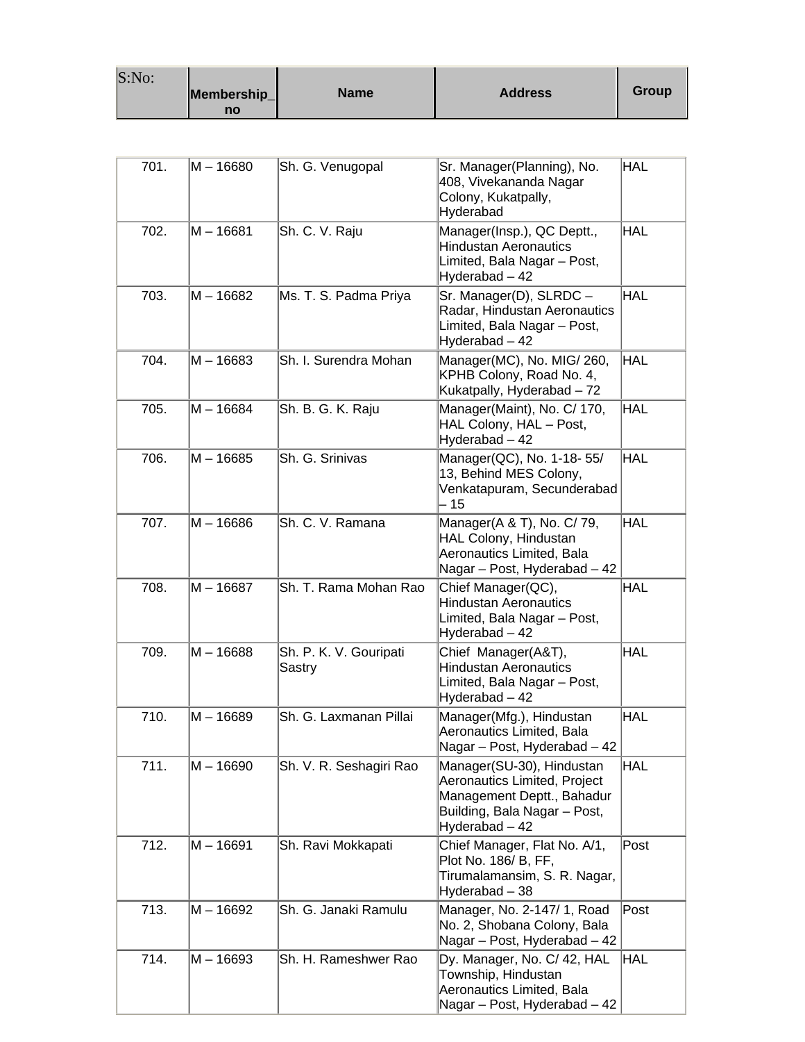| S:No: | Membership_no | Name | Address | Group |
|---|---|---|---|---|
| 701. | M – 16680 | Sh. G. Venugopal | Sr. Manager(Planning), No. 408, Vivekananda Nagar Colony, Kukatpally, Hyderabad | HAL |
| 702. | M – 16681 | Sh. C. V. Raju | Manager(Insp.), QC Deptt., Hindustan Aeronautics Limited, Bala Nagar – Post, Hyderabad – 42 | HAL |
| 703. | M – 16682 | Ms. T. S. Padma Priya | Sr. Manager(D), SLRDC – Radar, Hindustan Aeronautics Limited, Bala Nagar – Post, Hyderabad – 42 | HAL |
| 704. | M – 16683 | Sh. I. Surendra Mohan | Manager(MC), No. MIG/ 260, KPHB Colony, Road No. 4, Kukatpally, Hyderabad – 72 | HAL |
| 705. | M – 16684 | Sh. B. G. K. Raju | Manager(Maint), No. C/ 170, HAL Colony, HAL – Post, Hyderabad – 42 | HAL |
| 706. | M – 16685 | Sh. G. Srinivas | Manager(QC), No. 1-18- 55/ 13, Behind MES Colony, Venkatapuram, Secunderabad – 15 | HAL |
| 707. | M – 16686 | Sh. C. V. Ramana | Manager(A & T), No. C/ 79, HAL Colony, Hindustan Aeronautics Limited, Bala Nagar – Post, Hyderabad – 42 | HAL |
| 708. | M – 16687 | Sh. T. Rama Mohan Rao | Chief Manager(QC), Hindustan Aeronautics Limited, Bala Nagar – Post, Hyderabad – 42 | HAL |
| 709. | M – 16688 | Sh. P. K. V. Gouripati Sastry | Chief Manager(A&T), Hindustan Aeronautics Limited, Bala Nagar – Post, Hyderabad – 42 | HAL |
| 710. | M – 16689 | Sh. G. Laxmanan Pillai | Manager(Mfg.), Hindustan Aeronautics Limited, Bala Nagar – Post, Hyderabad – 42 | HAL |
| 711. | M – 16690 | Sh. V. R. Seshagiri Rao | Manager(SU-30), Hindustan Aeronautics Limited, Project Management Deptt., Bahadur Building, Bala Nagar – Post, Hyderabad – 42 | HAL |
| 712. | M – 16691 | Sh. Ravi Mokkapati | Chief Manager, Flat No. A/1, Plot No. 186/ B, FF, Tirumalamansim, S. R. Nagar, Hyderabad – 38 | Post |
| 713. | M – 16692 | Sh. G. Janaki Ramulu | Manager, No. 2-147/ 1, Road No. 2, Shobana Colony, Bala Nagar – Post, Hyderabad – 42 | Post |
| 714. | M – 16693 | Sh. H. Rameshwer Rao | Dy. Manager, No. C/ 42, HAL Township, Hindustan Aeronautics Limited, Bala Nagar – Post, Hyderabad – 42 | HAL |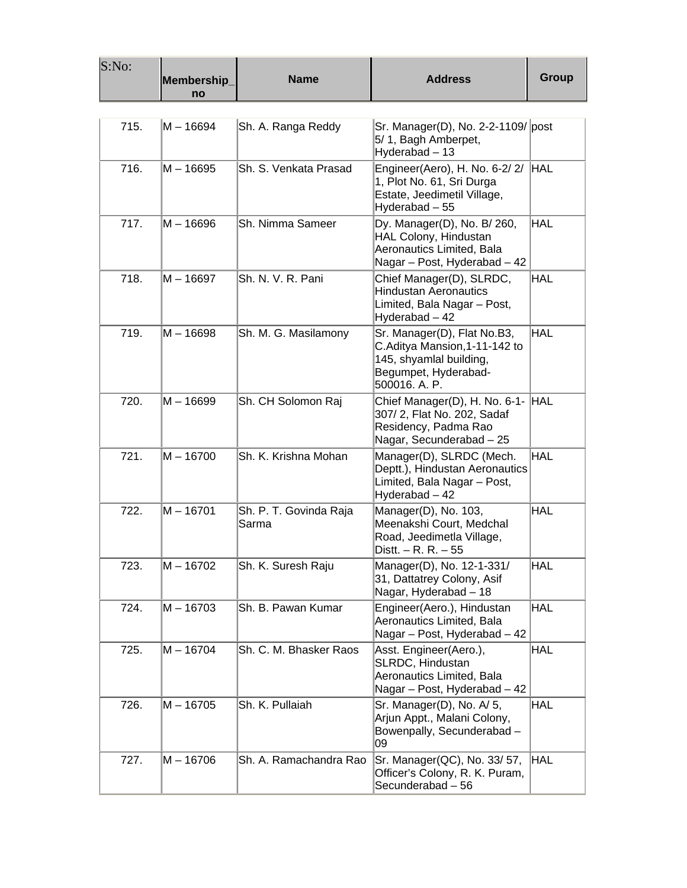| S:No: | Membership_no | Name | Address | Group |
|---|---|---|---|---|
| 715. | M – 16694 | Sh. A. Ranga Reddy | Sr. Manager(D), No. 2-2-1109/ 5/ 1, Bagh Amberpet, Hyderabad – 13 | post |
| 716. | M – 16695 | Sh. S. Venkata Prasad | Engineer(Aero), H. No. 6-2/ 2/ 1, Plot No. 61, Sri Durga Estate, Jeedimetil Village, Hyderabad – 55 | HAL |
| 717. | M – 16696 | Sh. Nimma Sameer | Dy. Manager(D), No. B/ 260, HAL Colony, Hindustan Aeronautics Limited, Bala Nagar – Post, Hyderabad – 42 | HAL |
| 718. | M – 16697 | Sh. N. V. R. Pani | Chief Manager(D), SLRDC, Hindustan Aeronautics Limited, Bala Nagar – Post, Hyderabad – 42 | HAL |
| 719. | M – 16698 | Sh. M. G. Masilamony | Sr. Manager(D), Flat No.B3, C.Aditya Mansion,1-11-142 to 145, shyamlal building, Begumpet, Hyderabad-500016. A. P. | HAL |
| 720. | M – 16699 | Sh. CH Solomon Raj | Chief Manager(D), H. No. 6-1-307/ 2, Flat No. 202, Sadaf Residency, Padma Rao Nagar, Secunderabad – 25 | HAL |
| 721. | M – 16700 | Sh. K. Krishna Mohan | Manager(D), SLRDC (Mech. Deptt.), Hindustan Aeronautics Limited, Bala Nagar – Post, Hyderabad – 42 | HAL |
| 722. | M – 16701 | Sh. P. T. Govinda Raja Sarma | Manager(D), No. 103, Meenakshi Court, Medchal Road, Jeedimetla Village, Distt. – R. R. – 55 | HAL |
| 723. | M – 16702 | Sh. K. Suresh Raju | Manager(D), No. 12-1-331/ 31, Dattatrey Colony, Asif Nagar, Hyderabad – 18 | HAL |
| 724. | M – 16703 | Sh. B. Pawan Kumar | Engineer(Aero.), Hindustan Aeronautics Limited, Bala Nagar – Post, Hyderabad – 42 | HAL |
| 725. | M – 16704 | Sh. C. M. Bhasker Raos | Asst. Engineer(Aero.), SLRDC, Hindustan Aeronautics Limited, Bala Nagar – Post, Hyderabad – 42 | HAL |
| 726. | M – 16705 | Sh. K. Pullaiah | Sr. Manager(D), No. A/ 5, Arjun Appt., Malani Colony, Bowenpally, Secunderabad – 09 | HAL |
| 727. | M – 16706 | Sh. A. Ramachandra Rao | Sr. Manager(QC), No. 33/ 57, Officer's Colony, R. K. Puram, Secunderabad – 56 | HAL |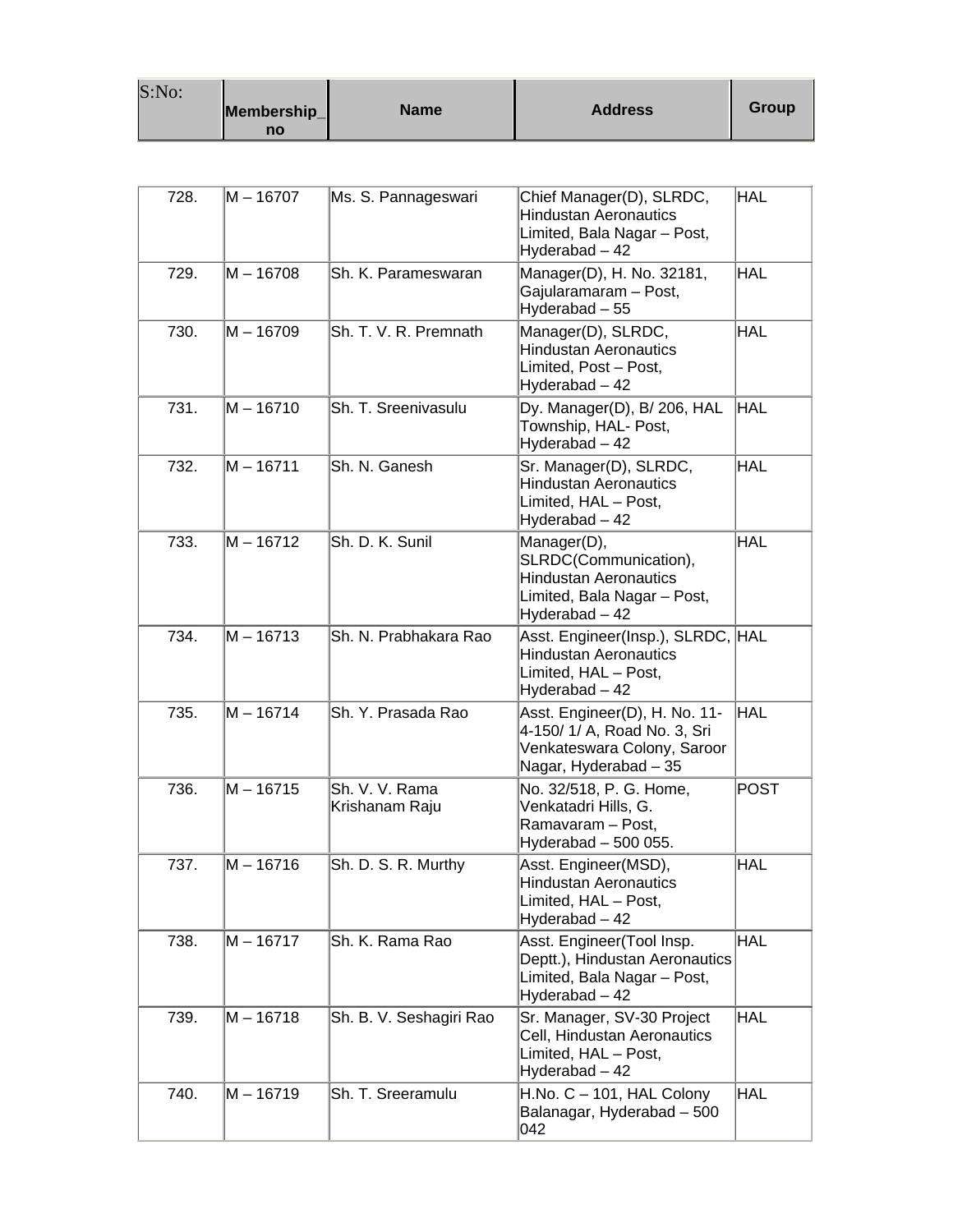| S:No: | Membership_no | Name | Address | Group |
|---|---|---|---|---|
| 728. | M – 16707 | Ms. S. Pannageswari | Chief Manager(D), SLRDC, Hindustan Aeronautics Limited, Bala Nagar – Post, Hyderabad – 42 | HAL |
| 729. | M – 16708 | Sh. K. Parameswaran | Manager(D), H. No. 32181, Gajularamaram – Post, Hyderabad – 55 | HAL |
| 730. | M – 16709 | Sh. T. V. R. Premnath | Manager(D), SLRDC, Hindustan Aeronautics Limited, Post – Post, Hyderabad – 42 | HAL |
| 731. | M – 16710 | Sh. T. Sreenivasulu | Dy. Manager(D), B/ 206, HAL Township, HAL- Post, Hyderabad – 42 | HAL |
| 732. | M – 16711 | Sh. N. Ganesh | Sr. Manager(D), SLRDC, Hindustan Aeronautics Limited, HAL – Post, Hyderabad – 42 | HAL |
| 733. | M – 16712 | Sh. D. K. Sunil | Manager(D), SLRDC(Communication), Hindustan Aeronautics Limited, Bala Nagar – Post, Hyderabad – 42 | HAL |
| 734. | M – 16713 | Sh. N. Prabhakara Rao | Asst. Engineer(Insp.), SLRDC, Hindustan Aeronautics Limited, HAL – Post, Hyderabad – 42 | HAL |
| 735. | M – 16714 | Sh. Y. Prasada Rao | Asst. Engineer(D), H. No. 11-4-150/ 1/ A, Road No. 3, Sri Venkateswara Colony, Saroor Nagar, Hyderabad – 35 | HAL |
| 736. | M – 16715 | Sh. V. V. Rama Krishanam Raju | No. 32/518, P. G. Home, Venkatadri Hills, G. Ramavaram – Post, Hyderabad – 500 055. | POST |
| 737. | M – 16716 | Sh. D. S. R. Murthy | Asst. Engineer(MSD), Hindustan Aeronautics Limited, HAL – Post, Hyderabad – 42 | HAL |
| 738. | M – 16717 | Sh. K. Rama Rao | Asst. Engineer(Tool Insp. Deptt.), Hindustan Aeronautics Limited, Bala Nagar – Post, Hyderabad – 42 | HAL |
| 739. | M – 16718 | Sh. B. V. Seshagiri Rao | Sr. Manager, SV-30 Project Cell, Hindustan Aeronautics Limited, HAL – Post, Hyderabad – 42 | HAL |
| 740. | M – 16719 | Sh. T. Sreeramulu | H.No. C – 101, HAL Colony Balanagar, Hyderabad – 500 042 | HAL |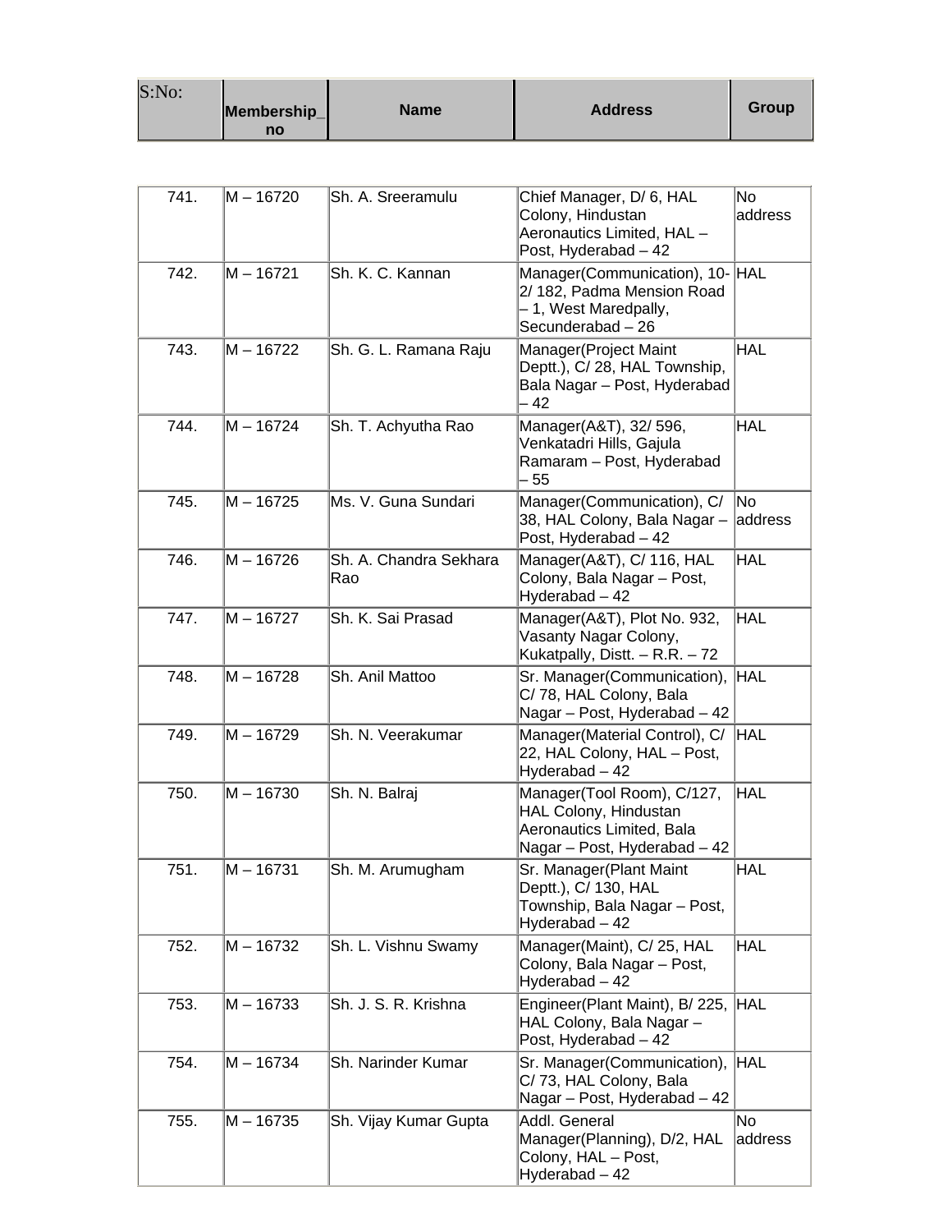| S:No: | Membership_no | Name | Address | Group |
|---|---|---|---|---|
| 741. | M – 16720 | Sh. A. Sreeramulu | Chief Manager, D/ 6, HAL Colony, Hindustan Aeronautics Limited, HAL – Post, Hyderabad – 42 | No address |
| 742. | M – 16721 | Sh. K. C. Kannan | Manager(Communication), 10-2/ 182, Padma Mension Road – 1, West Maredpally, Secunderabad – 26 | HAL |
| 743. | M – 16722 | Sh. G. L. Ramana Raju | Manager(Project Maint Deptt.), C/ 28, HAL Township, Bala Nagar – Post, Hyderabad – 42 | HAL |
| 744. | M – 16724 | Sh. T. Achyutha Rao | Manager(A&T), 32/ 596, Venkatadri Hills, Gajula Ramaram – Post, Hyderabad – 55 | HAL |
| 745. | M – 16725 | Ms. V. Guna Sundari | Manager(Communication), C/ 38, HAL Colony, Bala Nagar – Post, Hyderabad – 42 | No address |
| 746. | M – 16726 | Sh. A. Chandra Sekhara Rao | Manager(A&T), C/ 116, HAL Colony, Bala Nagar – Post, Hyderabad – 42 | HAL |
| 747. | M – 16727 | Sh. K. Sai Prasad | Manager(A&T), Plot No. 932, Vasanty Nagar Colony, Kukatpally, Distt. – R.R. – 72 | HAL |
| 748. | M – 16728 | Sh. Anil Mattoo | Sr. Manager(Communication), C/ 78, HAL Colony, Bala Nagar – Post, Hyderabad – 42 | HAL |
| 749. | M – 16729 | Sh. N. Veerakumar | Manager(Material Control), C/ 22, HAL Colony, HAL – Post, Hyderabad – 42 | HAL |
| 750. | M – 16730 | Sh. N. Balraj | Manager(Tool Room), C/127, HAL Colony, Hindustan Aeronautics Limited, Bala Nagar – Post, Hyderabad – 42 | HAL |
| 751. | M – 16731 | Sh. M. Arumugham | Sr. Manager(Plant Maint Deptt.), C/ 130, HAL Township, Bala Nagar – Post, Hyderabad – 42 | HAL |
| 752. | M – 16732 | Sh. L. Vishnu Swamy | Manager(Maint), C/ 25, HAL Colony, Bala Nagar – Post, Hyderabad – 42 | HAL |
| 753. | M – 16733 | Sh. J. S. R. Krishna | Engineer(Plant Maint), B/ 225, HAL Colony, Bala Nagar – Post, Hyderabad – 42 | HAL |
| 754. | M – 16734 | Sh. Narinder Kumar | Sr. Manager(Communication), C/ 73, HAL Colony, Bala Nagar – Post, Hyderabad – 42 | HAL |
| 755. | M – 16735 | Sh. Vijay Kumar Gupta | Addl. General Manager(Planning), D/2, HAL Colony, HAL – Post, Hyderabad – 42 | No address |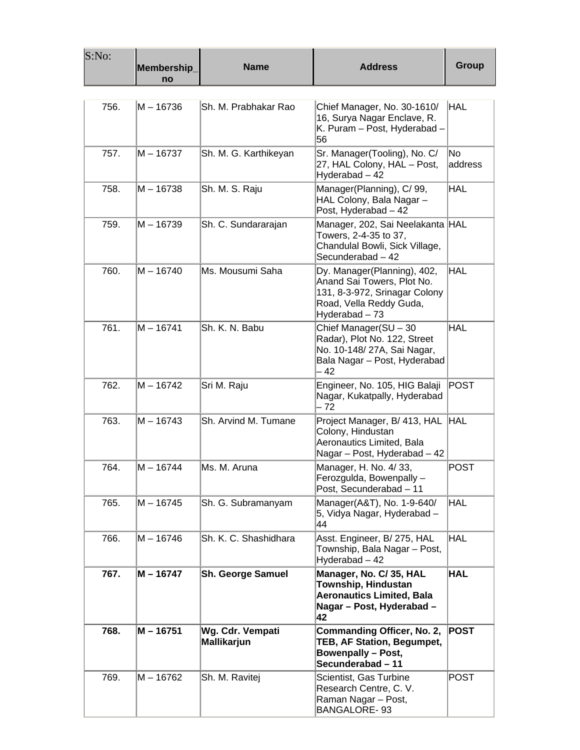| S:No: | Membership_no | Name | Address | Group |
|---|---|---|---|---|
| 756. | M – 16736 | Sh. M. Prabhakar Rao | Chief Manager, No. 30-1610/ 16, Surya Nagar Enclave, R. K. Puram – Post, Hyderabad – 56 | HAL |
| 757. | M – 16737 | Sh. M. G. Karthikeyan | Sr. Manager(Tooling), No. C/ 27, HAL Colony, HAL – Post, Hyderabad – 42 | No address |
| 758. | M – 16738 | Sh. M. S. Raju | Manager(Planning), C/ 99, HAL Colony, Bala Nagar – Post, Hyderabad – 42 | HAL |
| 759. | M – 16739 | Sh. C. Sundararajan | Manager, 202, Sai Neelakanta Towers, 2-4-35 to 37, Chandulal Bowli, Sick Village, Secunderabad – 42 | HAL |
| 760. | M – 16740 | Ms. Mousumi Saha | Dy. Manager(Planning), 402, Anand Sai Towers, Plot No. 131, 8-3-972, Srinagar Colony Road, Vella Reddy Guda, Hyderabad – 73 | HAL |
| 761. | M – 16741 | Sh. K. N. Babu | Chief Manager(SU – 30 Radar), Plot No. 122, Street No. 10-148/ 27A, Sai Nagar, Bala Nagar – Post, Hyderabad – 42 | HAL |
| 762. | M – 16742 | Sri M. Raju | Engineer, No. 105, HIG Balaji Nagar, Kukatpally, Hyderabad – 72 | POST |
| 763. | M – 16743 | Sh. Arvind M. Tumane | Project Manager, B/ 413, HAL Colony, Hindustan Aeronautics Limited, Bala Nagar – Post, Hyderabad – 42 | HAL |
| 764. | M – 16744 | Ms. M. Aruna | Manager, H. No. 4/ 33, Ferozgulda, Bowenpally – Post, Secunderabad – 11 | POST |
| 765. | M – 16745 | Sh. G. Subramanyam | Manager(A&T), No. 1-9-640/ 5, Vidya Nagar, Hyderabad – 44 | HAL |
| 766. | M – 16746 | Sh. K. C. Shashidhara | Asst. Engineer, B/ 275, HAL Township, Bala Nagar – Post, Hyderabad – 42 | HAL |
| **767.** | **M – 16747** | **Sh. George Samuel** | **Manager, No. C/ 35, HAL Township, Hindustan Aeronautics Limited, Bala Nagar – Post, Hyderabad – 42** | **HAL** |
| **768.** | **M – 16751** | **Wg. Cdr. Vempati Mallikarjun** | **Commanding Officer, No. 2, TEB, AF Station, Begumpet, Bowenpally – Post, Secunderabad – 11** | **POST** |
| 769. | M – 16762 | Sh. M. Ravitej | Scientist, Gas Turbine Research Centre, C. V. Raman Nagar – Post, BANGALORE- 93 | POST |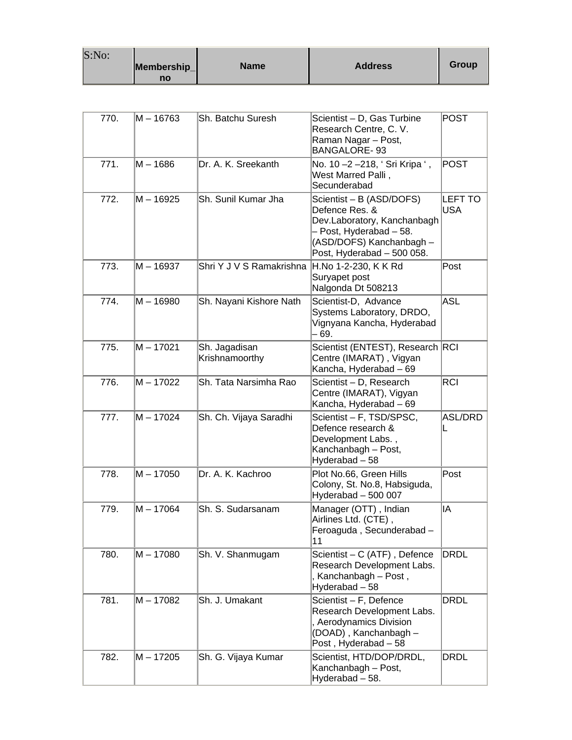| S:No: | Membership_no | Name | Address | Group |
|---|---|---|---|---|
| 770. | M – 16763 | Sh. Batchu Suresh | Scientist – D, Gas Turbine Research Centre, C. V. Raman Nagar – Post, BANGALORE- 93 | POST |
| 771. | M – 1686 | Dr. A. K. Sreekanth | No. 10 –2 –218, ' Sri Kripa ' , West Marred Palli , Secunderabad | POST |
| 772. | M – 16925 | Sh. Sunil Kumar Jha | Scientist – B (ASD/DOFS) Defence Res. & Dev.Laboratory, Kanchanbagh – Post, Hyderabad – 58. (ASD/DOFS) Kanchanbagh – Post, Hyderabad – 500 058. | LEFT TO USA |
| 773. | M – 16937 | Shri Y J V S Ramakrishna | H.No 1-2-230, K K Rd Suryapet post Nalgonda Dt 508213 | Post |
| 774. | M – 16980 | Sh. Nayani Kishore Nath | Scientist-D, Advance Systems Laboratory, DRDO, Vignyana Kancha, Hyderabad – 69. | ASL |
| 775. | M – 17021 | Sh. Jagadisan Krishnamoorthy | Scientist (ENTEST), Research Centre (IMARAT) , Vigyan Kancha, Hyderabad – 69 | RCI |
| 776. | M – 17022 | Sh. Tata Narsimha Rao | Scientist – D, Research Centre (IMARAT), Vigyan Kancha, Hyderabad – 69 | RCI |
| 777. | M – 17024 | Sh. Ch. Vijaya Saradhi | Scientist – F, TSD/SPSC, Defence research & Development Labs. , Kanchanbagh – Post, Hyderabad – 58 | ASL/DRDL |
| 778. | M – 17050 | Dr. A. K. Kachroo | Plot No.66, Green Hills Colony, St. No.8, Habsiguda, Hyderabad – 500 007 | Post |
| 779. | M – 17064 | Sh. S. Sudarsanam | Manager (OTT) , Indian Airlines Ltd. (CTE) , Feroaguda , Secunderabad – 11 | IA |
| 780. | M – 17080 | Sh. V. Shanmugam | Scientist – C (ATF) , Defence Research Development Labs. , Kanchanbagh – Post , Hyderabad – 58 | DRDL |
| 781. | M – 17082 | Sh. J. Umakant | Scientist – F, Defence Research Development Labs. , Aerodynamics Division (DOAD) , Kanchanbagh – Post , Hyderabad – 58 | DRDL |
| 782. | M – 17205 | Sh. G. Vijaya Kumar | Scientist, HTD/DOP/DRDL, Kanchanbagh – Post, Hyderabad – 58. | DRDL |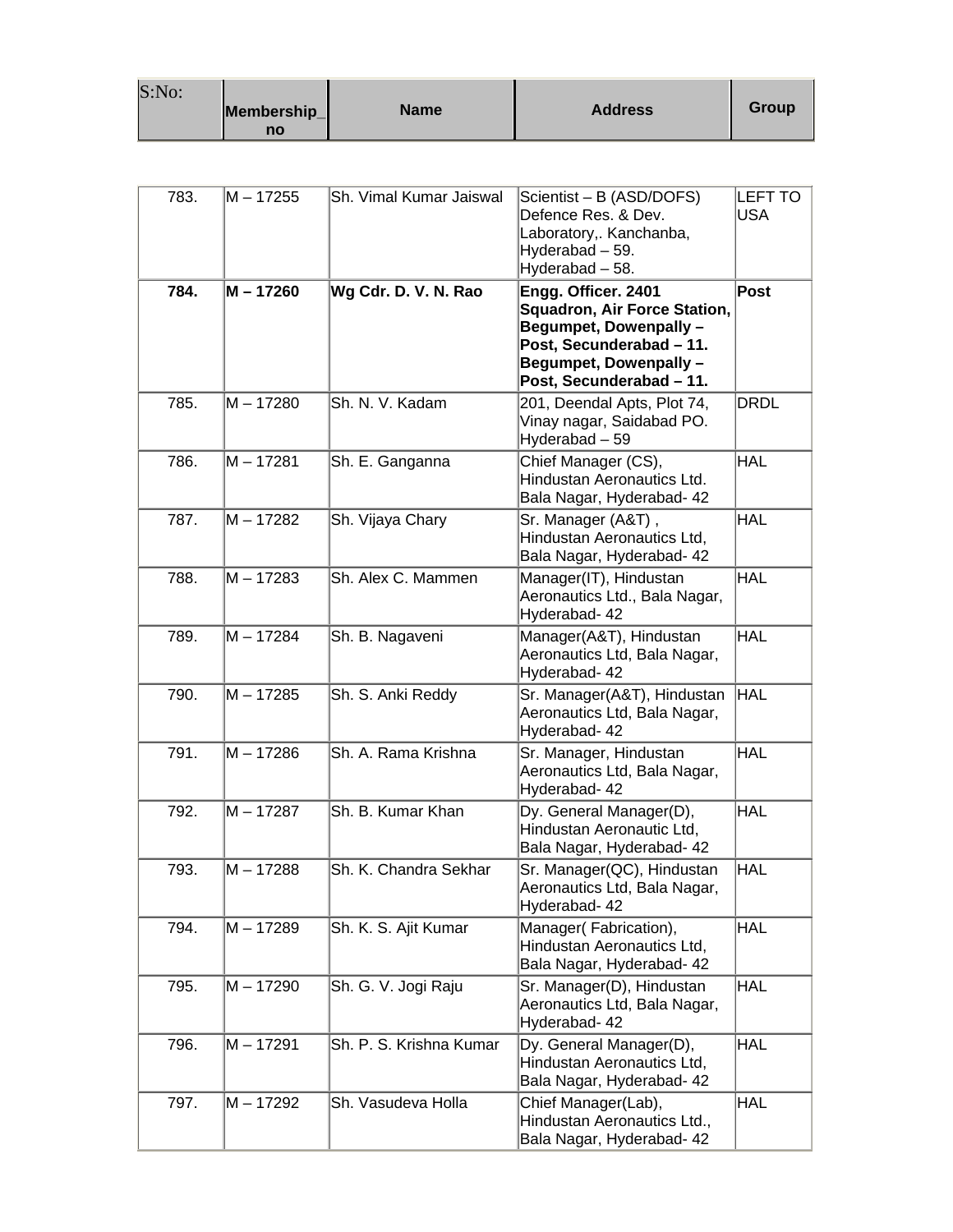| S:No: | Membership_no | Name | Address | Group |
|---|---|---|---|---|
| 783. | M – 17255 | Sh. Vimal Kumar Jaiswal | Scientist – B (ASD/DOFS) Defence Res. & Dev. Laboratory,. Kanchanba, Hyderabad – 59. Hyderabad – 58. | LEFT TO USA |
| **784.** | **M – 17260** | **Wg Cdr. D. V. N. Rao** | **Engg. Officer. 2401 Squadron, Air Force Station, Begumpet, Dowenpally – Post, Secunderabad – 11. Begumpet, Dowenpally – Post, Secunderabad – 11.** | **Post** |
| 785. | M – 17280 | Sh. N. V. Kadam | 201, Deendal Apts, Plot 74, Vinay nagar, Saidabad PO. Hyderabad – 59 | DRDL |
| 786. | M – 17281 | Sh. E. Ganganna | Chief Manager (CS), Hindustan Aeronautics Ltd. Bala Nagar, Hyderabad- 42 | HAL |
| 787. | M – 17282 | Sh. Vijaya Chary | Sr. Manager (A&T) , Hindustan Aeronautics Ltd, Bala Nagar, Hyderabad- 42 | HAL |
| 788. | M – 17283 | Sh. Alex C. Mammen | Manager(IT), Hindustan Aeronautics Ltd., Bala Nagar, Hyderabad- 42 | HAL |
| 789. | M – 17284 | Sh. B. Nagaveni | Manager(A&T), Hindustan Aeronautics Ltd, Bala Nagar, Hyderabad- 42 | HAL |
| 790. | M – 17285 | Sh. S. Anki Reddy | Sr. Manager(A&T), Hindustan Aeronautics Ltd, Bala Nagar, Hyderabad- 42 | HAL |
| 791. | M – 17286 | Sh. A. Rama Krishna | Sr. Manager, Hindustan Aeronautics Ltd, Bala Nagar, Hyderabad- 42 | HAL |
| 792. | M – 17287 | Sh. B. Kumar Khan | Dy. General Manager(D), Hindustan Aeronautic Ltd, Bala Nagar, Hyderabad- 42 | HAL |
| 793. | M – 17288 | Sh. K. Chandra Sekhar | Sr. Manager(QC), Hindustan Aeronautics Ltd, Bala Nagar, Hyderabad- 42 | HAL |
| 794. | M – 17289 | Sh. K. S. Ajit Kumar | Manager( Fabrication), Hindustan Aeronautics Ltd, Bala Nagar, Hyderabad- 42 | HAL |
| 795. | M – 17290 | Sh. G. V. Jogi Raju | Sr. Manager(D), Hindustan Aeronautics Ltd, Bala Nagar, Hyderabad- 42 | HAL |
| 796. | M – 17291 | Sh. P. S. Krishna Kumar | Dy. General Manager(D), Hindustan Aeronautics Ltd, Bala Nagar, Hyderabad- 42 | HAL |
| 797. | M – 17292 | Sh. Vasudeva Holla | Chief Manager(Lab), Hindustan Aeronautics Ltd., Bala Nagar, Hyderabad- 42 | HAL |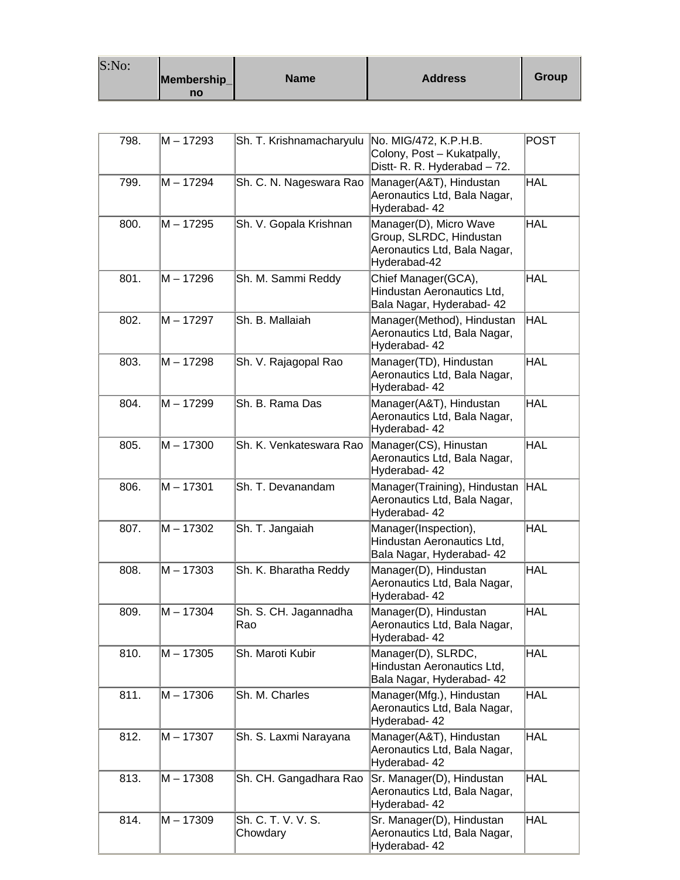| S:No: | Membership_no | Name | Address | Group |
|---|---|---|---|---|
| 798. | M – 17293 | Sh. T. Krishnamacharyulu | No. MIG/472, K.P.H.B. Colony, Post – Kukatpally, Distt- R. R. Hyderabad – 72. | POST |
| 799. | M – 17294 | Sh. C. N. Nageswara Rao | Manager(A&T), Hindustan Aeronautics Ltd, Bala Nagar, Hyderabad- 42 | HAL |
| 800. | M – 17295 | Sh. V. Gopala Krishnan | Manager(D), Micro Wave Group, SLRDC, Hindustan Aeronautics Ltd, Bala Nagar, Hyderabad-42 | HAL |
| 801. | M – 17296 | Sh. M. Sammi Reddy | Chief Manager(GCA), Hindustan Aeronautics Ltd, Bala Nagar, Hyderabad- 42 | HAL |
| 802. | M – 17297 | Sh. B. Mallaiah | Manager(Method), Hindustan Aeronautics Ltd, Bala Nagar, Hyderabad- 42 | HAL |
| 803. | M – 17298 | Sh. V. Rajagopal Rao | Manager(TD), Hindustan Aeronautics Ltd, Bala Nagar, Hyderabad- 42 | HAL |
| 804. | M – 17299 | Sh. B. Rama Das | Manager(A&T), Hindustan Aeronautics Ltd, Bala Nagar, Hyderabad- 42 | HAL |
| 805. | M – 17300 | Sh. K. Venkateswara Rao | Manager(CS), Hinustan Aeronautics Ltd, Bala Nagar, Hyderabad- 42 | HAL |
| 806. | M – 17301 | Sh. T. Devanandam | Manager(Training), Hindustan Aeronautics Ltd, Bala Nagar, Hyderabad- 42 | HAL |
| 807. | M – 17302 | Sh. T. Jangaiah | Manager(Inspection), Hindustan Aeronautics Ltd, Bala Nagar, Hyderabad- 42 | HAL |
| 808. | M – 17303 | Sh. K. Bharatha Reddy | Manager(D), Hindustan Aeronautics Ltd, Bala Nagar, Hyderabad- 42 | HAL |
| 809. | M – 17304 | Sh. S. CH. Jagannadha Rao | Manager(D), Hindustan Aeronautics Ltd, Bala Nagar, Hyderabad- 42 | HAL |
| 810. | M – 17305 | Sh. Maroti Kubir | Manager(D), SLRDC, Hindustan Aeronautics Ltd, Bala Nagar, Hyderabad- 42 | HAL |
| 811. | M – 17306 | Sh. M. Charles | Manager(Mfg.), Hindustan Aeronautics Ltd, Bala Nagar, Hyderabad- 42 | HAL |
| 812. | M – 17307 | Sh. S. Laxmi Narayana | Manager(A&T), Hindustan Aeronautics Ltd, Bala Nagar, Hyderabad- 42 | HAL |
| 813. | M – 17308 | Sh. CH. Gangadhara Rao | Sr. Manager(D), Hindustan Aeronautics Ltd, Bala Nagar, Hyderabad- 42 | HAL |
| 814. | M – 17309 | Sh. C. T. V. V. S. Chowdary | Sr. Manager(D), Hindustan Aeronautics Ltd, Bala Nagar, Hyderabad- 42 | HAL |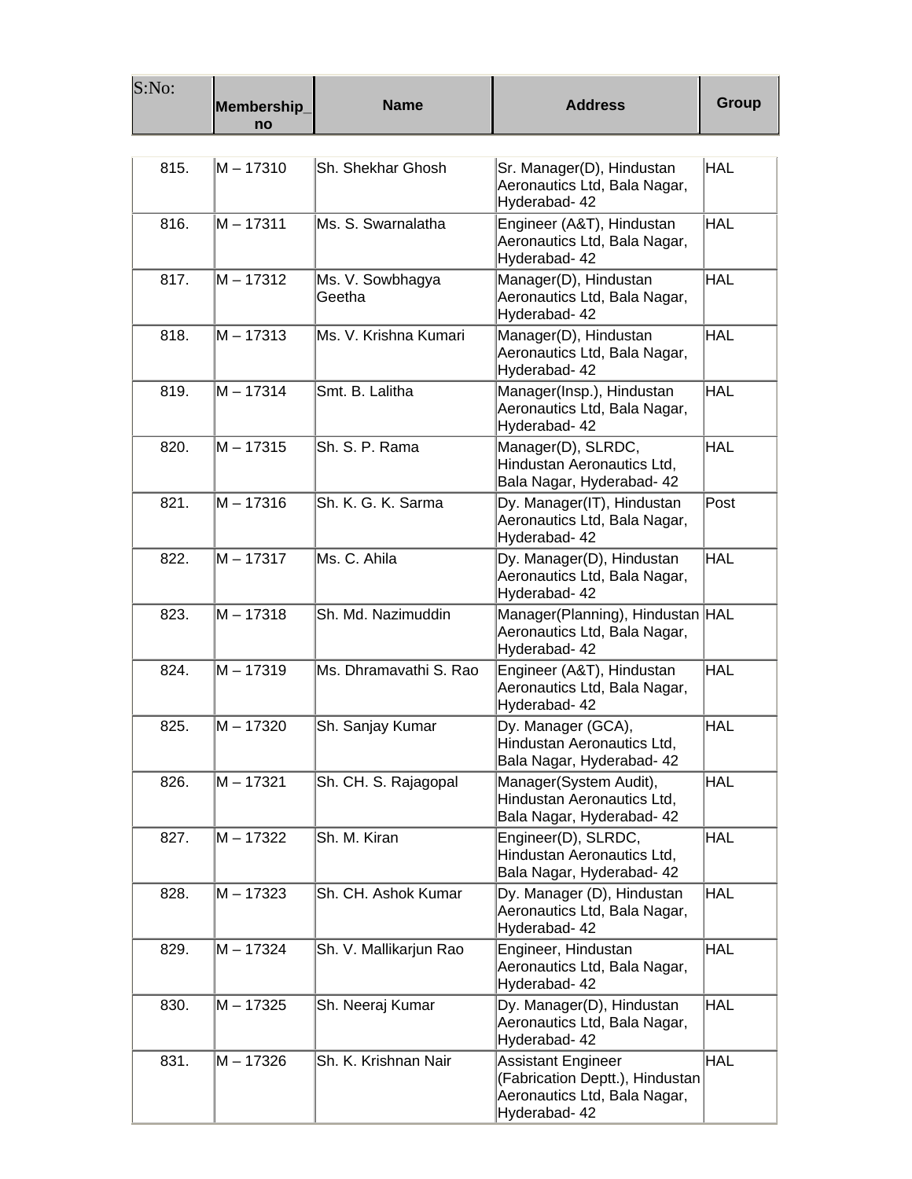| S:No: | Membership_no | Name | Address | Group |
|---|---|---|---|---|
| 815. | M – 17310 | Sh. Shekhar Ghosh | Sr. Manager(D), Hindustan Aeronautics Ltd, Bala Nagar, Hyderabad- 42 | HAL |
| 816. | M – 17311 | Ms. S. Swarnalatha | Engineer (A&T), Hindustan Aeronautics Ltd, Bala Nagar, Hyderabad- 42 | HAL |
| 817. | M – 17312 | Ms. V. Sowbhagya Geetha | Manager(D), Hindustan Aeronautics Ltd, Bala Nagar, Hyderabad- 42 | HAL |
| 818. | M – 17313 | Ms. V. Krishna Kumari | Manager(D), Hindustan Aeronautics Ltd, Bala Nagar, Hyderabad- 42 | HAL |
| 819. | M – 17314 | Smt. B. Lalitha | Manager(Insp.), Hindustan Aeronautics Ltd, Bala Nagar, Hyderabad- 42 | HAL |
| 820. | M – 17315 | Sh. S. P. Rama | Manager(D), SLRDC, Hindustan Aeronautics Ltd, Bala Nagar, Hyderabad- 42 | HAL |
| 821. | M – 17316 | Sh. K. G. K. Sarma | Dy. Manager(IT), Hindustan Aeronautics Ltd, Bala Nagar, Hyderabad- 42 | Post |
| 822. | M – 17317 | Ms. C. Ahila | Dy. Manager(D), Hindustan Aeronautics Ltd, Bala Nagar, Hyderabad- 42 | HAL |
| 823. | M – 17318 | Sh. Md. Nazimuddin | Manager(Planning), Hindustan Aeronautics Ltd, Bala Nagar, Hyderabad- 42 | HAL |
| 824. | M – 17319 | Ms. Dhramavathi S. Rao | Engineer (A&T), Hindustan Aeronautics Ltd, Bala Nagar, Hyderabad- 42 | HAL |
| 825. | M – 17320 | Sh. Sanjay Kumar | Dy. Manager (GCA), Hindustan Aeronautics Ltd, Bala Nagar, Hyderabad- 42 | HAL |
| 826. | M – 17321 | Sh. CH. S. Rajagopal | Manager(System Audit), Hindustan Aeronautics Ltd, Bala Nagar, Hyderabad- 42 | HAL |
| 827. | M – 17322 | Sh. M. Kiran | Engineer(D), SLRDC, Hindustan Aeronautics Ltd, Bala Nagar, Hyderabad- 42 | HAL |
| 828. | M – 17323 | Sh. CH. Ashok Kumar | Dy. Manager (D), Hindustan Aeronautics Ltd, Bala Nagar, Hyderabad- 42 | HAL |
| 829. | M – 17324 | Sh. V. Mallikarjun Rao | Engineer, Hindustan Aeronautics Ltd, Bala Nagar, Hyderabad- 42 | HAL |
| 830. | M – 17325 | Sh. Neeraj Kumar | Dy. Manager(D), Hindustan Aeronautics Ltd, Bala Nagar, Hyderabad- 42 | HAL |
| 831. | M – 17326 | Sh. K. Krishnan Nair | Assistant Engineer (Fabrication Deptt.), Hindustan Aeronautics Ltd, Bala Nagar, Hyderabad- 42 | HAL |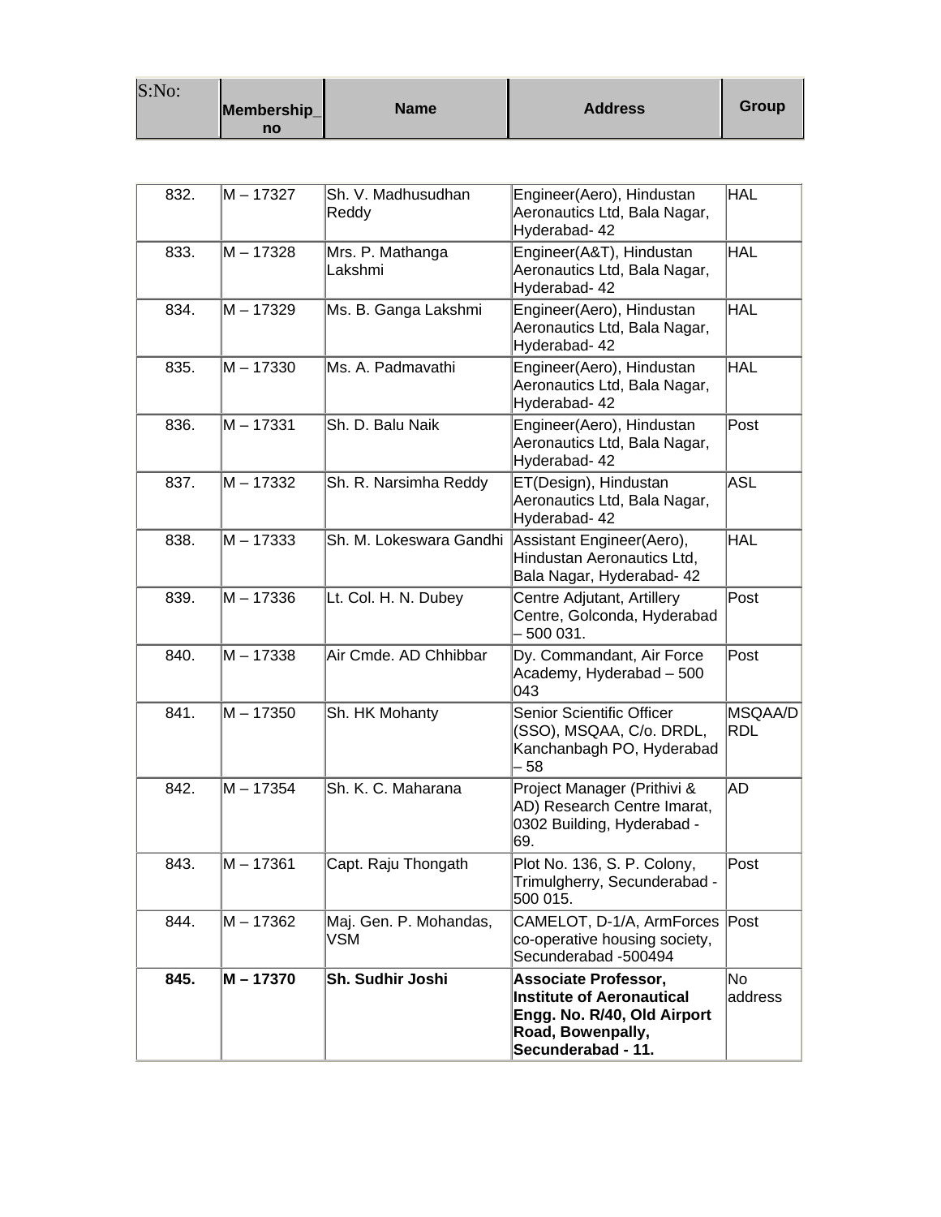| S:No: | Membership_no | Name | Address | Group |
|---|---|---|---|---|
| 832. | M – 17327 | Sh. V. Madhusudhan Reddy | Engineer(Aero), Hindustan Aeronautics Ltd, Bala Nagar, Hyderabad- 42 | HAL |
| 833. | M – 17328 | Mrs. P. Mathanga Lakshmi | Engineer(A&T), Hindustan Aeronautics Ltd, Bala Nagar, Hyderabad- 42 | HAL |
| 834. | M – 17329 | Ms. B. Ganga Lakshmi | Engineer(Aero), Hindustan Aeronautics Ltd, Bala Nagar, Hyderabad- 42 | HAL |
| 835. | M – 17330 | Ms. A. Padmavathi | Engineer(Aero), Hindustan Aeronautics Ltd, Bala Nagar, Hyderabad- 42 | HAL |
| 836. | M – 17331 | Sh. D. Balu Naik | Engineer(Aero), Hindustan Aeronautics Ltd, Bala Nagar, Hyderabad- 42 | Post |
| 837. | M – 17332 | Sh. R. Narsimha Reddy | ET(Design), Hindustan Aeronautics Ltd, Bala Nagar, Hyderabad- 42 | ASL |
| 838. | M – 17333 | Sh. M. Lokeswara Gandhi | Assistant Engineer(Aero), Hindustan Aeronautics Ltd, Bala Nagar, Hyderabad- 42 | HAL |
| 839. | M – 17336 | Lt. Col. H. N. Dubey | Centre Adjutant, Artillery Centre, Golconda, Hyderabad – 500 031. | Post |
| 840. | M – 17338 | Air Cmde. AD Chhibbar | Dy. Commandant, Air Force Academy, Hyderabad – 500 043 | Post |
| 841. | M – 17350 | Sh. HK Mohanty | Senior Scientific Officer (SSO), MSQAA, C/o. DRDL, Kanchanbagh PO, Hyderabad – 58 | MSQAA/DRDL |
| 842. | M – 17354 | Sh. K. C. Maharana | Project Manager (Prithivi & AD) Research Centre Imarat, 0302 Building, Hyderabad - 69. | AD |
| 843. | M – 17361 | Capt. Raju Thongath | Plot No. 136, S. P. Colony, Trimulgherry, Secunderabad - 500 015. | Post |
| 844. | M – 17362 | Maj. Gen. P. Mohandas, VSM | CAMELOT, D-1/A, ArmForces co-operative housing society, Secunderabad -500494 | Post |
| **845.** | **M – 17370** | **Sh. Sudhir Joshi** | **Associate Professor, Institute of Aeronautical Engg. No. R/40, Old Airport Road, Bowenpally, Secunderabad - 11.** | No address |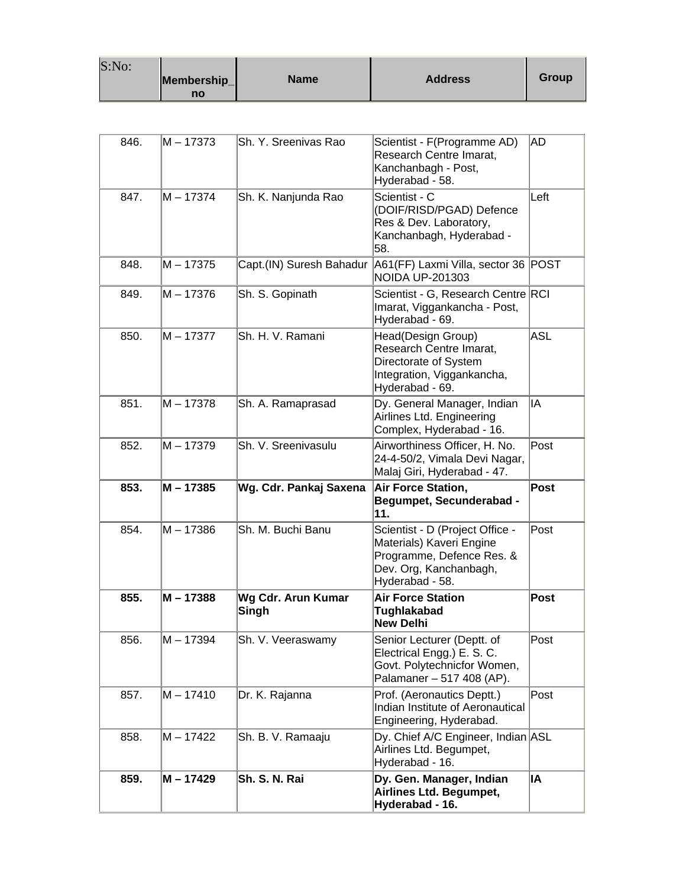| S:No: | Membership_no | Name | Address | Group |
|---|---|---|---|---|
| 846. | M – 17373 | Sh. Y. Sreenivas Rao | Scientist - F(Programme AD) Research Centre Imarat, Kanchanbagh - Post, Hyderabad - 58. | AD |
| 847. | M – 17374 | Sh. K. Nanjunda Rao | Scientist - C (DOIF/RISD/PGAD) Defence Res & Dev. Laboratory, Kanchanbagh, Hyderabad - 58. | Left |
| 848. | M – 17375 | Capt.(IN) Suresh Bahadur | A61(FF) Laxmi Villa, sector 36 NOIDA UP-201303 | POST |
| 849. | M – 17376 | Sh. S. Gopinath | Scientist - G, Research Centre Imarat, Viggankancha - Post, Hyderabad - 69. | RCI |
| 850. | M – 17377 | Sh. H. V. Ramani | Head(Design Group) Research Centre Imarat, Directorate of System Integration, Viggankancha, Hyderabad - 69. | ASL |
| 851. | M – 17378 | Sh. A. Ramaprasad | Dy. General Manager, Indian Airlines Ltd. Engineering Complex, Hyderabad - 16. | IA |
| 852. | M – 17379 | Sh. V. Sreenivasulu | Airworthiness Officer, H. No. 24-4-50/2, Vimala Devi Nagar, Malaj Giri, Hyderabad - 47. | Post |
| **853.** | **M – 17385** | **Wg. Cdr. Pankaj Saxena** | **Air Force Station, Begumpet, Secunderabad - 11.** | **Post** |
| 854. | M – 17386 | Sh. M. Buchi Banu | Scientist - D (Project Office - Materials) Kaveri Engine Programme, Defence Res. & Dev. Org, Kanchanbagh, Hyderabad - 58. | Post |
| **855.** | **M – 17388** | **Wg Cdr. Arun Kumar Singh** | **Air Force Station Tughlakabad New Delhi** | **Post** |
| 856. | M – 17394 | Sh. V. Veeraswamy | Senior Lecturer (Deptt. of Electrical Engg.) E. S. C. Govt. Polytechnicfor Women, Palamaner – 517 408 (AP). | Post |
| 857. | M – 17410 | Dr. K. Rajanna | Prof. (Aeronautics Deptt.) Indian Institute of Aeronautical Engineering, Hyderabad. | Post |
| 858. | M – 17422 | Sh. B. V. Ramaaju | Dy. Chief A/C Engineer, Indian Airlines Ltd. Begumpet, Hyderabad - 16. | ASL |
| **859.** | **M – 17429** | **Sh. S. N. Rai** | **Dy. Gen. Manager, Indian Airlines Ltd. Begumpet, Hyderabad - 16.** | **IA** |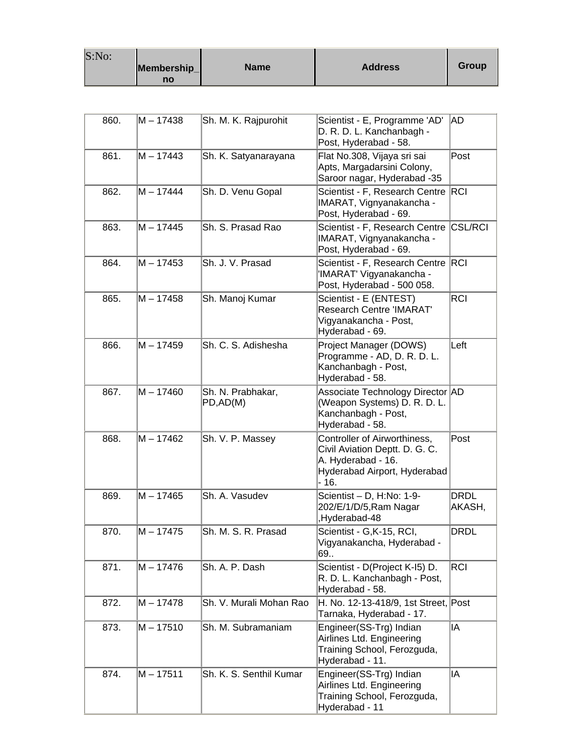| S:No: | Membership_no | Name | Address | Group |
|---|---|---|---|---|
| 860. | M – 17438 | Sh. M. K. Rajpurohit | Scientist - E, Programme 'AD' D. R. D. L. Kanchanbagh - Post, Hyderabad - 58. | AD |
| 861. | M – 17443 | Sh. K. Satyanarayana | Flat No.308, Vijaya sri sai Apts, Margadarsini Colony, Saroor nagar, Hyderabad -35 | Post |
| 862. | M – 17444 | Sh. D. Venu Gopal | Scientist - F, Research Centre IMARAT, Vignyanakancha - Post, Hyderabad - 69. | RCI |
| 863. | M – 17445 | Sh. S. Prasad Rao | Scientist - F, Research Centre IMARAT, Vignyanakancha - Post, Hyderabad - 69. | CSL/RCI |
| 864. | M – 17453 | Sh. J. V. Prasad | Scientist - F, Research Centre 'IMARAT' Vigyanakancha - Post, Hyderabad - 500 058. | RCI |
| 865. | M – 17458 | Sh. Manoj Kumar | Scientist - E (ENTEST) Research Centre 'IMARAT' Vigyanakancha - Post, Hyderabad - 69. | RCI |
| 866. | M – 17459 | Sh. C. S. Adishesha | Project Manager (DOWS) Programme - AD, D. R. D. L. Kanchanbagh - Post, Hyderabad - 58. | Left |
| 867. | M – 17460 | Sh. N. Prabhakar, PD,AD(M) | Associate Technology Director (Weapon Systems) D. R. D. L. Kanchanbagh - Post, Hyderabad - 58. | AD |
| 868. | M – 17462 | Sh. V. P. Massey | Controller of Airworthiness, Civil Aviation Deptt. D. G. C. A. Hyderabad - 16. Hyderabad Airport, Hyderabad - 16. | Post |
| 869. | M – 17465 | Sh. A. Vasudev | Scientist – D, H:No: 1-9-202/E/1/D/5,Ram Nagar ,Hyderabad-48 | DRDL AKASH, |
| 870. | M – 17475 | Sh. M. S. R. Prasad | Scientist - G,K-15, RCI, Vigyanakancha, Hyderabad - 69.. | DRDL |
| 871. | M – 17476 | Sh. A. P. Dash | Scientist - D(Project K-I5) D. R. D. L. Kanchanbagh - Post, Hyderabad - 58. | RCI |
| 872. | M – 17478 | Sh. V. Murali Mohan Rao | H. No. 12-13-418/9, 1st Street, Tarnaka, Hyderabad - 17. | Post |
| 873. | M – 17510 | Sh. M. Subramaniam | Engineer(SS-Trg) Indian Airlines Ltd. Engineering Training School, Ferozguda, Hyderabad - 11. | IA |
| 874. | M – 17511 | Sh. K. S. Senthil Kumar | Engineer(SS-Trg) Indian Airlines Ltd. Engineering Training School, Ferozguda, Hyderabad - 11 | IA |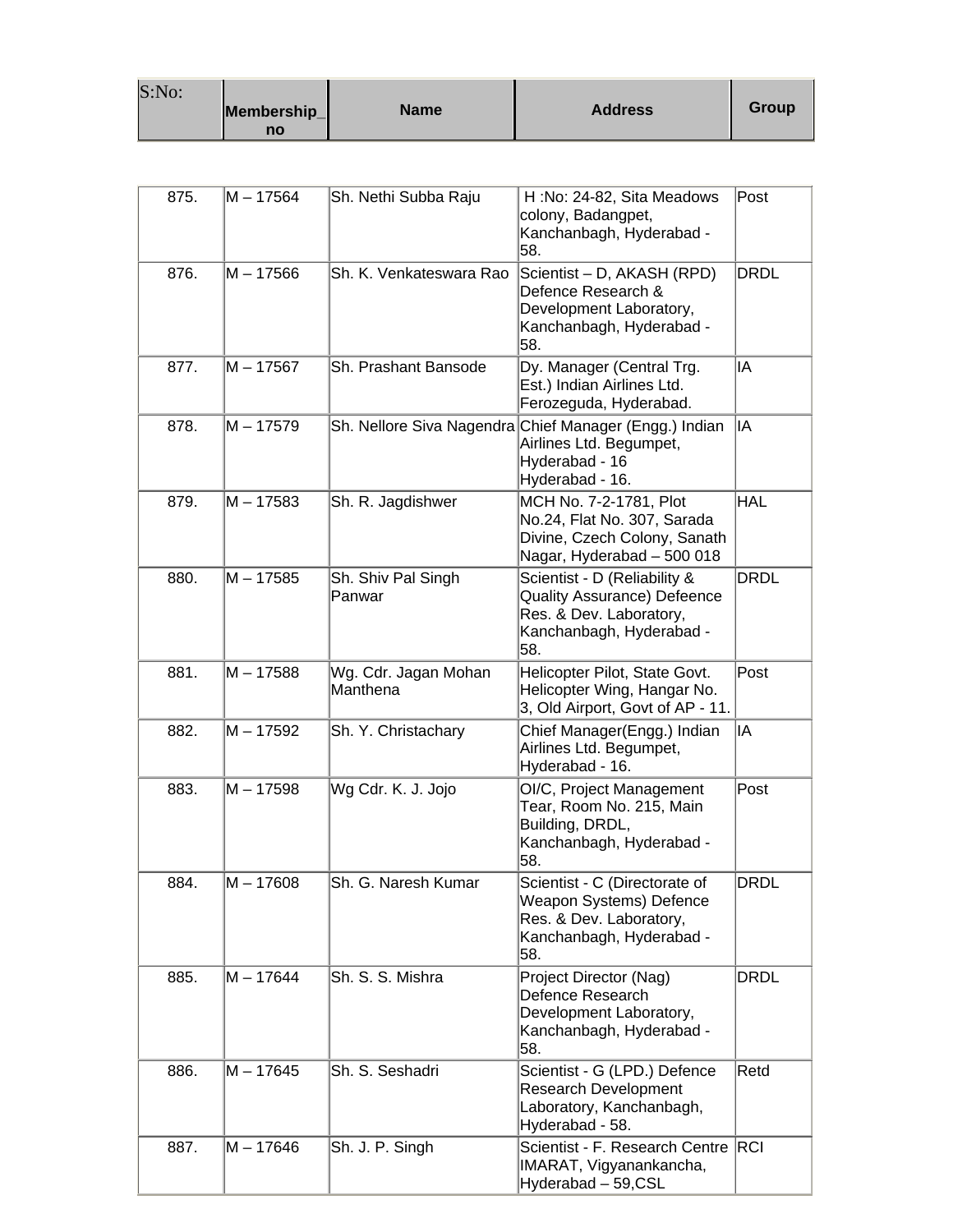| S:No: | Membership_no | Name | Address | Group |
|---|---|---|---|---|
| 875. | M – 17564 | Sh. Nethi Subba Raju | H :No: 24-82, Sita Meadows colony, Badangpet, Kanchanbagh, Hyderabad - 58. | Post |
| 876. | M – 17566 | Sh. K. Venkateswara Rao | Scientist – D, AKASH (RPD) Defence Research & Development Laboratory, Kanchanbagh, Hyderabad - 58. | DRDL |
| 877. | M – 17567 | Sh. Prashant Bansode | Dy. Manager (Central Trg. Est.) Indian Airlines Ltd. Ferozeguda, Hyderabad. | IA |
| 878. | M – 17579 | Sh. Nellore Siva Nagendra | Chief Manager (Engg.) Indian Airlines Ltd. Begumpet, Hyderabad - 16 Hyderabad - 16. | IA |
| 879. | M – 17583 | Sh. R. Jagdishwer | MCH No. 7-2-1781, Plot No.24, Flat No. 307, Sarada Divine, Czech Colony, Sanath Nagar, Hyderabad – 500 018 | HAL |
| 880. | M – 17585 | Sh. Shiv Pal Singh Panwar | Scientist - D (Reliability & Quality Assurance) Defeence Res. & Dev. Laboratory, Kanchanbagh, Hyderabad - 58. | DRDL |
| 881. | M – 17588 | Wg. Cdr. Jagan Mohan Manthena | Helicopter Pilot, State Govt. Helicopter Wing, Hangar No. 3, Old Airport, Govt of AP - 11. | Post |
| 882. | M – 17592 | Sh. Y. Christachary | Chief Manager(Engg.) Indian Airlines Ltd. Begumpet, Hyderabad - 16. | IA |
| 883. | M – 17598 | Wg Cdr. K. J. Jojo | OI/C, Project Management Tear, Room No. 215, Main Building, DRDL, Kanchanbagh, Hyderabad - 58. | Post |
| 884. | M – 17608 | Sh. G. Naresh Kumar | Scientist - C (Directorate of Weapon Systems) Defence Res. & Dev. Laboratory, Kanchanbagh, Hyderabad - 58. | DRDL |
| 885. | M – 17644 | Sh. S. S. Mishra | Project Director (Nag) Defence Research Development Laboratory, Kanchanbagh, Hyderabad - 58. | DRDL |
| 886. | M – 17645 | Sh. S. Seshadri | Scientist - G (LPD.) Defence Research Development Laboratory, Kanchanbagh, Hyderabad - 58. | Retd |
| 887. | M – 17646 | Sh. J. P. Singh | Scientist - F. Research Centre IMARAT, Vigyanankancha, Hyderabad – 59,CSL | RCI |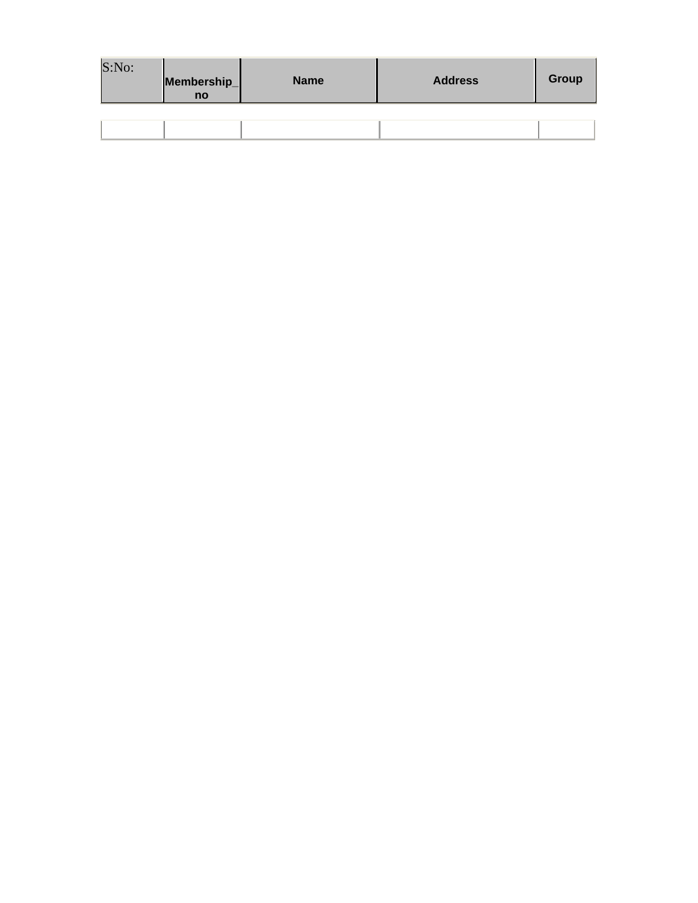| S:No: | Membership_no | Name | Address | Group |
|---|---|---|---|---|
| | | | | |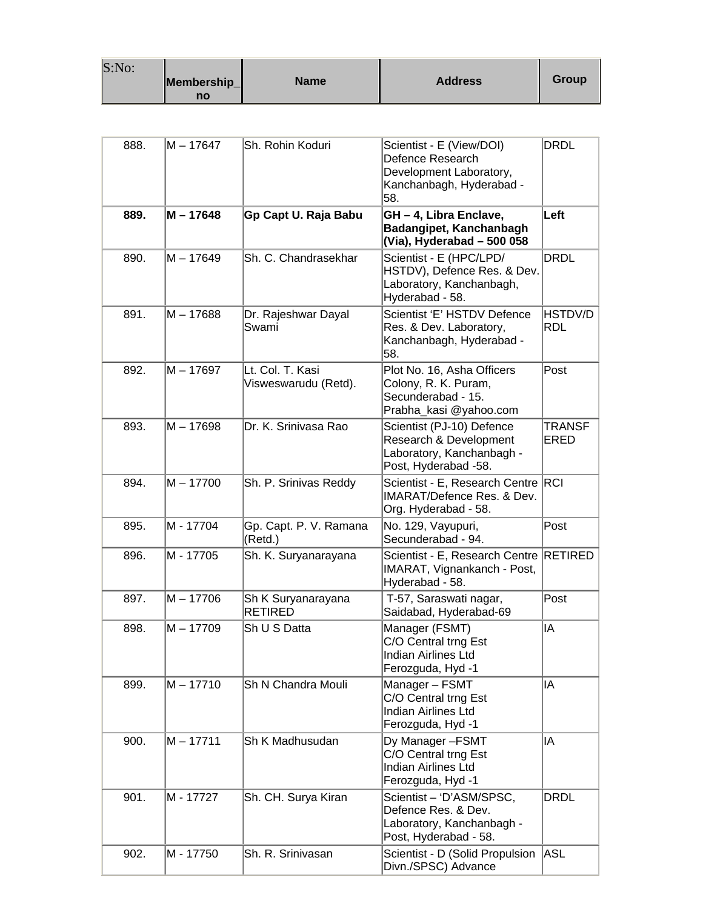| S:No: | Membership_no | Name | Address | Group |
|---|---|---|---|---|
| 888. | M – 17647 | Sh. Rohin Koduri | Scientist - E (View/DOI) Defence Research Development Laboratory, Kanchanbagh, Hyderabad - 58. | DRDL |
| **889.** | **M – 17648** | **Gp Capt U. Raja Babu** | **GH – 4, Libra Enclave, Badangipet, Kanchanbagh (Via), Hyderabad – 500 058** | **Left** |
| 890. | M – 17649 | Sh. C. Chandrasekhar | Scientist - E (HPC/LPD/ HSTDV), Defence Res. & Dev. Laboratory, Kanchanbagh, Hyderabad - 58. | DRDL |
| 891. | M – 17688 | Dr. Rajeshwar Dayal Swami | Scientist 'E' HSTDV Defence Res. & Dev. Laboratory, Kanchanbagh, Hyderabad - 58. | HSTDV/DRDL |
| 892. | M – 17697 | Lt. Col. T. Kasi Visweswarudu (Retd). | Plot No. 16, Asha Officers Colony, R. K. Puram, Secunderabad - 15. Prabha_kasi @yahoo.com | Post |
| 893. | M – 17698 | Dr. K. Srinivasa Rao | Scientist (PJ-10) Defence Research & Development Laboratory, Kanchanbagh - Post, Hyderabad -58. | TRANSFERED |
| 894. | M – 17700 | Sh. P. Srinivas Reddy | Scientist - E, Research Centre IMARAT/Defence Res. & Dev. Org. Hyderabad - 58. | RCI |
| 895. | M - 17704 | Gp. Capt. P. V. Ramana (Retd.) | No. 129, Vayupuri, Secunderabad - 94. | Post |
| 896. | M - 17705 | Sh. K. Suryanarayana | Scientist - E, Research Centre IMARAT, Vignankanch - Post, Hyderabad - 58. | RETIRED |
| 897. | M – 17706 | Sh K Suryanarayana RETIRED | T-57, Saraswati nagar, Saidabad, Hyderabad-69 | Post |
| 898. | M – 17709 | Sh U S Datta | Manager (FSMT) C/O Central trng Est Indian Airlines Ltd Ferozguda, Hyd -1 | IA |
| 899. | M – 17710 | Sh N Chandra Mouli | Manager – FSMT C/O Central trng Est Indian Airlines Ltd Ferozguda, Hyd -1 | IA |
| 900. | M – 17711 | Sh K Madhusudan | Dy Manager –FSMT C/O Central trng Est Indian Airlines Ltd Ferozguda, Hyd -1 | IA |
| 901. | M - 17727 | Sh. CH. Surya Kiran | Scientist – 'D'ASM/SPSC, Defence Res. & Dev. Laboratory, Kanchanbagh - Post, Hyderabad - 58. | DRDL |
| 902. | M - 17750 | Sh. R. Srinivasan | Scientist - D (Solid Propulsion Divn./SPSC) Advance | ASL |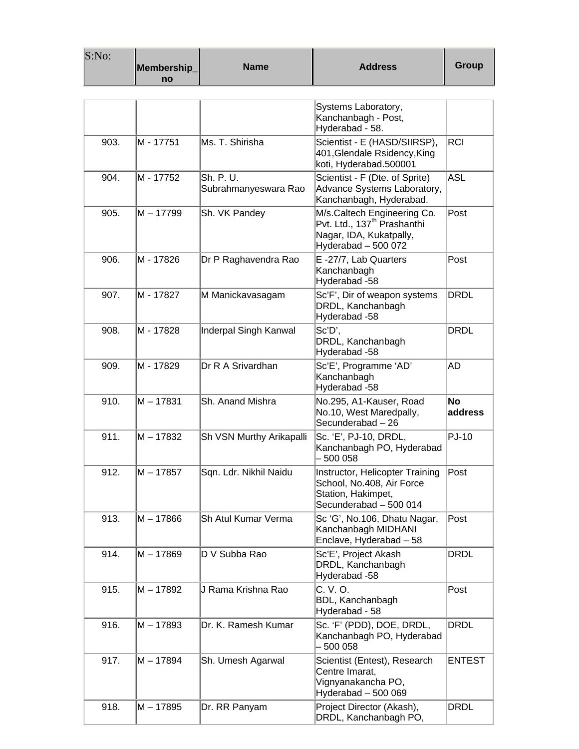| S:No: | Membership_no | Name | Address | Group |
|---|---|---|---|---|
| | | | Systems Laboratory, Kanchanbagh - Post, Hyderabad - 58. | |
| 903. | M - 17751 | Ms. T. Shirisha | Scientist - E (HASD/SIIRSP), 401,Glendale Rsidency,King koti, Hyderabad.500001 | RCI |
| 904. | M - 17752 | Sh. P. U. Subrahmanyeswara Rao | Scientist - F (Dte. of Sprite) Advance Systems Laboratory, Kanchanbagh, Hyderabad. | ASL |
| 905. | M – 17799 | Sh. VK Pandey | M/s.Caltech Engineering Co. Pvt. Ltd., 137th Prashanthi Nagar, IDA, Kukatpally, Hyderabad – 500 072 | Post |
| 906. | M - 17826 | Dr P Raghavendra Rao | E -27/7, Lab Quarters Kanchanbagh Hyderabad -58 | Post |
| 907. | M - 17827 | M Manickavasagam | Sc'F', Dir of weapon systems DRDL, Kanchanbagh Hyderabad -58 | DRDL |
| 908. | M - 17828 | Inderpal Singh Kanwal | Sc'D', DRDL, Kanchanbagh Hyderabad -58 | DRDL |
| 909. | M - 17829 | Dr R A Srivardhan | Sc'E', Programme 'AD' Kanchanbagh Hyderabad -58 | AD |
| 910. | M – 17831 | Sh. Anand Mishra | No.295, A1-Kauser, Road No.10, West Maredpally, Secunderabad – 26 | **No address** |
| 911. | M – 17832 | Sh VSN Murthy Arikapalli | Sc. 'E', PJ-10, DRDL, Kanchanbagh PO, Hyderabad – 500 058 | PJ-10 |
| 912. | M – 17857 | Sqn. Ldr. Nikhil Naidu | Instructor, Helicopter Training School, No.408, Air Force Station, Hakimpet, Secunderabad – 500 014 | Post |
| 913. | M – 17866 | Sh Atul Kumar Verma | Sc 'G', No.106, Dhatu Nagar, Kanchanbagh MIDHANI Enclave, Hyderabad – 58 | Post |
| 914. | M – 17869 | D V Subba Rao | Sc'E', Project Akash DRDL, Kanchanbagh Hyderabad -58 | DRDL |
| 915. | M – 17892 | J Rama Krishna Rao | C. V. O. BDL, Kanchanbagh Hyderabad - 58 | Post |
| 916. | M – 17893 | Dr. K. Ramesh Kumar | Sc. 'F' (PDD), DOE, DRDL, Kanchanbagh PO, Hyderabad – 500 058 | DRDL |
| 917. | M – 17894 | Sh. Umesh Agarwal | Scientist (Entest), Research Centre Imarat, Vignyanakancha PO, Hyderabad – 500 069 | ENTEST |
| 918. | M – 17895 | Dr. RR Panyam | Project Director (Akash), DRDL, Kanchanbagh PO, | DRDL |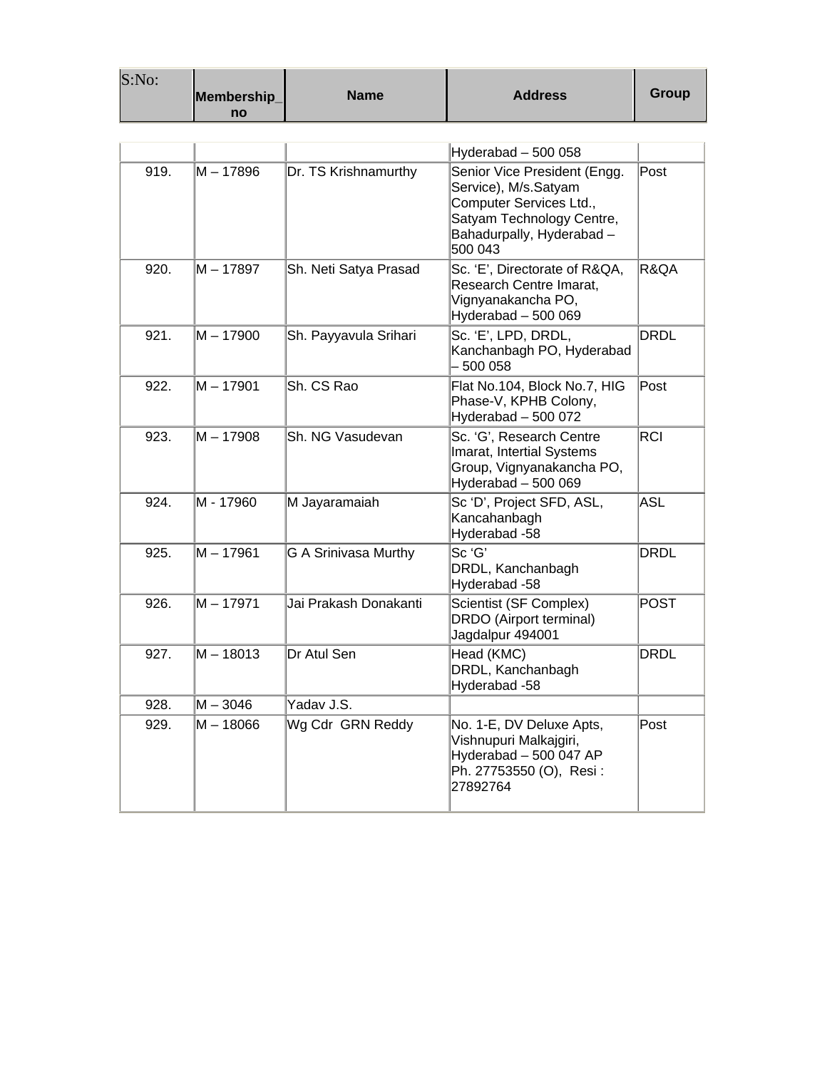| S:No: | Membership_no | Name | Address | Group |
|---|---|---|---|---|
| | | | Hyderabad – 500 058 | |
| 919. | M – 17896 | Dr. TS Krishnamurthy | Senior Vice President (Engg. Service), M/s.Satyam Computer Services Ltd., Satyam Technology Centre, Bahadurpally, Hyderabad – 500 043 | Post |
| 920. | M – 17897 | Sh. Neti Satya Prasad | Sc. 'E', Directorate of R&QA, Research Centre Imarat, Vignyanakancha PO, Hyderabad – 500 069 | R&QA |
| 921. | M – 17900 | Sh. Payyavula Srihari | Sc. 'E', LPD, DRDL, Kanchanbagh PO, Hyderabad – 500 058 | DRDL |
| 922. | M – 17901 | Sh. CS Rao | Flat No.104, Block No.7, HIG Phase-V, KPHB Colony, Hyderabad – 500 072 | Post |
| 923. | M – 17908 | Sh. NG Vasudevan | Sc. 'G', Research Centre Imarat, Intertial Systems Group, Vignyanakancha PO, Hyderabad – 500 069 | RCI |
| 924. | M - 17960 | M Jayaramaiah | Sc 'D', Project SFD, ASL, Kancahanbagh Hyderabad -58 | ASL |
| 925. | M – 17961 | G A Srinivasa Murthy | Sc 'G' DRDL, Kanchanbagh Hyderabad -58 | DRDL |
| 926. | M – 17971 | Jai Prakash Donakanti | Scientist (SF Complex) DRDO (Airport terminal) Jagdalpur 494001 | POST |
| 927. | M – 18013 | Dr Atul Sen | Head (KMC) DRDL, Kanchanbagh Hyderabad -58 | DRDL |
| 928. | M – 3046 | Yadav J.S. | | |
| 929. | M – 18066 | Wg Cdr GRN Reddy | No. 1-E, DV Deluxe Apts, Vishnupuri Malkajgiri, Hyderabad – 500 047 AP Ph. 27753550 (O), Resi : 27892764 | Post |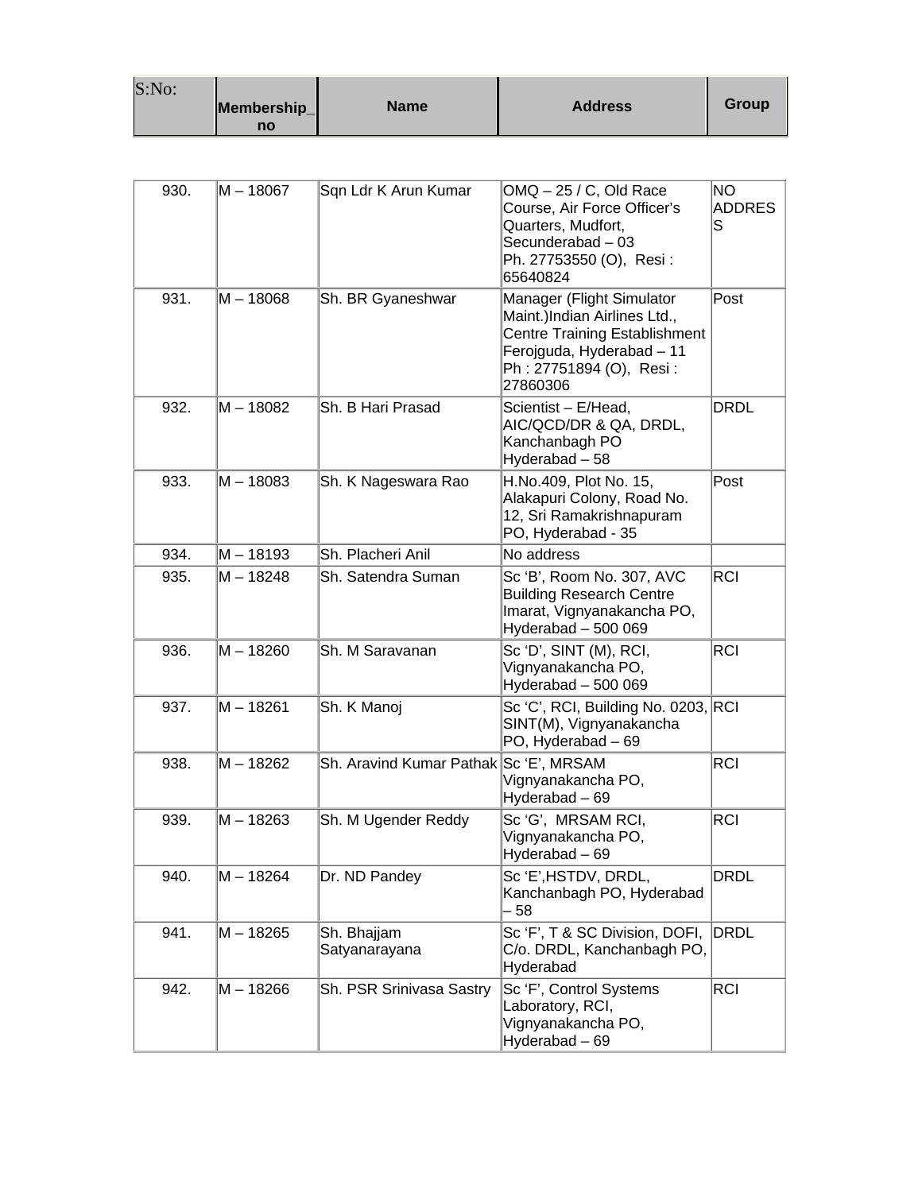| S:No: | Membership_no | Name | Address | Group |
|---|---|---|---|---|
| 930. | M – 18067 | Sqn Ldr K Arun Kumar | OMQ – 25 / C, Old Race Course, Air Force Officer's Quarters, Mudfort, Secunderabad – 03 Ph. 27753550 (O), Resi : 65640824 | NO ADDRESS |
| 931. | M – 18068 | Sh. BR Gyaneshwar | Manager (Flight Simulator Maint.)Indian Airlines Ltd., Centre Training Establishment Ferojguda, Hyderabad – 11 Ph : 27751894 (O), Resi : 27860306 | Post |
| 932. | M – 18082 | Sh. B Hari Prasad | Scientist – E/Head, AIC/QCD/DR & QA, DRDL, Kanchanbagh PO Hyderabad – 58 | DRDL |
| 933. | M – 18083 | Sh. K Nageswara Rao | H.No.409, Plot No. 15, Alakapuri Colony, Road No. 12, Sri Ramakrishnapuram PO, Hyderabad - 35 | Post |
| 934. | M – 18193 | Sh. Placheri Anil | No address | |
| 935. | M – 18248 | Sh. Satendra Suman | Sc 'B', Room No. 307, AVC Building Research Centre Imarat, Vignyanakancha PO, Hyderabad – 500 069 | RCI |
| 936. | M – 18260 | Sh. M Saravanan | Sc 'D', SINT (M), RCI, Vignyanakancha PO, Hyderabad – 500 069 | RCI |
| 937. | M – 18261 | Sh. K Manoj | Sc 'C', RCI, Building No. 0203, SINT(M), Vignyanakancha PO, Hyderabad – 69 | RCI |
| 938. | M – 18262 | Sh. Aravind Kumar Pathak | Sc 'E', MRSAM Vignyanakancha PO, Hyderabad – 69 | RCI |
| 939. | M – 18263 | Sh. M Ugender Reddy | Sc 'G', MRSAM RCI, Vignyanakancha PO, Hyderabad – 69 | RCI |
| 940. | M – 18264 | Dr. ND Pandey | Sc 'E',HSTDV, DRDL, Kanchanbagh PO, Hyderabad – 58 | DRDL |
| 941. | M – 18265 | Sh. Bhajjam Satyanarayana | Sc 'F', T & SC Division, DOFI, C/o. DRDL, Kanchanbagh PO, Hyderabad | DRDL |
| 942. | M – 18266 | Sh. PSR Srinivasa Sastry | Sc 'F', Control Systems Laboratory, RCI, Vignyanakancha PO, Hyderabad – 69 | RCI |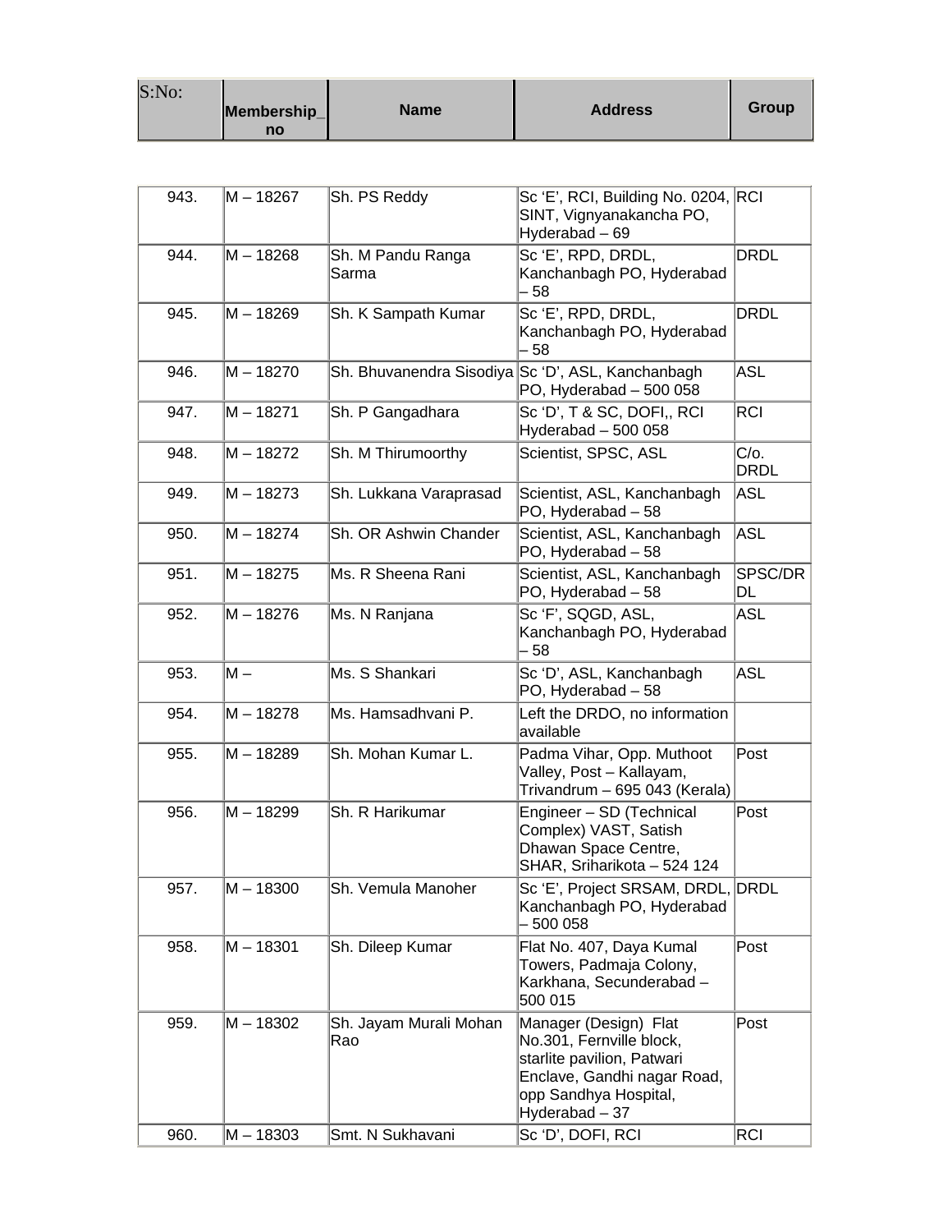| S:No: | Membership_no | Name | Address | Group |
|---|---|---|---|---|
| 943. | M – 18267 | Sh. PS Reddy | Sc 'E', RCI, Building No. 0204, SINT, Vignyanakancha PO, Hyderabad – 69 | RCI |
| 944. | M – 18268 | Sh. M Pandu Ranga Sarma | Sc 'E', RPD, DRDL, Kanchanbagh PO, Hyderabad – 58 | DRDL |
| 945. | M – 18269 | Sh. K Sampath Kumar | Sc 'E', RPD, DRDL, Kanchanbagh PO, Hyderabad – 58 | DRDL |
| 946. | M – 18270 | Sh. Bhuvanendra Sisodiya | Sc 'D', ASL, Kanchanbagh PO, Hyderabad – 500 058 | ASL |
| 947. | M – 18271 | Sh. P Gangadhara | Sc 'D', T & SC, DOFI,, RCI Hyderabad – 500 058 | RCI |
| 948. | M – 18272 | Sh. M Thirumoorthy | Scientist, SPSC, ASL | C/o. DRDL |
| 949. | M – 18273 | Sh. Lukkana Varaprasad | Scientist, ASL, Kanchanbagh PO, Hyderabad – 58 | ASL |
| 950. | M – 18274 | Sh. OR Ashwin Chander | Scientist, ASL, Kanchanbagh PO, Hyderabad – 58 | ASL |
| 951. | M – 18275 | Ms. R Sheena Rani | Scientist, ASL, Kanchanbagh PO, Hyderabad – 58 | SPSC/DRDL |
| 952. | M – 18276 | Ms. N Ranjana | Sc 'F', SQGD, ASL, Kanchanbagh PO, Hyderabad – 58 | ASL |
| 953. | M – | Ms. S Shankari | Sc 'D', ASL, Kanchanbagh PO, Hyderabad – 58 | ASL |
| 954. | M – 18278 | Ms. Hamsadhvani P. | Left the DRDO, no information available | |
| 955. | M – 18289 | Sh. Mohan Kumar L. | Padma Vihar, Opp. Muthoot Valley, Post – Kallayam, Trivandrum – 695 043 (Kerala) | Post |
| 956. | M – 18299 | Sh. R Harikumar | Engineer – SD (Technical Complex) VAST, Satish Dhawan Space Centre, SHAR, Sriharikota – 524 124 | Post |
| 957. | M – 18300 | Sh. Vemula Manoher | Sc 'E', Project SRSAM, DRDL, Kanchanbagh PO, Hyderabad – 500 058 | DRDL |
| 958. | M – 18301 | Sh. Dileep Kumar | Flat No. 407, Daya Kumal Towers, Padmaja Colony, Karkhana, Secunderabad – 500 015 | Post |
| 959. | M – 18302 | Sh. Jayam Murali Mohan Rao | Manager (Design) Flat No.301, Fernville block, starlite pavilion, Patwari Enclave, Gandhi nagar Road, opp Sandhya Hospital, Hyderabad – 37 | Post |
| 960. | M – 18303 | Smt. N Sukhavani | Sc 'D', DOFI, RCI | RCI |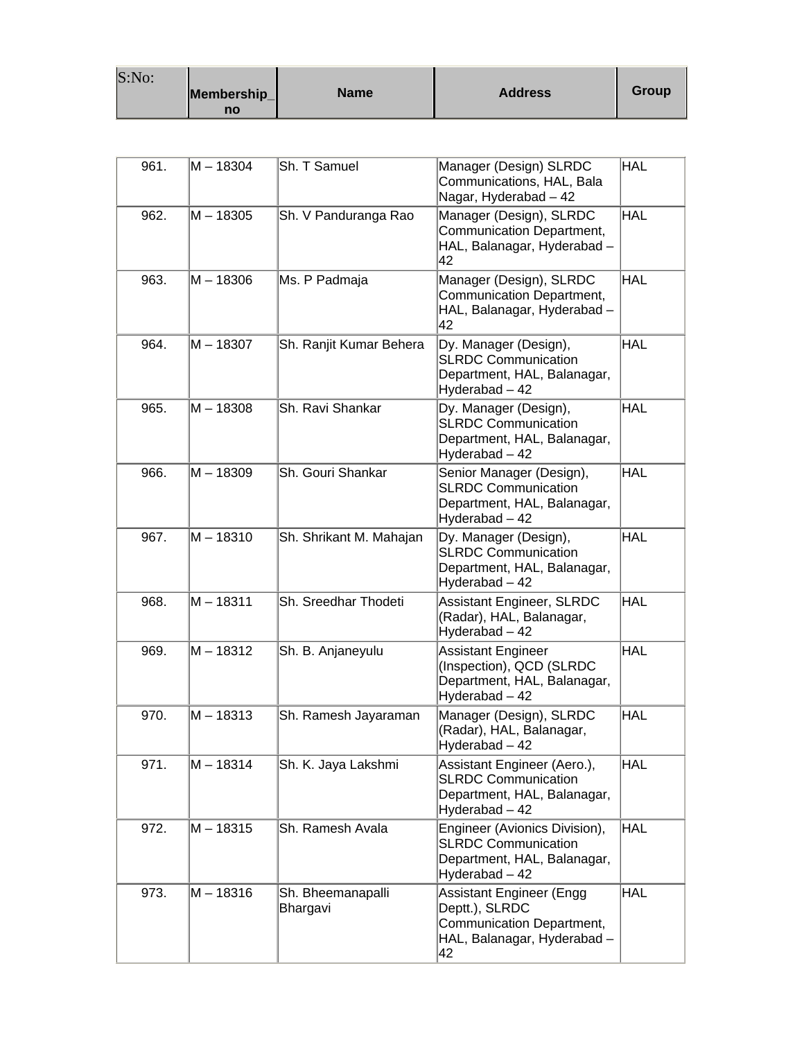| S:No: | Membership_no | Name | Address | Group |
|---|---|---|---|---|
| 961. | M – 18304 | Sh. T Samuel | Manager (Design) SLRDC Communications, HAL, Bala Nagar, Hyderabad – 42 | HAL |
| 962. | M – 18305 | Sh. V Panduranga Rao | Manager (Design), SLRDC Communication Department, HAL, Balanagar, Hyderabad – 42 | HAL |
| 963. | M – 18306 | Ms. P Padmaja | Manager (Design), SLRDC Communication Department, HAL, Balanagar, Hyderabad – 42 | HAL |
| 964. | M – 18307 | Sh. Ranjit Kumar Behera | Dy. Manager (Design), SLRDC Communication Department, HAL, Balanagar, Hyderabad – 42 | HAL |
| 965. | M – 18308 | Sh. Ravi Shankar | Dy. Manager (Design), SLRDC Communication Department, HAL, Balanagar, Hyderabad – 42 | HAL |
| 966. | M – 18309 | Sh. Gouri Shankar | Senior Manager (Design), SLRDC Communication Department, HAL, Balanagar, Hyderabad – 42 | HAL |
| 967. | M – 18310 | Sh. Shrikant M. Mahajan | Dy. Manager (Design), SLRDC Communication Department, HAL, Balanagar, Hyderabad – 42 | HAL |
| 968. | M – 18311 | Sh. Sreedhar Thodeti | Assistant Engineer, SLRDC (Radar), HAL, Balanagar, Hyderabad – 42 | HAL |
| 969. | M – 18312 | Sh. B. Anjaneyulu | Assistant Engineer (Inspection), QCD (SLRDC Department, HAL, Balanagar, Hyderabad – 42 | HAL |
| 970. | M – 18313 | Sh. Ramesh Jayaraman | Manager (Design), SLRDC (Radar), HAL, Balanagar, Hyderabad – 42 | HAL |
| 971. | M – 18314 | Sh. K. Jaya Lakshmi | Assistant Engineer (Aero.), SLRDC Communication Department, HAL, Balanagar, Hyderabad – 42 | HAL |
| 972. | M – 18315 | Sh. Ramesh Avala | Engineer (Avionics Division), SLRDC Communication Department, HAL, Balanagar, Hyderabad – 42 | HAL |
| 973. | M – 18316 | Sh. Bheemanapalli Bhargavi | Assistant Engineer (Engg Deptt.), SLRDC Communication Department, HAL, Balanagar, Hyderabad – 42 | HAL |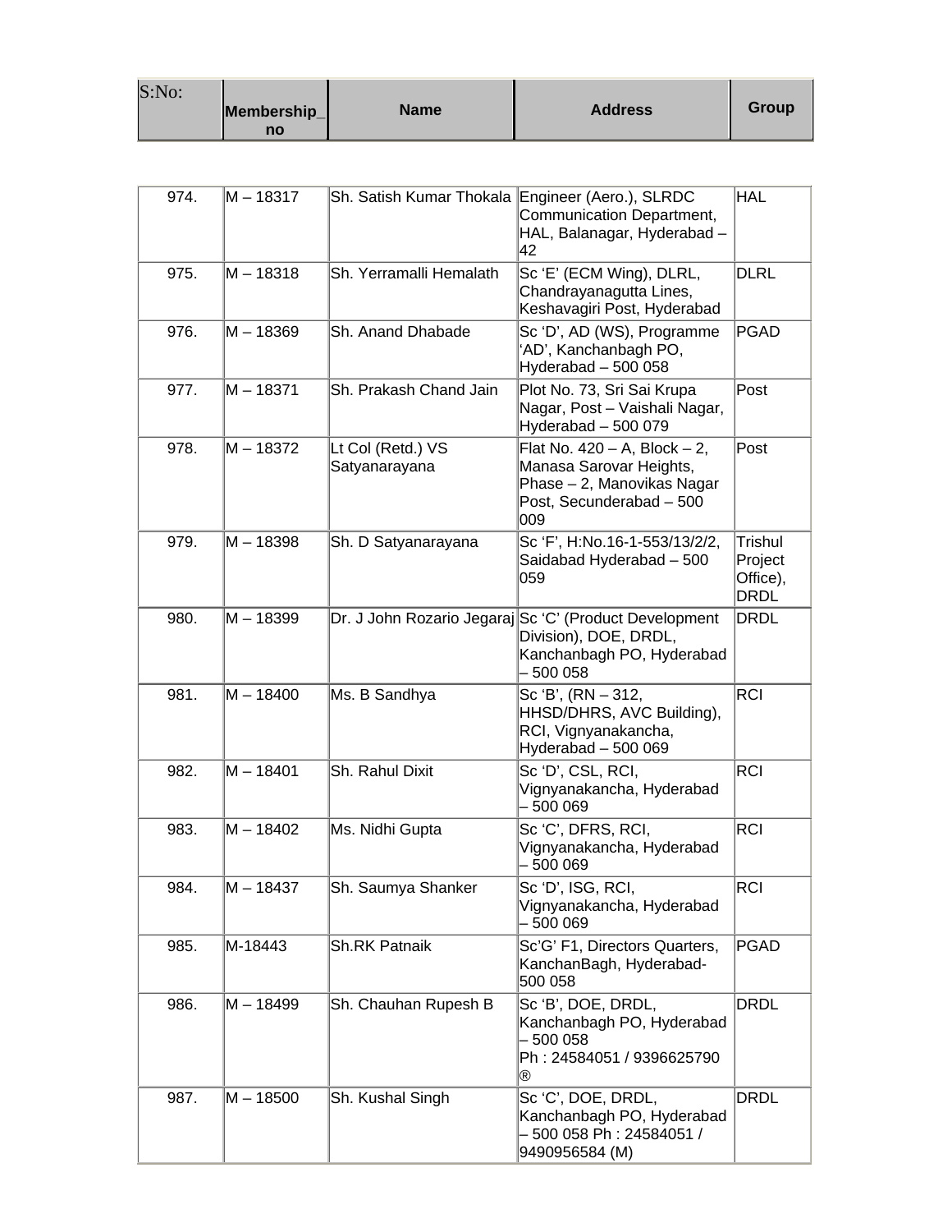| S:No: | Membership_no | Name | Address | Group |
|---|---|---|---|---|
| 974. | M – 18317 | Sh. Satish Kumar Thokala | Engineer (Aero.), SLRDC Communication Department, HAL, Balanagar, Hyderabad – 42 | HAL |
| 975. | M – 18318 | Sh. Yerramalli Hemalath | Sc ‘E’ (ECM Wing), DLRL, Chandrayanagutta Lines, Keshavagiri Post, Hyderabad | DLRL |
| 976. | M – 18369 | Sh. Anand Dhabade | Sc ‘D’, AD (WS), Programme ‘AD’, Kanchanbagh PO, Hyderabad – 500 058 | PGAD |
| 977. | M – 18371 | Sh. Prakash Chand Jain | Plot No. 73, Sri Sai Krupa Nagar, Post – Vaishali Nagar, Hyderabad – 500 079 | Post |
| 978. | M – 18372 | Lt Col (Retd.) VS Satyanarayana | Flat No. 420 – A, Block – 2, Manasa Sarovar Heights, Phase – 2, Manovikas Nagar Post, Secunderabad – 500 009 | Post |
| 979. | M – 18398 | Sh. D Satyanarayana | Sc ‘F’, H:No.16-1-553/13/2/2, Saidabad Hyderabad – 500 059 | Trishul Project Office), DRDL |
| 980. | M – 18399 | Dr. J John Rozario Jegaraj | Sc ‘C’ (Product Development Division), DOE, DRDL, Kanchanbagh PO, Hyderabad – 500 058 | DRDL |
| 981. | M – 18400 | Ms. B Sandhya | Sc ‘B’, (RN – 312, HHSD/DHRS, AVC Building), RCI, Vignyanakancha, Hyderabad – 500 069 | RCI |
| 982. | M – 18401 | Sh. Rahul Dixit | Sc ‘D’, CSL, RCI, Vignyanakancha, Hyderabad – 500 069 | RCI |
| 983. | M – 18402 | Ms. Nidhi Gupta | Sc ‘C’, DFRS, RCI, Vignyanakancha, Hyderabad – 500 069 | RCI |
| 984. | M – 18437 | Sh. Saumya Shanker | Sc ‘D’, ISG, RCI, Vignyanakancha, Hyderabad – 500 069 | RCI |
| 985. | M-18443 | Sh.RK Patnaik | Sc’G’ F1, Directors Quarters, KanchanBagh, Hyderabad-500 058 | PGAD |
| 986. | M – 18499 | Sh. Chauhan Rupesh B | Sc ‘B’, DOE, DRDL, Kanchanbagh PO, Hyderabad – 500 058 Ph : 24584051 / 9396625790 ® | DRDL |
| 987. | M – 18500 | Sh. Kushal Singh | Sc ‘C’, DOE, DRDL, Kanchanbagh PO, Hyderabad – 500 058 Ph : 24584051 / 9490956584 (M) | DRDL |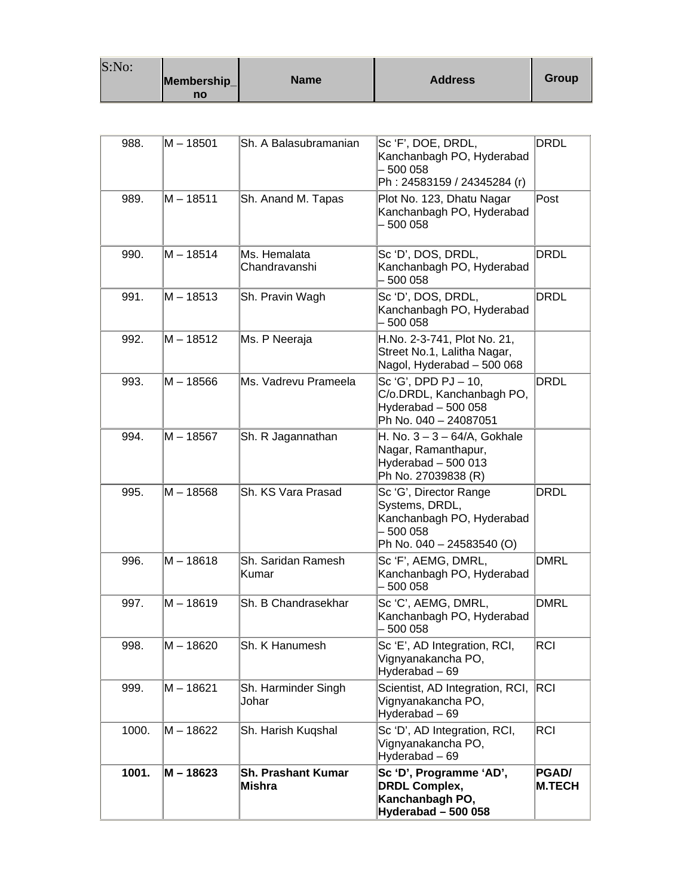| S:No: | Membership_no | Name | Address | Group |
|---|---|---|---|---|
| 988. | M – 18501 | Sh. A Balasubramanian | Sc 'F', DOE, DRDL, Kanchanbagh PO, Hyderabad – 500 058<br>Ph : 24583159 / 24345284 (r) | DRDL |
| 989. | M – 18511 | Sh. Anand M. Tapas | Plot No. 123, Dhatu Nagar Kanchanbagh PO, Hyderabad – 500 058 | Post |
| 990. | M – 18514 | Ms. Hemalata Chandravanshi | Sc 'D', DOS, DRDL, Kanchanbagh PO, Hyderabad – 500 058 | DRDL |
| 991. | M – 18513 | Sh. Pravin Wagh | Sc 'D', DOS, DRDL, Kanchanbagh PO, Hyderabad – 500 058 | DRDL |
| 992. | M – 18512 | Ms. P Neeraja | H.No. 2-3-741, Plot No. 21, Street No.1, Lalitha Nagar, Nagol, Hyderabad – 500 068 | |
| 993. | M – 18566 | Ms. Vadrevu Prameela | Sc 'G', DPD PJ – 10, C/o.DRDL, Kanchanbagh PO, Hyderabad – 500 058<br>Ph No. 040 – 24087051 | DRDL |
| 994. | M – 18567 | Sh. R Jagannathan | H. No. 3 – 3 – 64/A, Gokhale Nagar, Ramanthapur, Hyderabad – 500 013<br>Ph No. 27039838 (R) | |
| 995. | M – 18568 | Sh. KS Vara Prasad | Sc 'G', Director Range Systems, DRDL, Kanchanbagh PO, Hyderabad – 500 058<br>Ph No. 040 – 24583540 (O) | DRDL |
| 996. | M – 18618 | Sh. Saridan Ramesh Kumar | Sc 'F', AEMG, DMRL, Kanchanbagh PO, Hyderabad – 500 058 | DMRL |
| 997. | M – 18619 | Sh. B Chandrasekhar | Sc 'C', AEMG, DMRL, Kanchanbagh PO, Hyderabad – 500 058 | DMRL |
| 998. | M – 18620 | Sh. K Hanumesh | Sc 'E', AD Integration, RCI, Vignyanakancha PO, Hyderabad – 69 | RCI |
| 999. | M – 18621 | Sh. Harminder Singh Johar | Scientist, AD Integration, RCI, Vignyanakancha PO, Hyderabad – 69 | RCI |
| 1000. | M – 18622 | Sh. Harish Kuqshal | Sc 'D', AD Integration, RCI, Vignyanakancha PO, Hyderabad – 69 | RCI |
| **1001.** | **M – 18623** | **Sh. Prashant Kumar Mishra** | **Sc 'D', Programme 'AD', DRDL Complex, Kanchanbagh PO, Hyderabad – 500 058** | **PGAD/ M.TECH** |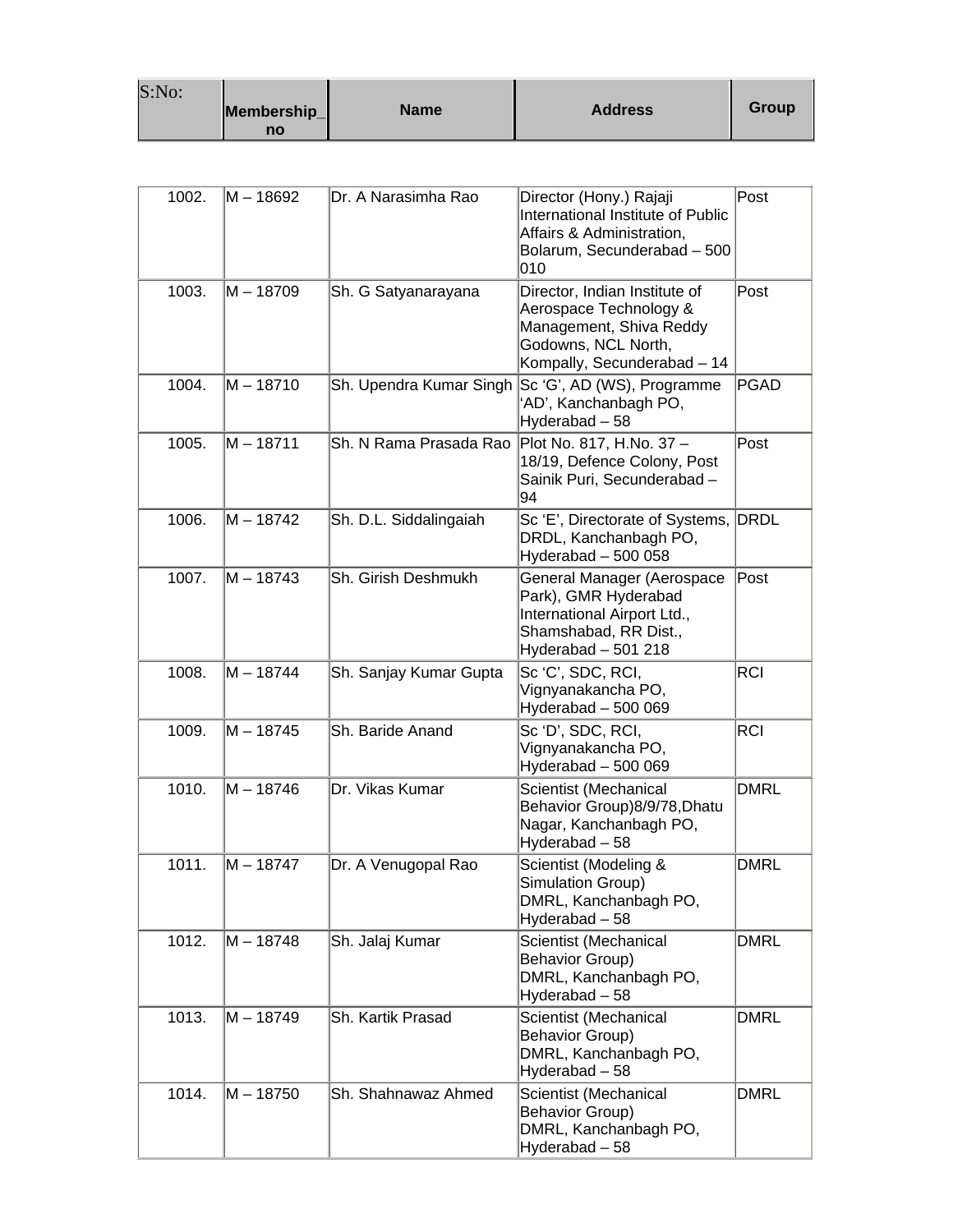| S:No: | Membership_no | Name | Address | Group |
| --- | --- | --- | --- | --- |
| 1002. | M – 18692 | Dr. A Narasimha Rao | Director (Hony.) Rajaji International Institute of Public Affairs & Administration, Bolarum, Secunderabad – 500 010 | Post |
| 1003. | M – 18709 | Sh. G Satyanarayana | Director, Indian Institute of Aerospace Technology & Management, Shiva Reddy Godowns, NCL North, Kompally, Secunderabad – 14 | Post |
| 1004. | M – 18710 | Sh. Upendra Kumar Singh | Sc 'G', AD (WS), Programme 'AD', Kanchanbagh PO, Hyderabad – 58 | PGAD |
| 1005. | M – 18711 | Sh. N Rama Prasada Rao | Plot No. 817, H.No. 37 – 18/19, Defence Colony, Post Sainik Puri, Secunderabad – 94 | Post |
| 1006. | M – 18742 | Sh. D.L. Siddalingaiah | Sc 'E', Directorate of Systems, DRDL, Kanchanbagh PO, Hyderabad – 500 058 | DRDL |
| 1007. | M – 18743 | Sh. Girish Deshmukh | General Manager (Aerospace Park), GMR Hyderabad International Airport Ltd., Shamshabad, RR Dist., Hyderabad – 501 218 | Post |
| 1008. | M – 18744 | Sh. Sanjay Kumar Gupta | Sc 'C', SDC, RCI, Vignyanakancha PO, Hyderabad – 500 069 | RCI |
| 1009. | M – 18745 | Sh. Baride Anand | Sc 'D', SDC, RCI, Vignyanakancha PO, Hyderabad – 500 069 | RCI |
| 1010. | M – 18746 | Dr. Vikas Kumar | Scientist (Mechanical Behavior Group)8/9/78,Dhatu Nagar, Kanchanbagh PO, Hyderabad – 58 | DMRL |
| 1011. | M – 18747 | Dr. A Venugopal Rao | Scientist (Modeling & Simulation Group) DMRL, Kanchanbagh PO, Hyderabad – 58 | DMRL |
| 1012. | M – 18748 | Sh. Jalaj Kumar | Scientist (Mechanical Behavior Group) DMRL, Kanchanbagh PO, Hyderabad – 58 | DMRL |
| 1013. | M – 18749 | Sh. Kartik Prasad | Scientist (Mechanical Behavior Group) DMRL, Kanchanbagh PO, Hyderabad – 58 | DMRL |
| 1014. | M – 18750 | Sh. Shahnawaz Ahmed | Scientist (Mechanical Behavior Group) DMRL, Kanchanbagh PO, Hyderabad – 58 | DMRL |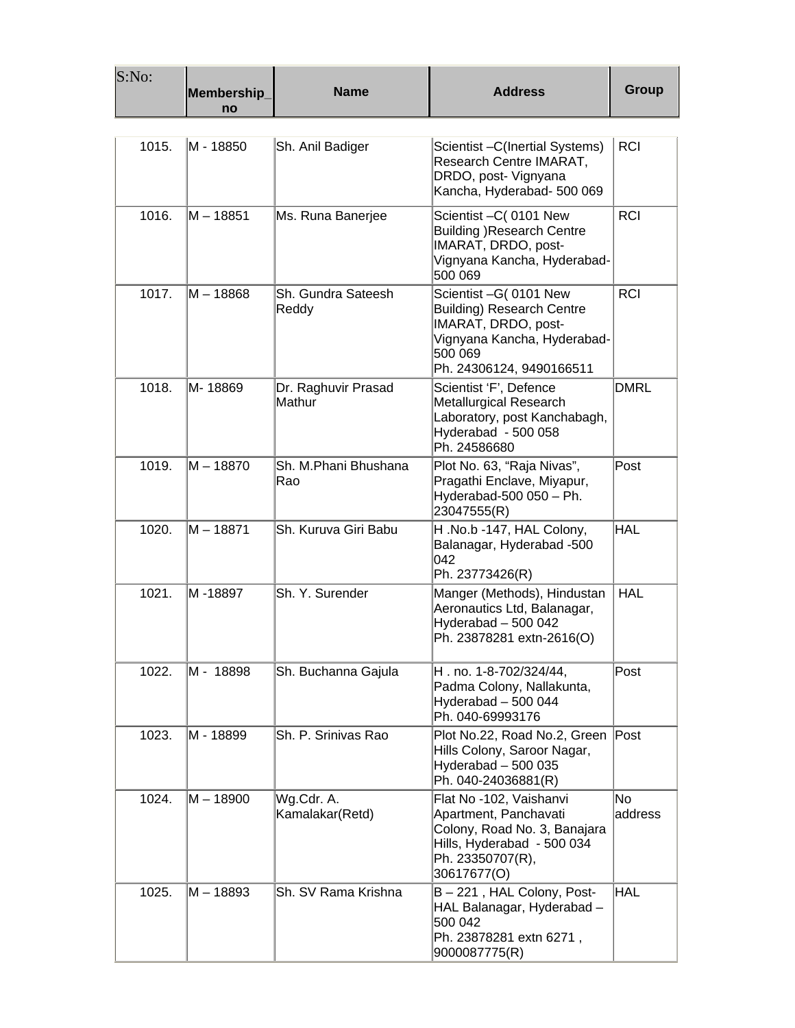| S:No: | Membership_no | Name | Address | Group |
|---|---|---|---|---|
| 1015. | M - 18850 | Sh. Anil Badiger | Scientist –C(Inertial Systems) Research Centre IMARAT, DRDO, post- Vignyana Kancha, Hyderabad- 500 069 | RCI |
| 1016. | M – 18851 | Ms. Runa Banerjee | Scientist –C( 0101 New Building )Research Centre IMARAT, DRDO, post- Vignyana Kancha, Hyderabad- 500 069 | RCI |
| 1017. | M – 18868 | Sh. Gundra Sateesh Reddy | Scientist –G( 0101 New Building) Research Centre IMARAT, DRDO, post- Vignyana Kancha, Hyderabad- 500 069 Ph. 24306124, 9490166511 | RCI |
| 1018. | M- 18869 | Dr. Raghuvir Prasad Mathur | Scientist 'F', Defence Metallurgical Research Laboratory, post Kanchabagh, Hyderabad - 500 058 Ph. 24586680 | DMRL |
| 1019. | M – 18870 | Sh. M.Phani Bhushana Rao | Plot No. 63, "Raja Nivas", Pragathi Enclave, Miyapur, Hyderabad-500 050 – Ph. 23047555(R) | Post |
| 1020. | M – 18871 | Sh. Kuruva Giri Babu | H .No.b -147, HAL Colony, Balanagar, Hyderabad -500 042 Ph. 23773426(R) | HAL |
| 1021. | M -18897 | Sh. Y. Surender | Manger (Methods), Hindustan Aeronautics Ltd, Balanagar, Hyderabad – 500 042 Ph. 23878281 extn-2616(O) | HAL |
| 1022. | M - 18898 | Sh. Buchanna Gajula | H . no. 1-8-702/324/44, Padma Colony, Nallakunta, Hyderabad – 500 044 Ph. 040-69993176 | Post |
| 1023. | M - 18899 | Sh. P. Srinivas Rao | Plot No.22, Road No.2, Green Hills Colony, Saroor Nagar, Hyderabad – 500 035 Ph. 040-24036881(R) | Post |
| 1024. | M – 18900 | Wg.Cdr. A. Kamalakar(Retd) | Flat No -102, Vaishanvi Apartment, Panchavati Colony, Road No. 3, Banajara Hills, Hyderabad - 500 034 Ph. 23350707(R), 30617677(O) | No address |
| 1025. | M – 18893 | Sh. SV Rama Krishna | B – 221 , HAL Colony, Post- HAL Balanagar, Hyderabad – 500 042 Ph. 23878281 extn 6271 , 9000087775(R) | HAL |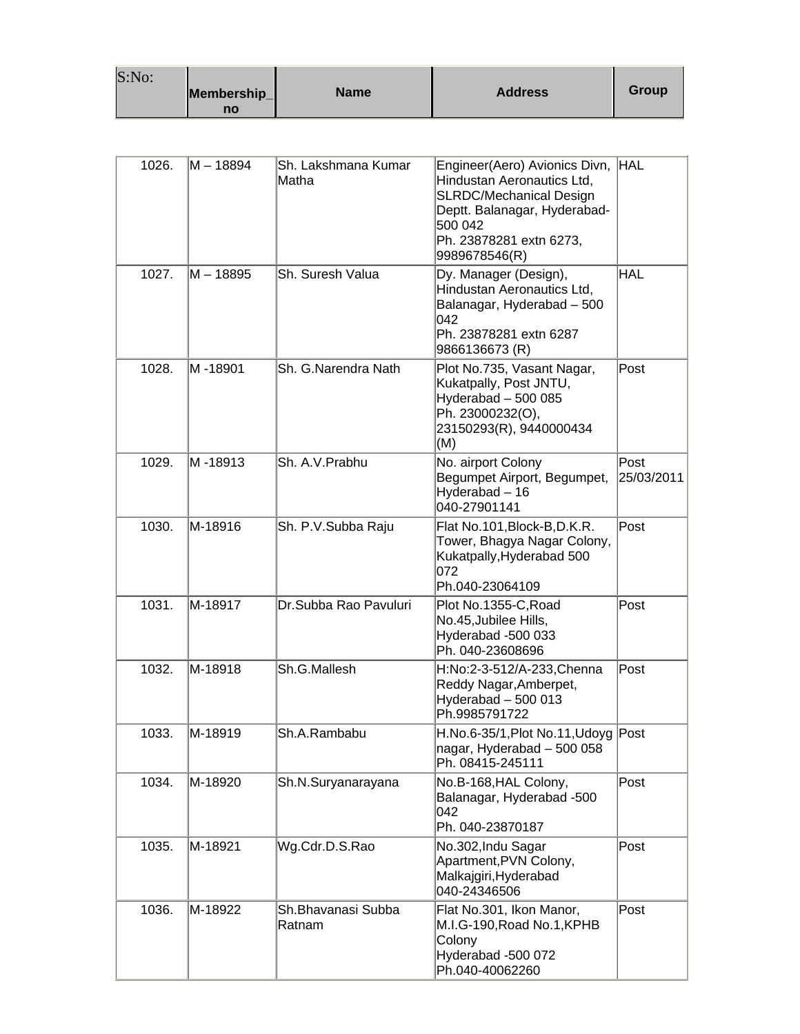| S:No: | Membership_no | Name | Address | Group |
|---|---|---|---|---|
| 1026. | M – 18894 | Sh. Lakshmana Kumar Matha | Engineer(Aero) Avionics Divn, Hindustan Aeronautics Ltd, SLRDC/Mechanical Design Deptt. Balanagar, Hyderabad-500 042<br>Ph. 23878281 extn 6273, 9989678546(R) | HAL |
| 1027. | M – 18895 | Sh. Suresh Valua | Dy. Manager (Design), Hindustan Aeronautics Ltd, Balanagar, Hyderabad – 500 042<br>Ph. 23878281 extn 6287 9866136673 (R) | HAL |
| 1028. | M -18901 | Sh. G.Narendra Nath | Plot No.735, Vasant Nagar, Kukatpally, Post JNTU, Hyderabad – 500 085<br>Ph. 23000232(O), 23150293(R), 9440000434 (M) | Post |
| 1029. | M -18913 | Sh. A.V.Prabhu | No. airport Colony Begumpet Airport, Begumpet, Hyderabad – 16<br>040-27901141 | Post 25/03/2011 |
| 1030. | M-18916 | Sh. P.V.Subba Raju | Flat No.101,Block-B,D.K.R. Tower, Bhagya Nagar Colony, Kukatpally,Hyderabad 500 072<br>Ph.040-23064109 | Post |
| 1031. | M-18917 | Dr.Subba Rao Pavuluri | Plot No.1355-C,Road No.45,Jubilee Hills, Hyderabad -500 033<br>Ph. 040-23608696 | Post |
| 1032. | M-18918 | Sh.G.Mallesh | H:No:2-3-512/A-233,Chenna Reddy Nagar,Amberpet, Hyderabad – 500 013<br>Ph.9985791722 | Post |
| 1033. | M-18919 | Sh.A.Rambabu | H.No.6-35/1,Plot No.11,Udoyg nagar, Hyderabad – 500 058<br>Ph. 08415-245111 | Post |
| 1034. | M-18920 | Sh.N.Suryanarayana | No.B-168,HAL Colony, Balanagar, Hyderabad -500 042<br>Ph. 040-23870187 | Post |
| 1035. | M-18921 | Wg.Cdr.D.S.Rao | No.302,Indu Sagar Apartment,PVN Colony, Malkajgiri,Hyderabad<br>040-24346506 | Post |
| 1036. | M-18922 | Sh.Bhavanasi Subba Ratnam | Flat No.301, Ikon Manor, M.I.G-190,Road No.1,KPHB Colony<br>Hyderabad -500 072<br>Ph.040-40062260 | Post |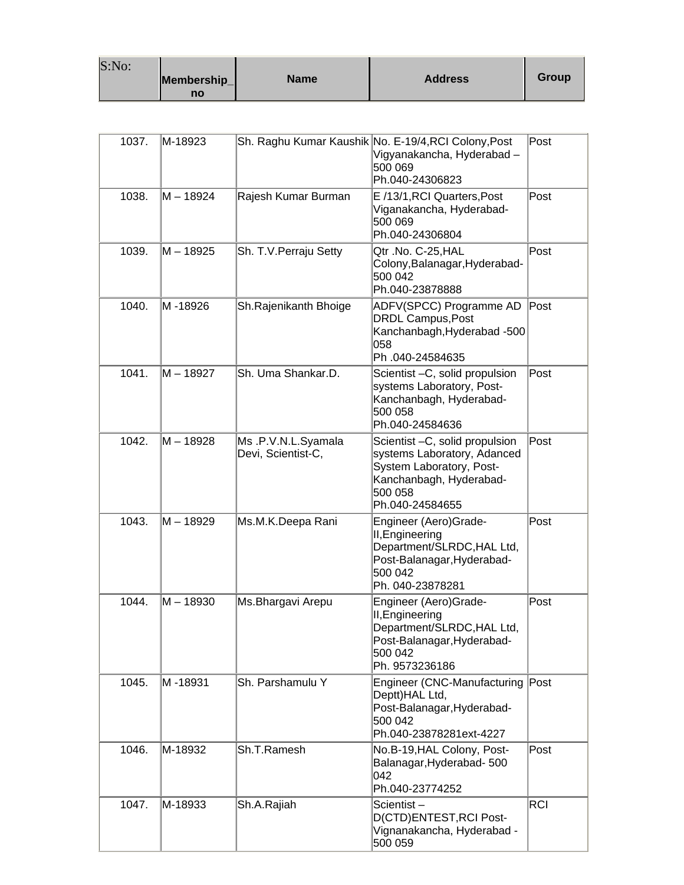| S:No: | Membership_no | Name | Address | Group |
|---|---|---|---|---|
| 1037. | M-18923 | Sh. Raghu Kumar Kaushik | No. E-19/4,RCI Colony,Post Vigyanakancha, Hyderabad – 500 069 Ph.040-24306823 | Post |
| 1038. | M – 18924 | Rajesh Kumar Burman | E /13/1,RCI Quarters,Post Viganakancha, Hyderabad-500 069 Ph.040-24306804 | Post |
| 1039. | M – 18925 | Sh. T.V.Perraju Setty | Qtr .No. C-25,HAL Colony,Balanagar,Hyderabad-500 042 Ph.040-23878888 | Post |
| 1040. | M -18926 | Sh.Rajenikanth Bhoige | ADFV(SPCC) Programme AD DRDL Campus,Post Kanchanbagh,Hyderabad -500 058 Ph .040-24584635 | Post |
| 1041. | M – 18927 | Sh. Uma Shankar.D. | Scientist –C, solid propulsion systems Laboratory, Post-Kanchanbagh, Hyderabad-500 058 Ph.040-24584636 | Post |
| 1042. | M – 18928 | Ms .P.V.N.L.Syamala Devi, Scientist-C, | Scientist –C, solid propulsion systems Laboratory, Adanced System Laboratory, Post-Kanchanbagh, Hyderabad-500 058 Ph.040-24584655 | Post |
| 1043. | M – 18929 | Ms.M.K.Deepa Rani | Engineer (Aero)Grade-II,Engineering Department/SLRDC,HAL Ltd, Post-Balanagar,Hyderabad-500 042 Ph. 040-23878281 | Post |
| 1044. | M – 18930 | Ms.Bhargavi Arepu | Engineer (Aero)Grade-II,Engineering Department/SLRDC,HAL Ltd, Post-Balanagar,Hyderabad-500 042 Ph. 9573236186 | Post |
| 1045. | M -18931 | Sh. Parshamulu Y | Engineer (CNC-Manufacturing Deptt)HAL Ltd, Post-Balanagar,Hyderabad-500 042 Ph.040-23878281ext-4227 | Post |
| 1046. | M-18932 | Sh.T.Ramesh | No.B-19,HAL Colony, Post-Balanagar,Hyderabad- 500 042 Ph.040-23774252 | Post |
| 1047. | M-18933 | Sh.A.Rajiah | Scientist – D(CTD)ENTEST,RCI Post-Vignanakancha, Hyderabad - 500 059 | RCI |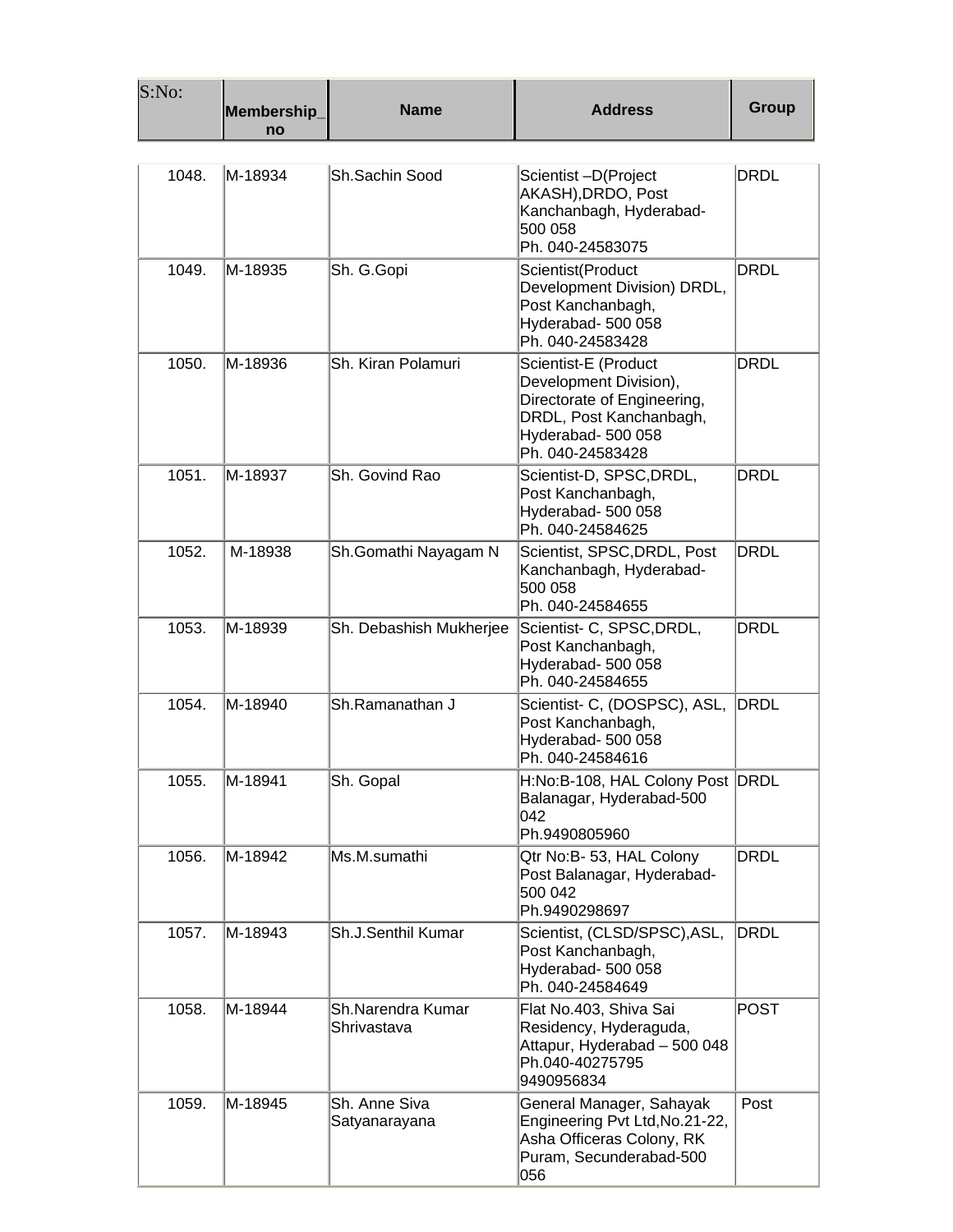| S:No: | Membership_no | Name | Address | Group |
|---|---|---|---|---|
| 1048. | M-18934 | Sh.Sachin Sood | Scientist –D(Project AKASH),DRDO, Post Kanchanbagh, Hyderabad-500 058 Ph. 040-24583075 | DRDL |
| 1049. | M-18935 | Sh. G.Gopi | Scientist(Product Development Division) DRDL, Post Kanchanbagh, Hyderabad- 500 058 Ph. 040-24583428 | DRDL |
| 1050. | M-18936 | Sh. Kiran Polamuri | Scientist-E (Product Development Division), Directorate of Engineering, DRDL, Post Kanchanbagh, Hyderabad- 500 058 Ph. 040-24583428 | DRDL |
| 1051. | M-18937 | Sh. Govind Rao | Scientist-D, SPSC,DRDL, Post Kanchanbagh, Hyderabad- 500 058 Ph. 040-24584625 | DRDL |
| 1052. | M-18938 | Sh.Gomathi Nayagam N | Scientist, SPSC,DRDL, Post Kanchanbagh, Hyderabad-500 058 Ph. 040-24584655 | DRDL |
| 1053. | M-18939 | Sh. Debashish Mukherjee | Scientist- C, SPSC,DRDL, Post Kanchanbagh, Hyderabad- 500 058 Ph. 040-24584655 | DRDL |
| 1054. | M-18940 | Sh.Ramanathan J | Scientist- C, (DOSPSC), ASL, Post Kanchanbagh, Hyderabad- 500 058 Ph. 040-24584616 | DRDL |
| 1055. | M-18941 | Sh. Gopal | H:No:B-108, HAL Colony Post Balanagar, Hyderabad-500 042 Ph.9490805960 | DRDL |
| 1056. | M-18942 | Ms.M.sumathi | Qtr No:B- 53, HAL Colony Post Balanagar, Hyderabad-500 042 Ph.9490298697 | DRDL |
| 1057. | M-18943 | Sh.J.Senthil Kumar | Scientist, (CLSD/SPSC),ASL, Post Kanchanbagh, Hyderabad- 500 058 Ph. 040-24584649 | DRDL |
| 1058. | M-18944 | Sh.Narendra Kumar Shrivastava | Flat No.403, Shiva Sai Residency, Hyderaguda, Attapur, Hyderabad – 500 048 Ph.040-40275795 9490956834 | POST |
| 1059. | M-18945 | Sh. Anne Siva Satyanarayana | General Manager, Sahayak Engineering Pvt Ltd,No.21-22, Asha Officeras Colony, RK Puram, Secunderabad-500 056 | Post |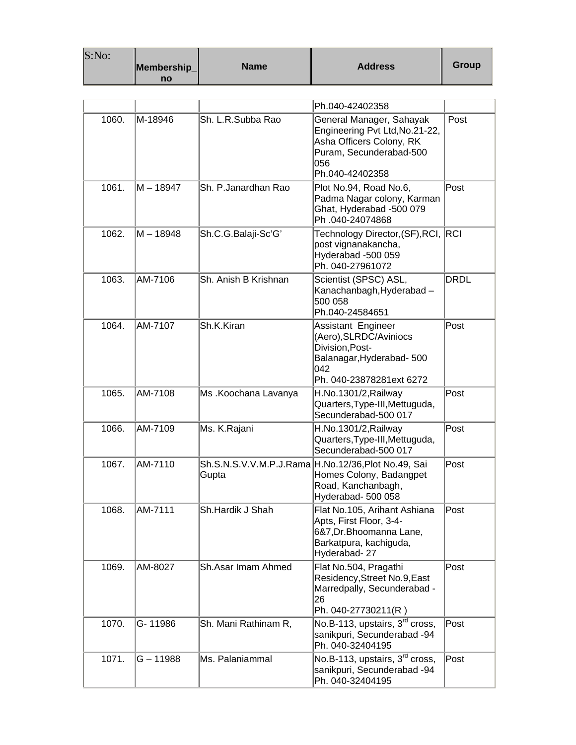| S:No: | Membership_no | Name | Address | Group |
|---|---|---|---|---|
| | | | Ph.040-42402358 | |
| 1060. | M-18946 | Sh. L.R.Subba Rao | General Manager, Sahayak Engineering Pvt Ltd,No.21-22, Asha Officers Colony, RK Puram, Secunderabad-500 056<br>Ph.040-42402358 | Post |
| 1061. | M – 18947 | Sh. P.Janardhan Rao | Plot No.94, Road No.6, Padma Nagar colony, Karman Ghat, Hyderabad -500 079<br>Ph .040-24074868 | Post |
| 1062. | M – 18948 | Sh.C.G.Balaji-Sc'G' | Technology Director,(SF),RCI, post vignanakancha, Hyderabad -500 059<br>Ph. 040-27961072 | RCI |
| 1063. | AM-7106 | Sh. Anish B Krishnan | Scientist (SPSC) ASL, Kanachanbagh,Hyderabad – 500 058<br>Ph.040-24584651 | DRDL |
| 1064. | AM-7107 | Sh.K.Kiran | Assistant Engineer (Aero),SLRDC/Aviniocs Division,Post-Balanagar,Hyderabad- 500 042<br>Ph. 040-23878281ext 6272 | Post |
| 1065. | AM-7108 | Ms .Koochana Lavanya | H.No.1301/2,Railway Quarters,Type-III,Mettuguda, Secunderabad-500 017 | Post |
| 1066. | AM-7109 | Ms. K.Rajani | H.No.1301/2,Railway Quarters,Type-III,Mettuguda, Secunderabad-500 017 | Post |
| 1067. | AM-7110 | Sh.S.N.S.V.V.M.P.J.Rama Gupta | H.No.12/36,Plot No.49, Sai Homes Colony, Badangpet Road, Kanchanbagh, Hyderabad- 500 058 | Post |
| 1068. | AM-7111 | Sh.Hardik J Shah | Flat No.105, Arihant Ashiana Apts, First Floor, 3-4-6&7,Dr.Bhoomanna Lane, Barkatpura, kachiguda, Hyderabad- 27 | Post |
| 1069. | AM-8027 | Sh.Asar Imam Ahmed | Flat No.504, Pragathi Residency,Street No.9,East Marredpally, Secunderabad -26<br>Ph. 040-27730211(R ) | Post |
| 1070. | G- 11986 | Sh. Mani Rathinam R, | No.B-113, upstairs, 3rd cross, sanikpuri, Secunderabad -94<br>Ph. 040-32404195 | Post |
| 1071. | G – 11988 | Ms. Palaniammal | No.B-113, upstairs, 3rd cross, sanikpuri, Secunderabad -94<br>Ph. 040-32404195 | Post |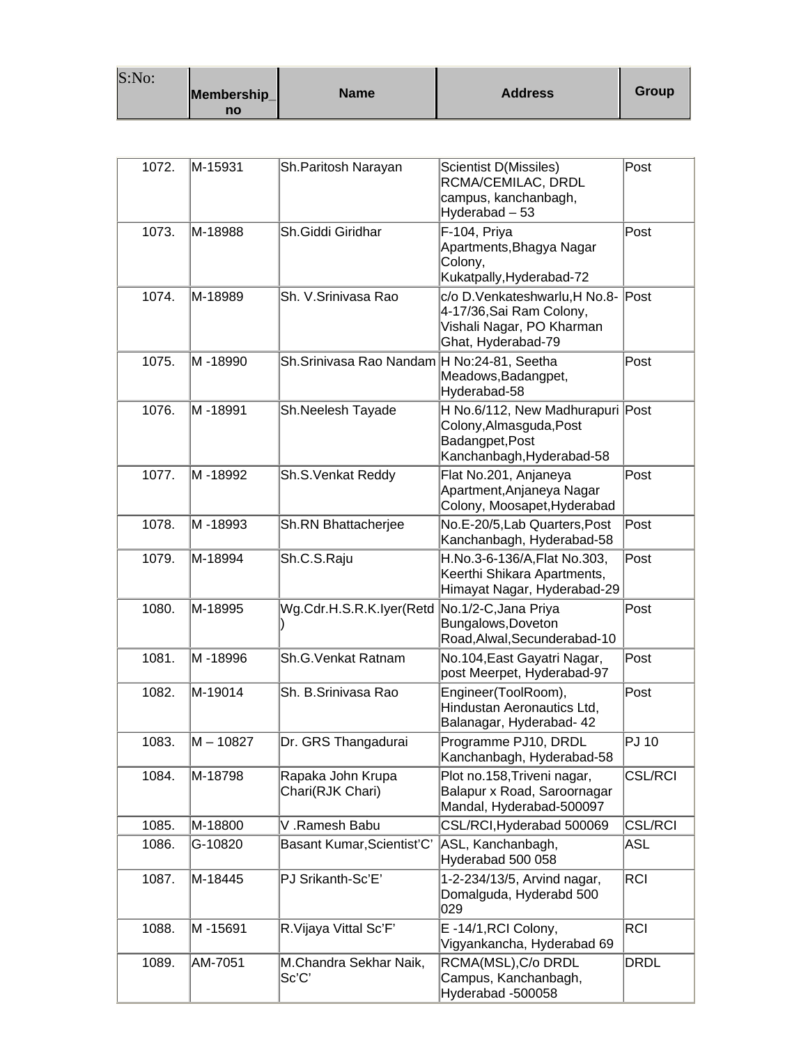| S:No: | Membership_no | Name | Address | Group |
|---|---|---|---|---|
| 1072. | M-15931 | Sh.Paritosh Narayan | Scientist D(Missiles) RCMA/CEMILAC, DRDL campus, kanchanbagh, Hyderabad – 53 | Post |
| 1073. | M-18988 | Sh.Giddi Giridhar | F-104, Priya Apartments,Bhagya Nagar Colony, Kukatpally,Hyderabad-72 | Post |
| 1074. | M-18989 | Sh. V.Srinivasa Rao | c/o D.Venkateshwarlu,H No.8-4-17/36,Sai Ram Colony, Vishali Nagar, PO Kharman Ghat, Hyderabad-79 | Post |
| 1075. | M -18990 | Sh.Srinivasa Rao Nandam | H No:24-81, Seetha Meadows,Badangpet, Hyderabad-58 | Post |
| 1076. | M -18991 | Sh.Neelesh Tayade | H No.6/112, New Madhurapuri Colony,Almasguda,Post Badangpet,Post Kanchanbagh,Hyderabad-58 | Post |
| 1077. | M -18992 | Sh.S.Venkat Reddy | Flat No.201, Anjaneya Apartment,Anjaneya Nagar Colony, Moosapet,Hyderabad | Post |
| 1078. | M -18993 | Sh.RN Bhattacherjee | No.E-20/5,Lab Quarters,Post Kanchanbagh, Hyderabad-58 | Post |
| 1079. | M-18994 | Sh.C.S.Raju | H.No.3-6-136/A,Flat No.303, Keerthi Shikara Apartments, Himayat Nagar, Hyderabad-29 | Post |
| 1080. | M-18995 | Wg.Cdr.H.S.R.K.Iyer(Retd) | No.1/2-C,Jana Priya Bungalows,Doveton Road,Alwal,Secunderabad-10 | Post |
| 1081. | M -18996 | Sh.G.Venkat Ratnam | No.104,East Gayatri Nagar, post Meerpet, Hyderabad-97 | Post |
| 1082. | M-19014 | Sh. B.Srinivasa Rao | Engineer(ToolRoom), Hindustan Aeronautics Ltd, Balanagar, Hyderabad- 42 | Post |
| 1083. | M – 10827 | Dr. GRS Thangadurai | Programme PJ10, DRDL Kanchanbagh, Hyderabad-58 | PJ 10 |
| 1084. | M-18798 | Rapaka John Krupa Chari(RJK Chari) | Plot no.158,Triveni nagar, Balapur x Road, Saroornagar Mandal, Hyderabad-500097 | CSL/RCI |
| 1085. | M-18800 | V .Ramesh Babu | CSL/RCI,Hyderabad 500069 | CSL/RCI |
| 1086. | G-10820 | Basant Kumar,Scientist'C' | ASL, Kanchanbagh, Hyderabad 500 058 | ASL |
| 1087. | M-18445 | PJ Srikanth-Sc'E' | 1-2-234/13/5, Arvind nagar, Domalguda, Hyderabd 500 029 | RCI |
| 1088. | M -15691 | R.Vijaya Vittal Sc'F' | E -14/1,RCI Colony, Vigyankancha, Hyderabad 69 | RCI |
| 1089. | AM-7051 | M.Chandra Sekhar Naik, Sc'C' | RCMA(MSL),C/o DRDL Campus, Kanchanbagh, Hyderabad -500058 | DRDL |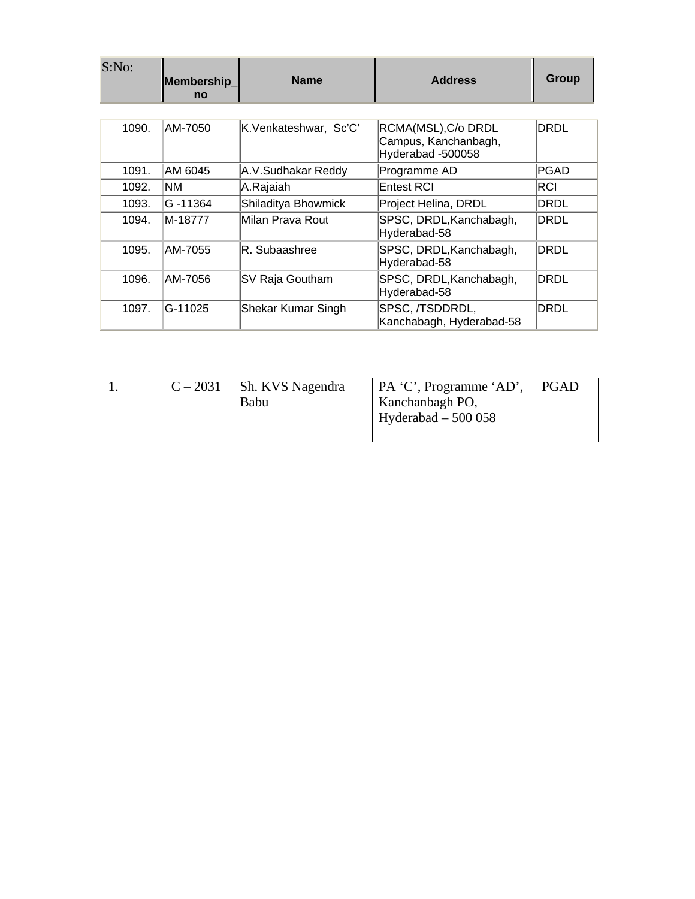| S:No: | Membership_no | Name | Address | Group |
|---|---|---|---|---|
| 1090. | AM-7050 | K.Venkateshwar, Sc'C' | RCMA(MSL),C/o DRDL Campus, Kanchanbagh, Hyderabad -500058 | DRDL |
| 1091. | AM 6045 | A.V.Sudhakar Reddy | Programme AD | PGAD |
| 1092. | NM | A.Rajaiah | Entest RCI | RCI |
| 1093. | G -11364 | Shiladitya Bhowmick | Project Helina, DRDL | DRDL |
| 1094. | M-18777 | Milan Prava Rout | SPSC, DRDL,Kanchabagh, Hyderabad-58 | DRDL |
| 1095. | AM-7055 | R. Subaashree | SPSC, DRDL,Kanchabagh, Hyderabad-58 | DRDL |
| 1096. | AM-7056 | SV Raja Goutham | SPSC, DRDL,Kanchabagh, Hyderabad-58 | DRDL |
| 1097. | G-11025 | Shekar Kumar Singh | SPSC, /TSDDRDL, Kanchabagh, Hyderabad-58 | DRDL |

| | | | | |
|---|---|---|---|---|
| 1. | C – 2031 | Sh. KVS Nagendra Babu | PA 'C', Programme 'AD', Kanchanbagh PO, Hyderabad – 500 058 | PGAD |
| | | | | |